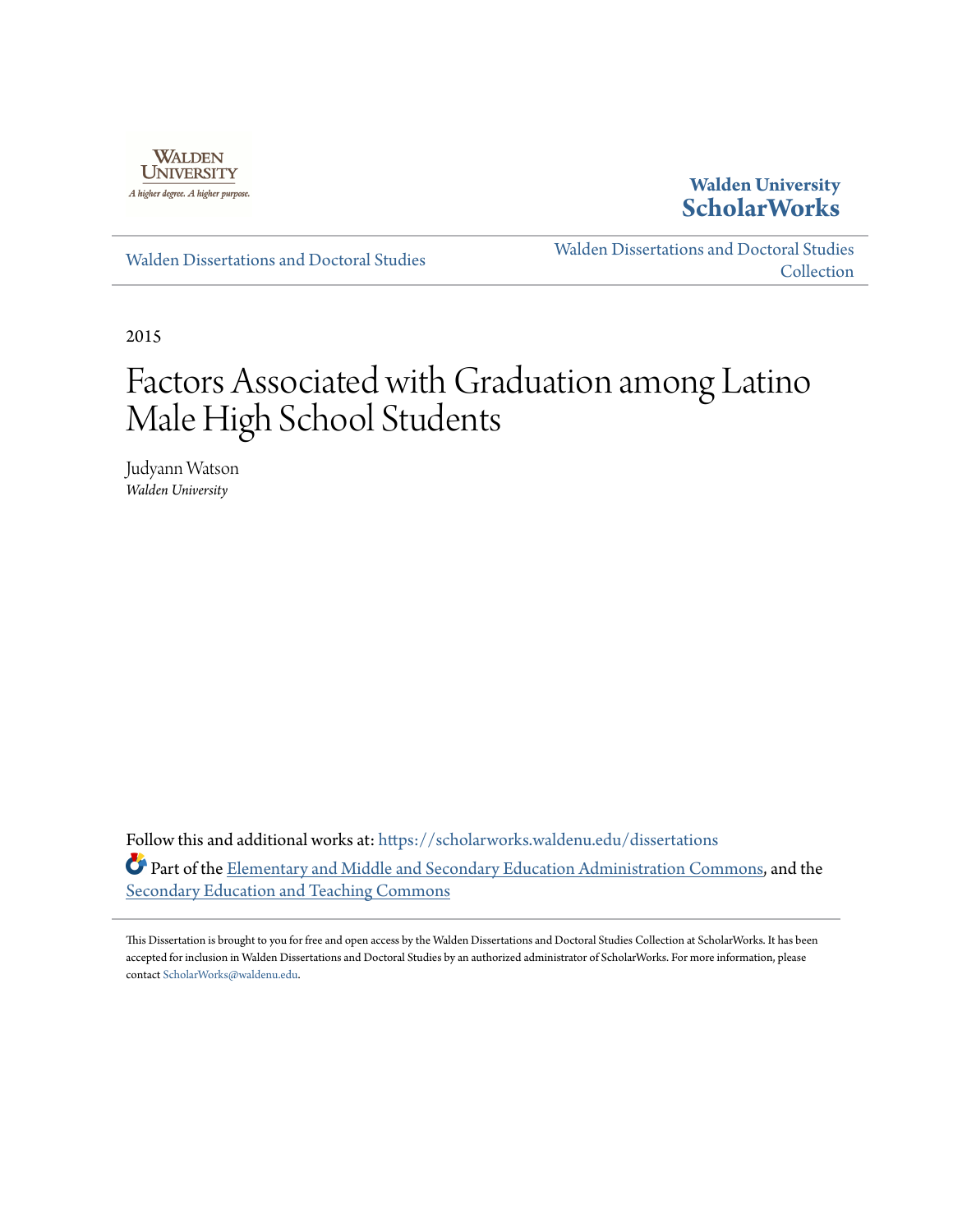Walden University

# Walden University ScholarWorks

Walden Dissertations and Doctoral Studies

Walden Dissertations and Doctoral Studies Collection

2015

# Factors Associated with Graduation among Latino Male High School Students

Judyann Watson

*Walden University*

Follow this and additional works at: https://scholarworks.waldenu.edu/dissertations

Part of the Elementary and Middle and Secondary Education Administration Commons, and the Secondary Education and Teaching Commons

This Dissertation is brought to you for free and open access by the Walden Dissertations and Doctoral Studies Collection at ScholarWorks. It has been accepted for inclusion in Walden Dissertations and Doctoral Studies by an authorized administrator of ScholarWorks. For more information, please contact ScholarWorks@waldenu.edu.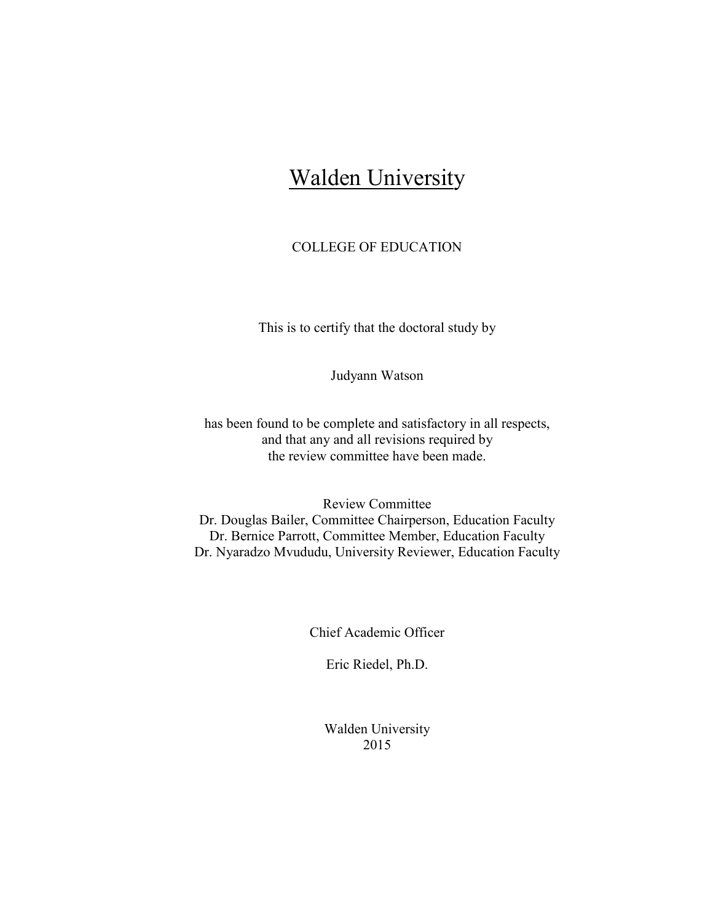# Walden University

COLLEGE OF EDUCATION

This is to certify that the doctoral study by

Judyann Watson

has been found to be complete and satisfactory in all respects,
and that any and all revisions required by
the review committee have been made.

Review Committee
Dr. Douglas Bailer, Committee Chairperson, Education Faculty
Dr. Bernice Parrott, Committee Member, Education Faculty
Dr. Nyaradzo Mvududu, University Reviewer, Education Faculty

Chief Academic Officer

Eric Riedel, Ph.D.

Walden University
2015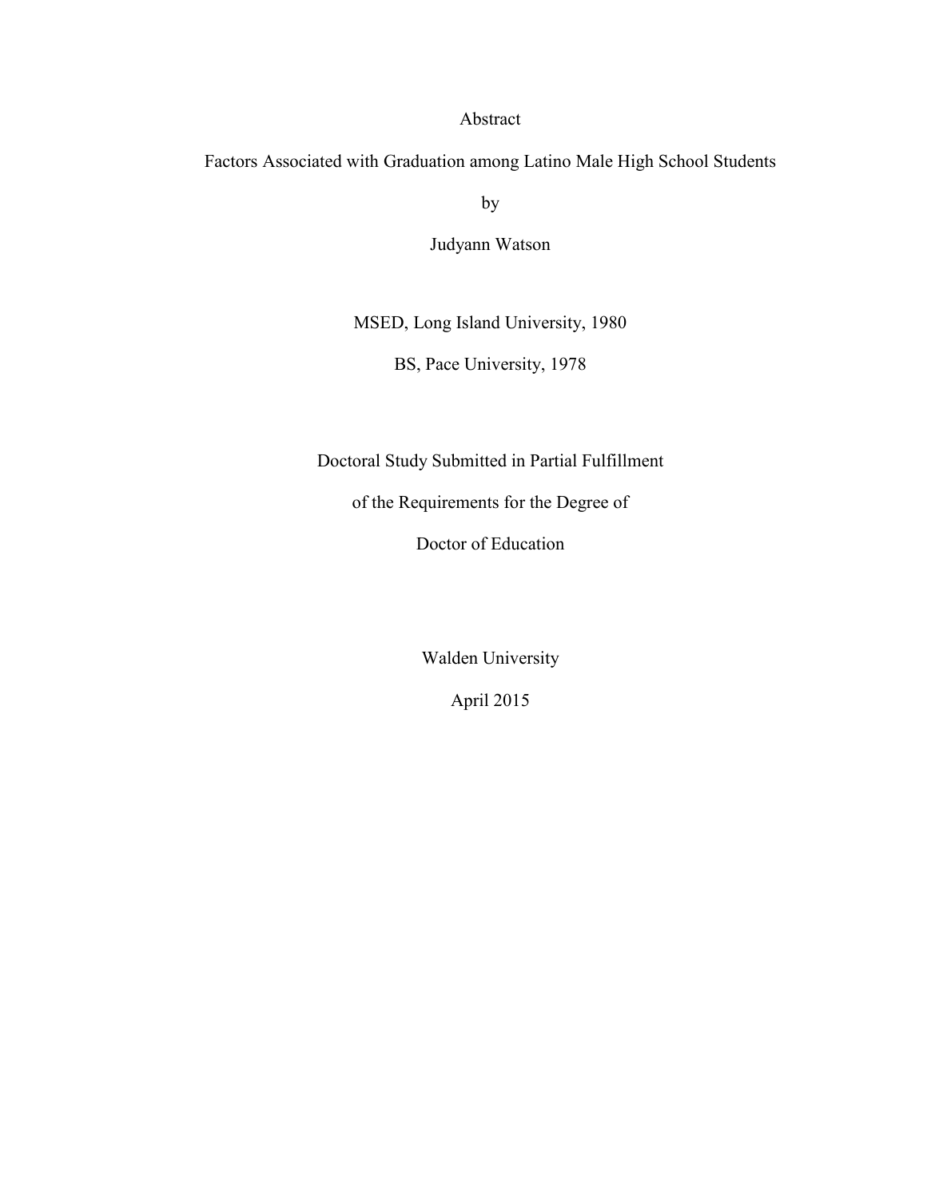# Abstract

## Factors Associated with Graduation among Latino Male High School Students

by

Judyann Watson

MSED, Long Island University, 1980

BS, Pace University, 1978

Doctoral Study Submitted in Partial Fulfillment

of the Requirements for the Degree of

Doctor of Education

Walden University

April 2015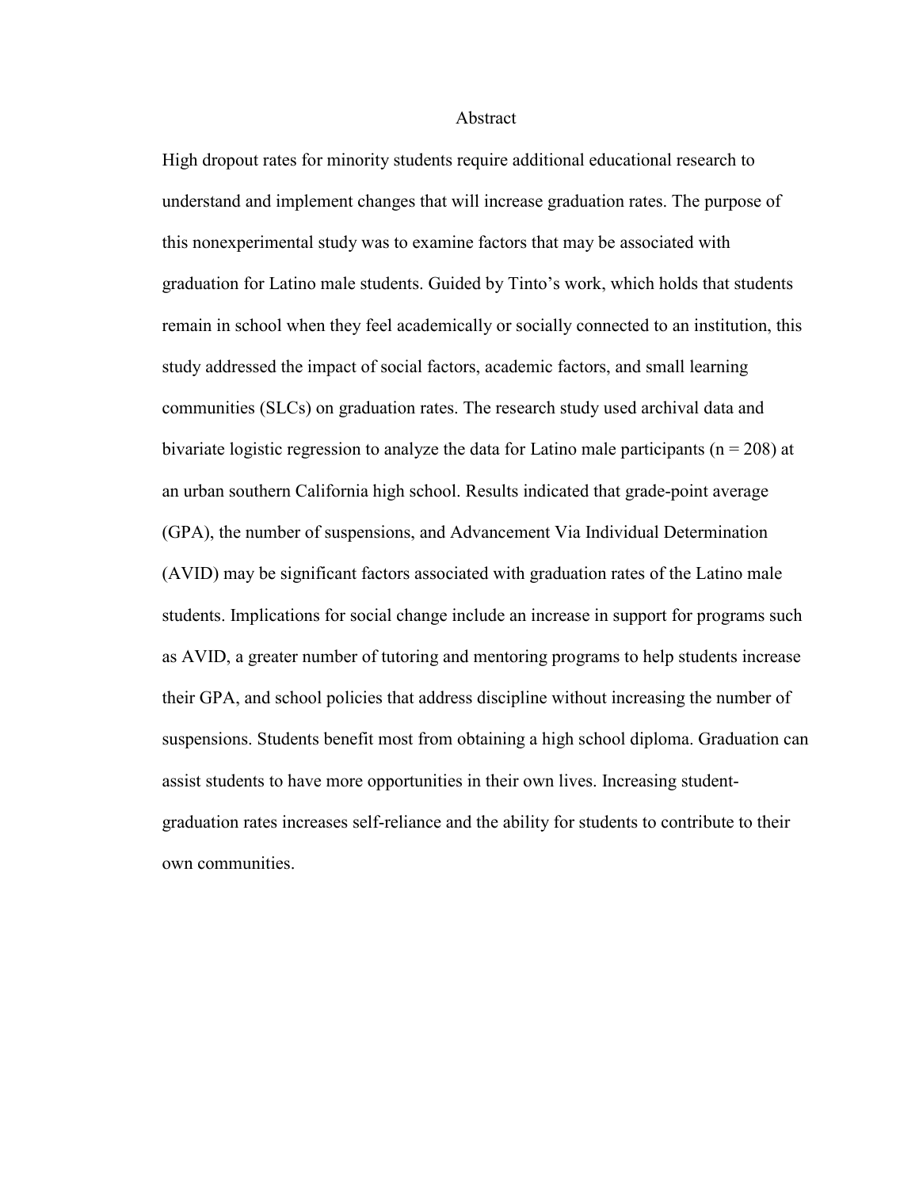# Abstract

High dropout rates for minority students require additional educational research to understand and implement changes that will increase graduation rates. The purpose of this nonexperimental study was to examine factors that may be associated with graduation for Latino male students. Guided by Tinto's work, which holds that students remain in school when they feel academically or socially connected to an institution, this study addressed the impact of social factors, academic factors, and small learning communities (SLCs) on graduation rates. The research study used archival data and bivariate logistic regression to analyze the data for Latino male participants ($n = 208$) at an urban southern California high school. Results indicated that grade-point average (GPA), the number of suspensions, and Advancement Via Individual Determination (AVID) may be significant factors associated with graduation rates of the Latino male students. Implications for social change include an increase in support for programs such as AVID, a greater number of tutoring and mentoring programs to help students increase their GPA, and school policies that address discipline without increasing the number of suspensions. Students benefit most from obtaining a high school diploma. Graduation can assist students to have more opportunities in their own lives. Increasing student-graduation rates increases self-reliance and the ability for students to contribute to their own communities.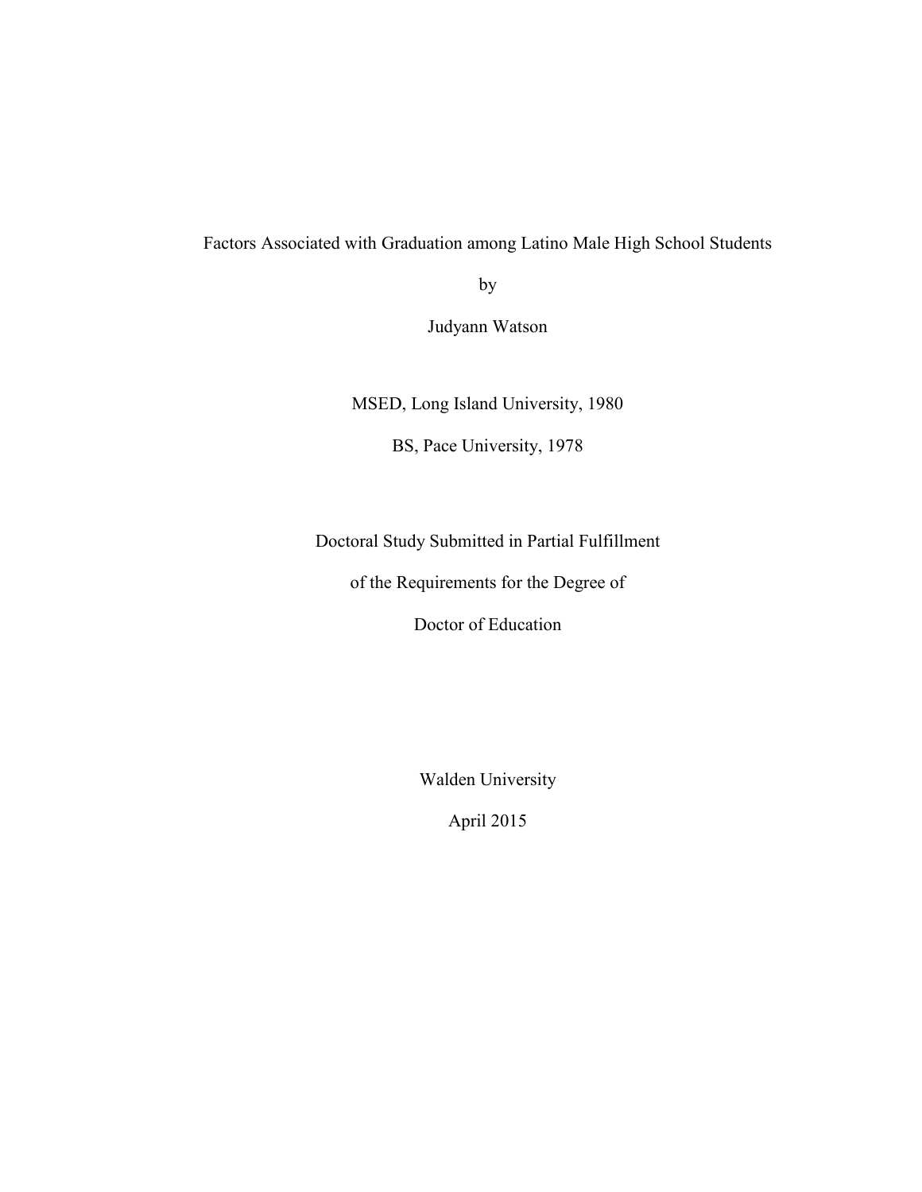Factors Associated with Graduation among Latino Male High School Students

by

Judyann Watson

MSED, Long Island University, 1980

BS, Pace University, 1978

Doctoral Study Submitted in Partial Fulfillment

of the Requirements for the Degree of

Doctor of Education

Walden University

April 2015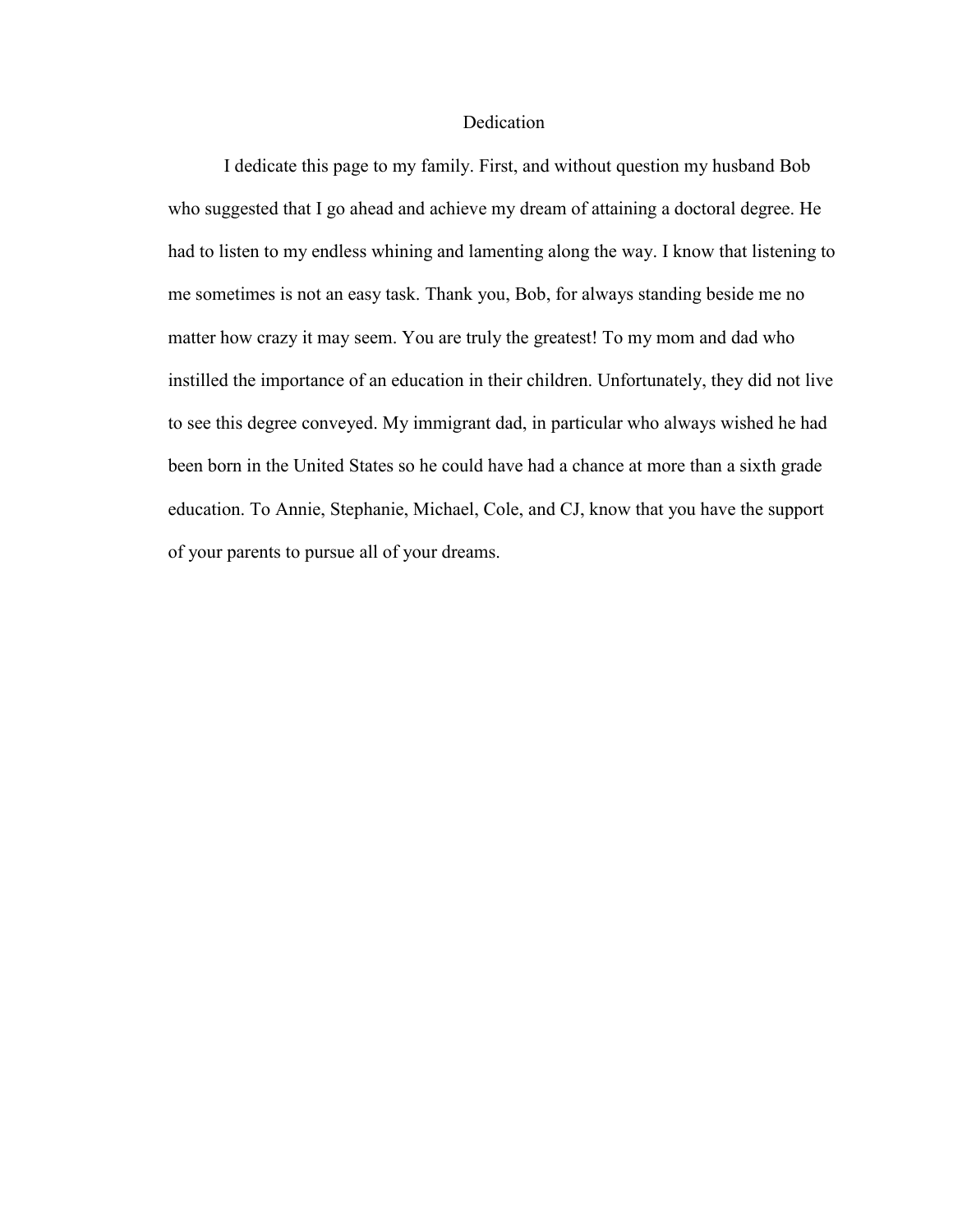# Dedication

I dedicate this page to my family. First, and without question my husband Bob who suggested that I go ahead and achieve my dream of attaining a doctoral degree. He had to listen to my endless whining and lamenting along the way. I know that listening to me sometimes is not an easy task. Thank you, Bob, for always standing beside me no matter how crazy it may seem. You are truly the greatest! To my mom and dad who instilled the importance of an education in their children. Unfortunately, they did not live to see this degree conveyed. My immigrant dad, in particular who always wished he had been born in the United States so he could have had a chance at more than a sixth grade education. To Annie, Stephanie, Michael, Cole, and CJ, know that you have the support of your parents to pursue all of your dreams.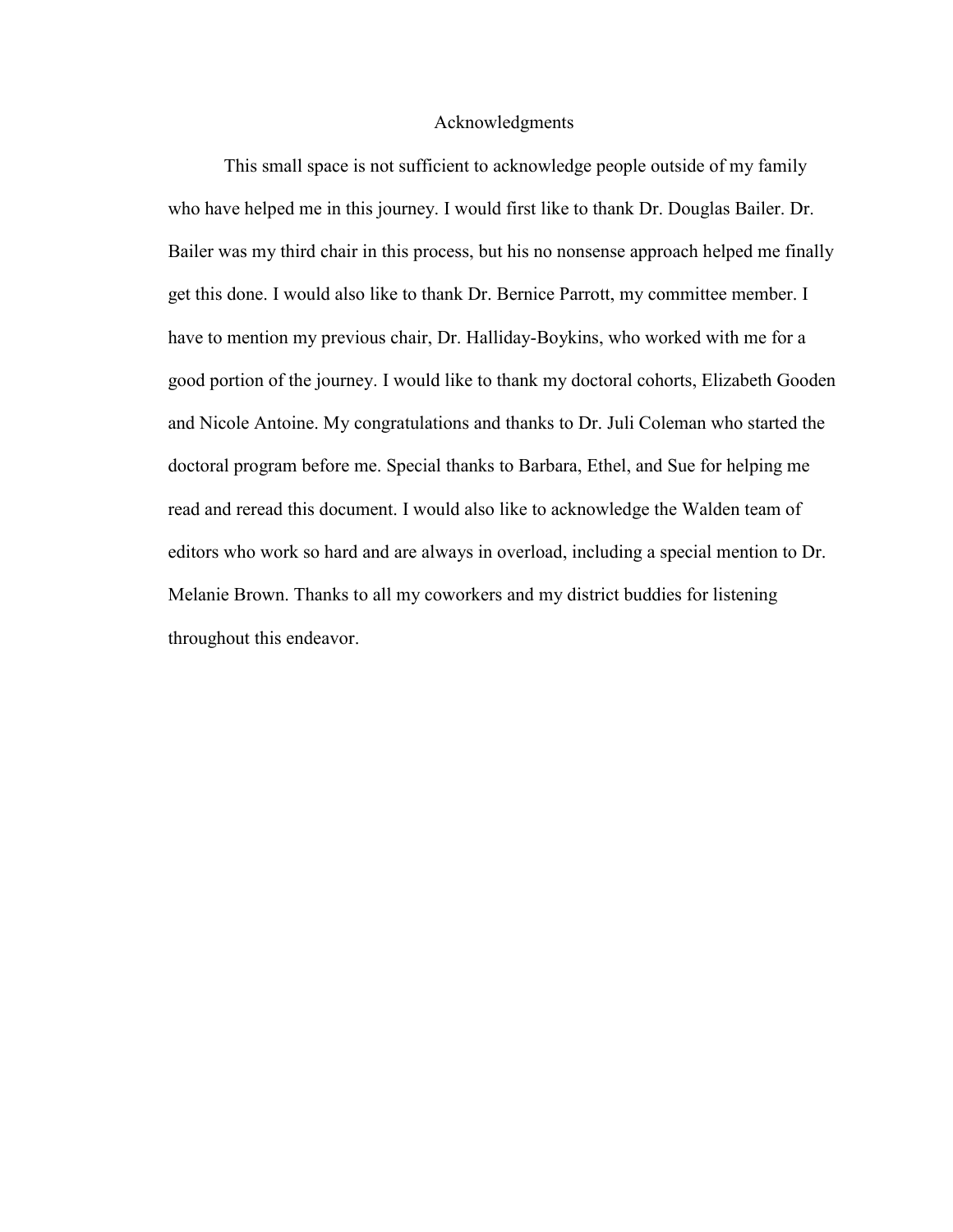# Acknowledgments

This small space is not sufficient to acknowledge people outside of my family who have helped me in this journey. I would first like to thank Dr. Douglas Bailer. Dr. Bailer was my third chair in this process, but his no nonsense approach helped me finally get this done. I would also like to thank Dr. Bernice Parrott, my committee member. I have to mention my previous chair, Dr. Halliday-Boykins, who worked with me for a good portion of the journey. I would like to thank my doctoral cohorts, Elizabeth Gooden and Nicole Antoine. My congratulations and thanks to Dr. Juli Coleman who started the doctoral program before me. Special thanks to Barbara, Ethel, and Sue for helping me read and reread this document. I would also like to acknowledge the Walden team of editors who work so hard and are always in overload, including a special mention to Dr. Melanie Brown. Thanks to all my coworkers and my district buddies for listening throughout this endeavor.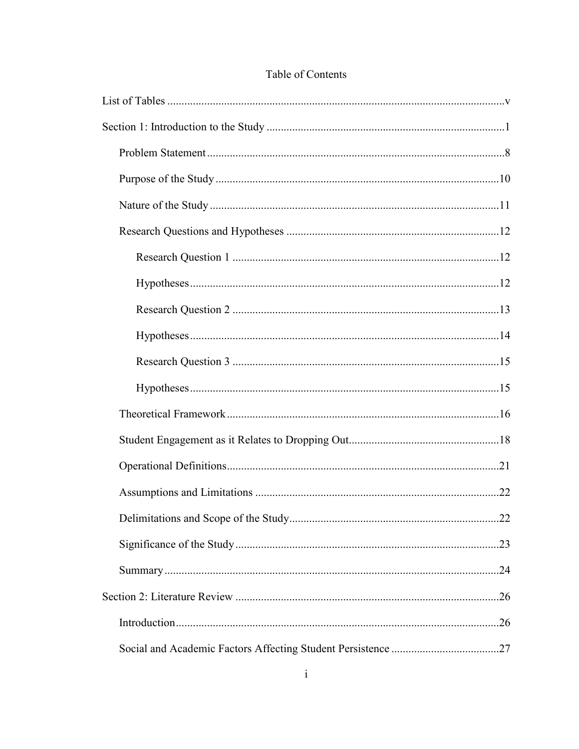# Table of Contents

List of Tables .......................................................................................................................v

Section 1: Introduction to the Study ...................................................................................1

- Problem Statement ........................................................................................................8
- Purpose of the Study ....................................................................................................10
- Nature of the Study ......................................................................................................11
- Research Questions and Hypotheses ...........................................................................12
  - Research Question 1 .............................................................................................12
  - Hypotheses............................................................................................................12
  - Research Question 2 .............................................................................................13
  - Hypotheses............................................................................................................14
  - Research Question 3 .............................................................................................15
  - Hypotheses............................................................................................................15
- Theoretical Framework ................................................................................................16
- Student Engagement as it Relates to Dropping Out.....................................................18
- Operational Definitions................................................................................................21
- Assumptions and Limitations ......................................................................................22
- Delimitations and Scope of the Study..........................................................................22
- Significance of the Study .............................................................................................23
- Summary ......................................................................................................................24

Section 2: Literature Review .............................................................................................26

- Introduction..................................................................................................................26
- Social and Academic Factors Affecting Student Persistence ......................................27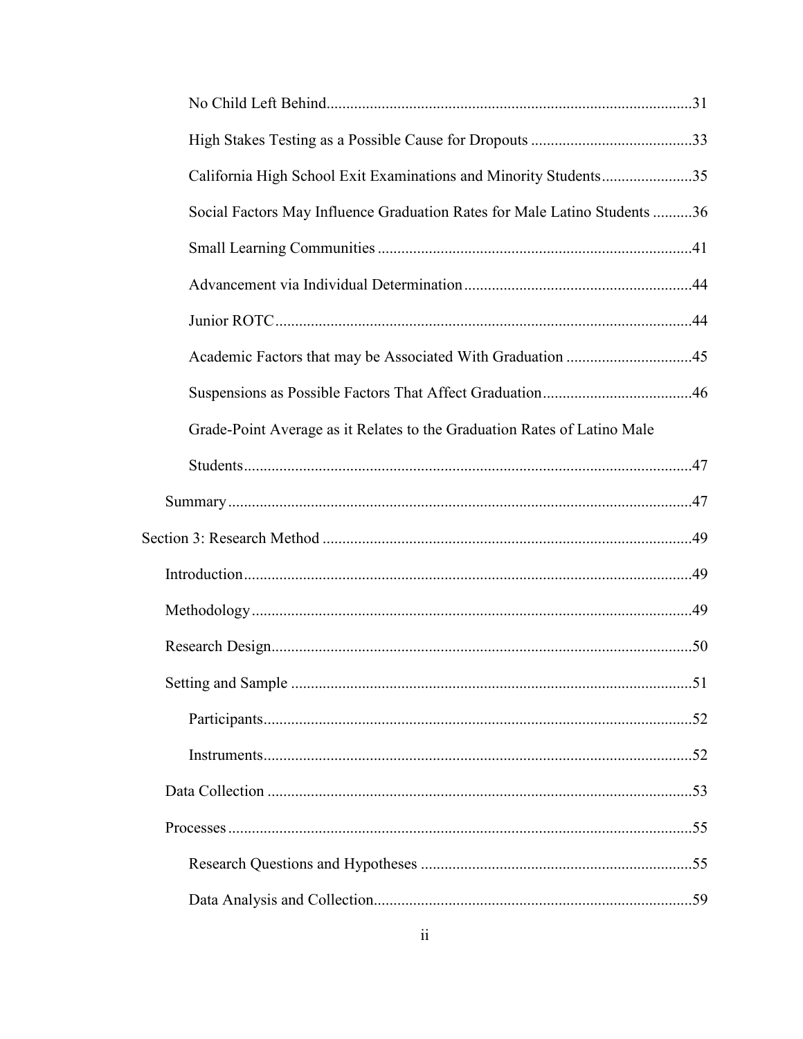No Child Left Behind....31

High Stakes Testing as a Possible Cause for Dropouts....33

California High School Exit Examinations and Minority Students....35

Social Factors May Influence Graduation Rates for Male Latino Students....36

Small Learning Communities....41

Advancement via Individual Determination....44

Junior ROTC....44

Academic Factors that may be Associated With Graduation....45

Suspensions as Possible Factors That Affect Graduation....46

Grade-Point Average as it Relates to the Graduation Rates of Latino Male Students....47

Summary....47

Section 3: Research Method....49

Introduction....49

Methodology....49

Research Design....50

Setting and Sample....51

Participants....52

Instruments....52

Data Collection....53

Processes....55

Research Questions and Hypotheses....55

Data Analysis and Collection....59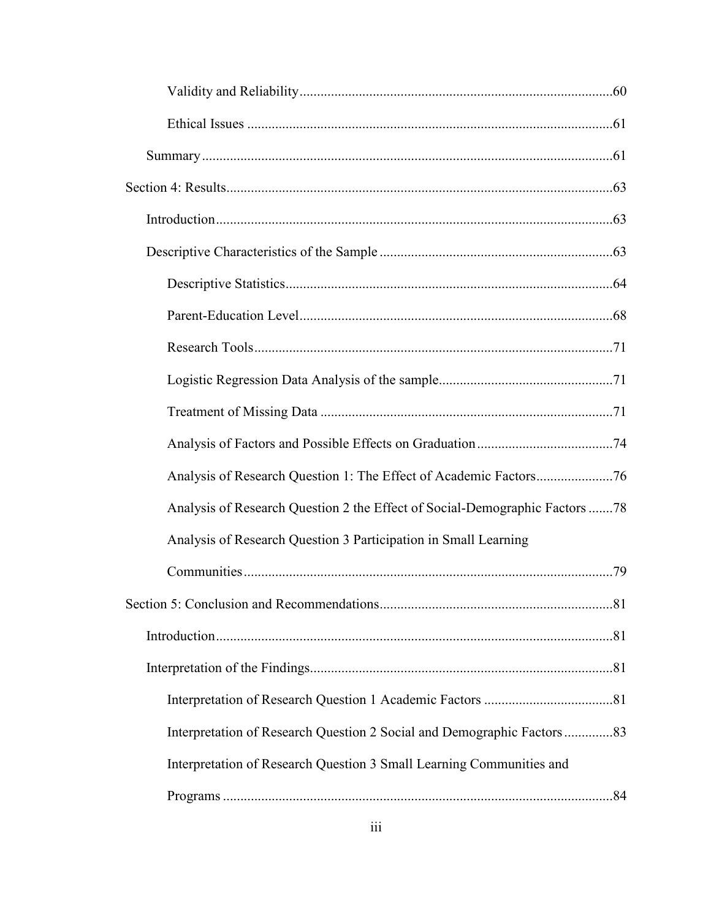Validity and Reliability ......................................................................................60

Ethical Issues ......................................................................................................61

Summary ..................................................................................................................61

Section 4: Results..........................................................................................................63

Introduction ..............................................................................................................63

Descriptive Characteristics of the Sample ................................................................63

Descriptive Statistics..........................................................................................64

Parent-Education Level ......................................................................................68

Research Tools ....................................................................................................71

Logistic Regression Data Analysis of the sample................................................71

Treatment of Missing Data .................................................................................71

Analysis of Factors and Possible Effects on Graduation .....................................74

Analysis of Research Question 1: The Effect of Academic Factors.....................76

Analysis of Research Question 2 the Effect of Social-Demographic Factors .......78

Analysis of Research Question 3 Participation in Small Learning Communities........................................................................................................79

Section 5: Conclusion and Recommendations.................................................................81

Introduction ..............................................................................................................81

Interpretation of the Findings....................................................................................81

Interpretation of Research Question 1 Academic Factors ...................................81

Interpretation of Research Question 2 Social and Demographic Factors .............83

Interpretation of Research Question 3 Small Learning Communities and Programs ............................................................................................................84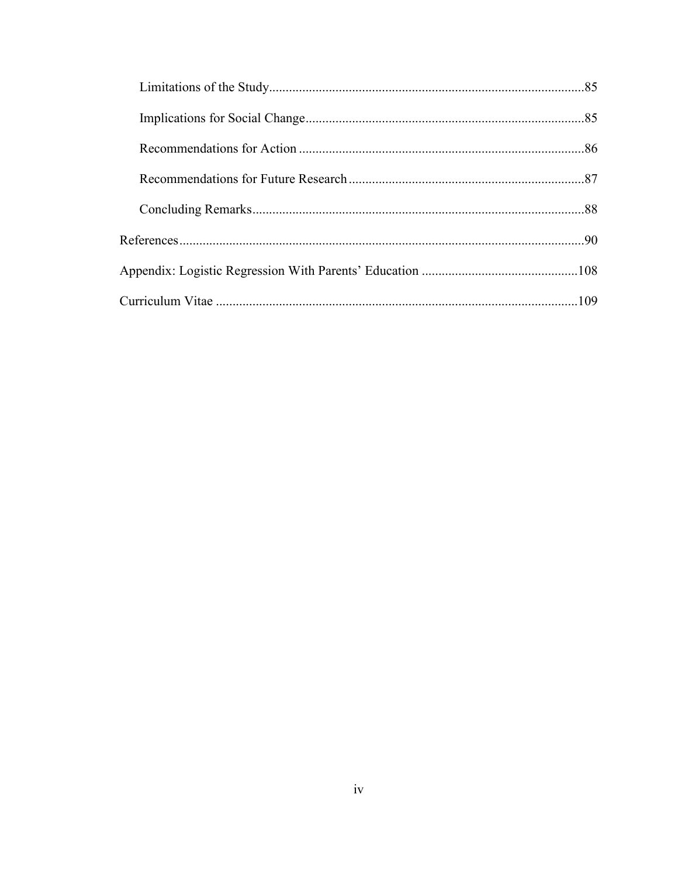Limitations of the Study..............................................................................................85

Implications for Social Change....................................................................................85

Recommendations for Action ......................................................................................86

Recommendations for Future Research.......................................................................87

Concluding Remarks....................................................................................................88

References..........................................................................................................................90

Appendix: Logistic Regression With Parents' Education ...............................................108

Curriculum Vitae ............................................................................................................109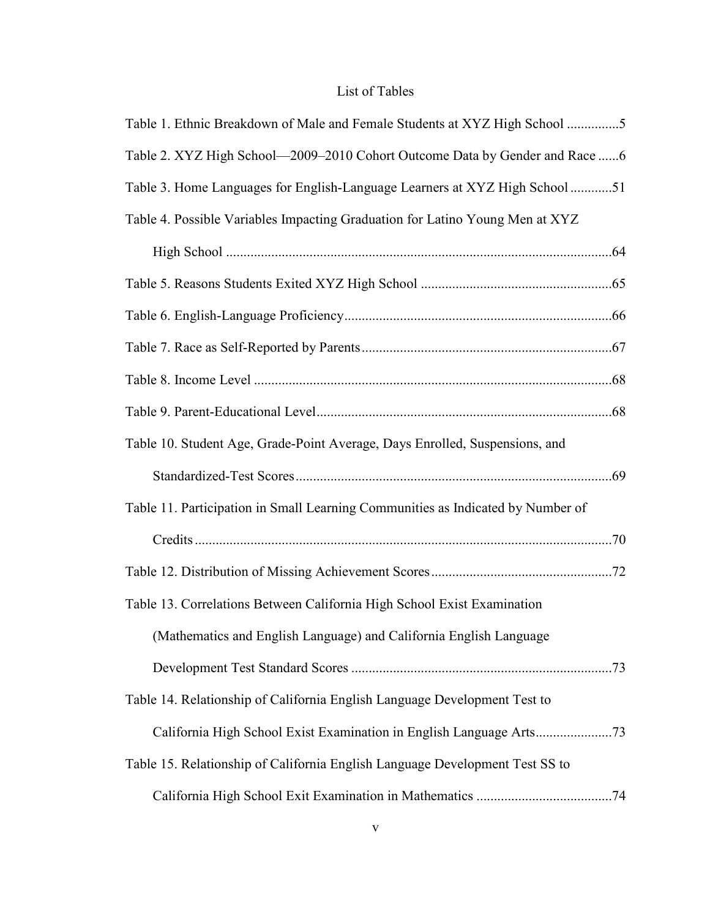# List of Tables

Table 1. Ethnic Breakdown of Male and Female Students at XYZ High School ...............5

Table 2. XYZ High School—2009–2010 Cohort Outcome Data by Gender and Race ......6

Table 3. Home Languages for English-Language Learners at XYZ High School ............51

Table 4. Possible Variables Impacting Graduation for Latino Young Men at XYZ High School ..............................................................................................................64

Table 5. Reasons Students Exited XYZ High School ......................................................65

Table 6. English-Language Proficiency............................................................................66

Table 7. Race as Self-Reported by Parents.......................................................................67

Table 8. Income Level .......................................................................................................68

Table 9. Parent-Educational Level....................................................................................68

Table 10. Student Age, Grade-Point Average, Days Enrolled, Suspensions, and Standardized-Test Scores...........................................................................................69

Table 11. Participation in Small Learning Communities as Indicated by Number of Credits.......................................................................................................................70

Table 12. Distribution of Missing Achievement Scores...................................................72

Table 13. Correlations Between California High School Exist Examination (Mathematics and English Language) and California English Language Development Test Standard Scores ...........................................................................73

Table 14. Relationship of California English Language Development Test to California High School Exist Examination in English Language Arts......................73

Table 15. Relationship of California English Language Development Test SS to California High School Exit Examination in Mathematics .......................................74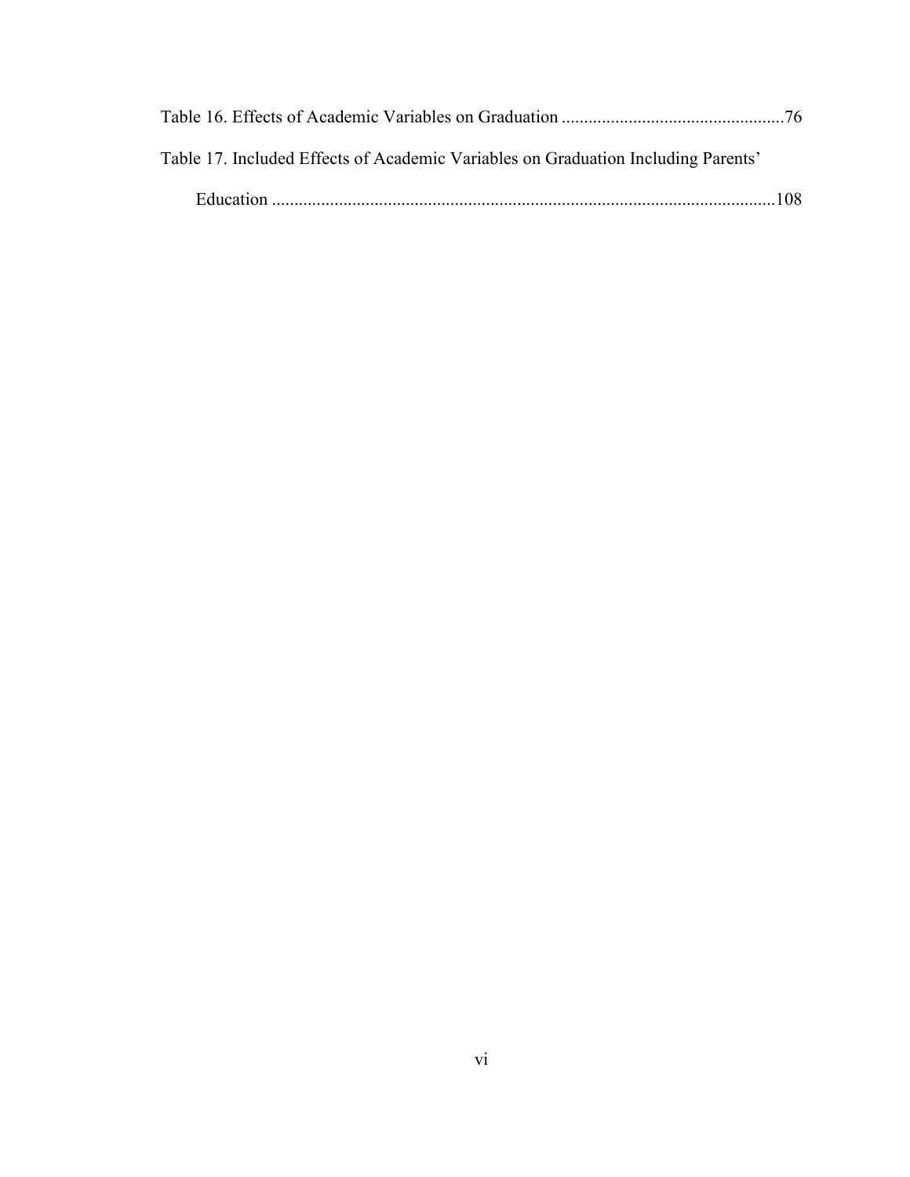Table 16. Effects of Academic Variables on Graduation ....................................................76

Table 17. Included Effects of Academic Variables on Graduation Including Parents' Education ....................................................................................................................108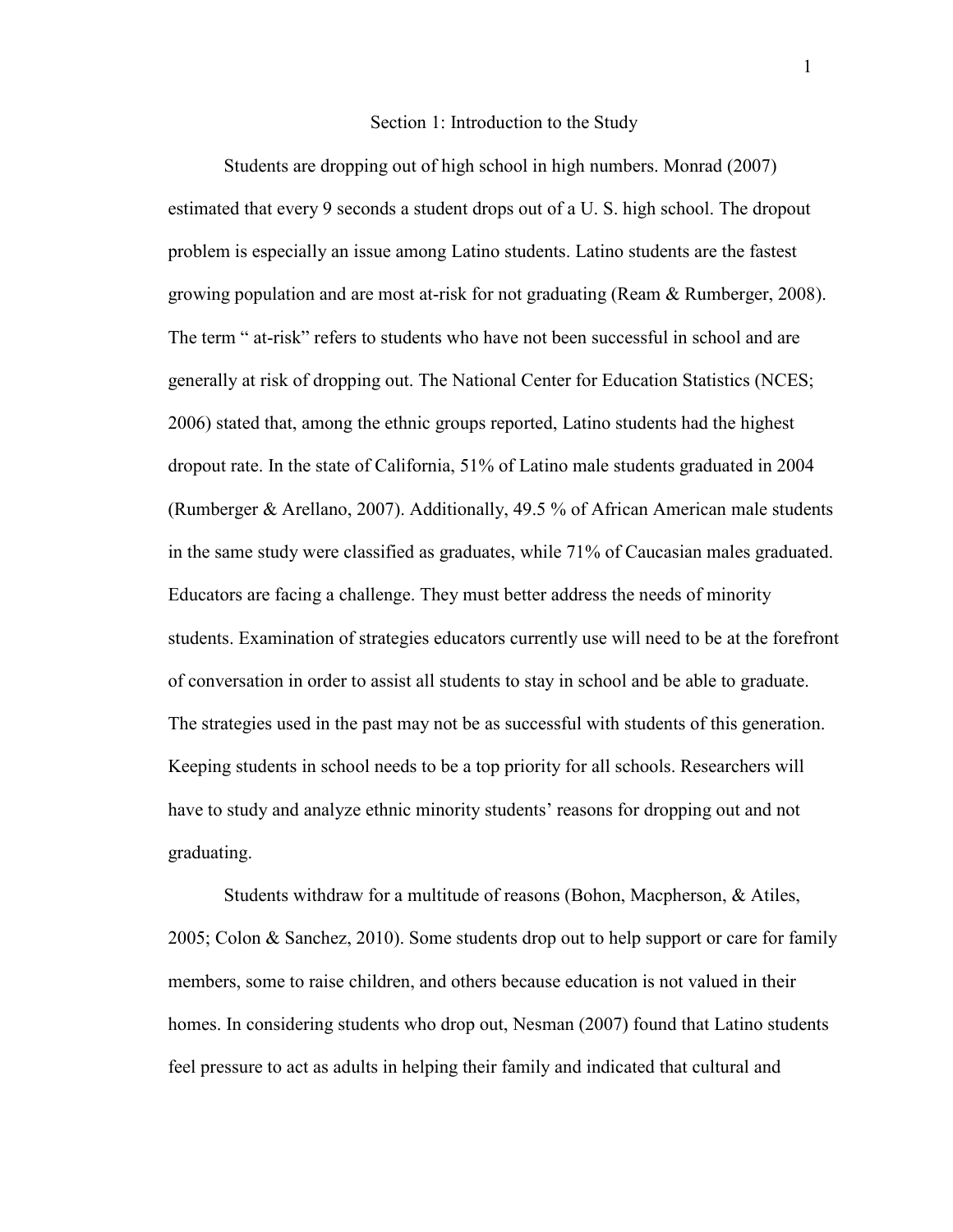# Section 1: Introduction to the Study

Students are dropping out of high school in high numbers. Monrad (2007) estimated that every 9 seconds a student drops out of a U. S. high school. The dropout problem is especially an issue among Latino students. Latino students are the fastest growing population and are most at-risk for not graduating (Ream & Rumberger, 2008). The term " at-risk" refers to students who have not been successful in school and are generally at risk of dropping out. The National Center for Education Statistics (NCES; 2006) stated that, among the ethnic groups reported, Latino students had the highest dropout rate. In the state of California, 51% of Latino male students graduated in 2004 (Rumberger & Arellano, 2007). Additionally, 49.5 % of African American male students in the same study were classified as graduates, while 71% of Caucasian males graduated. Educators are facing a challenge. They must better address the needs of minority students. Examination of strategies educators currently use will need to be at the forefront of conversation in order to assist all students to stay in school and be able to graduate. The strategies used in the past may not be as successful with students of this generation. Keeping students in school needs to be a top priority for all schools. Researchers will have to study and analyze ethnic minority students' reasons for dropping out and not graduating.

Students withdraw for a multitude of reasons (Bohon, Macpherson, & Atiles, 2005; Colon & Sanchez, 2010). Some students drop out to help support or care for family members, some to raise children, and others because education is not valued in their homes. In considering students who drop out, Nesman (2007) found that Latino students feel pressure to act as adults in helping their family and indicated that cultural and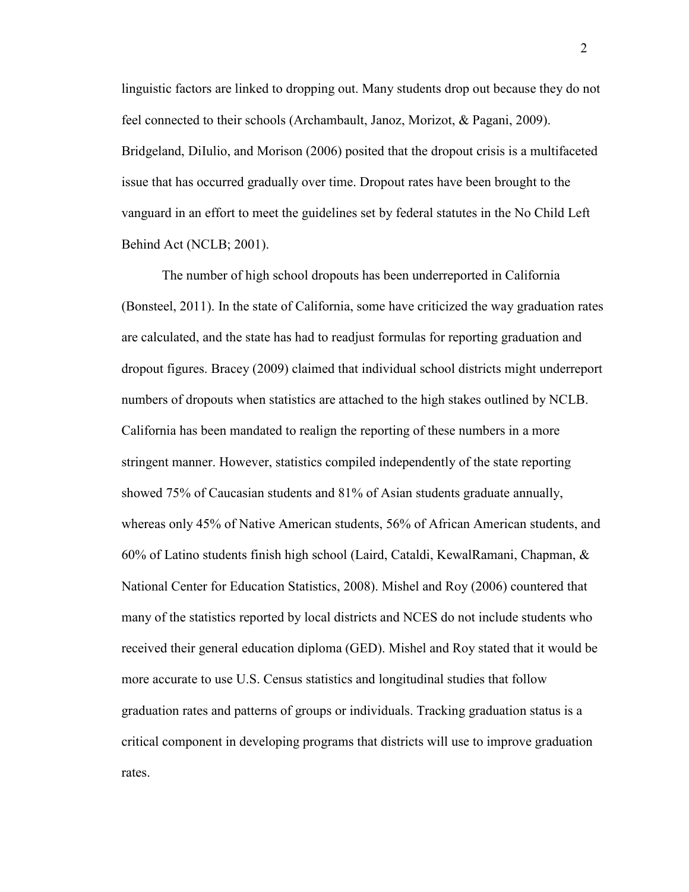linguistic factors are linked to dropping out. Many students drop out because they do not feel connected to their schools (Archambault, Janoz, Morizot, & Pagani, 2009). Bridgeland, DiIulio, and Morison (2006) posited that the dropout crisis is a multifaceted issue that has occurred gradually over time. Dropout rates have been brought to the vanguard in an effort to meet the guidelines set by federal statutes in the No Child Left Behind Act (NCLB; 2001).

The number of high school dropouts has been underreported in California (Bonsteel, 2011). In the state of California, some have criticized the way graduation rates are calculated, and the state has had to readjust formulas for reporting graduation and dropout figures. Bracey (2009) claimed that individual school districts might underreport numbers of dropouts when statistics are attached to the high stakes outlined by NCLB. California has been mandated to realign the reporting of these numbers in a more stringent manner. However, statistics compiled independently of the state reporting showed 75% of Caucasian students and 81% of Asian students graduate annually, whereas only 45% of Native American students, 56% of African American students, and 60% of Latino students finish high school (Laird, Cataldi, KewalRamani, Chapman, & National Center for Education Statistics, 2008). Mishel and Roy (2006) countered that many of the statistics reported by local districts and NCES do not include students who received their general education diploma (GED). Mishel and Roy stated that it would be more accurate to use U.S. Census statistics and longitudinal studies that follow graduation rates and patterns of groups or individuals. Tracking graduation status is a critical component in developing programs that districts will use to improve graduation rates.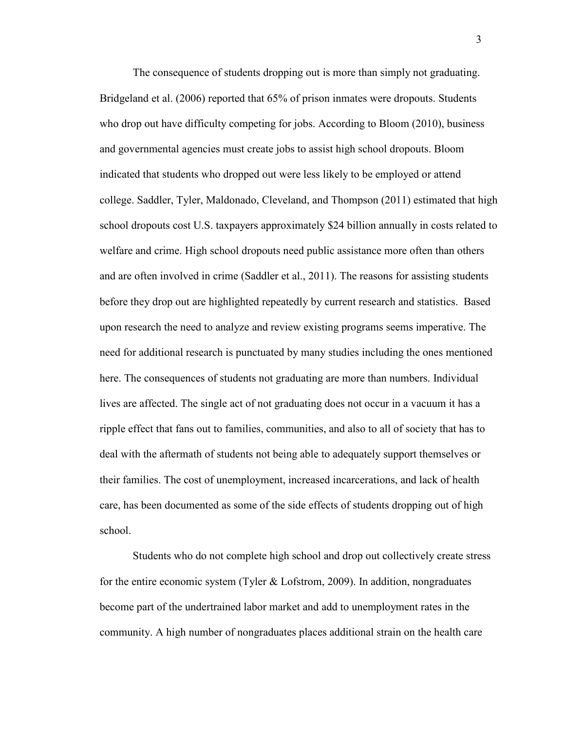The consequence of students dropping out is more than simply not graduating. Bridgeland et al. (2006) reported that 65% of prison inmates were dropouts. Students who drop out have difficulty competing for jobs. According to Bloom (2010), business and governmental agencies must create jobs to assist high school dropouts. Bloom indicated that students who dropped out were less likely to be employed or attend college. Saddler, Tyler, Maldonado, Cleveland, and Thompson (2011) estimated that high school dropouts cost U.S. taxpayers approximately $24 billion annually in costs related to welfare and crime. High school dropouts need public assistance more often than others and are often involved in crime (Saddler et al., 2011). The reasons for assisting students before they drop out are highlighted repeatedly by current research and statistics. Based upon research the need to analyze and review existing programs seems imperative. The need for additional research is punctuated by many studies including the ones mentioned here. The consequences of students not graduating are more than numbers. Individual lives are affected. The single act of not graduating does not occur in a vacuum it has a ripple effect that fans out to families, communities, and also to all of society that has to deal with the aftermath of students not being able to adequately support themselves or their families. The cost of unemployment, increased incarcerations, and lack of health care, has been documented as some of the side effects of students dropping out of high school.

Students who do not complete high school and drop out collectively create stress for the entire economic system (Tyler & Lofstrom, 2009). In addition, nongraduates become part of the undertrained labor market and add to unemployment rates in the community. A high number of nongraduates places additional strain on the health care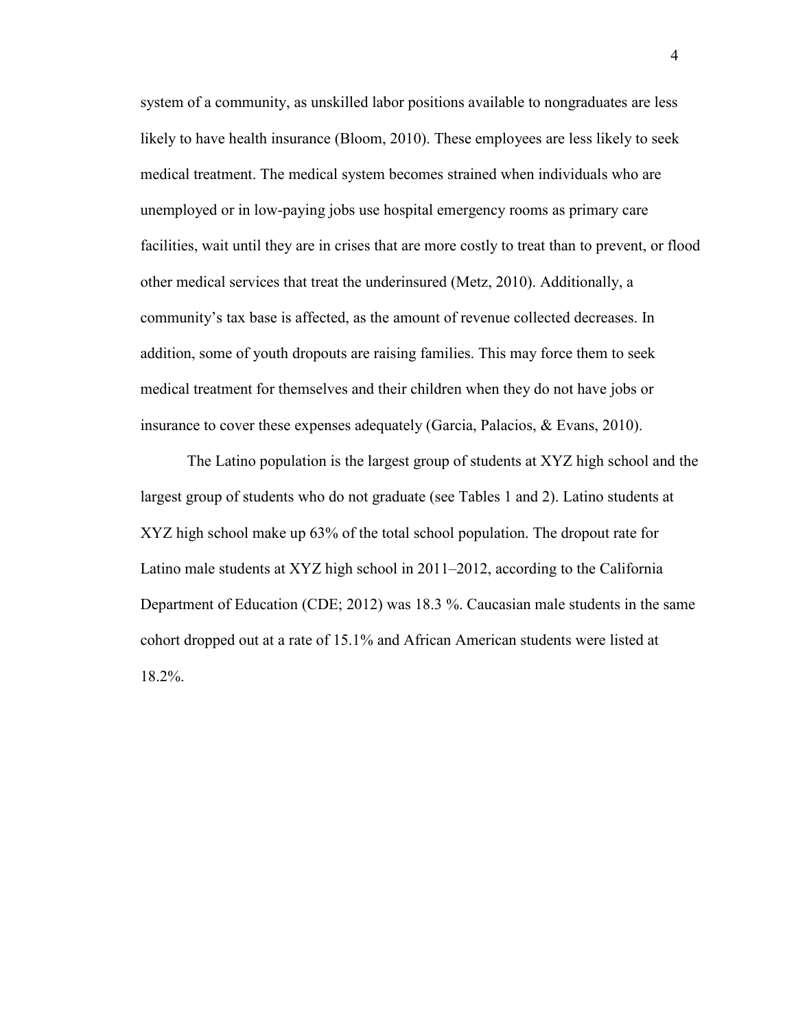system of a community, as unskilled labor positions available to nongraduates are less likely to have health insurance (Bloom, 2010). These employees are less likely to seek medical treatment. The medical system becomes strained when individuals who are unemployed or in low-paying jobs use hospital emergency rooms as primary care facilities, wait until they are in crises that are more costly to treat than to prevent, or flood other medical services that treat the underinsured (Metz, 2010). Additionally, a community's tax base is affected, as the amount of revenue collected decreases. In addition, some of youth dropouts are raising families. This may force them to seek medical treatment for themselves and their children when they do not have jobs or insurance to cover these expenses adequately (Garcia, Palacios, & Evans, 2010).

The Latino population is the largest group of students at XYZ high school and the largest group of students who do not graduate (see Tables 1 and 2). Latino students at XYZ high school make up 63% of the total school population. The dropout rate for Latino male students at XYZ high school in 2011–2012, according to the California Department of Education (CDE; 2012) was 18.3 %. Caucasian male students in the same cohort dropped out at a rate of 15.1% and African American students were listed at 18.2%.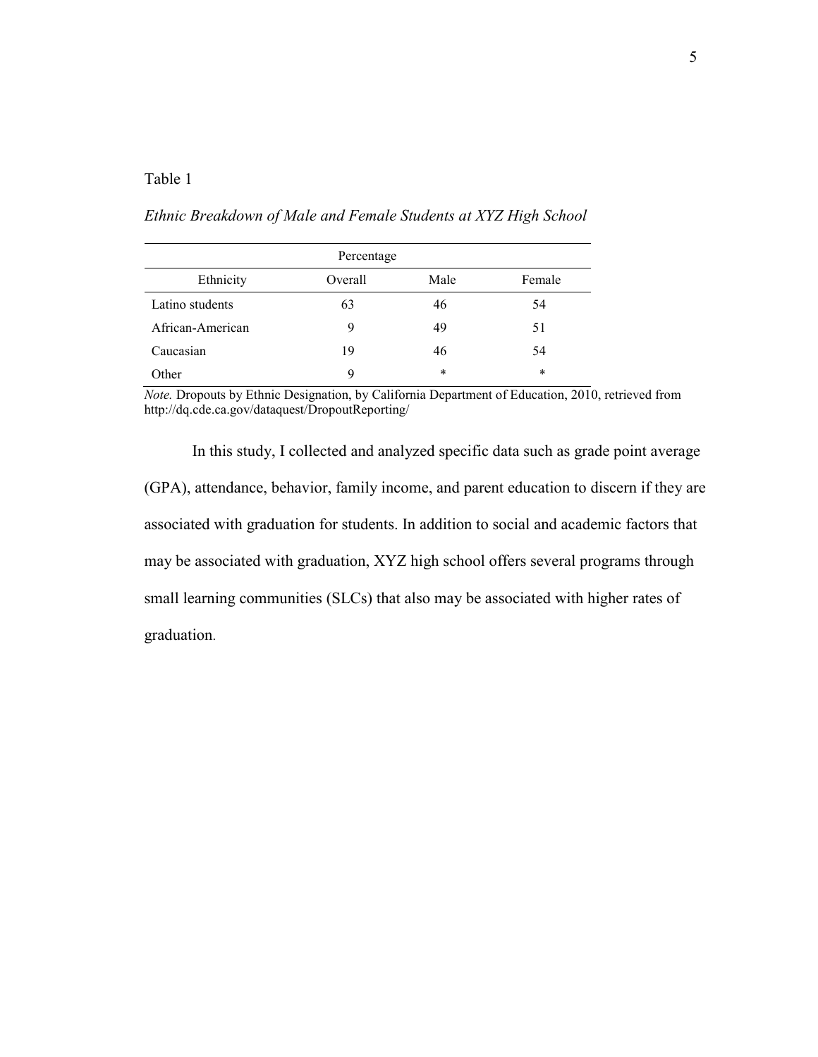Table 1

*Ethnic Breakdown of Male and Female Students at XYZ High School*

| | Percentage | | |
|---|---|---|---|
| Ethnicity | Overall | Male | Female |
| Latino students | 63 | 46 | 54 |
| African-American | 9 | 49 | 51 |
| Caucasian | 19 | 46 | 54 |
| Other | 9 | * | * |

*Note.* Dropouts by Ethnic Designation, by California Department of Education, 2010, retrieved from http://dq.cde.ca.gov/dataquest/DropoutReporting/

In this study, I collected and analyzed specific data such as grade point average (GPA), attendance, behavior, family income, and parent education to discern if they are associated with graduation for students. In addition to social and academic factors that may be associated with graduation, XYZ high school offers several programs through small learning communities (SLCs) that also may be associated with higher rates of graduation.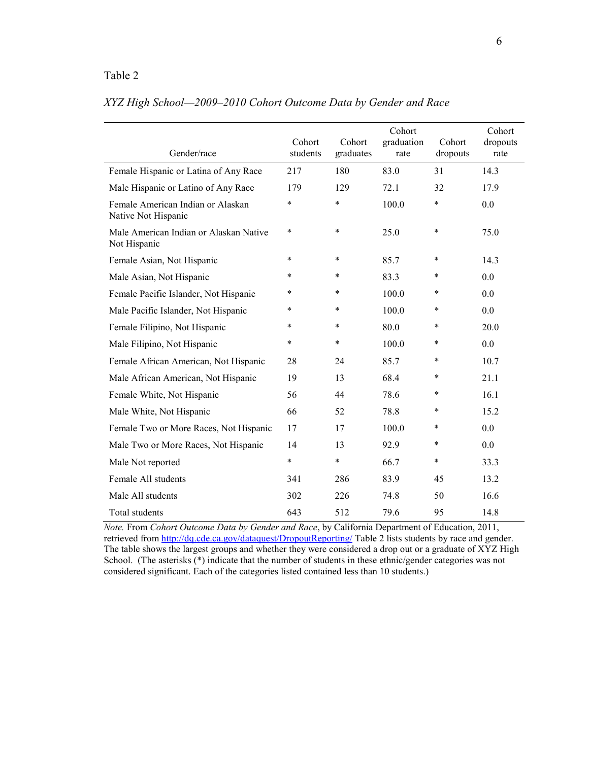Table 2

*XYZ High School—2009–2010 Cohort Outcome Data by Gender and Race*

| Gender/race | Cohort students | Cohort graduates | Cohort graduation rate | Cohort dropouts | Cohort dropouts rate |
|---|---|---|---|---|---|
| Female Hispanic or Latina of Any Race | 217 | 180 | 83.0 | 31 | 14.3 |
| Male Hispanic or Latino of Any Race | 179 | 129 | 72.1 | 32 | 17.9 |
| Female American Indian or Alaskan Native Not Hispanic | * | * | 100.0 | * | 0.0 |
| Male American Indian or Alaskan Native Not Hispanic | * | * | 25.0 | * | 75.0 |
| Female Asian, Not Hispanic | * | * | 85.7 | * | 14.3 |
| Male Asian, Not Hispanic | * | * | 83.3 | * | 0.0 |
| Female Pacific Islander, Not Hispanic | * | * | 100.0 | * | 0.0 |
| Male Pacific Islander, Not Hispanic | * | * | 100.0 | * | 0.0 |
| Female Filipino, Not Hispanic | * | * | 80.0 | * | 20.0 |
| Male Filipino, Not Hispanic | * | * | 100.0 | * | 0.0 |
| Female African American, Not Hispanic | 28 | 24 | 85.7 | * | 10.7 |
| Male African American, Not Hispanic | 19 | 13 | 68.4 | * | 21.1 |
| Female White, Not Hispanic | 56 | 44 | 78.6 | * | 16.1 |
| Male White, Not Hispanic | 66 | 52 | 78.8 | * | 15.2 |
| Female Two or More Races, Not Hispanic | 17 | 17 | 100.0 | * | 0.0 |
| Male Two or More Races, Not Hispanic | 14 | 13 | 92.9 | * | 0.0 |
| Male Not reported | * | * | 66.7 | * | 33.3 |
| Female All students | 341 | 286 | 83.9 | 45 | 13.2 |
| Male All students | 302 | 226 | 74.8 | 50 | 16.6 |
| Total students | 643 | 512 | 79.6 | 95 | 14.8 |

*Note.* From *Cohort Outcome Data by Gender and Race*, by California Department of Education, 2011, retrieved from http://dq.cde.ca.gov/dataquest/DropoutReporting/ Table 2 lists students by race and gender. The table shows the largest groups and whether they were considered a drop out or a graduate of XYZ High School. (The asterisks (*) indicate that the number of students in these ethnic/gender categories was not considered significant. Each of the categories listed contained less than 10 students.)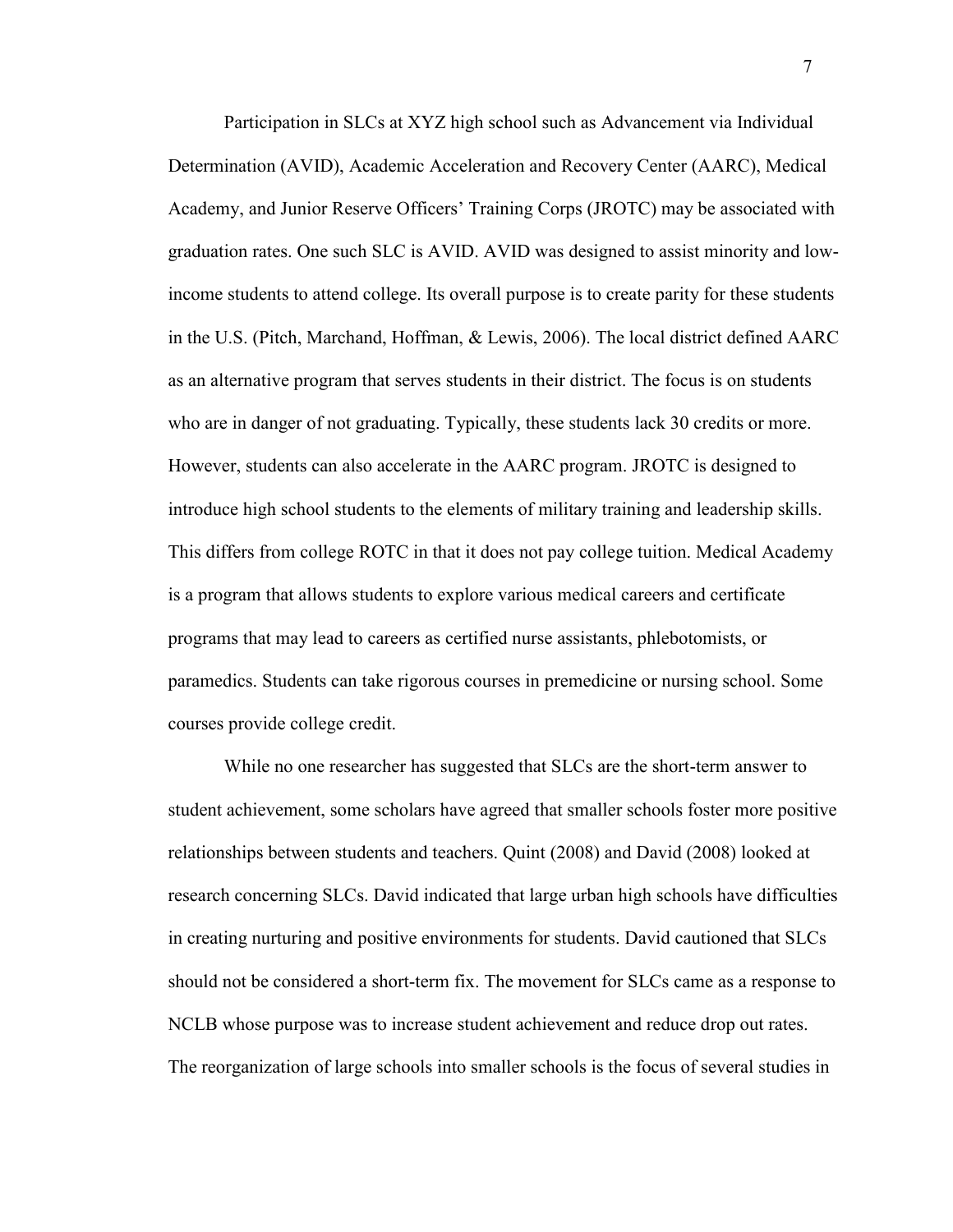Participation in SLCs at XYZ high school such as Advancement via Individual Determination (AVID), Academic Acceleration and Recovery Center (AARC), Medical Academy, and Junior Reserve Officers' Training Corps (JROTC) may be associated with graduation rates. One such SLC is AVID. AVID was designed to assist minority and low-income students to attend college. Its overall purpose is to create parity for these students in the U.S. (Pitch, Marchand, Hoffman, & Lewis, 2006). The local district defined AARC as an alternative program that serves students in their district. The focus is on students who are in danger of not graduating. Typically, these students lack 30 credits or more. However, students can also accelerate in the AARC program. JROTC is designed to introduce high school students to the elements of military training and leadership skills. This differs from college ROTC in that it does not pay college tuition. Medical Academy is a program that allows students to explore various medical careers and certificate programs that may lead to careers as certified nurse assistants, phlebotomists, or paramedics. Students can take rigorous courses in premedicine or nursing school. Some courses provide college credit.

While no one researcher has suggested that SLCs are the short-term answer to student achievement, some scholars have agreed that smaller schools foster more positive relationships between students and teachers. Quint (2008) and David (2008) looked at research concerning SLCs. David indicated that large urban high schools have difficulties in creating nurturing and positive environments for students. David cautioned that SLCs should not be considered a short-term fix. The movement for SLCs came as a response to NCLB whose purpose was to increase student achievement and reduce drop out rates. The reorganization of large schools into smaller schools is the focus of several studies in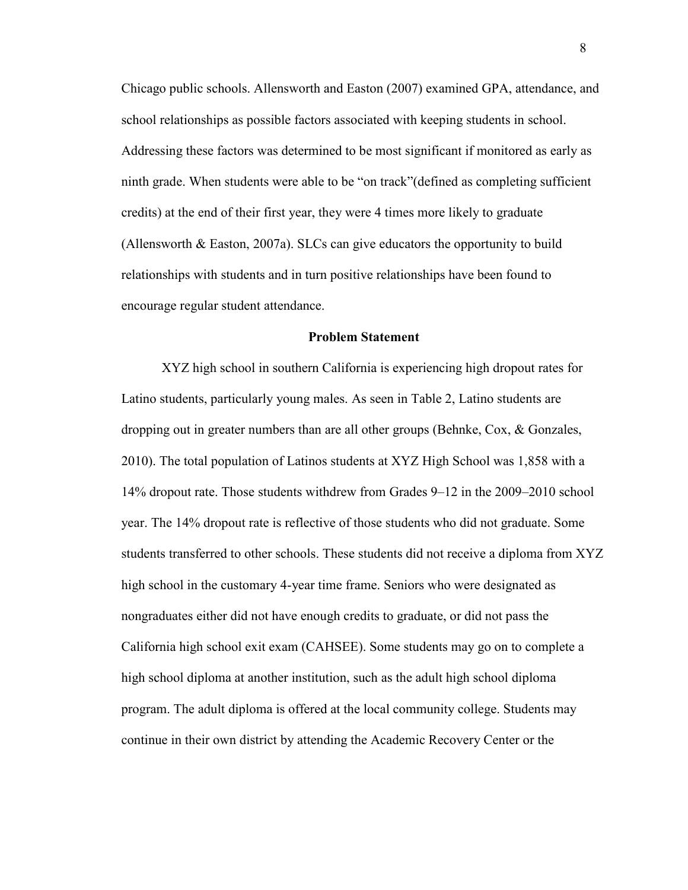Chicago public schools. Allensworth and Easton (2007) examined GPA, attendance, and school relationships as possible factors associated with keeping students in school. Addressing these factors was determined to be most significant if monitored as early as ninth grade. When students were able to be "on track"(defined as completing sufficient credits) at the end of their first year, they were 4 times more likely to graduate (Allensworth & Easton, 2007a). SLCs can give educators the opportunity to build relationships with students and in turn positive relationships have been found to encourage regular student attendance.

## Problem Statement

XYZ high school in southern California is experiencing high dropout rates for Latino students, particularly young males. As seen in Table 2, Latino students are dropping out in greater numbers than are all other groups (Behnke, Cox, & Gonzales, 2010). The total population of Latinos students at XYZ High School was 1,858 with a 14% dropout rate. Those students withdrew from Grades 9–12 in the 2009–2010 school year. The 14% dropout rate is reflective of those students who did not graduate. Some students transferred to other schools. These students did not receive a diploma from XYZ high school in the customary 4-year time frame. Seniors who were designated as nongraduates either did not have enough credits to graduate, or did not pass the California high school exit exam (CAHSEE). Some students may go on to complete a high school diploma at another institution, such as the adult high school diploma program. The adult diploma is offered at the local community college. Students may continue in their own district by attending the Academic Recovery Center or the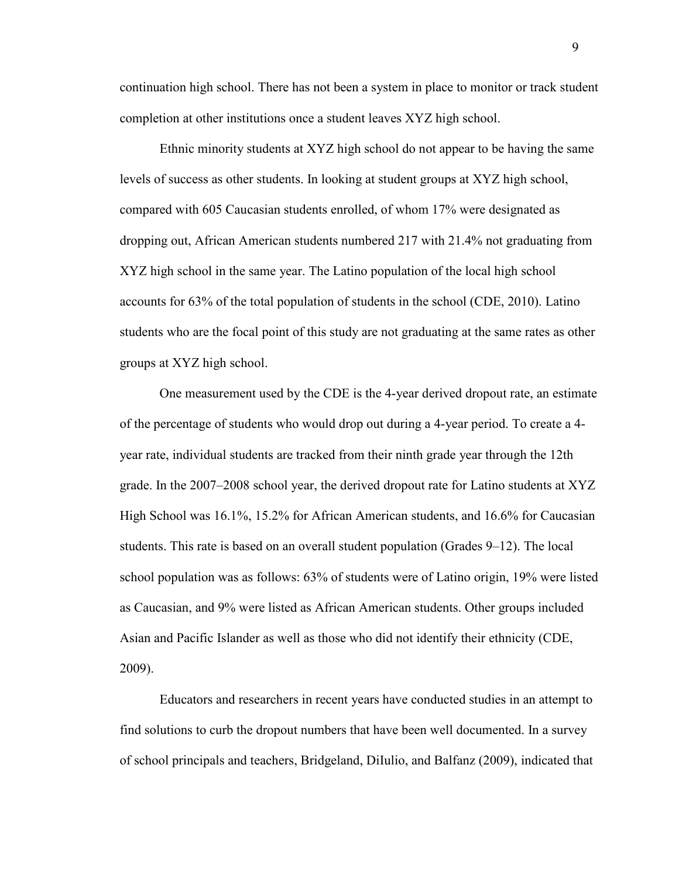continuation high school. There has not been a system in place to monitor or track student completion at other institutions once a student leaves XYZ high school.

Ethnic minority students at XYZ high school do not appear to be having the same levels of success as other students. In looking at student groups at XYZ high school, compared with 605 Caucasian students enrolled, of whom 17% were designated as dropping out, African American students numbered 217 with 21.4% not graduating from XYZ high school in the same year. The Latino population of the local high school accounts for 63% of the total population of students in the school (CDE, 2010). Latino students who are the focal point of this study are not graduating at the same rates as other groups at XYZ high school.

One measurement used by the CDE is the 4-year derived dropout rate, an estimate of the percentage of students who would drop out during a 4-year period. To create a 4-year rate, individual students are tracked from their ninth grade year through the 12th grade. In the 2007–2008 school year, the derived dropout rate for Latino students at XYZ High School was 16.1%, 15.2% for African American students, and 16.6% for Caucasian students. This rate is based on an overall student population (Grades 9–12). The local school population was as follows: 63% of students were of Latino origin, 19% were listed as Caucasian, and 9% were listed as African American students. Other groups included Asian and Pacific Islander as well as those who did not identify their ethnicity (CDE, 2009).

Educators and researchers in recent years have conducted studies in an attempt to find solutions to curb the dropout numbers that have been well documented. In a survey of school principals and teachers, Bridgeland, DiIulio, and Balfanz (2009), indicated that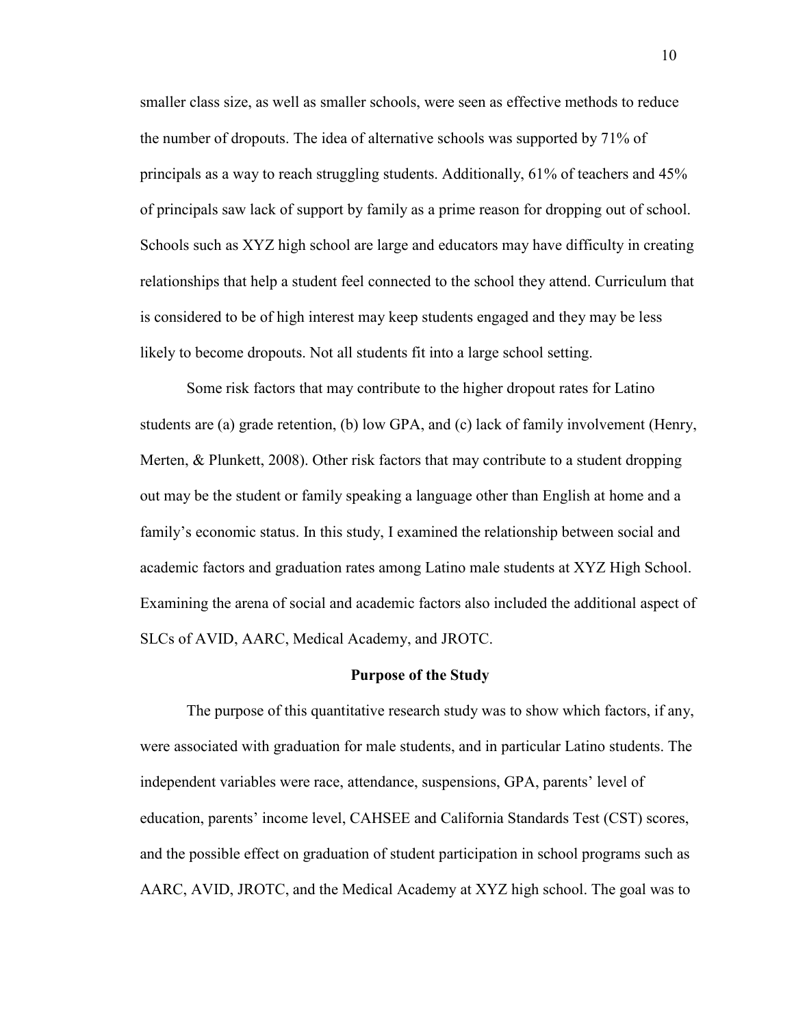smaller class size, as well as smaller schools, were seen as effective methods to reduce the number of dropouts. The idea of alternative schools was supported by 71% of principals as a way to reach struggling students. Additionally, 61% of teachers and 45% of principals saw lack of support by family as a prime reason for dropping out of school. Schools such as XYZ high school are large and educators may have difficulty in creating relationships that help a student feel connected to the school they attend. Curriculum that is considered to be of high interest may keep students engaged and they may be less likely to become dropouts. Not all students fit into a large school setting.

Some risk factors that may contribute to the higher dropout rates for Latino students are (a) grade retention, (b) low GPA, and (c) lack of family involvement (Henry, Merten, & Plunkett, 2008). Other risk factors that may contribute to a student dropping out may be the student or family speaking a language other than English at home and a family's economic status. In this study, I examined the relationship between social and academic factors and graduation rates among Latino male students at XYZ High School. Examining the arena of social and academic factors also included the additional aspect of SLCs of AVID, AARC, Medical Academy, and JROTC.

## Purpose of the Study

The purpose of this quantitative research study was to show which factors, if any, were associated with graduation for male students, and in particular Latino students. The independent variables were race, attendance, suspensions, GPA, parents' level of education, parents' income level, CAHSEE and California Standards Test (CST) scores, and the possible effect on graduation of student participation in school programs such as AARC, AVID, JROTC, and the Medical Academy at XYZ high school. The goal was to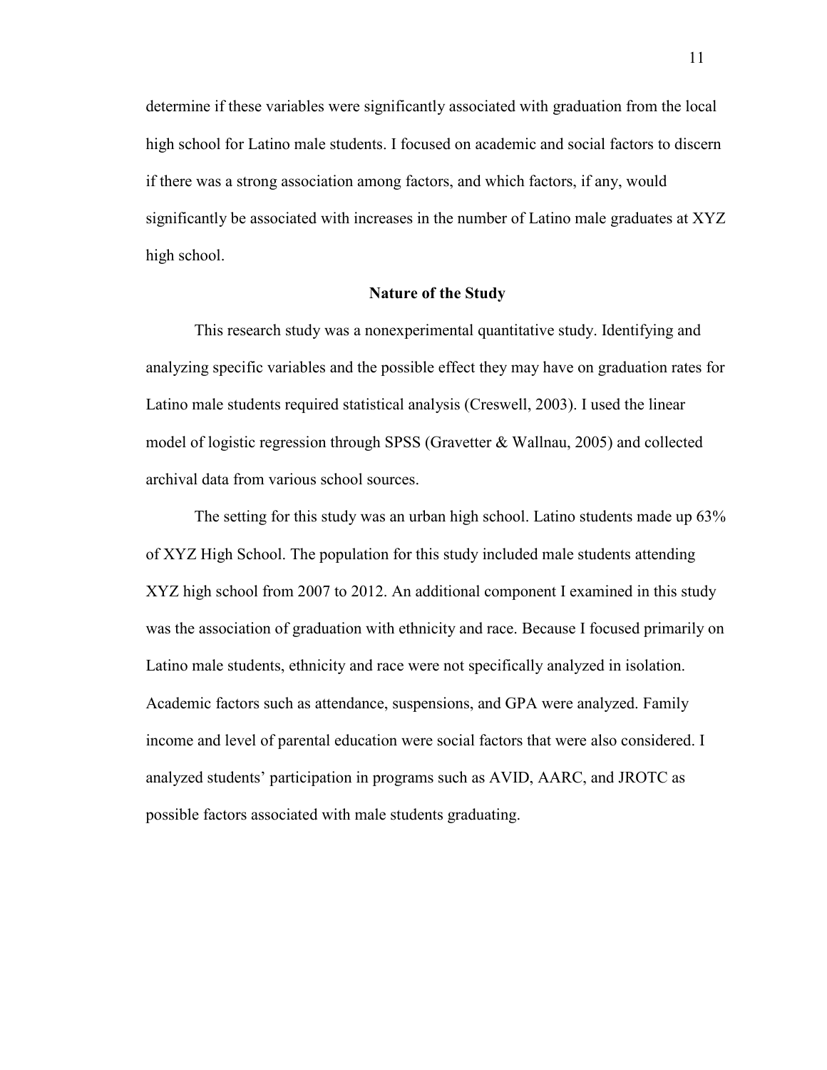determine if these variables were significantly associated with graduation from the local high school for Latino male students. I focused on academic and social factors to discern if there was a strong association among factors, and which factors, if any, would significantly be associated with increases in the number of Latino male graduates at XYZ high school.

## Nature of the Study

This research study was a nonexperimental quantitative study. Identifying and analyzing specific variables and the possible effect they may have on graduation rates for Latino male students required statistical analysis (Creswell, 2003). I used the linear model of logistic regression through SPSS (Gravetter & Wallnau, 2005) and collected archival data from various school sources.

The setting for this study was an urban high school. Latino students made up 63% of XYZ High School. The population for this study included male students attending XYZ high school from 2007 to 2012. An additional component I examined in this study was the association of graduation with ethnicity and race. Because I focused primarily on Latino male students, ethnicity and race were not specifically analyzed in isolation. Academic factors such as attendance, suspensions, and GPA were analyzed. Family income and level of parental education were social factors that were also considered. I analyzed students' participation in programs such as AVID, AARC, and JROTC as possible factors associated with male students graduating.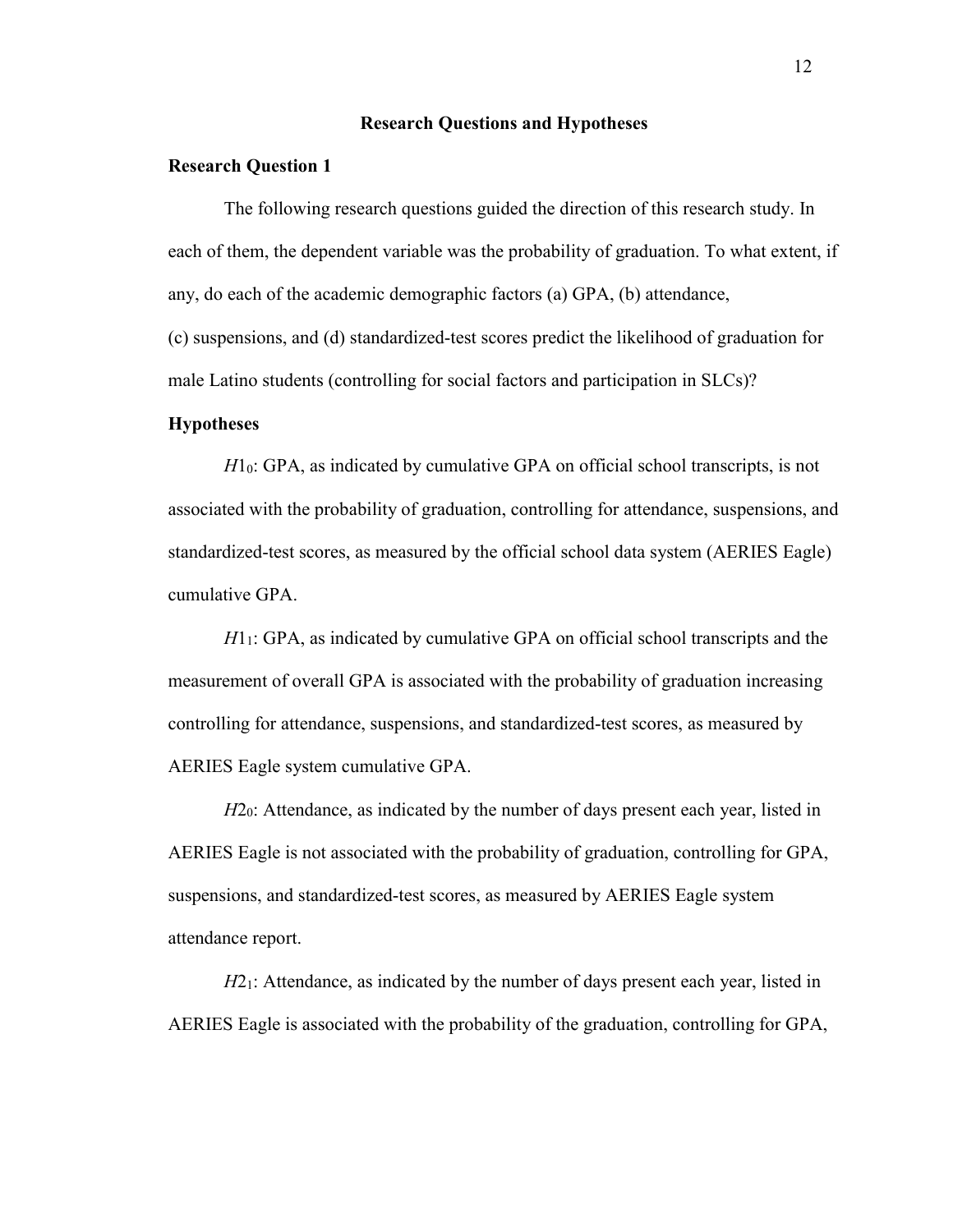## Research Questions and Hypotheses

### Research Question 1

The following research questions guided the direction of this research study. In each of them, the dependent variable was the probability of graduation. To what extent, if any, do each of the academic demographic factors (a) GPA, (b) attendance, (c) suspensions, and (d) standardized-test scores predict the likelihood of graduation for male Latino students (controlling for social factors and participation in SLCs)?

### Hypotheses

$H1_0$: GPA, as indicated by cumulative GPA on official school transcripts, is not associated with the probability of graduation, controlling for attendance, suspensions, and standardized-test scores, as measured by the official school data system (AERIES Eagle) cumulative GPA.

$H1_1$: GPA, as indicated by cumulative GPA on official school transcripts and the measurement of overall GPA is associated with the probability of graduation increasing controlling for attendance, suspensions, and standardized-test scores, as measured by AERIES Eagle system cumulative GPA.

$H2_0$: Attendance, as indicated by the number of days present each year, listed in AERIES Eagle is not associated with the probability of graduation, controlling for GPA, suspensions, and standardized-test scores, as measured by AERIES Eagle system attendance report.

$H2_1$: Attendance, as indicated by the number of days present each year, listed in AERIES Eagle is associated with the probability of the graduation, controlling for GPA,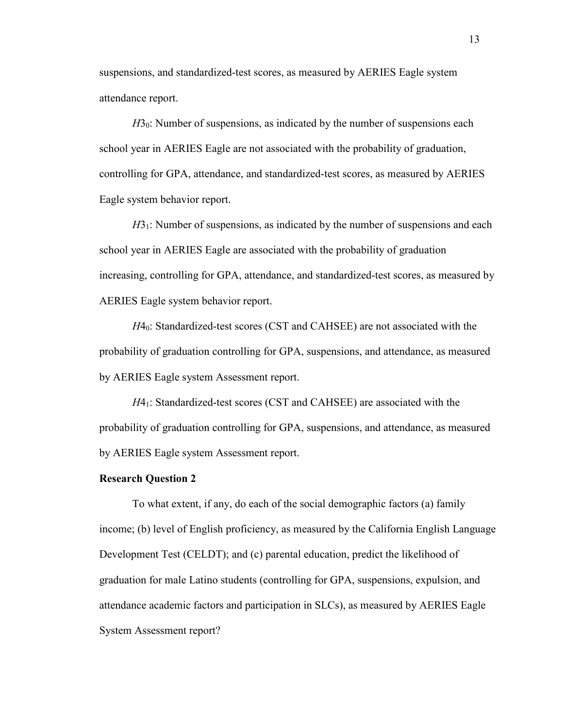suspensions, and standardized-test scores, as measured by AERIES Eagle system attendance report.

$H3_0$: Number of suspensions, as indicated by the number of suspensions each school year in AERIES Eagle are not associated with the probability of graduation, controlling for GPA, attendance, and standardized-test scores, as measured by AERIES Eagle system behavior report.

$H3_1$: Number of suspensions, as indicated by the number of suspensions and each school year in AERIES Eagle are associated with the probability of graduation increasing, controlling for GPA, attendance, and standardized-test scores, as measured by AERIES Eagle system behavior report.

$H4_0$: Standardized-test scores (CST and CAHSEE) are not associated with the probability of graduation controlling for GPA, suspensions, and attendance, as measured by AERIES Eagle system Assessment report.

$H4_1$: Standardized-test scores (CST and CAHSEE) are associated with the probability of graduation controlling for GPA, suspensions, and attendance, as measured by AERIES Eagle system Assessment report.

**Research Question 2**

To what extent, if any, do each of the social demographic factors (a) family income; (b) level of English proficiency, as measured by the California English Language Development Test (CELDT); and (c) parental education, predict the likelihood of graduation for male Latino students (controlling for GPA, suspensions, expulsion, and attendance academic factors and participation in SLCs), as measured by AERIES Eagle System Assessment report?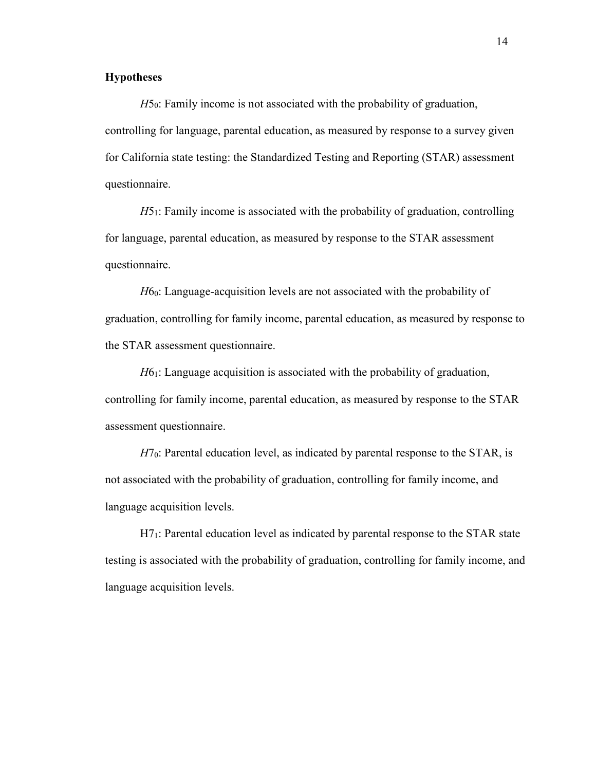**Hypotheses**

$H5_0$: Family income is not associated with the probability of graduation, controlling for language, parental education, as measured by response to a survey given for California state testing: the Standardized Testing and Reporting (STAR) assessment questionnaire.

$H5_1$: Family income is associated with the probability of graduation, controlling for language, parental education, as measured by response to the STAR assessment questionnaire.

$H6_0$: Language-acquisition levels are not associated with the probability of graduation, controlling for family income, parental education, as measured by response to the STAR assessment questionnaire.

$H6_1$: Language acquisition is associated with the probability of graduation, controlling for family income, parental education, as measured by response to the STAR assessment questionnaire.

$H7_0$: Parental education level, as indicated by parental response to the STAR, is not associated with the probability of graduation, controlling for family income, and language acquisition levels.

$\mathrm{H7}_1$: Parental education level as indicated by parental response to the STAR state testing is associated with the probability of graduation, controlling for family income, and language acquisition levels.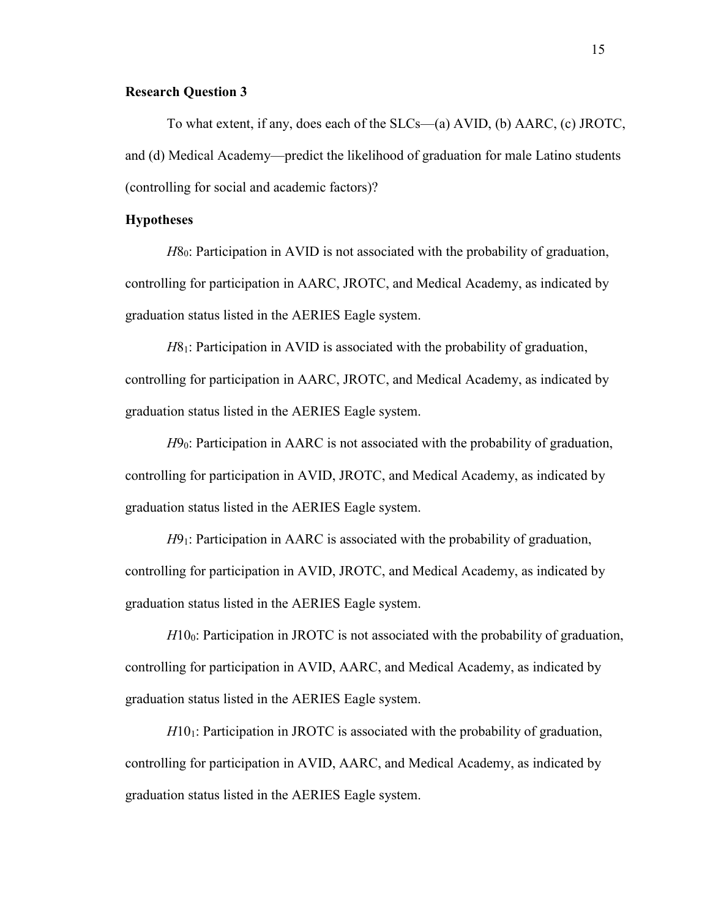**Research Question 3**

To what extent, if any, does each of the SLCs—(a) AVID, (b) AARC, (c) JROTC, and (d) Medical Academy—predict the likelihood of graduation for male Latino students (controlling for social and academic factors)?

**Hypotheses**

$H8_0$: Participation in AVID is not associated with the probability of graduation, controlling for participation in AARC, JROTC, and Medical Academy, as indicated by graduation status listed in the AERIES Eagle system.

$H8_1$: Participation in AVID is associated with the probability of graduation, controlling for participation in AARC, JROTC, and Medical Academy, as indicated by graduation status listed in the AERIES Eagle system.

$H9_0$: Participation in AARC is not associated with the probability of graduation, controlling for participation in AVID, JROTC, and Medical Academy, as indicated by graduation status listed in the AERIES Eagle system.

$H9_1$: Participation in AARC is associated with the probability of graduation, controlling for participation in AVID, JROTC, and Medical Academy, as indicated by graduation status listed in the AERIES Eagle system.

$H10_0$: Participation in JROTC is not associated with the probability of graduation, controlling for participation in AVID, AARC, and Medical Academy, as indicated by graduation status listed in the AERIES Eagle system.

$H10_1$: Participation in JROTC is associated with the probability of graduation, controlling for participation in AVID, AARC, and Medical Academy, as indicated by graduation status listed in the AERIES Eagle system.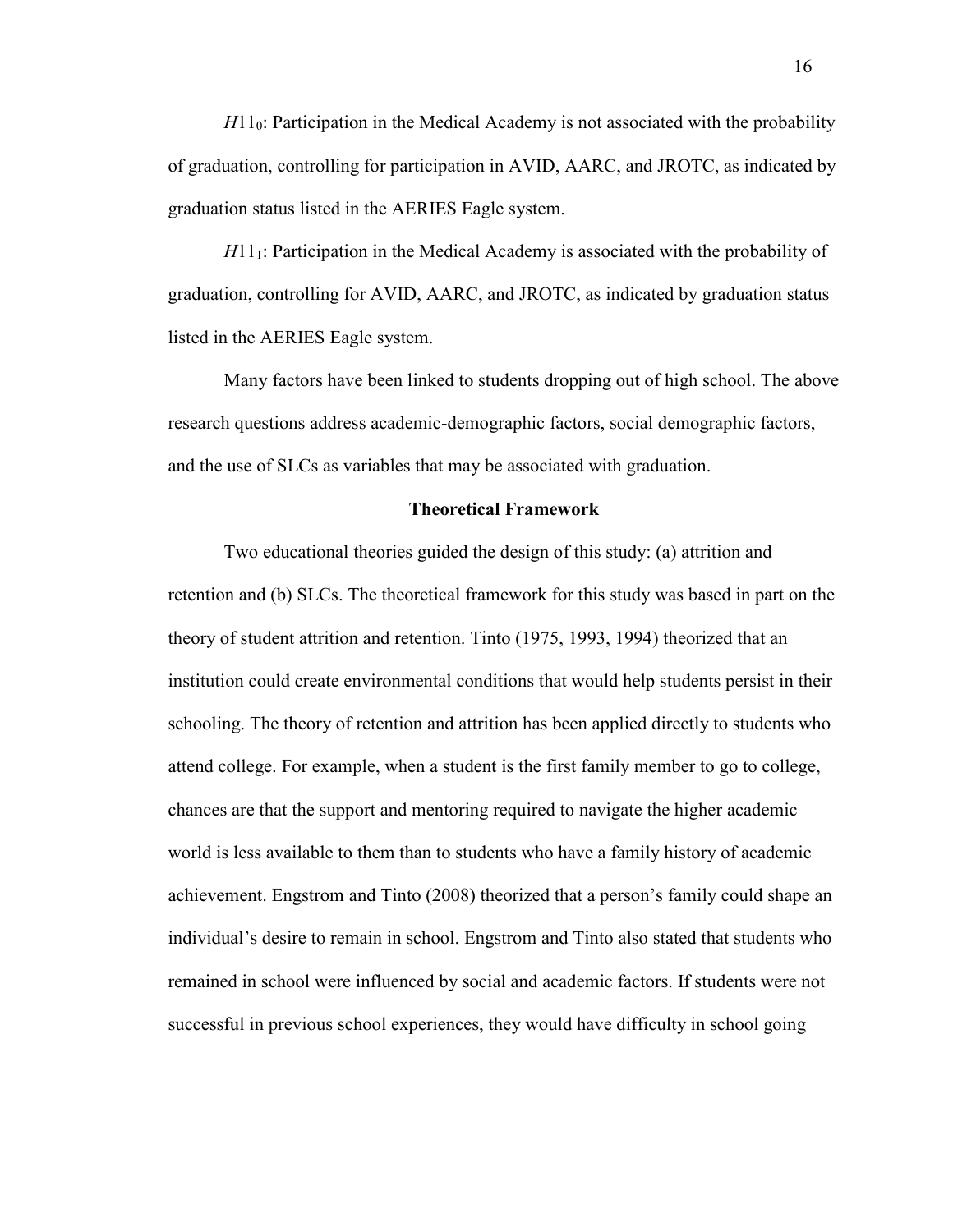$H11_0$: Participation in the Medical Academy is not associated with the probability of graduation, controlling for participation in AVID, AARC, and JROTC, as indicated by graduation status listed in the AERIES Eagle system.

$H11_1$: Participation in the Medical Academy is associated with the probability of graduation, controlling for AVID, AARC, and JROTC, as indicated by graduation status listed in the AERIES Eagle system.

Many factors have been linked to students dropping out of high school. The above research questions address academic-demographic factors, social demographic factors, and the use of SLCs as variables that may be associated with graduation.

## Theoretical Framework

Two educational theories guided the design of this study: (a) attrition and retention and (b) SLCs. The theoretical framework for this study was based in part on the theory of student attrition and retention. Tinto (1975, 1993, 1994) theorized that an institution could create environmental conditions that would help students persist in their schooling. The theory of retention and attrition has been applied directly to students who attend college. For example, when a student is the first family member to go to college, chances are that the support and mentoring required to navigate the higher academic world is less available to them than to students who have a family history of academic achievement. Engstrom and Tinto (2008) theorized that a person's family could shape an individual's desire to remain in school. Engstrom and Tinto also stated that students who remained in school were influenced by social and academic factors. If students were not successful in previous school experiences, they would have difficulty in school going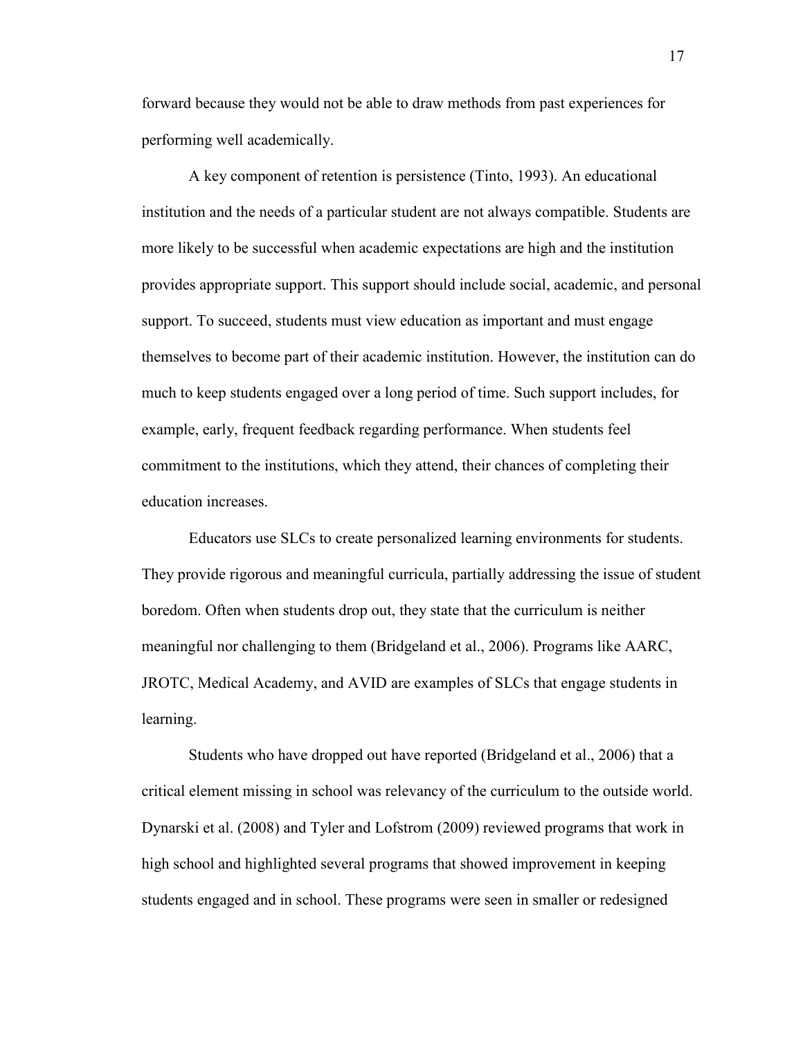forward because they would not be able to draw methods from past experiences for performing well academically.

A key component of retention is persistence (Tinto, 1993). An educational institution and the needs of a particular student are not always compatible. Students are more likely to be successful when academic expectations are high and the institution provides appropriate support. This support should include social, academic, and personal support. To succeed, students must view education as important and must engage themselves to become part of their academic institution. However, the institution can do much to keep students engaged over a long period of time. Such support includes, for example, early, frequent feedback regarding performance. When students feel commitment to the institutions, which they attend, their chances of completing their education increases.

Educators use SLCs to create personalized learning environments for students. They provide rigorous and meaningful curricula, partially addressing the issue of student boredom. Often when students drop out, they state that the curriculum is neither meaningful nor challenging to them (Bridgeland et al., 2006). Programs like AARC, JROTC, Medical Academy, and AVID are examples of SLCs that engage students in learning.

Students who have dropped out have reported (Bridgeland et al., 2006) that a critical element missing in school was relevancy of the curriculum to the outside world. Dynarski et al. (2008) and Tyler and Lofstrom (2009) reviewed programs that work in high school and highlighted several programs that showed improvement in keeping students engaged and in school. These programs were seen in smaller or redesigned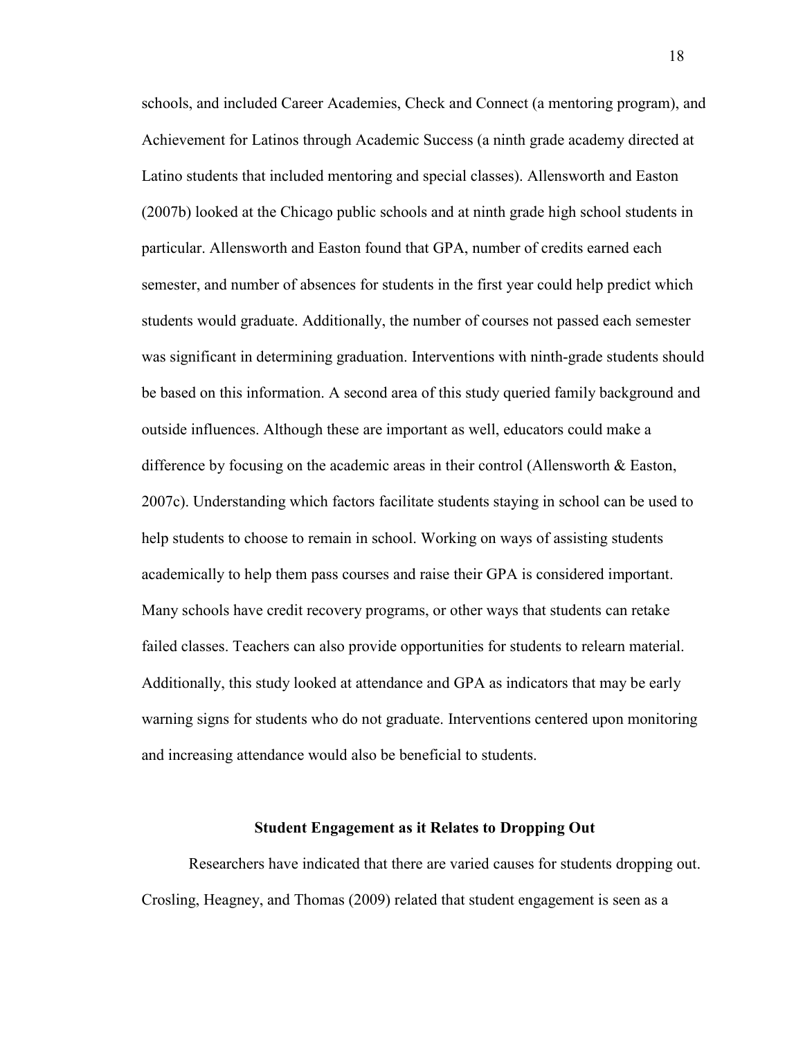schools, and included Career Academies, Check and Connect (a mentoring program), and Achievement for Latinos through Academic Success (a ninth grade academy directed at Latino students that included mentoring and special classes). Allensworth and Easton (2007b) looked at the Chicago public schools and at ninth grade high school students in particular. Allensworth and Easton found that GPA, number of credits earned each semester, and number of absences for students in the first year could help predict which students would graduate. Additionally, the number of courses not passed each semester was significant in determining graduation. Interventions with ninth-grade students should be based on this information. A second area of this study queried family background and outside influences. Although these are important as well, educators could make a difference by focusing on the academic areas in their control (Allensworth & Easton, 2007c). Understanding which factors facilitate students staying in school can be used to help students to choose to remain in school. Working on ways of assisting students academically to help them pass courses and raise their GPA is considered important. Many schools have credit recovery programs, or other ways that students can retake failed classes. Teachers can also provide opportunities for students to relearn material. Additionally, this study looked at attendance and GPA as indicators that may be early warning signs for students who do not graduate. Interventions centered upon monitoring and increasing attendance would also be beneficial to students.

## Student Engagement as it Relates to Dropping Out

Researchers have indicated that there are varied causes for students dropping out. Crosling, Heagney, and Thomas (2009) related that student engagement is seen as a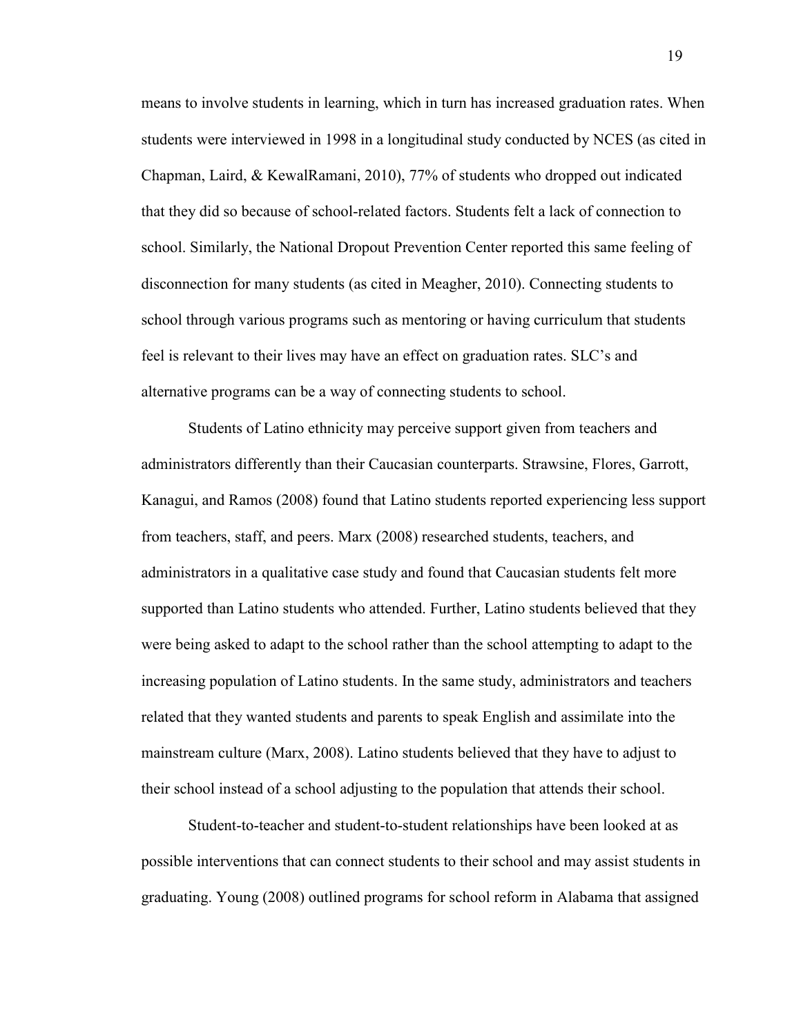means to involve students in learning, which in turn has increased graduation rates. When students were interviewed in 1998 in a longitudinal study conducted by NCES (as cited in Chapman, Laird, & KewalRamani, 2010), 77% of students who dropped out indicated that they did so because of school-related factors. Students felt a lack of connection to school. Similarly, the National Dropout Prevention Center reported this same feeling of disconnection for many students (as cited in Meagher, 2010). Connecting students to school through various programs such as mentoring or having curriculum that students feel is relevant to their lives may have an effect on graduation rates. SLC's and alternative programs can be a way of connecting students to school.

Students of Latino ethnicity may perceive support given from teachers and administrators differently than their Caucasian counterparts. Strawsine, Flores, Garrott, Kanagui, and Ramos (2008) found that Latino students reported experiencing less support from teachers, staff, and peers. Marx (2008) researched students, teachers, and administrators in a qualitative case study and found that Caucasian students felt more supported than Latino students who attended. Further, Latino students believed that they were being asked to adapt to the school rather than the school attempting to adapt to the increasing population of Latino students. In the same study, administrators and teachers related that they wanted students and parents to speak English and assimilate into the mainstream culture (Marx, 2008). Latino students believed that they have to adjust to their school instead of a school adjusting to the population that attends their school.

Student-to-teacher and student-to-student relationships have been looked at as possible interventions that can connect students to their school and may assist students in graduating. Young (2008) outlined programs for school reform in Alabama that assigned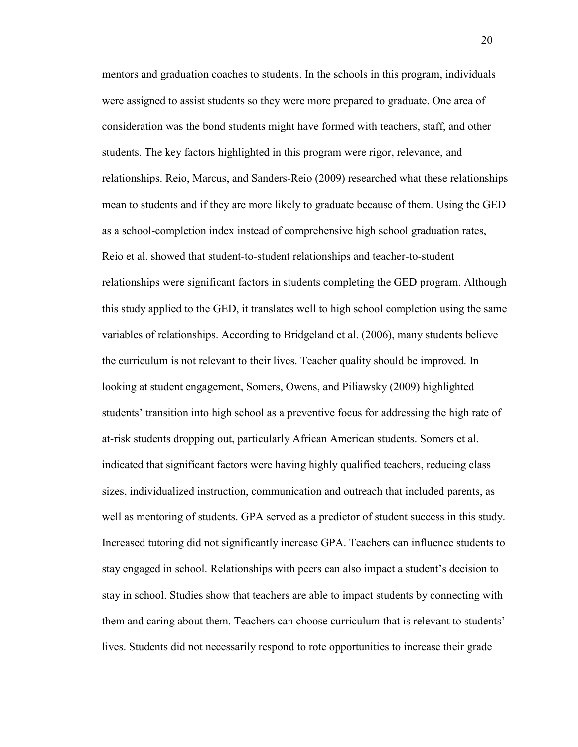mentors and graduation coaches to students. In the schools in this program, individuals were assigned to assist students so they were more prepared to graduate. One area of consideration was the bond students might have formed with teachers, staff, and other students. The key factors highlighted in this program were rigor, relevance, and relationships. Reio, Marcus, and Sanders-Reio (2009) researched what these relationships mean to students and if they are more likely to graduate because of them. Using the GED as a school-completion index instead of comprehensive high school graduation rates, Reio et al. showed that student-to-student relationships and teacher-to-student relationships were significant factors in students completing the GED program. Although this study applied to the GED, it translates well to high school completion using the same variables of relationships. According to Bridgeland et al. (2006), many students believe the curriculum is not relevant to their lives. Teacher quality should be improved. In looking at student engagement, Somers, Owens, and Piliawsky (2009) highlighted students' transition into high school as a preventive focus for addressing the high rate of at-risk students dropping out, particularly African American students. Somers et al. indicated that significant factors were having highly qualified teachers, reducing class sizes, individualized instruction, communication and outreach that included parents, as well as mentoring of students. GPA served as a predictor of student success in this study. Increased tutoring did not significantly increase GPA. Teachers can influence students to stay engaged in school. Relationships with peers can also impact a student's decision to stay in school. Studies show that teachers are able to impact students by connecting with them and caring about them. Teachers can choose curriculum that is relevant to students' lives. Students did not necessarily respond to rote opportunities to increase their grade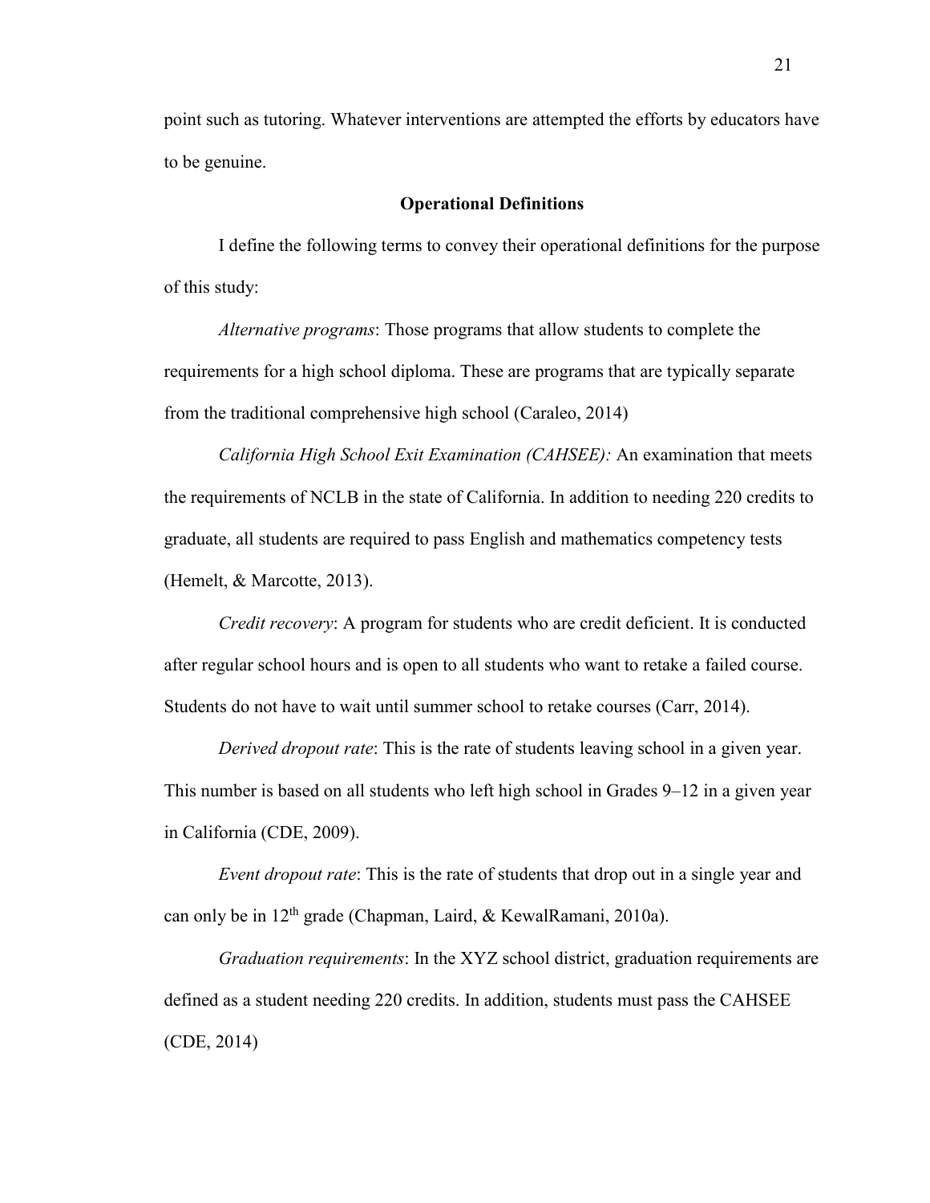point such as tutoring. Whatever interventions are attempted the efforts by educators have to be genuine.

## Operational Definitions

I define the following terms to convey their operational definitions for the purpose of this study:

*Alternative programs*: Those programs that allow students to complete the requirements for a high school diploma. These are programs that are typically separate from the traditional comprehensive high school (Caraleo, 2014)

*California High School Exit Examination (CAHSEE):* An examination that meets the requirements of NCLB in the state of California. In addition to needing 220 credits to graduate, all students are required to pass English and mathematics competency tests (Hemelt, & Marcotte, 2013).

*Credit recovery*: A program for students who are credit deficient. It is conducted after regular school hours and is open to all students who want to retake a failed course. Students do not have to wait until summer school to retake courses (Carr, 2014).

*Derived dropout rate*: This is the rate of students leaving school in a given year. This number is based on all students who left high school in Grades 9–12 in a given year in California (CDE, 2009).

*Event dropout rate*: This is the rate of students that drop out in a single year and can only be in 12th grade (Chapman, Laird, & KewalRamani, 2010a).

*Graduation requirements*: In the XYZ school district, graduation requirements are defined as a student needing 220 credits. In addition, students must pass the CAHSEE (CDE, 2014)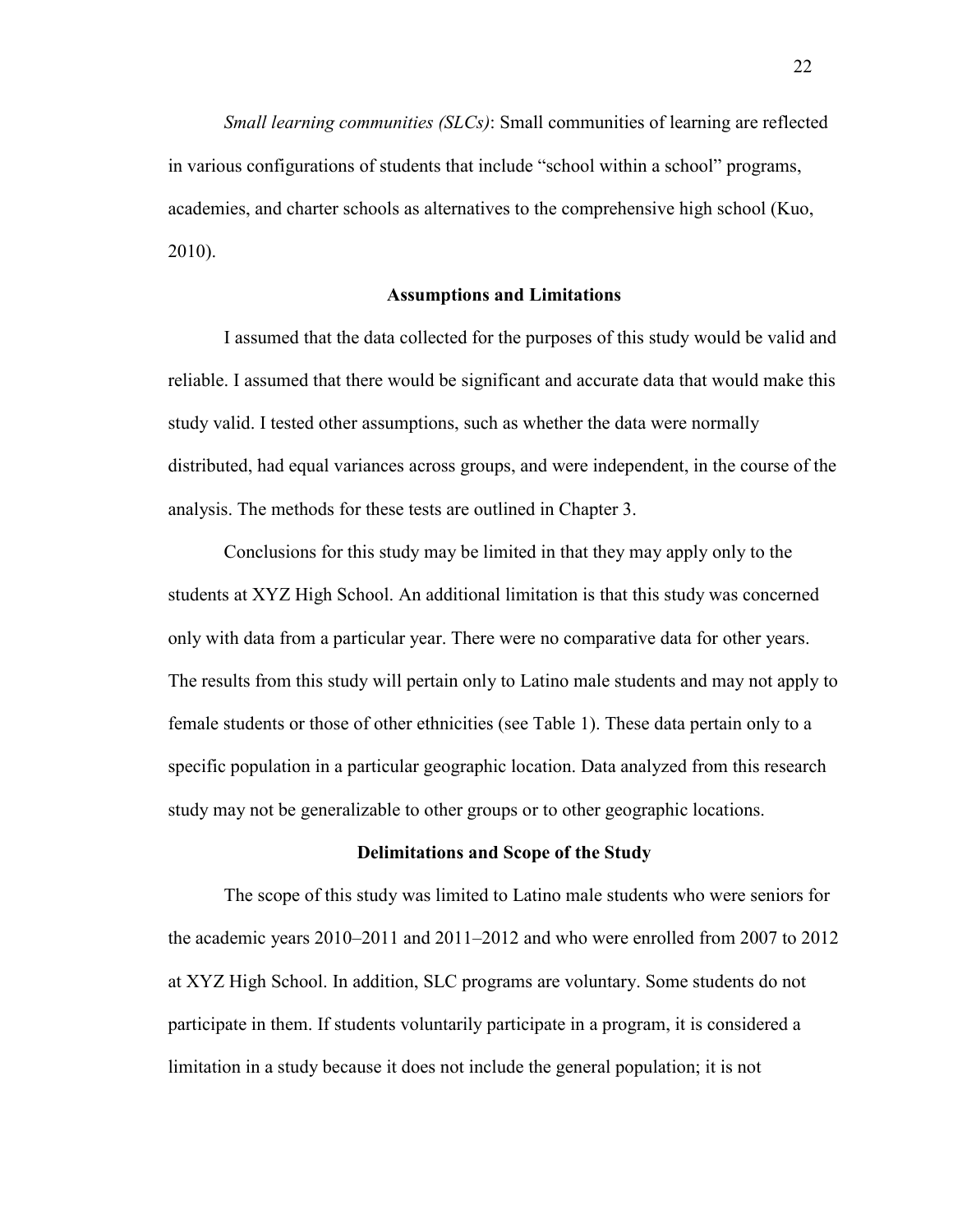*Small learning communities (SLCs)*: Small communities of learning are reflected in various configurations of students that include "school within a school" programs, academies, and charter schools as alternatives to the comprehensive high school (Kuo, 2010).

## Assumptions and Limitations

I assumed that the data collected for the purposes of this study would be valid and reliable. I assumed that there would be significant and accurate data that would make this study valid. I tested other assumptions, such as whether the data were normally distributed, had equal variances across groups, and were independent, in the course of the analysis. The methods for these tests are outlined in Chapter 3.

Conclusions for this study may be limited in that they may apply only to the students at XYZ High School. An additional limitation is that this study was concerned only with data from a particular year. There were no comparative data for other years. The results from this study will pertain only to Latino male students and may not apply to female students or those of other ethnicities (see Table 1). These data pertain only to a specific population in a particular geographic location. Data analyzed from this research study may not be generalizable to other groups or to other geographic locations.

## Delimitations and Scope of the Study

The scope of this study was limited to Latino male students who were seniors for the academic years 2010–2011 and 2011–2012 and who were enrolled from 2007 to 2012 at XYZ High School. In addition, SLC programs are voluntary. Some students do not participate in them. If students voluntarily participate in a program, it is considered a limitation in a study because it does not include the general population; it is not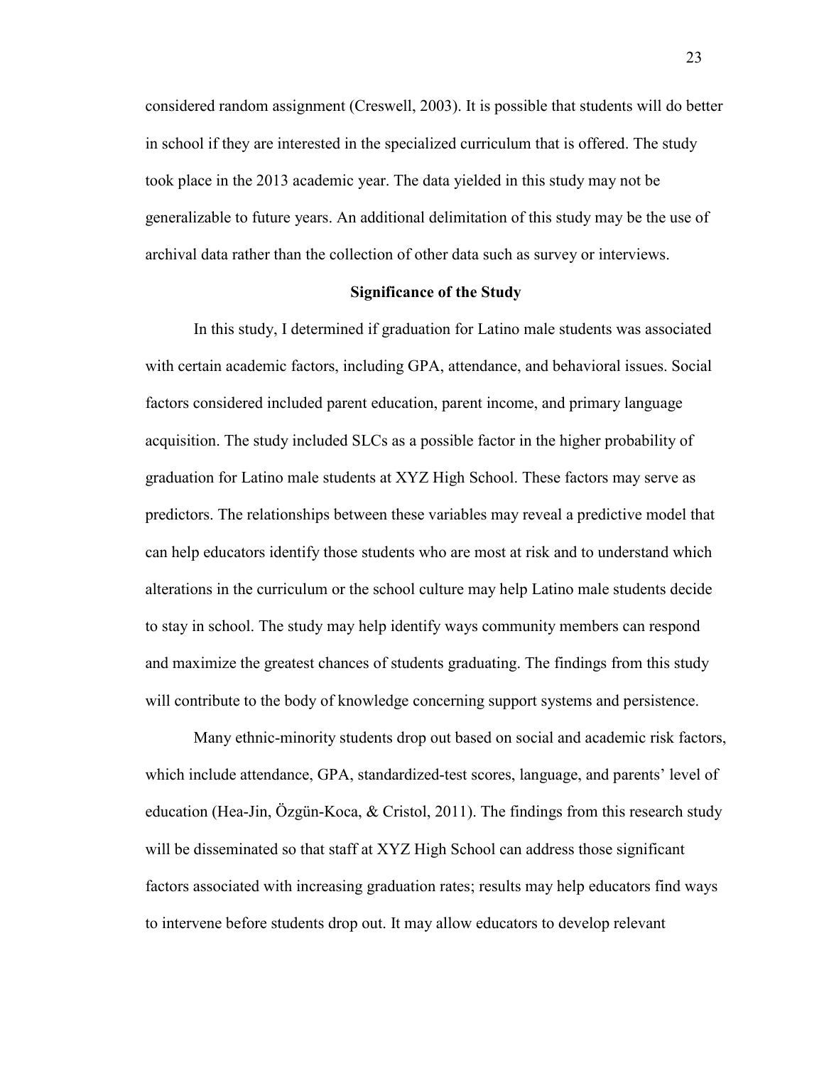considered random assignment (Creswell, 2003). It is possible that students will do better in school if they are interested in the specialized curriculum that is offered. The study took place in the 2013 academic year. The data yielded in this study may not be generalizable to future years. An additional delimitation of this study may be the use of archival data rather than the collection of other data such as survey or interviews.

## Significance of the Study

In this study, I determined if graduation for Latino male students was associated with certain academic factors, including GPA, attendance, and behavioral issues. Social factors considered included parent education, parent income, and primary language acquisition. The study included SLCs as a possible factor in the higher probability of graduation for Latino male students at XYZ High School. These factors may serve as predictors. The relationships between these variables may reveal a predictive model that can help educators identify those students who are most at risk and to understand which alterations in the curriculum or the school culture may help Latino male students decide to stay in school. The study may help identify ways community members can respond and maximize the greatest chances of students graduating. The findings from this study will contribute to the body of knowledge concerning support systems and persistence.

Many ethnic-minority students drop out based on social and academic risk factors, which include attendance, GPA, standardized-test scores, language, and parents' level of education (Hea-Jin, Özgün-Koca, & Cristol, 2011). The findings from this research study will be disseminated so that staff at XYZ High School can address those significant factors associated with increasing graduation rates; results may help educators find ways to intervene before students drop out. It may allow educators to develop relevant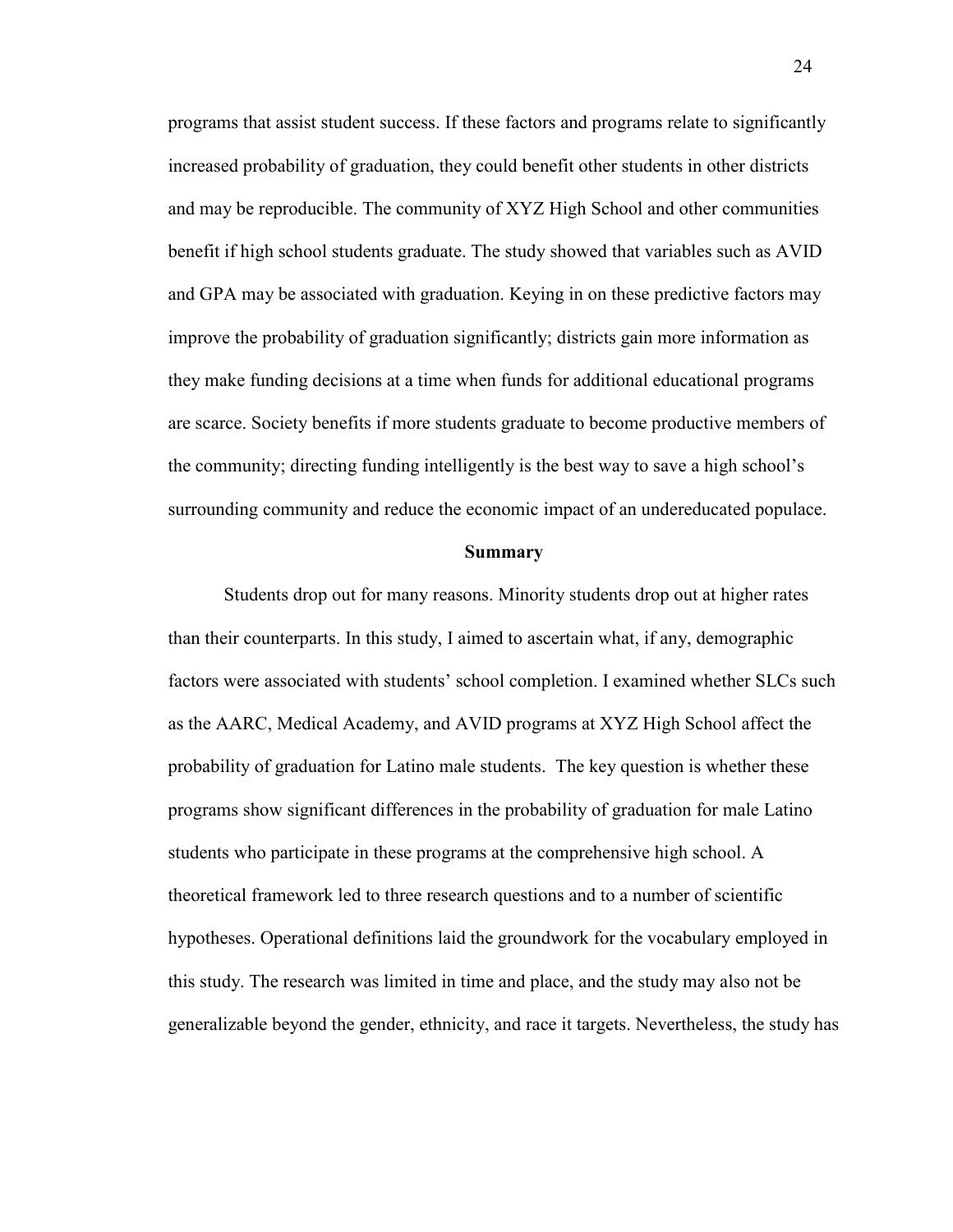programs that assist student success. If these factors and programs relate to significantly increased probability of graduation, they could benefit other students in other districts and may be reproducible. The community of XYZ High School and other communities benefit if high school students graduate. The study showed that variables such as AVID and GPA may be associated with graduation. Keying in on these predictive factors may improve the probability of graduation significantly; districts gain more information as they make funding decisions at a time when funds for additional educational programs are scarce. Society benefits if more students graduate to become productive members of the community; directing funding intelligently is the best way to save a high school's surrounding community and reduce the economic impact of an undereducated populace.

## Summary

Students drop out for many reasons. Minority students drop out at higher rates than their counterparts. In this study, I aimed to ascertain what, if any, demographic factors were associated with students' school completion. I examined whether SLCs such as the AARC, Medical Academy, and AVID programs at XYZ High School affect the probability of graduation for Latino male students. The key question is whether these programs show significant differences in the probability of graduation for male Latino students who participate in these programs at the comprehensive high school. A theoretical framework led to three research questions and to a number of scientific hypotheses. Operational definitions laid the groundwork for the vocabulary employed in this study. The research was limited in time and place, and the study may also not be generalizable beyond the gender, ethnicity, and race it targets. Nevertheless, the study has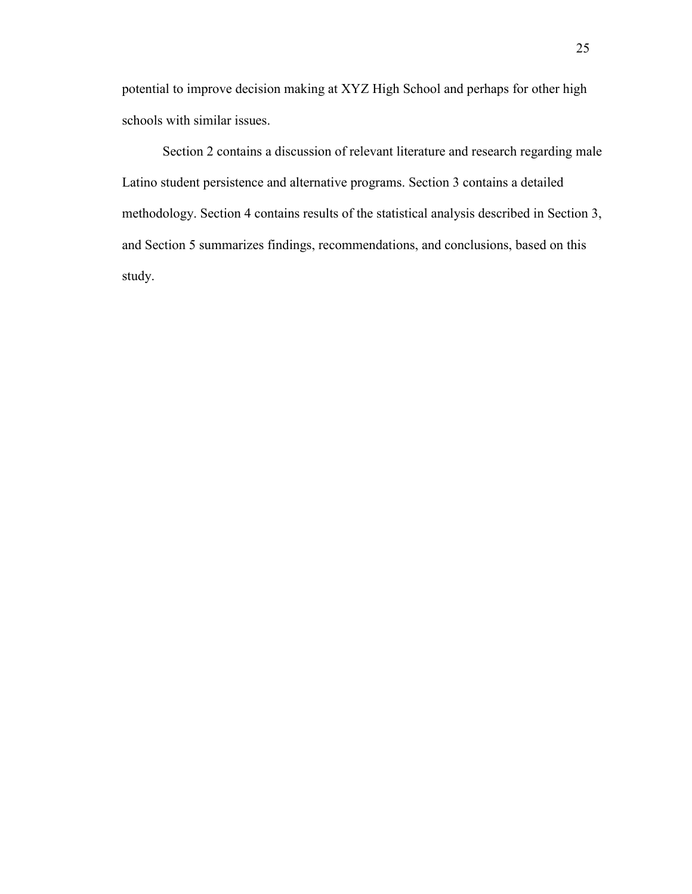potential to improve decision making at XYZ High School and perhaps for other high schools with similar issues.

Section 2 contains a discussion of relevant literature and research regarding male Latino student persistence and alternative programs. Section 3 contains a detailed methodology. Section 4 contains results of the statistical analysis described in Section 3, and Section 5 summarizes findings, recommendations, and conclusions, based on this study.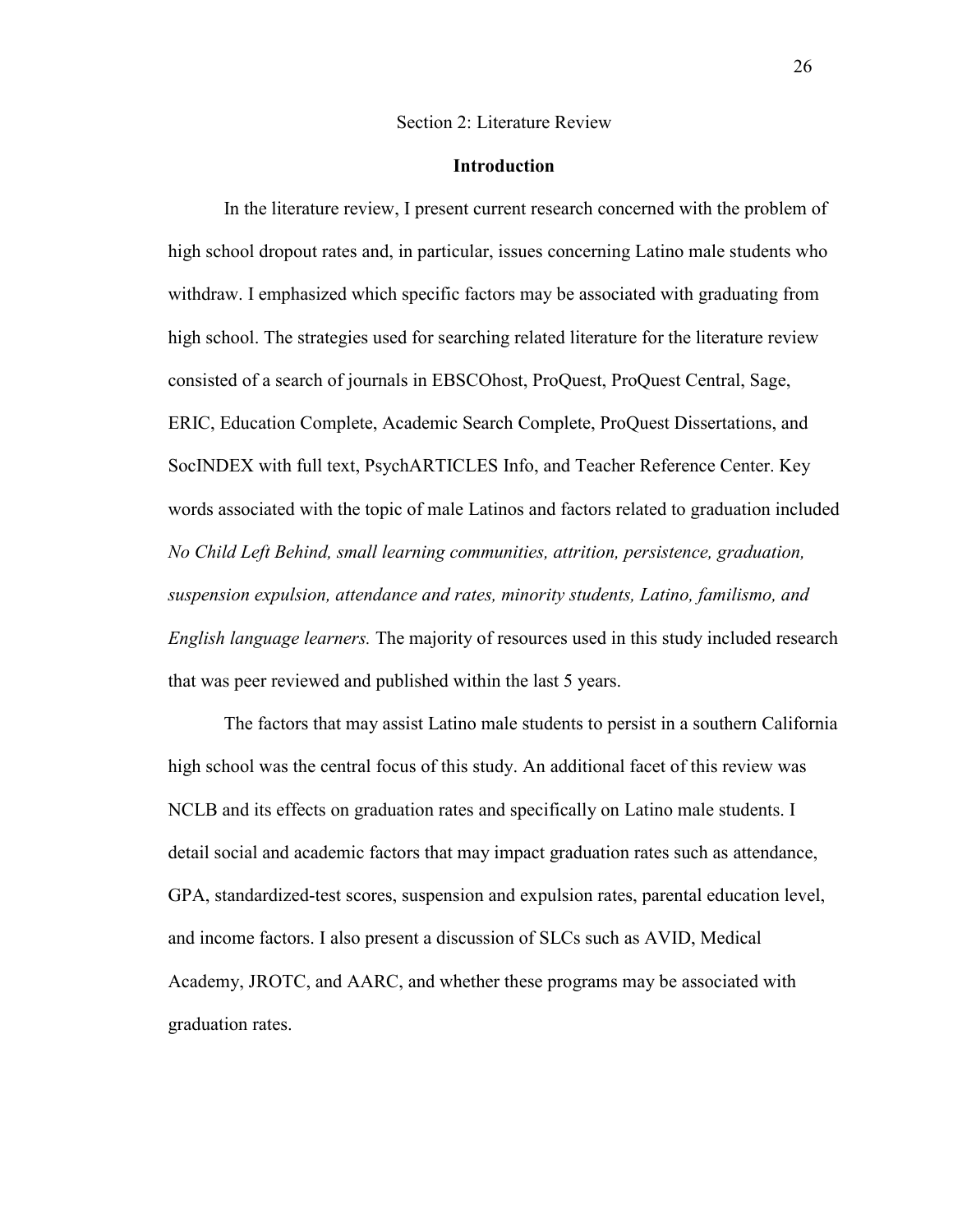# Section 2: Literature Review

## Introduction

In the literature review, I present current research concerned with the problem of high school dropout rates and, in particular, issues concerning Latino male students who withdraw. I emphasized which specific factors may be associated with graduating from high school. The strategies used for searching related literature for the literature review consisted of a search of journals in EBSCOhost, ProQuest, ProQuest Central, Sage, ERIC, Education Complete, Academic Search Complete, ProQuest Dissertations, and SocINDEX with full text, PsychARTICLES Info, and Teacher Reference Center. Key words associated with the topic of male Latinos and factors related to graduation included *No Child Left Behind, small learning communities, attrition, persistence, graduation, suspension expulsion, attendance and rates, minority students, Latino, familismo, and English language learners.* The majority of resources used in this study included research that was peer reviewed and published within the last 5 years.

The factors that may assist Latino male students to persist in a southern California high school was the central focus of this study. An additional facet of this review was NCLB and its effects on graduation rates and specifically on Latino male students. I detail social and academic factors that may impact graduation rates such as attendance, GPA, standardized-test scores, suspension and expulsion rates, parental education level, and income factors. I also present a discussion of SLCs such as AVID, Medical Academy, JROTC, and AARC, and whether these programs may be associated with graduation rates.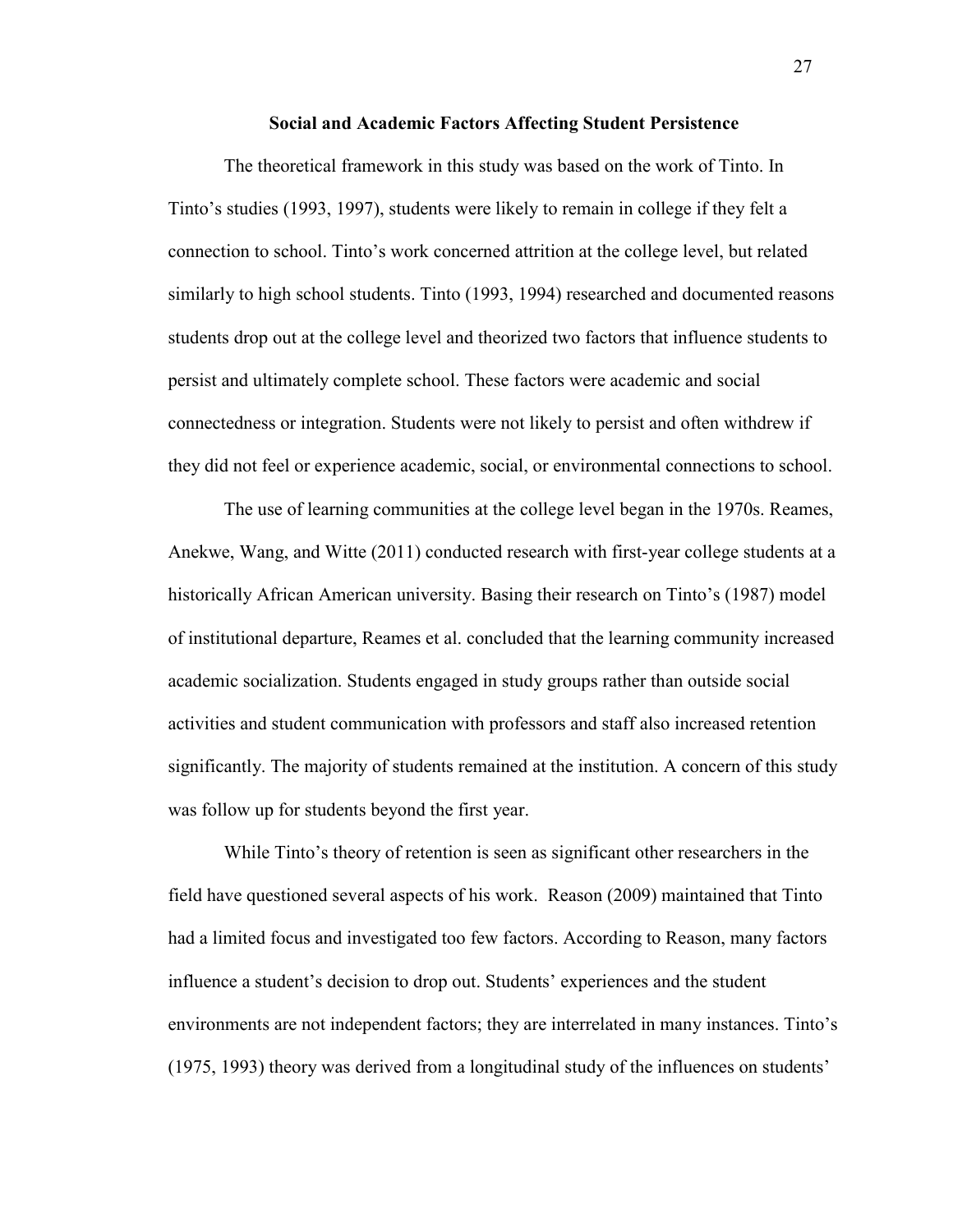## Social and Academic Factors Affecting Student Persistence

The theoretical framework in this study was based on the work of Tinto. In Tinto's studies (1993, 1997), students were likely to remain in college if they felt a connection to school. Tinto's work concerned attrition at the college level, but related similarly to high school students. Tinto (1993, 1994) researched and documented reasons students drop out at the college level and theorized two factors that influence students to persist and ultimately complete school. These factors were academic and social connectedness or integration. Students were not likely to persist and often withdrew if they did not feel or experience academic, social, or environmental connections to school.

The use of learning communities at the college level began in the 1970s. Reames, Anekwe, Wang, and Witte (2011) conducted research with first-year college students at a historically African American university. Basing their research on Tinto's (1987) model of institutional departure, Reames et al. concluded that the learning community increased academic socialization. Students engaged in study groups rather than outside social activities and student communication with professors and staff also increased retention significantly. The majority of students remained at the institution. A concern of this study was follow up for students beyond the first year.

While Tinto's theory of retention is seen as significant other researchers in the field have questioned several aspects of his work. Reason (2009) maintained that Tinto had a limited focus and investigated too few factors. According to Reason, many factors influence a student's decision to drop out. Students' experiences and the student environments are not independent factors; they are interrelated in many instances. Tinto's (1975, 1993) theory was derived from a longitudinal study of the influences on students'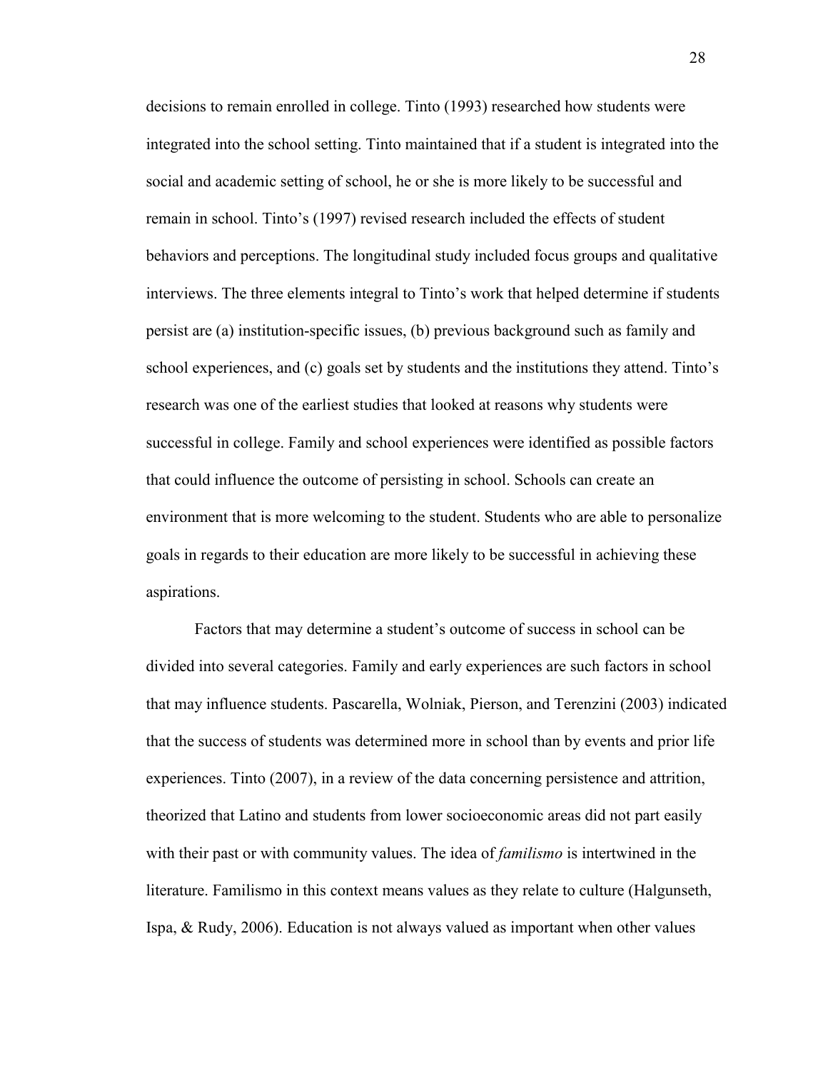decisions to remain enrolled in college. Tinto (1993) researched how students were integrated into the school setting. Tinto maintained that if a student is integrated into the social and academic setting of school, he or she is more likely to be successful and remain in school. Tinto's (1997) revised research included the effects of student behaviors and perceptions. The longitudinal study included focus groups and qualitative interviews. The three elements integral to Tinto's work that helped determine if students persist are (a) institution-specific issues, (b) previous background such as family and school experiences, and (c) goals set by students and the institutions they attend. Tinto's research was one of the earliest studies that looked at reasons why students were successful in college. Family and school experiences were identified as possible factors that could influence the outcome of persisting in school. Schools can create an environment that is more welcoming to the student. Students who are able to personalize goals in regards to their education are more likely to be successful in achieving these aspirations.

Factors that may determine a student's outcome of success in school can be divided into several categories. Family and early experiences are such factors in school that may influence students. Pascarella, Wolniak, Pierson, and Terenzini (2003) indicated that the success of students was determined more in school than by events and prior life experiences. Tinto (2007), in a review of the data concerning persistence and attrition, theorized that Latino and students from lower socioeconomic areas did not part easily with their past or with community values. The idea of *familismo* is intertwined in the literature. Familismo in this context means values as they relate to culture (Halgunseth, Ispa, & Rudy, 2006). Education is not always valued as important when other values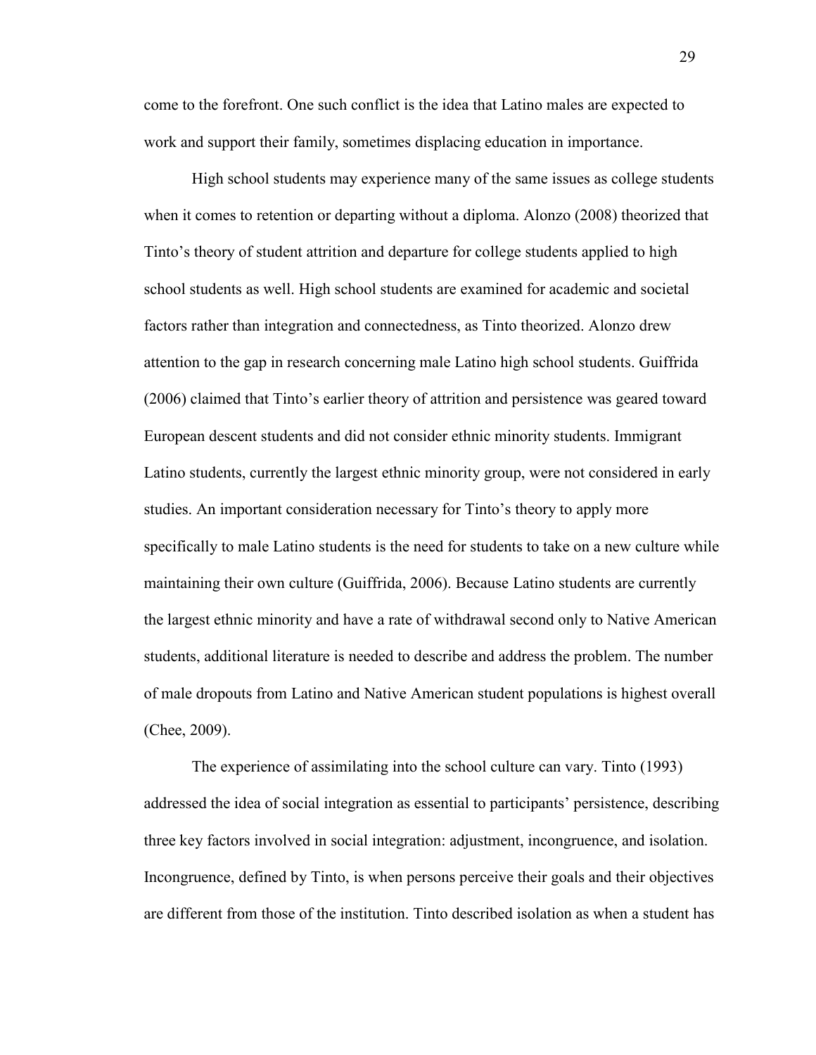come to the forefront. One such conflict is the idea that Latino males are expected to work and support their family, sometimes displacing education in importance.

High school students may experience many of the same issues as college students when it comes to retention or departing without a diploma. Alonzo (2008) theorized that Tinto's theory of student attrition and departure for college students applied to high school students as well. High school students are examined for academic and societal factors rather than integration and connectedness, as Tinto theorized. Alonzo drew attention to the gap in research concerning male Latino high school students. Guiffrida (2006) claimed that Tinto's earlier theory of attrition and persistence was geared toward European descent students and did not consider ethnic minority students. Immigrant Latino students, currently the largest ethnic minority group, were not considered in early studies. An important consideration necessary for Tinto's theory to apply more specifically to male Latino students is the need for students to take on a new culture while maintaining their own culture (Guiffrida, 2006). Because Latino students are currently the largest ethnic minority and have a rate of withdrawal second only to Native American students, additional literature is needed to describe and address the problem. The number of male dropouts from Latino and Native American student populations is highest overall (Chee, 2009).

The experience of assimilating into the school culture can vary. Tinto (1993) addressed the idea of social integration as essential to participants' persistence, describing three key factors involved in social integration: adjustment, incongruence, and isolation. Incongruence, defined by Tinto, is when persons perceive their goals and their objectives are different from those of the institution. Tinto described isolation as when a student has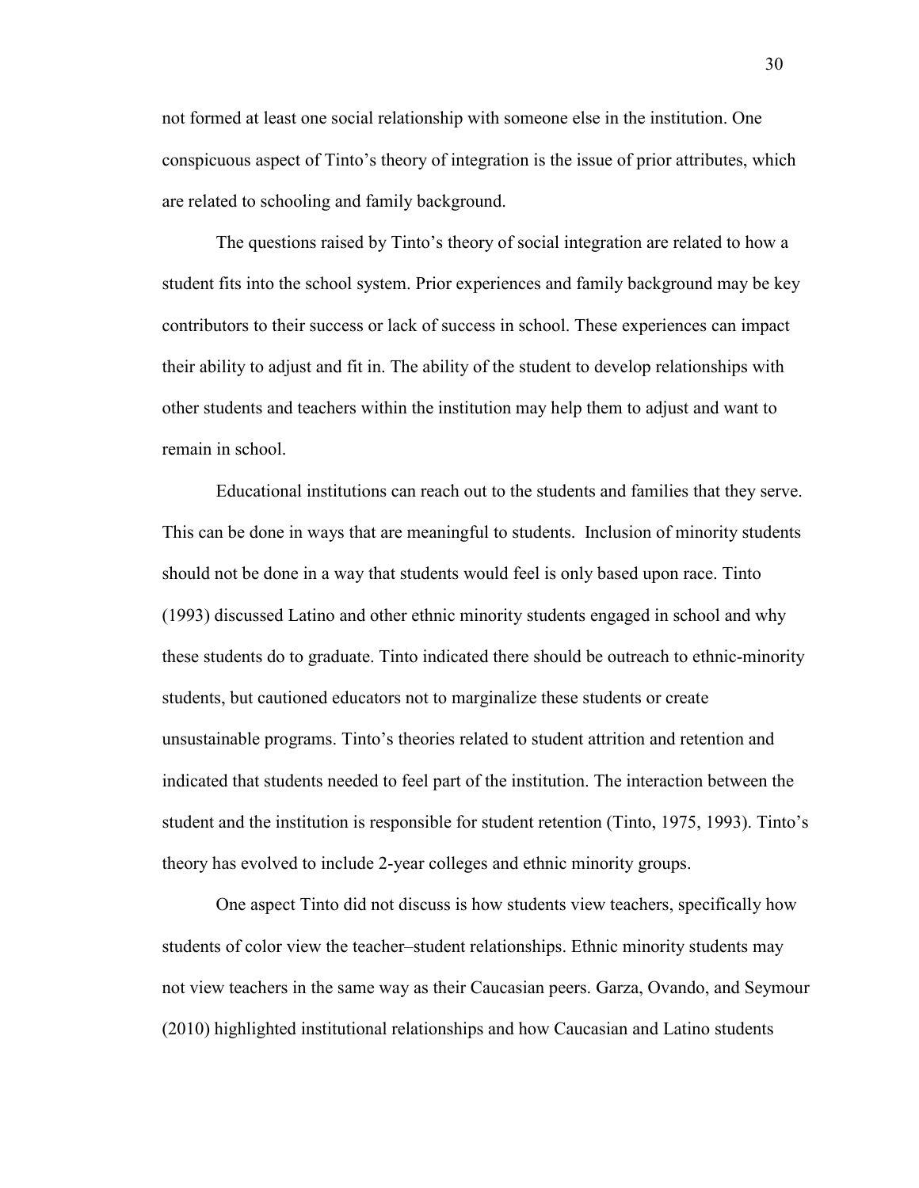not formed at least one social relationship with someone else in the institution. One conspicuous aspect of Tinto's theory of integration is the issue of prior attributes, which are related to schooling and family background.

The questions raised by Tinto's theory of social integration are related to how a student fits into the school system. Prior experiences and family background may be key contributors to their success or lack of success in school. These experiences can impact their ability to adjust and fit in. The ability of the student to develop relationships with other students and teachers within the institution may help them to adjust and want to remain in school.

Educational institutions can reach out to the students and families that they serve. This can be done in ways that are meaningful to students. Inclusion of minority students should not be done in a way that students would feel is only based upon race. Tinto (1993) discussed Latino and other ethnic minority students engaged in school and why these students do to graduate. Tinto indicated there should be outreach to ethnic-minority students, but cautioned educators not to marginalize these students or create unsustainable programs. Tinto's theories related to student attrition and retention and indicated that students needed to feel part of the institution. The interaction between the student and the institution is responsible for student retention (Tinto, 1975, 1993). Tinto's theory has evolved to include 2-year colleges and ethnic minority groups.

One aspect Tinto did not discuss is how students view teachers, specifically how students of color view the teacher–student relationships. Ethnic minority students may not view teachers in the same way as their Caucasian peers. Garza, Ovando, and Seymour (2010) highlighted institutional relationships and how Caucasian and Latino students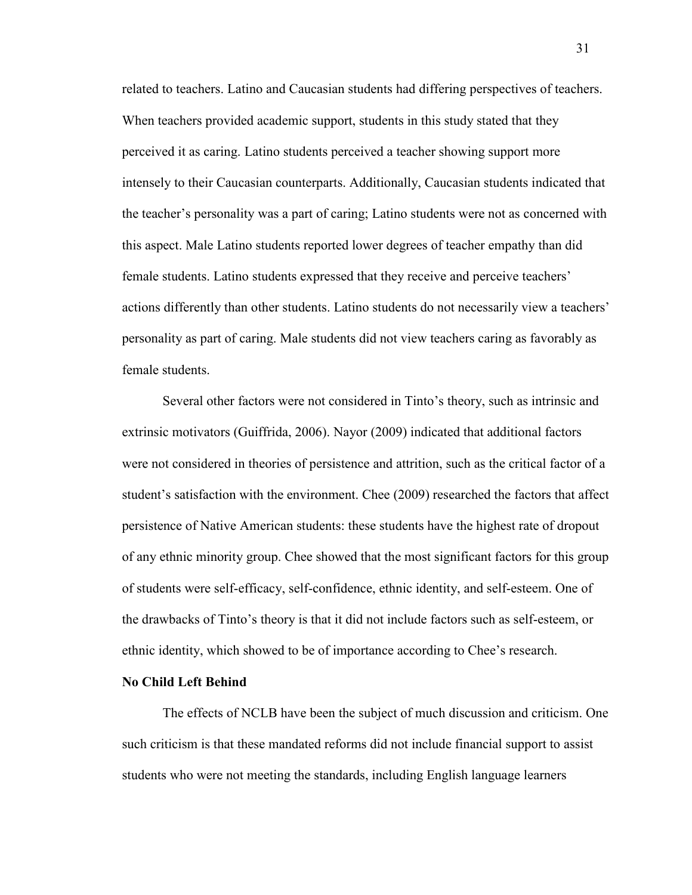related to teachers. Latino and Caucasian students had differing perspectives of teachers. When teachers provided academic support, students in this study stated that they perceived it as caring. Latino students perceived a teacher showing support more intensely to their Caucasian counterparts. Additionally, Caucasian students indicated that the teacher's personality was a part of caring; Latino students were not as concerned with this aspect. Male Latino students reported lower degrees of teacher empathy than did female students. Latino students expressed that they receive and perceive teachers' actions differently than other students. Latino students do not necessarily view a teachers' personality as part of caring. Male students did not view teachers caring as favorably as female students.

Several other factors were not considered in Tinto's theory, such as intrinsic and extrinsic motivators (Guiffrida, 2006). Nayor (2009) indicated that additional factors were not considered in theories of persistence and attrition, such as the critical factor of a student's satisfaction with the environment. Chee (2009) researched the factors that affect persistence of Native American students: these students have the highest rate of dropout of any ethnic minority group. Chee showed that the most significant factors for this group of students were self-efficacy, self-confidence, ethnic identity, and self-esteem. One of the drawbacks of Tinto's theory is that it did not include factors such as self-esteem, or ethnic identity, which showed to be of importance according to Chee's research.

**No Child Left Behind**

The effects of NCLB have been the subject of much discussion and criticism. One such criticism is that these mandated reforms did not include financial support to assist students who were not meeting the standards, including English language learners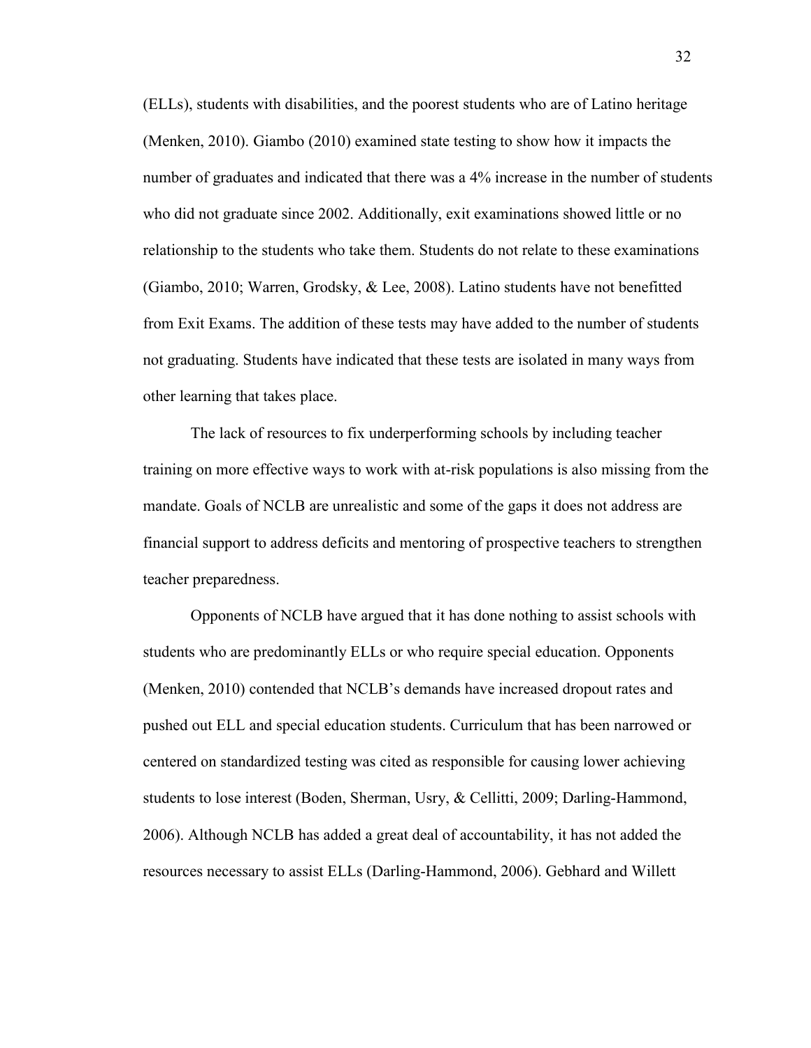(ELLs), students with disabilities, and the poorest students who are of Latino heritage (Menken, 2010). Giambo (2010) examined state testing to show how it impacts the number of graduates and indicated that there was a 4% increase in the number of students who did not graduate since 2002. Additionally, exit examinations showed little or no relationship to the students who take them. Students do not relate to these examinations (Giambo, 2010; Warren, Grodsky, & Lee, 2008). Latino students have not benefitted from Exit Exams. The addition of these tests may have added to the number of students not graduating. Students have indicated that these tests are isolated in many ways from other learning that takes place.

The lack of resources to fix underperforming schools by including teacher training on more effective ways to work with at-risk populations is also missing from the mandate. Goals of NCLB are unrealistic and some of the gaps it does not address are financial support to address deficits and mentoring of prospective teachers to strengthen teacher preparedness.

Opponents of NCLB have argued that it has done nothing to assist schools with students who are predominantly ELLs or who require special education. Opponents (Menken, 2010) contended that NCLB's demands have increased dropout rates and pushed out ELL and special education students. Curriculum that has been narrowed or centered on standardized testing was cited as responsible for causing lower achieving students to lose interest (Boden, Sherman, Usry, & Cellitti, 2009; Darling-Hammond, 2006). Although NCLB has added a great deal of accountability, it has not added the resources necessary to assist ELLs (Darling-Hammond, 2006). Gebhard and Willett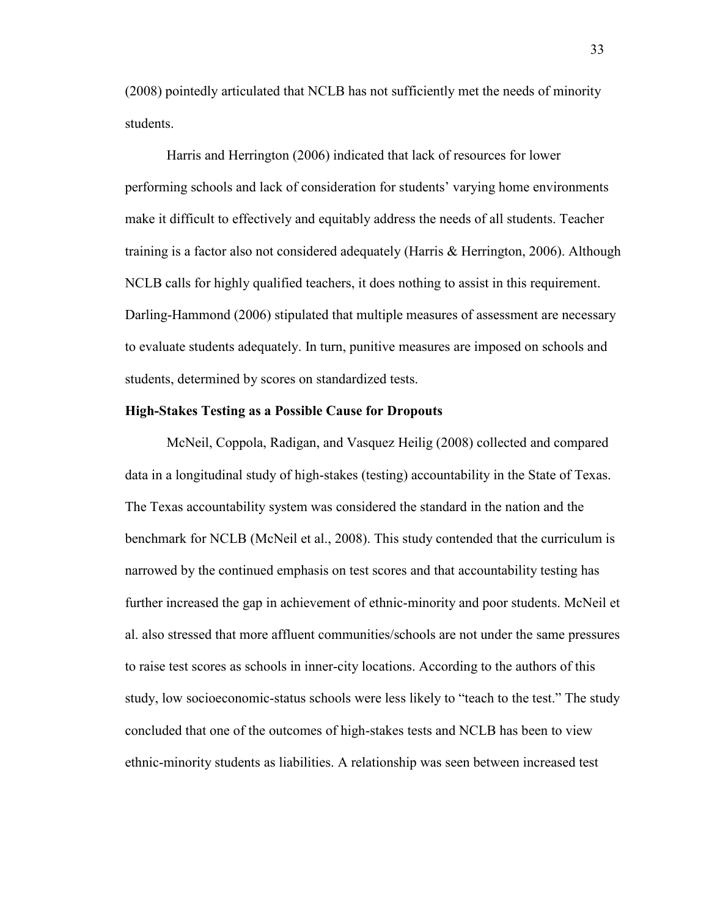(2008) pointedly articulated that NCLB has not sufficiently met the needs of minority students.

Harris and Herrington (2006) indicated that lack of resources for lower performing schools and lack of consideration for students' varying home environments make it difficult to effectively and equitably address the needs of all students. Teacher training is a factor also not considered adequately (Harris & Herrington, 2006). Although NCLB calls for highly qualified teachers, it does nothing to assist in this requirement. Darling-Hammond (2006) stipulated that multiple measures of assessment are necessary to evaluate students adequately. In turn, punitive measures are imposed on schools and students, determined by scores on standardized tests.

**High-Stakes Testing as a Possible Cause for Dropouts**

McNeil, Coppola, Radigan, and Vasquez Heilig (2008) collected and compared data in a longitudinal study of high-stakes (testing) accountability in the State of Texas. The Texas accountability system was considered the standard in the nation and the benchmark for NCLB (McNeil et al., 2008). This study contended that the curriculum is narrowed by the continued emphasis on test scores and that accountability testing has further increased the gap in achievement of ethnic-minority and poor students. McNeil et al. also stressed that more affluent communities/schools are not under the same pressures to raise test scores as schools in inner-city locations. According to the authors of this study, low socioeconomic-status schools were less likely to "teach to the test." The study concluded that one of the outcomes of high-stakes tests and NCLB has been to view ethnic-minority students as liabilities. A relationship was seen between increased test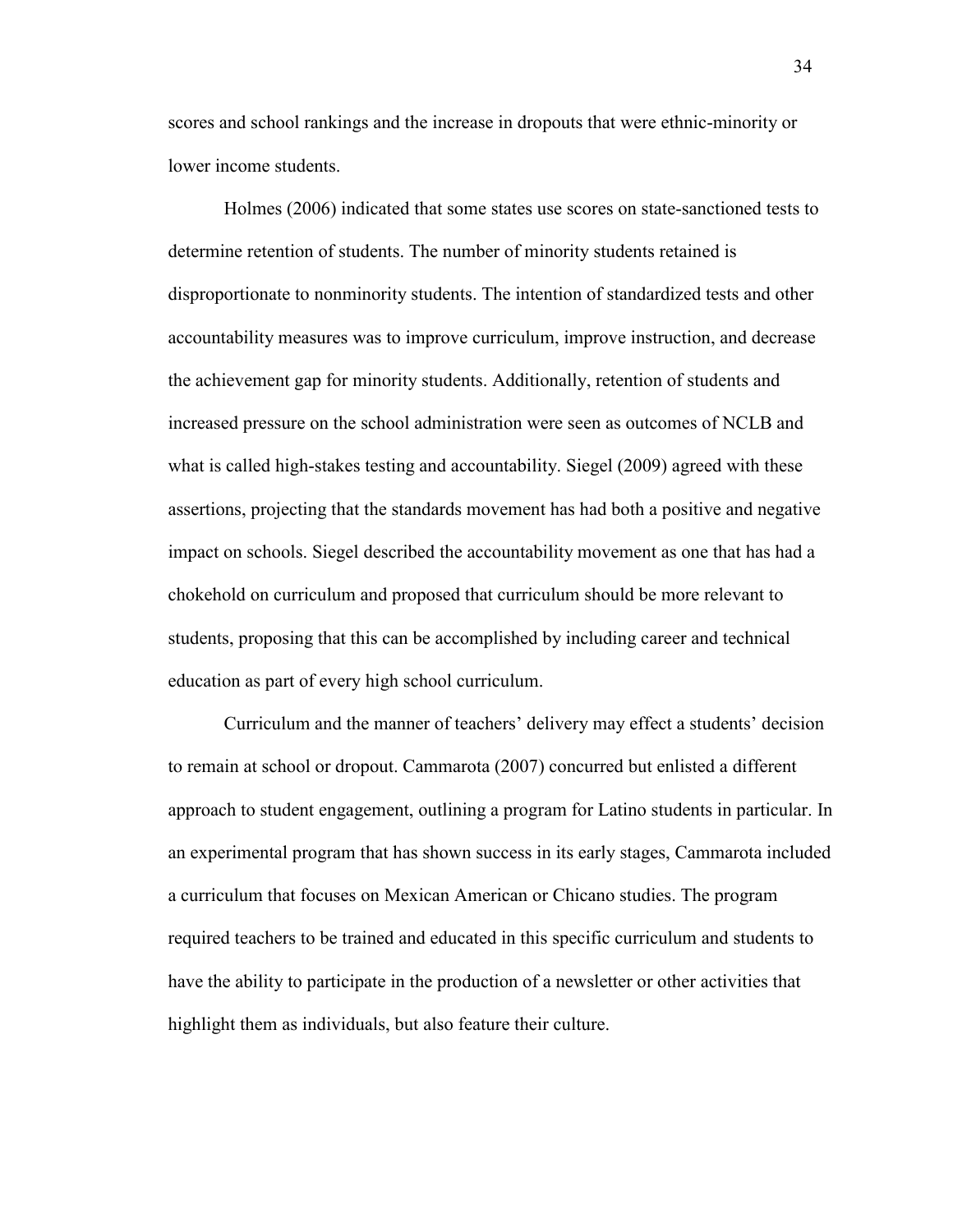scores and school rankings and the increase in dropouts that were ethnic-minority or lower income students.

Holmes (2006) indicated that some states use scores on state-sanctioned tests to determine retention of students. The number of minority students retained is disproportionate to nonminority students. The intention of standardized tests and other accountability measures was to improve curriculum, improve instruction, and decrease the achievement gap for minority students. Additionally, retention of students and increased pressure on the school administration were seen as outcomes of NCLB and what is called high-stakes testing and accountability. Siegel (2009) agreed with these assertions, projecting that the standards movement has had both a positive and negative impact on schools. Siegel described the accountability movement as one that has had a chokehold on curriculum and proposed that curriculum should be more relevant to students, proposing that this can be accomplished by including career and technical education as part of every high school curriculum.

Curriculum and the manner of teachers' delivery may effect a students' decision to remain at school or dropout. Cammarota (2007) concurred but enlisted a different approach to student engagement, outlining a program for Latino students in particular. In an experimental program that has shown success in its early stages, Cammarota included a curriculum that focuses on Mexican American or Chicano studies. The program required teachers to be trained and educated in this specific curriculum and students to have the ability to participate in the production of a newsletter or other activities that highlight them as individuals, but also feature their culture.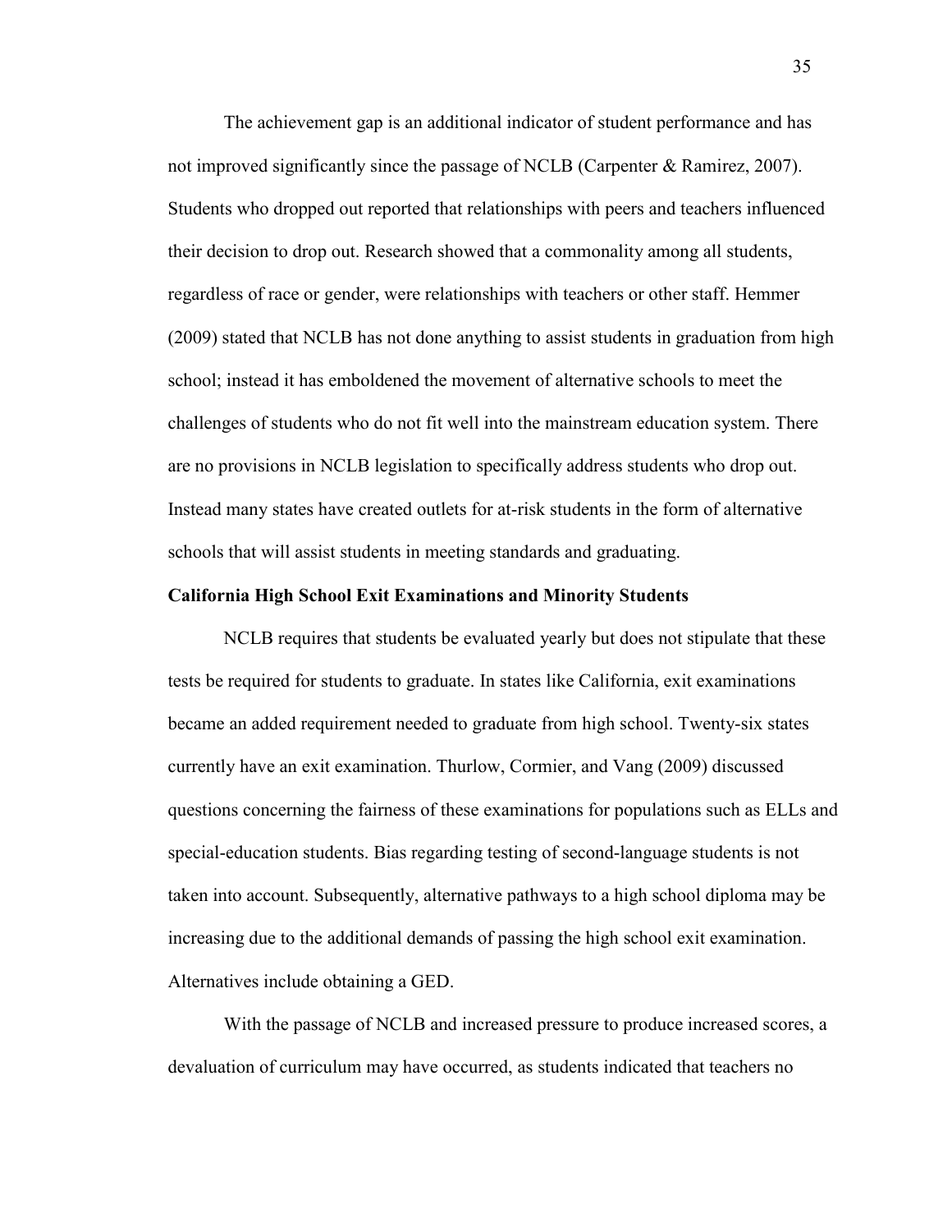The achievement gap is an additional indicator of student performance and has not improved significantly since the passage of NCLB (Carpenter & Ramirez, 2007). Students who dropped out reported that relationships with peers and teachers influenced their decision to drop out. Research showed that a commonality among all students, regardless of race or gender, were relationships with teachers or other staff. Hemmer (2009) stated that NCLB has not done anything to assist students in graduation from high school; instead it has emboldened the movement of alternative schools to meet the challenges of students who do not fit well into the mainstream education system. There are no provisions in NCLB legislation to specifically address students who drop out. Instead many states have created outlets for at-risk students in the form of alternative schools that will assist students in meeting standards and graduating.

**California High School Exit Examinations and Minority Students**

NCLB requires that students be evaluated yearly but does not stipulate that these tests be required for students to graduate. In states like California, exit examinations became an added requirement needed to graduate from high school. Twenty-six states currently have an exit examination. Thurlow, Cormier, and Vang (2009) discussed questions concerning the fairness of these examinations for populations such as ELLs and special-education students. Bias regarding testing of second-language students is not taken into account. Subsequently, alternative pathways to a high school diploma may be increasing due to the additional demands of passing the high school exit examination. Alternatives include obtaining a GED.

With the passage of NCLB and increased pressure to produce increased scores, a devaluation of curriculum may have occurred, as students indicated that teachers no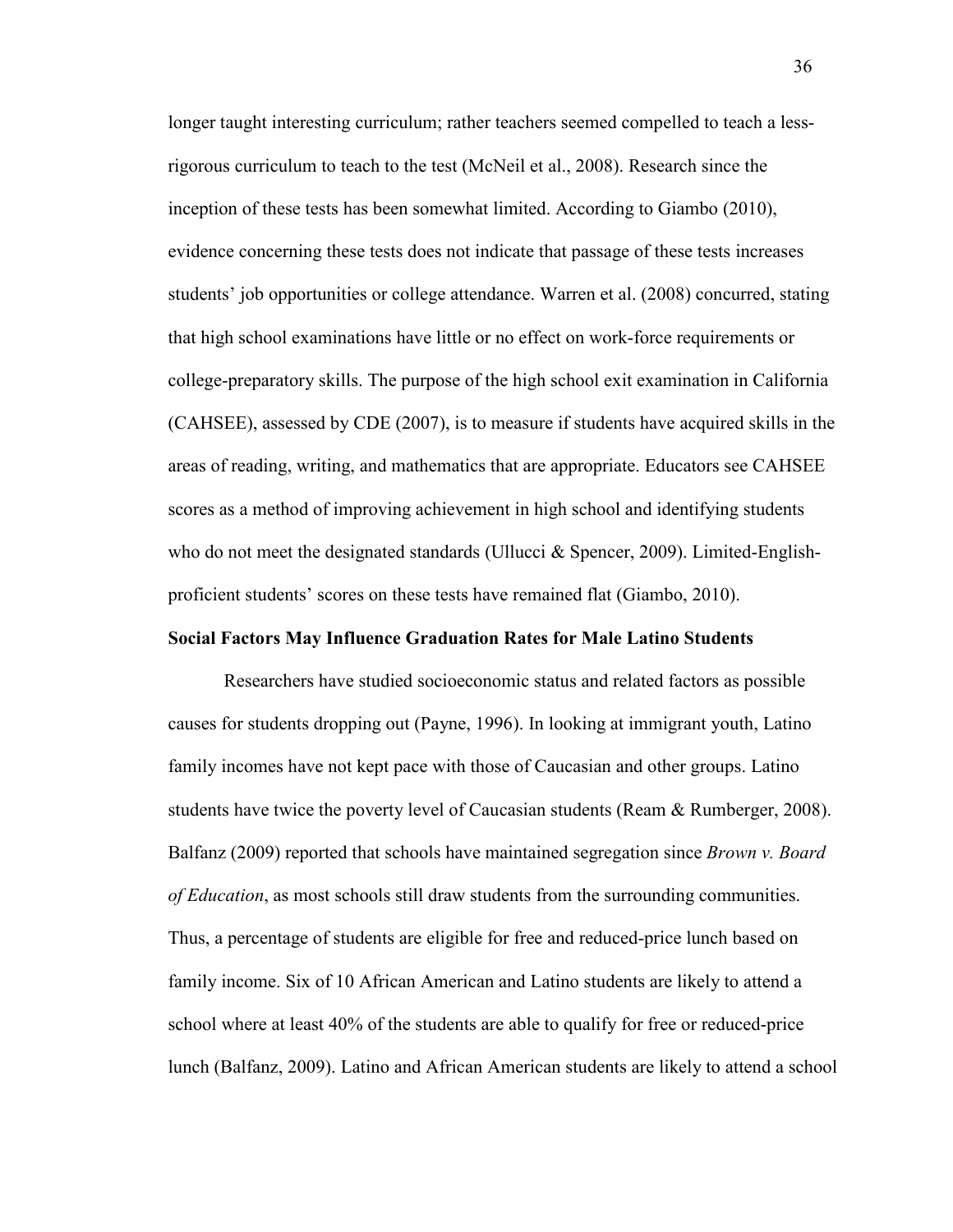longer taught interesting curriculum; rather teachers seemed compelled to teach a less-rigorous curriculum to teach to the test (McNeil et al., 2008). Research since the inception of these tests has been somewhat limited. According to Giambo (2010), evidence concerning these tests does not indicate that passage of these tests increases students' job opportunities or college attendance. Warren et al. (2008) concurred, stating that high school examinations have little or no effect on work-force requirements or college-preparatory skills. The purpose of the high school exit examination in California (CAHSEE), assessed by CDE (2007), is to measure if students have acquired skills in the areas of reading, writing, and mathematics that are appropriate. Educators see CAHSEE scores as a method of improving achievement in high school and identifying students who do not meet the designated standards (Ullucci & Spencer, 2009). Limited-English-proficient students' scores on these tests have remained flat (Giambo, 2010).

### Social Factors May Influence Graduation Rates for Male Latino Students

Researchers have studied socioeconomic status and related factors as possible causes for students dropping out (Payne, 1996). In looking at immigrant youth, Latino family incomes have not kept pace with those of Caucasian and other groups. Latino students have twice the poverty level of Caucasian students (Ream & Rumberger, 2008). Balfanz (2009) reported that schools have maintained segregation since *Brown v. Board of Education*, as most schools still draw students from the surrounding communities. Thus, a percentage of students are eligible for free and reduced-price lunch based on family income. Six of 10 African American and Latino students are likely to attend a school where at least 40% of the students are able to qualify for free or reduced-price lunch (Balfanz, 2009). Latino and African American students are likely to attend a school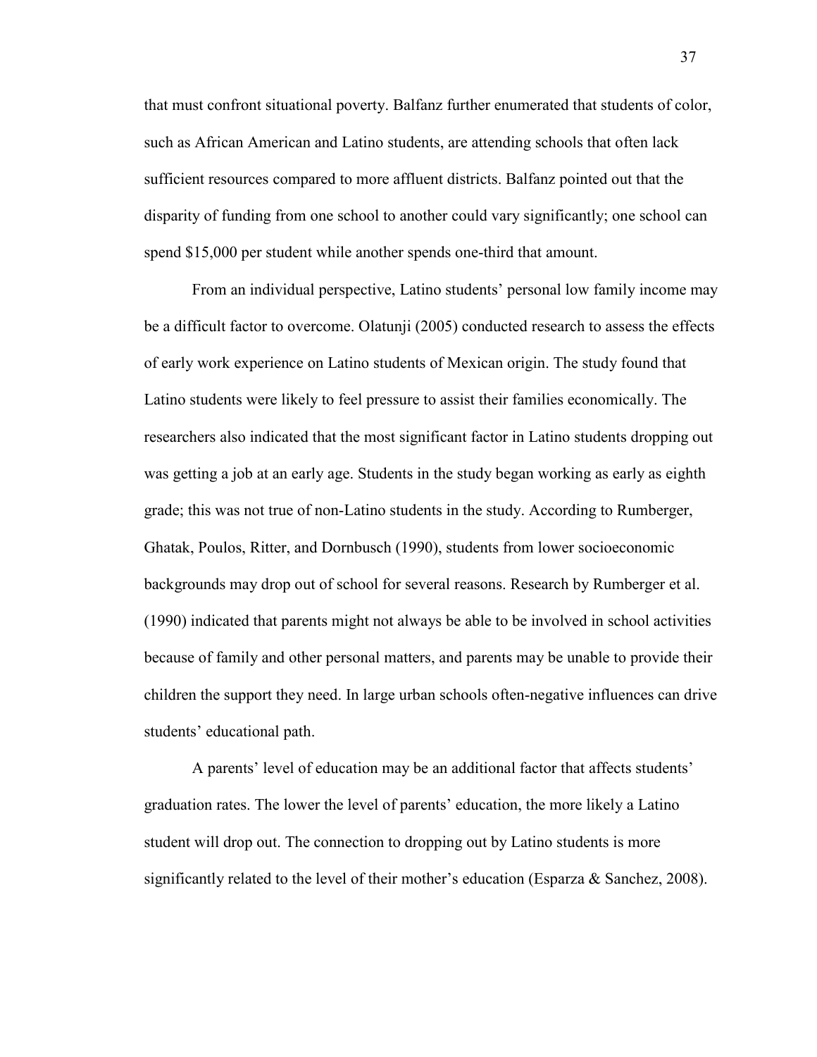that must confront situational poverty. Balfanz further enumerated that students of color, such as African American and Latino students, are attending schools that often lack sufficient resources compared to more affluent districts. Balfanz pointed out that the disparity of funding from one school to another could vary significantly; one school can spend $15,000 per student while another spends one-third that amount.

From an individual perspective, Latino students' personal low family income may be a difficult factor to overcome. Olatunji (2005) conducted research to assess the effects of early work experience on Latino students of Mexican origin. The study found that Latino students were likely to feel pressure to assist their families economically. The researchers also indicated that the most significant factor in Latino students dropping out was getting a job at an early age. Students in the study began working as early as eighth grade; this was not true of non-Latino students in the study. According to Rumberger, Ghatak, Poulos, Ritter, and Dornbusch (1990), students from lower socioeconomic backgrounds may drop out of school for several reasons. Research by Rumberger et al. (1990) indicated that parents might not always be able to be involved in school activities because of family and other personal matters, and parents may be unable to provide their children the support they need. In large urban schools often-negative influences can drive students' educational path.

A parents' level of education may be an additional factor that affects students' graduation rates. The lower the level of parents' education, the more likely a Latino student will drop out. The connection to dropping out by Latino students is more significantly related to the level of their mother's education (Esparza & Sanchez, 2008).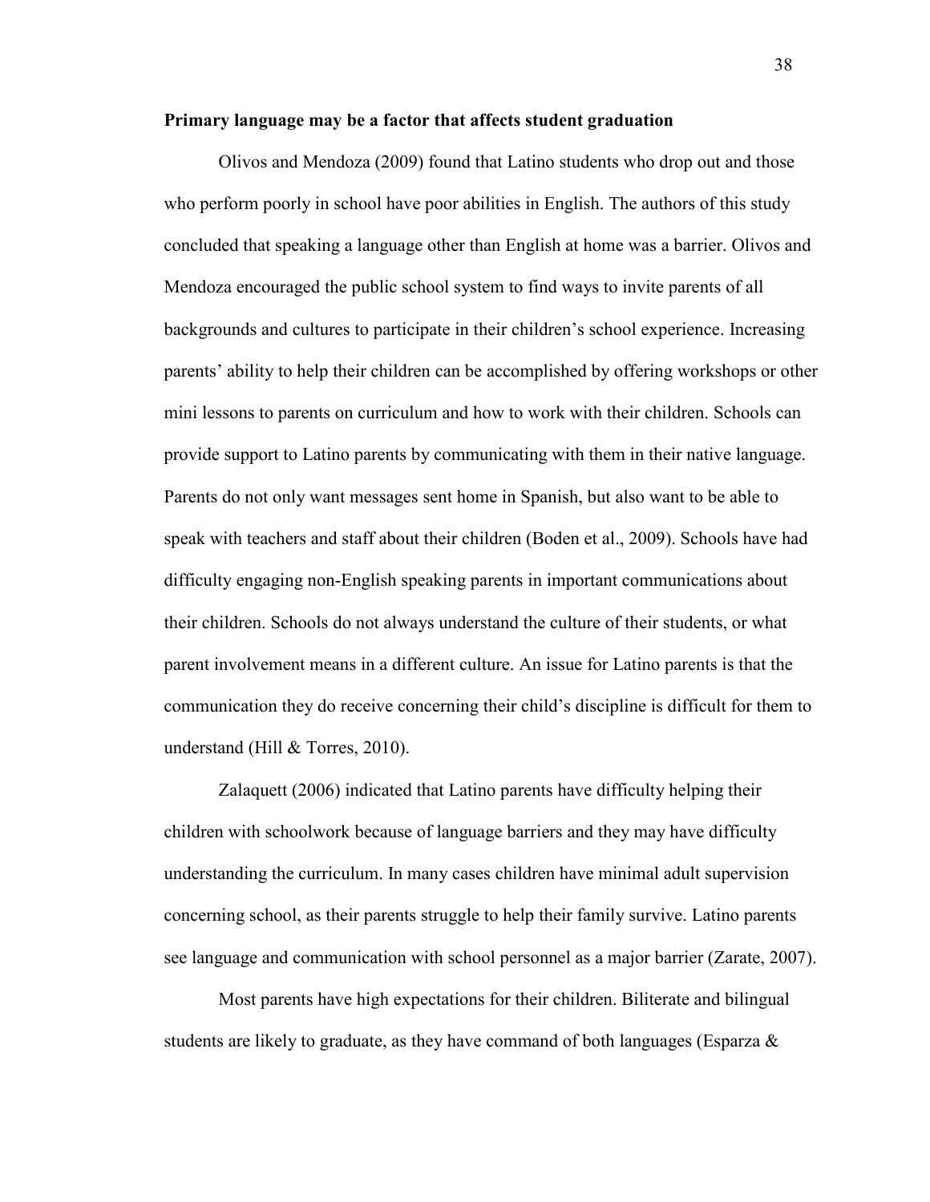**Primary language may be a factor that affects student graduation**

Olivos and Mendoza (2009) found that Latino students who drop out and those who perform poorly in school have poor abilities in English. The authors of this study concluded that speaking a language other than English at home was a barrier. Olivos and Mendoza encouraged the public school system to find ways to invite parents of all backgrounds and cultures to participate in their children's school experience. Increasing parents' ability to help their children can be accomplished by offering workshops or other mini lessons to parents on curriculum and how to work with their children. Schools can provide support to Latino parents by communicating with them in their native language. Parents do not only want messages sent home in Spanish, but also want to be able to speak with teachers and staff about their children (Boden et al., 2009). Schools have had difficulty engaging non-English speaking parents in important communications about their children. Schools do not always understand the culture of their students, or what parent involvement means in a different culture. An issue for Latino parents is that the communication they do receive concerning their child's discipline is difficult for them to understand (Hill & Torres, 2010).

Zalaquett (2006) indicated that Latino parents have difficulty helping their children with schoolwork because of language barriers and they may have difficulty understanding the curriculum. In many cases children have minimal adult supervision concerning school, as their parents struggle to help their family survive. Latino parents see language and communication with school personnel as a major barrier (Zarate, 2007).

Most parents have high expectations for their children. Biliterate and bilingual students are likely to graduate, as they have command of both languages (Esparza &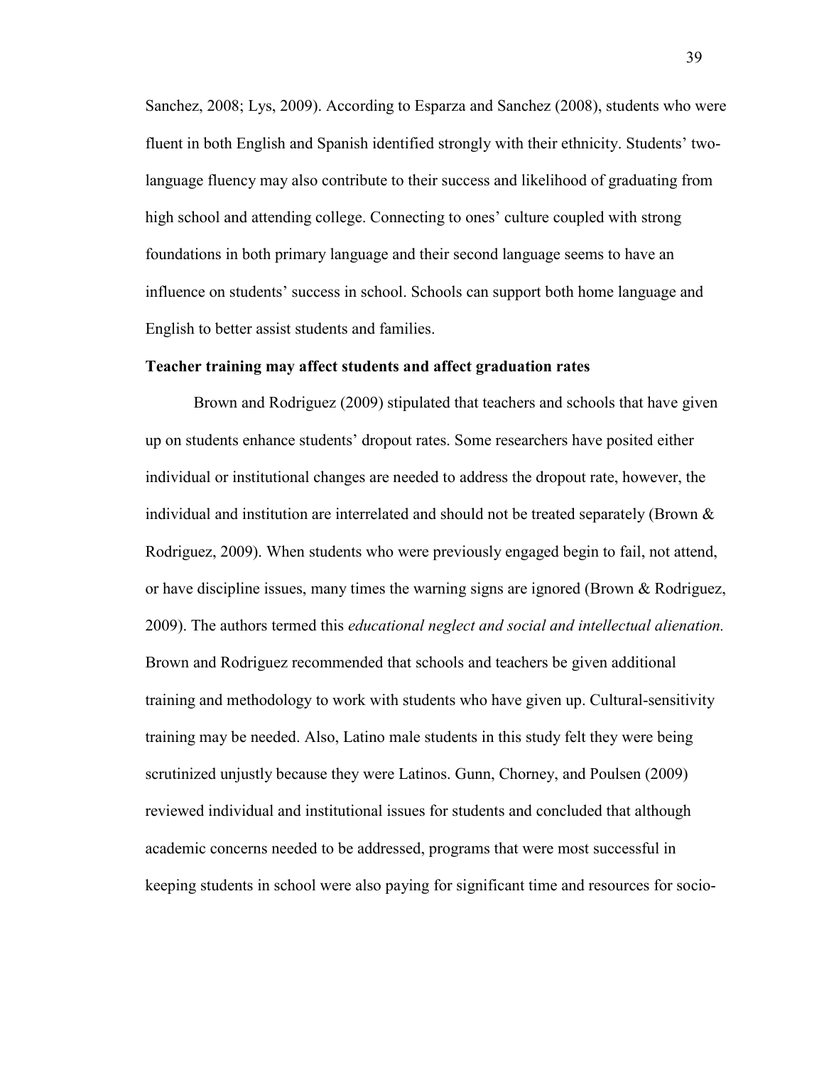Sanchez, 2008; Lys, 2009). According to Esparza and Sanchez (2008), students who were fluent in both English and Spanish identified strongly with their ethnicity. Students' two-language fluency may also contribute to their success and likelihood of graduating from high school and attending college. Connecting to ones' culture coupled with strong foundations in both primary language and their second language seems to have an influence on students' success in school. Schools can support both home language and English to better assist students and families.

**Teacher training may affect students and affect graduation rates**

Brown and Rodriguez (2009) stipulated that teachers and schools that have given up on students enhance students' dropout rates. Some researchers have posited either individual or institutional changes are needed to address the dropout rate, however, the individual and institution are interrelated and should not be treated separately (Brown & Rodriguez, 2009). When students who were previously engaged begin to fail, not attend, or have discipline issues, many times the warning signs are ignored (Brown & Rodriguez, 2009). The authors termed this *educational neglect and social and intellectual alienation.* Brown and Rodriguez recommended that schools and teachers be given additional training and methodology to work with students who have given up. Cultural-sensitivity training may be needed. Also, Latino male students in this study felt they were being scrutinized unjustly because they were Latinos. Gunn, Chorney, and Poulsen (2009) reviewed individual and institutional issues for students and concluded that although academic concerns needed to be addressed, programs that were most successful in keeping students in school were also paying for significant time and resources for socio-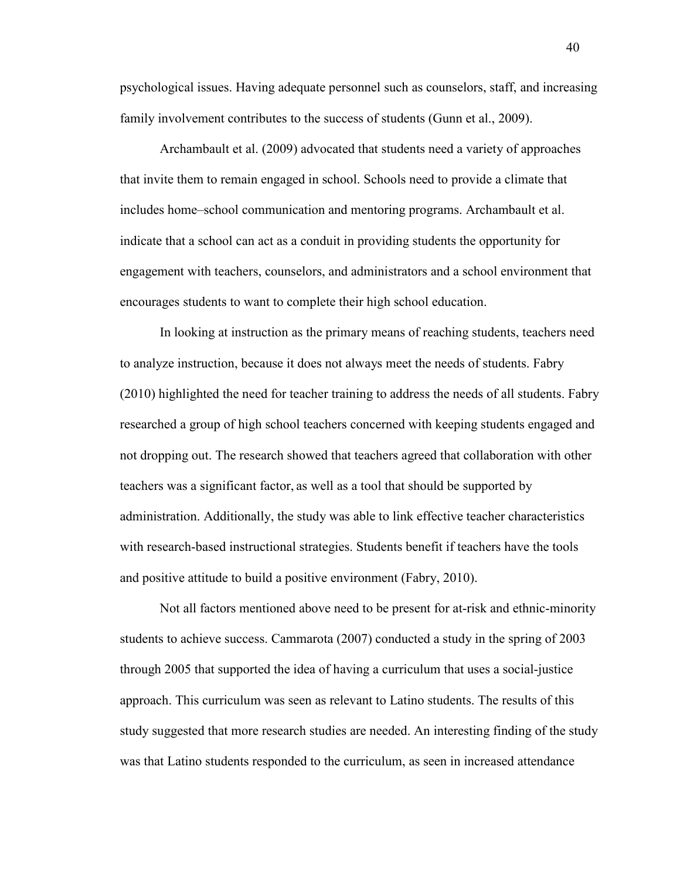psychological issues. Having adequate personnel such as counselors, staff, and increasing family involvement contributes to the success of students (Gunn et al., 2009).

Archambault et al. (2009) advocated that students need a variety of approaches that invite them to remain engaged in school. Schools need to provide a climate that includes home–school communication and mentoring programs. Archambault et al. indicate that a school can act as a conduit in providing students the opportunity for engagement with teachers, counselors, and administrators and a school environment that encourages students to want to complete their high school education.

In looking at instruction as the primary means of reaching students, teachers need to analyze instruction, because it does not always meet the needs of students. Fabry (2010) highlighted the need for teacher training to address the needs of all students. Fabry researched a group of high school teachers concerned with keeping students engaged and not dropping out. The research showed that teachers agreed that collaboration with other teachers was a significant factor, as well as a tool that should be supported by administration. Additionally, the study was able to link effective teacher characteristics with research-based instructional strategies. Students benefit if teachers have the tools and positive attitude to build a positive environment (Fabry, 2010).

Not all factors mentioned above need to be present for at-risk and ethnic-minority students to achieve success. Cammarota (2007) conducted a study in the spring of 2003 through 2005 that supported the idea of having a curriculum that uses a social-justice approach. This curriculum was seen as relevant to Latino students. The results of this study suggested that more research studies are needed. An interesting finding of the study was that Latino students responded to the curriculum, as seen in increased attendance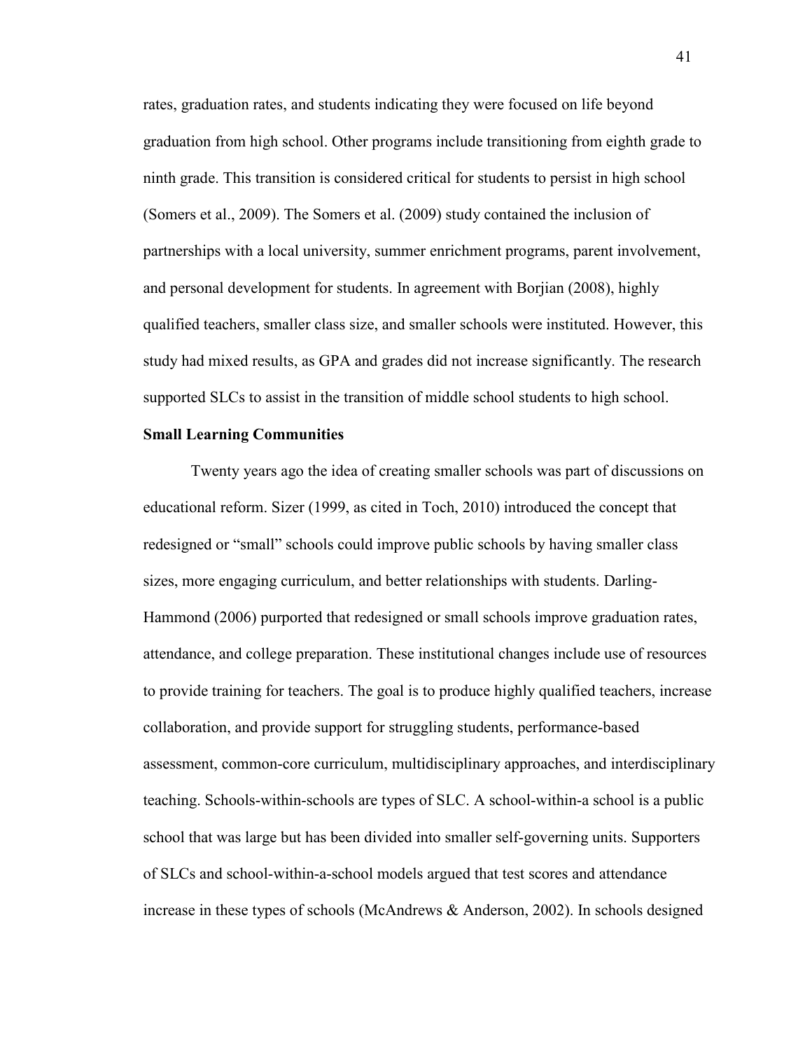rates, graduation rates, and students indicating they were focused on life beyond graduation from high school. Other programs include transitioning from eighth grade to ninth grade. This transition is considered critical for students to persist in high school (Somers et al., 2009). The Somers et al. (2009) study contained the inclusion of partnerships with a local university, summer enrichment programs, parent involvement, and personal development for students. In agreement with Borjian (2008), highly qualified teachers, smaller class size, and smaller schools were instituted. However, this study had mixed results, as GPA and grades did not increase significantly. The research supported SLCs to assist in the transition of middle school students to high school.

**Small Learning Communities**

Twenty years ago the idea of creating smaller schools was part of discussions on educational reform. Sizer (1999, as cited in Toch, 2010) introduced the concept that redesigned or "small" schools could improve public schools by having smaller class sizes, more engaging curriculum, and better relationships with students. Darling-Hammond (2006) purported that redesigned or small schools improve graduation rates, attendance, and college preparation. These institutional changes include use of resources to provide training for teachers. The goal is to produce highly qualified teachers, increase collaboration, and provide support for struggling students, performance-based assessment, common-core curriculum, multidisciplinary approaches, and interdisciplinary teaching. Schools-within-schools are types of SLC. A school-within-a school is a public school that was large but has been divided into smaller self-governing units. Supporters of SLCs and school-within-a-school models argued that test scores and attendance increase in these types of schools (McAndrews & Anderson, 2002). In schools designed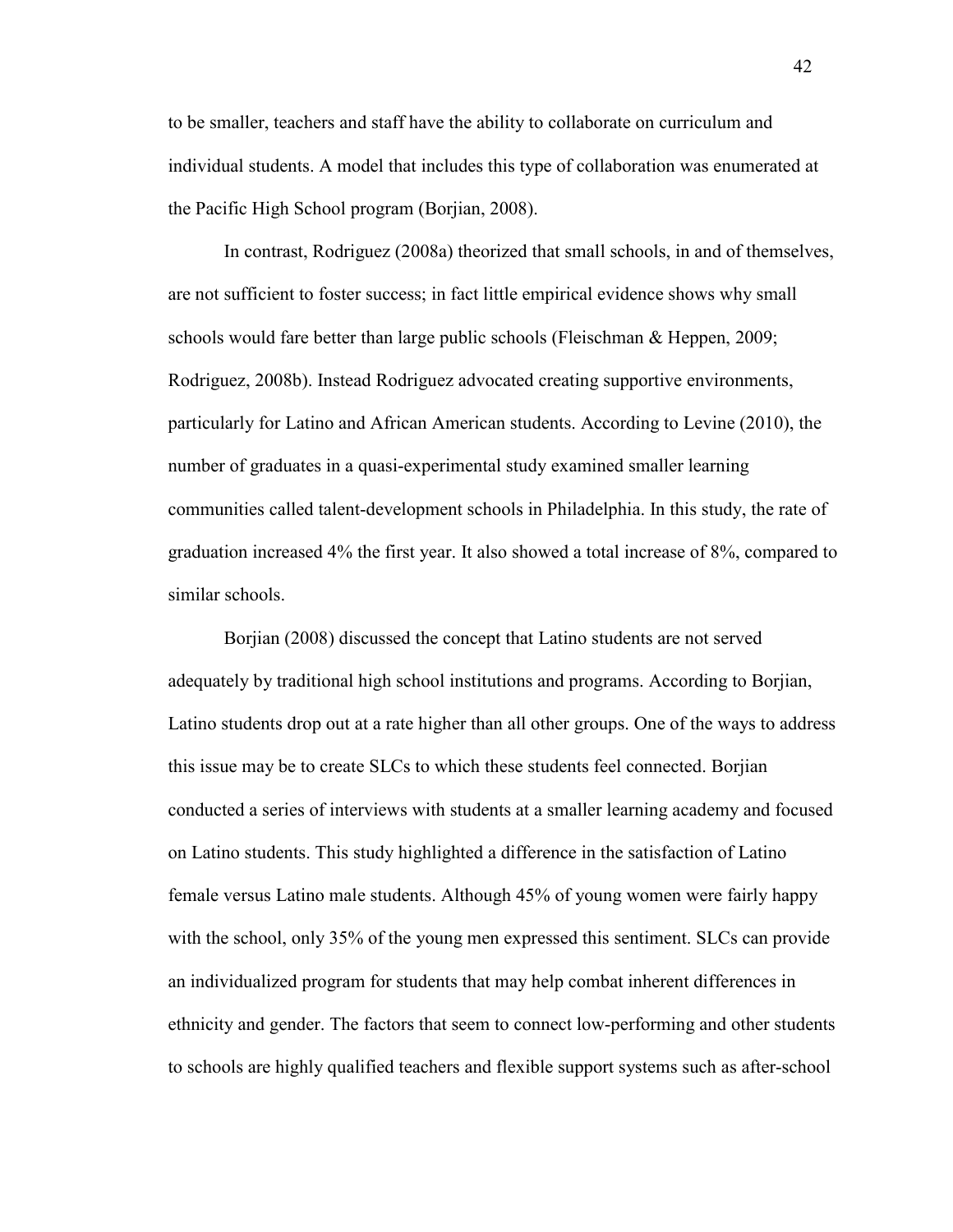to be smaller, teachers and staff have the ability to collaborate on curriculum and individual students. A model that includes this type of collaboration was enumerated at the Pacific High School program (Borjian, 2008).

In contrast, Rodriguez (2008a) theorized that small schools, in and of themselves, are not sufficient to foster success; in fact little empirical evidence shows why small schools would fare better than large public schools (Fleischman & Heppen, 2009; Rodriguez, 2008b). Instead Rodriguez advocated creating supportive environments, particularly for Latino and African American students. According to Levine (2010), the number of graduates in a quasi-experimental study examined smaller learning communities called talent-development schools in Philadelphia. In this study, the rate of graduation increased 4% the first year. It also showed a total increase of 8%, compared to similar schools.

Borjian (2008) discussed the concept that Latino students are not served adequately by traditional high school institutions and programs. According to Borjian, Latino students drop out at a rate higher than all other groups. One of the ways to address this issue may be to create SLCs to which these students feel connected. Borjian conducted a series of interviews with students at a smaller learning academy and focused on Latino students. This study highlighted a difference in the satisfaction of Latino female versus Latino male students. Although 45% of young women were fairly happy with the school, only 35% of the young men expressed this sentiment. SLCs can provide an individualized program for students that may help combat inherent differences in ethnicity and gender. The factors that seem to connect low-performing and other students to schools are highly qualified teachers and flexible support systems such as after-school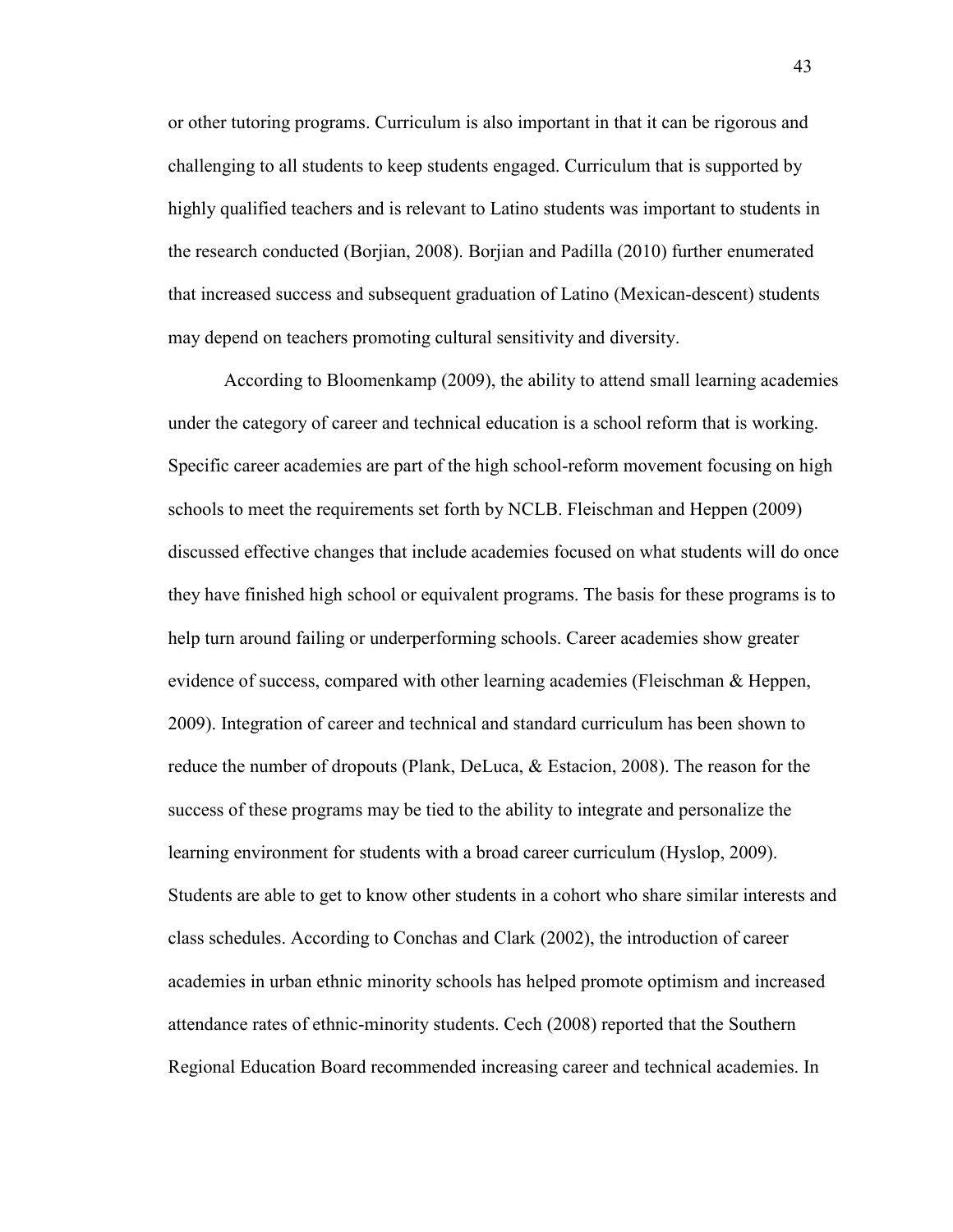or other tutoring programs. Curriculum is also important in that it can be rigorous and challenging to all students to keep students engaged. Curriculum that is supported by highly qualified teachers and is relevant to Latino students was important to students in the research conducted (Borjian, 2008). Borjian and Padilla (2010) further enumerated that increased success and subsequent graduation of Latino (Mexican-descent) students may depend on teachers promoting cultural sensitivity and diversity.

According to Bloomenkamp (2009), the ability to attend small learning academies under the category of career and technical education is a school reform that is working. Specific career academies are part of the high school-reform movement focusing on high schools to meet the requirements set forth by NCLB. Fleischman and Heppen (2009) discussed effective changes that include academies focused on what students will do once they have finished high school or equivalent programs. The basis for these programs is to help turn around failing or underperforming schools. Career academies show greater evidence of success, compared with other learning academies (Fleischman & Heppen, 2009). Integration of career and technical and standard curriculum has been shown to reduce the number of dropouts (Plank, DeLuca, & Estacion, 2008). The reason for the success of these programs may be tied to the ability to integrate and personalize the learning environment for students with a broad career curriculum (Hyslop, 2009). Students are able to get to know other students in a cohort who share similar interests and class schedules. According to Conchas and Clark (2002), the introduction of career academies in urban ethnic minority schools has helped promote optimism and increased attendance rates of ethnic-minority students. Cech (2008) reported that the Southern Regional Education Board recommended increasing career and technical academies. In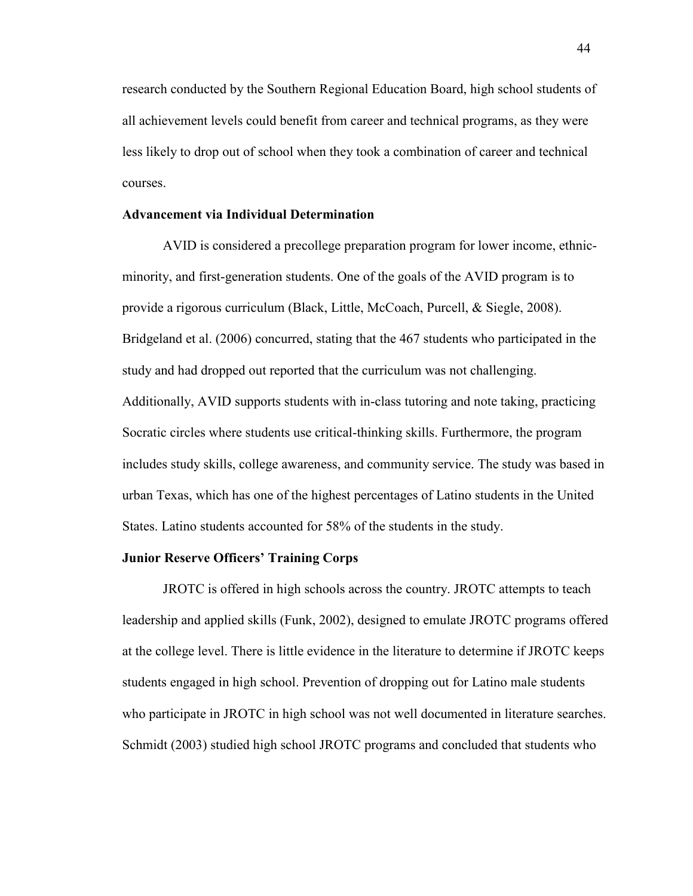research conducted by the Southern Regional Education Board, high school students of all achievement levels could benefit from career and technical programs, as they were less likely to drop out of school when they took a combination of career and technical courses.

### Advancement via Individual Determination

AVID is considered a precollege preparation program for lower income, ethnic-minority, and first-generation students. One of the goals of the AVID program is to provide a rigorous curriculum (Black, Little, McCoach, Purcell, & Siegle, 2008). Bridgeland et al. (2006) concurred, stating that the 467 students who participated in the study and had dropped out reported that the curriculum was not challenging. Additionally, AVID supports students with in-class tutoring and note taking, practicing Socratic circles where students use critical-thinking skills. Furthermore, the program includes study skills, college awareness, and community service. The study was based in urban Texas, which has one of the highest percentages of Latino students in the United States. Latino students accounted for 58% of the students in the study.

### Junior Reserve Officers' Training Corps

JROTC is offered in high schools across the country. JROTC attempts to teach leadership and applied skills (Funk, 2002), designed to emulate JROTC programs offered at the college level. There is little evidence in the literature to determine if JROTC keeps students engaged in high school. Prevention of dropping out for Latino male students who participate in JROTC in high school was not well documented in literature searches. Schmidt (2003) studied high school JROTC programs and concluded that students who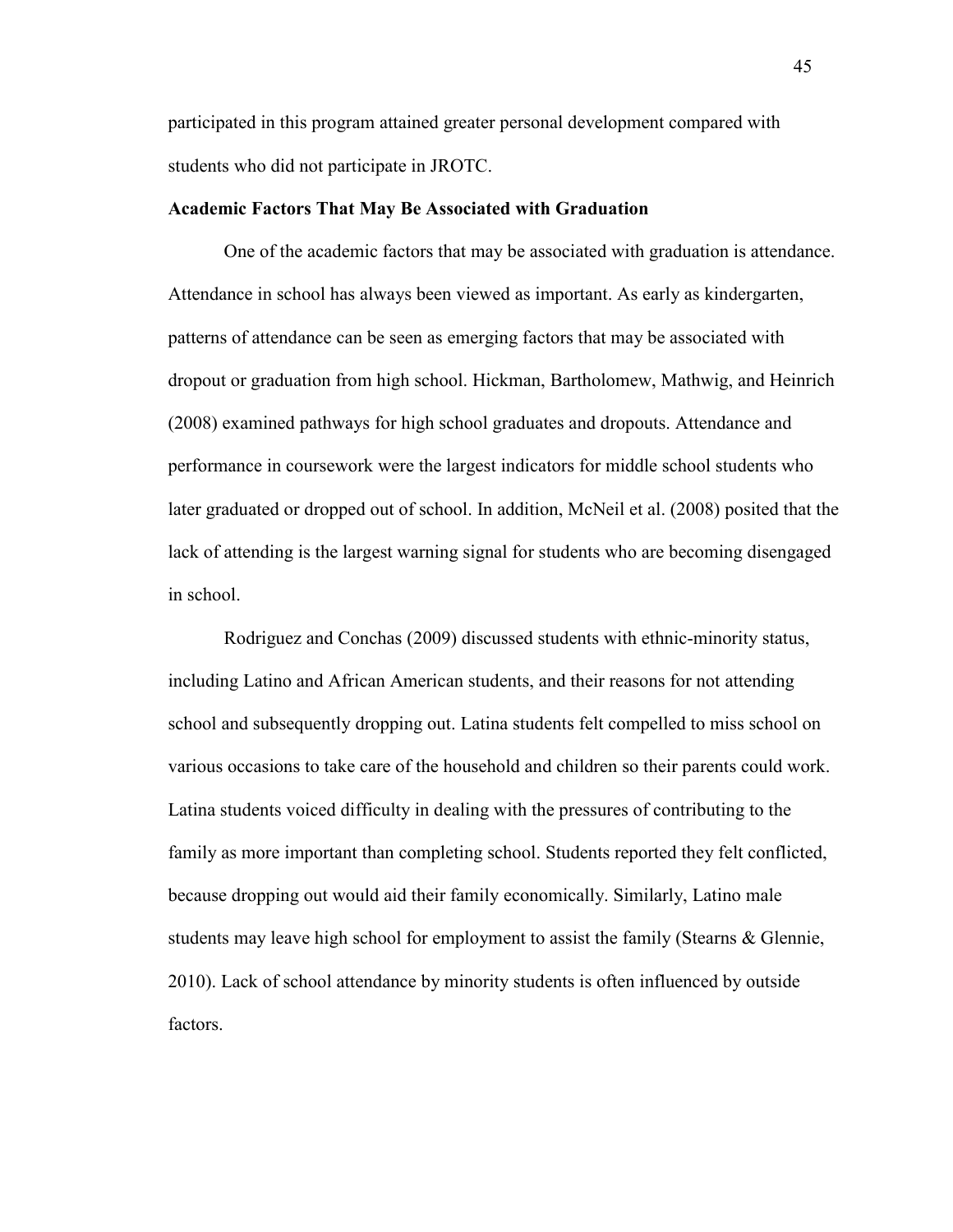participated in this program attained greater personal development compared with students who did not participate in JROTC.

**Academic Factors That May Be Associated with Graduation**

One of the academic factors that may be associated with graduation is attendance. Attendance in school has always been viewed as important. As early as kindergarten, patterns of attendance can be seen as emerging factors that may be associated with dropout or graduation from high school. Hickman, Bartholomew, Mathwig, and Heinrich (2008) examined pathways for high school graduates and dropouts. Attendance and performance in coursework were the largest indicators for middle school students who later graduated or dropped out of school. In addition, McNeil et al. (2008) posited that the lack of attending is the largest warning signal for students who are becoming disengaged in school.

Rodriguez and Conchas (2009) discussed students with ethnic-minority status, including Latino and African American students, and their reasons for not attending school and subsequently dropping out. Latina students felt compelled to miss school on various occasions to take care of the household and children so their parents could work. Latina students voiced difficulty in dealing with the pressures of contributing to the family as more important than completing school. Students reported they felt conflicted, because dropping out would aid their family economically. Similarly, Latino male students may leave high school for employment to assist the family (Stearns & Glennie, 2010). Lack of school attendance by minority students is often influenced by outside factors.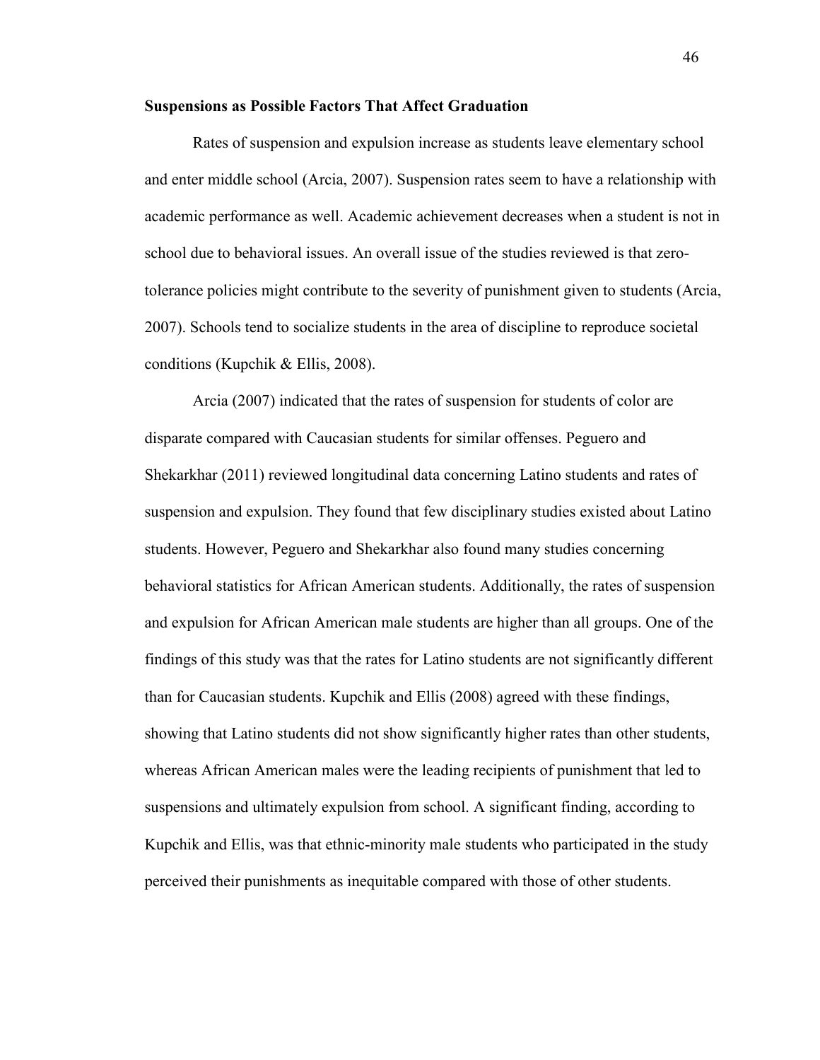**Suspensions as Possible Factors That Affect Graduation**

Rates of suspension and expulsion increase as students leave elementary school and enter middle school (Arcia, 2007). Suspension rates seem to have a relationship with academic performance as well. Academic achievement decreases when a student is not in school due to behavioral issues. An overall issue of the studies reviewed is that zero-tolerance policies might contribute to the severity of punishment given to students (Arcia, 2007). Schools tend to socialize students in the area of discipline to reproduce societal conditions (Kupchik & Ellis, 2008).

Arcia (2007) indicated that the rates of suspension for students of color are disparate compared with Caucasian students for similar offenses. Peguero and Shekarkhar (2011) reviewed longitudinal data concerning Latino students and rates of suspension and expulsion. They found that few disciplinary studies existed about Latino students. However, Peguero and Shekarkhar also found many studies concerning behavioral statistics for African American students. Additionally, the rates of suspension and expulsion for African American male students are higher than all groups. One of the findings of this study was that the rates for Latino students are not significantly different than for Caucasian students. Kupchik and Ellis (2008) agreed with these findings, showing that Latino students did not show significantly higher rates than other students, whereas African American males were the leading recipients of punishment that led to suspensions and ultimately expulsion from school. A significant finding, according to Kupchik and Ellis, was that ethnic-minority male students who participated in the study perceived their punishments as inequitable compared with those of other students.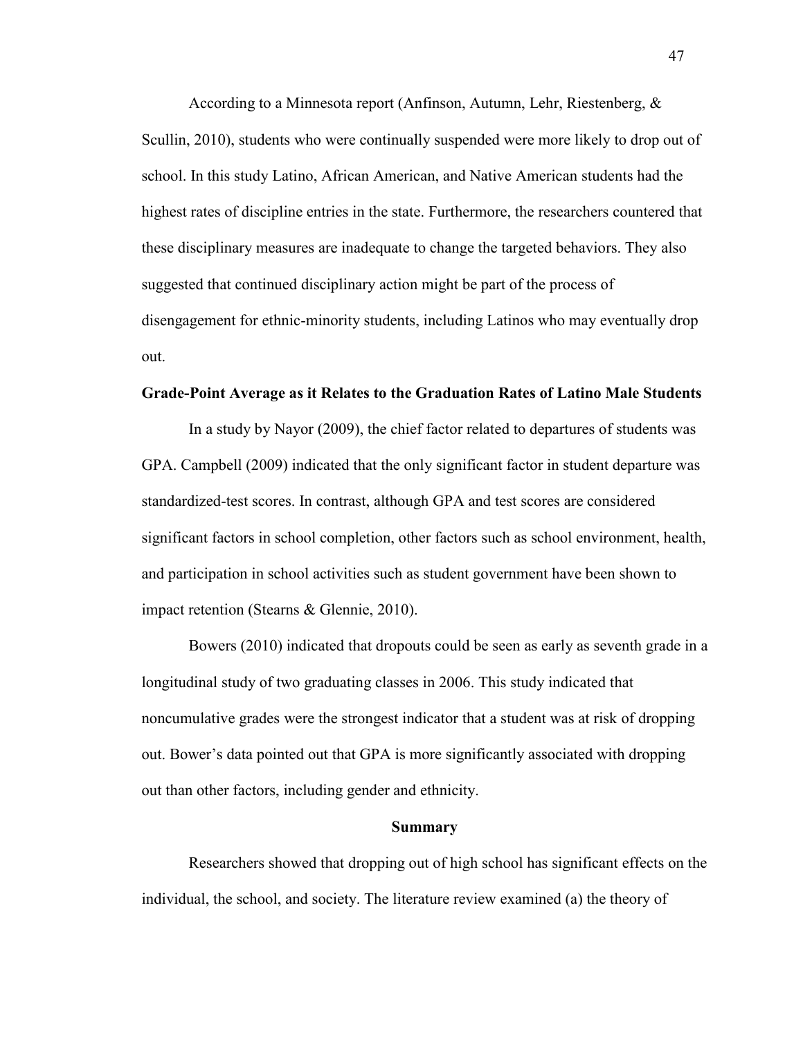According to a Minnesota report (Anfinson, Autumn, Lehr, Riestenberg, & Scullin, 2010), students who were continually suspended were more likely to drop out of school. In this study Latino, African American, and Native American students had the highest rates of discipline entries in the state. Furthermore, the researchers countered that these disciplinary measures are inadequate to change the targeted behaviors. They also suggested that continued disciplinary action might be part of the process of disengagement for ethnic-minority students, including Latinos who may eventually drop out.

**Grade-Point Average as it Relates to the Graduation Rates of Latino Male Students**

In a study by Nayor (2009), the chief factor related to departures of students was GPA. Campbell (2009) indicated that the only significant factor in student departure was standardized-test scores. In contrast, although GPA and test scores are considered significant factors in school completion, other factors such as school environment, health, and participation in school activities such as student government have been shown to impact retention (Stearns & Glennie, 2010).

Bowers (2010) indicated that dropouts could be seen as early as seventh grade in a longitudinal study of two graduating classes in 2006. This study indicated that noncumulative grades were the strongest indicator that a student was at risk of dropping out. Bower's data pointed out that GPA is more significantly associated with dropping out than other factors, including gender and ethnicity.

## Summary

Researchers showed that dropping out of high school has significant effects on the individual, the school, and society. The literature review examined (a) the theory of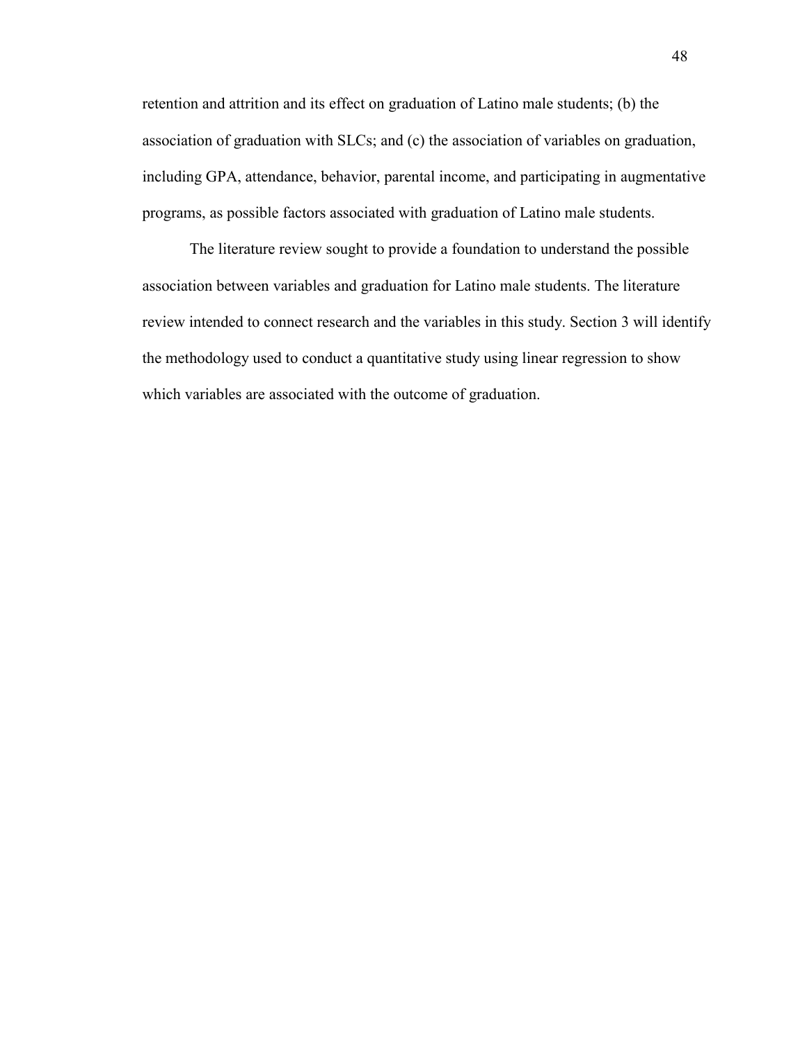retention and attrition and its effect on graduation of Latino male students; (b) the association of graduation with SLCs; and (c) the association of variables on graduation, including GPA, attendance, behavior, parental income, and participating in augmentative programs, as possible factors associated with graduation of Latino male students.

The literature review sought to provide a foundation to understand the possible association between variables and graduation for Latino male students. The literature review intended to connect research and the variables in this study. Section 3 will identify the methodology used to conduct a quantitative study using linear regression to show which variables are associated with the outcome of graduation.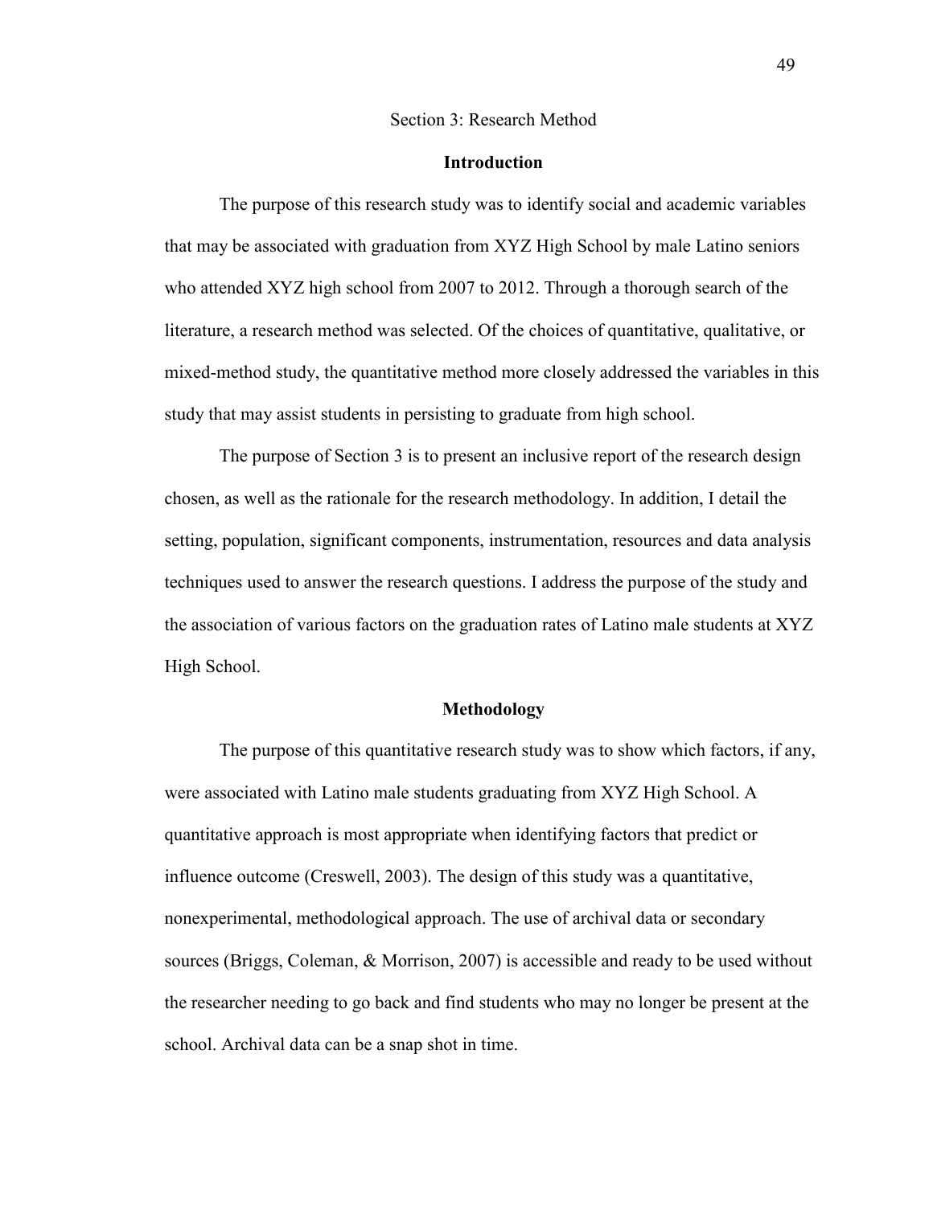# Section 3: Research Method

## Introduction

The purpose of this research study was to identify social and academic variables that may be associated with graduation from XYZ High School by male Latino seniors who attended XYZ high school from 2007 to 2012. Through a thorough search of the literature, a research method was selected. Of the choices of quantitative, qualitative, or mixed-method study, the quantitative method more closely addressed the variables in this study that may assist students in persisting to graduate from high school.

The purpose of Section 3 is to present an inclusive report of the research design chosen, as well as the rationale for the research methodology. In addition, I detail the setting, population, significant components, instrumentation, resources and data analysis techniques used to answer the research questions. I address the purpose of the study and the association of various factors on the graduation rates of Latino male students at XYZ High School.

## Methodology

The purpose of this quantitative research study was to show which factors, if any, were associated with Latino male students graduating from XYZ High School. A quantitative approach is most appropriate when identifying factors that predict or influence outcome (Creswell, 2003). The design of this study was a quantitative, nonexperimental, methodological approach. The use of archival data or secondary sources (Briggs, Coleman, & Morrison, 2007) is accessible and ready to be used without the researcher needing to go back and find students who may no longer be present at the school. Archival data can be a snap shot in time.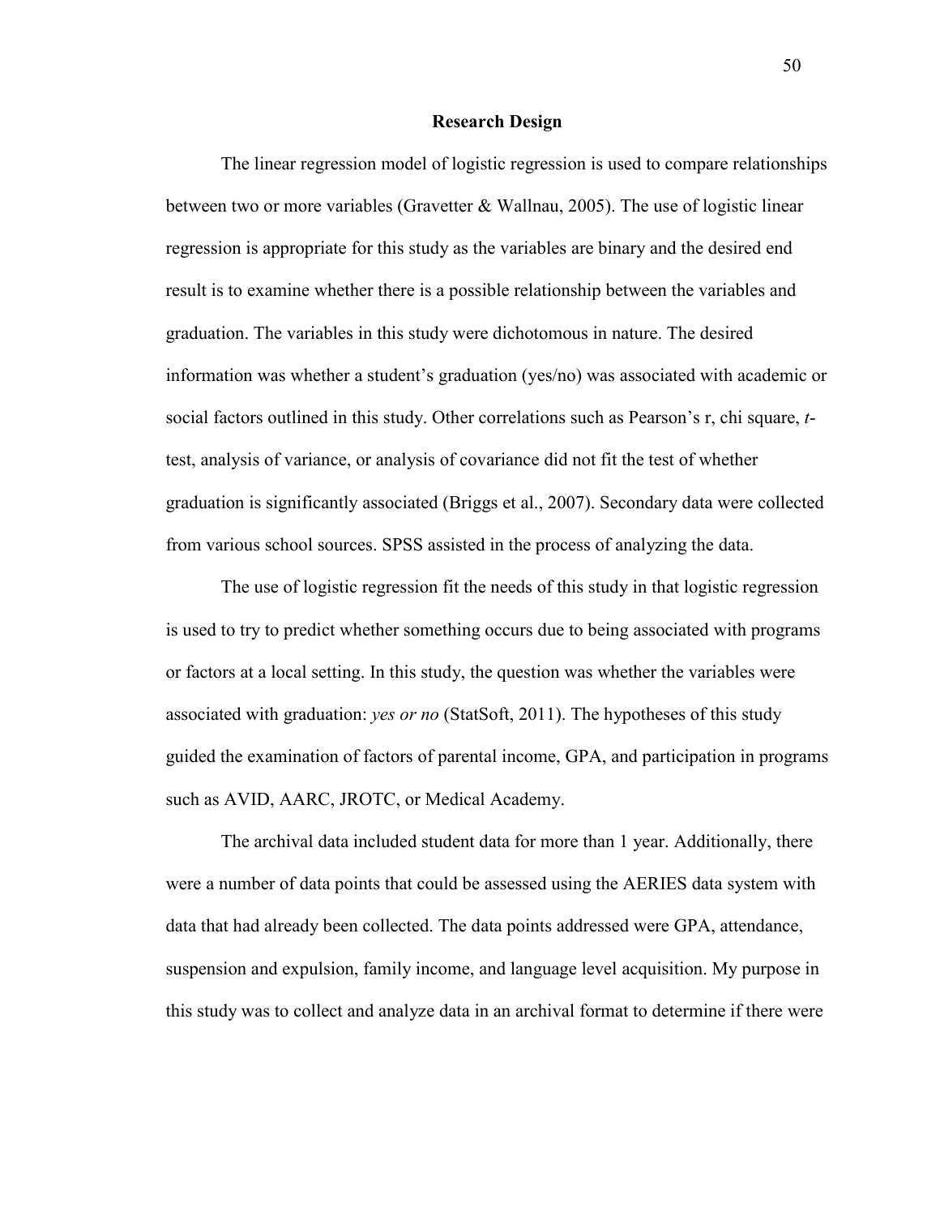## Research Design

The linear regression model of logistic regression is used to compare relationships between two or more variables (Gravetter & Wallnau, 2005). The use of logistic linear regression is appropriate for this study as the variables are binary and the desired end result is to examine whether there is a possible relationship between the variables and graduation. The variables in this study were dichotomous in nature. The desired information was whether a student's graduation (yes/no) was associated with academic or social factors outlined in this study. Other correlations such as Pearson's r, chi square, *t*-test, analysis of variance, or analysis of covariance did not fit the test of whether graduation is significantly associated (Briggs et al., 2007). Secondary data were collected from various school sources. SPSS assisted in the process of analyzing the data.

The use of logistic regression fit the needs of this study in that logistic regression is used to try to predict whether something occurs due to being associated with programs or factors at a local setting. In this study, the question was whether the variables were associated with graduation: *yes or no* (StatSoft, 2011). The hypotheses of this study guided the examination of factors of parental income, GPA, and participation in programs such as AVID, AARC, JROTC, or Medical Academy.

The archival data included student data for more than 1 year. Additionally, there were a number of data points that could be assessed using the AERIES data system with data that had already been collected. The data points addressed were GPA, attendance, suspension and expulsion, family income, and language level acquisition. My purpose in this study was to collect and analyze data in an archival format to determine if there were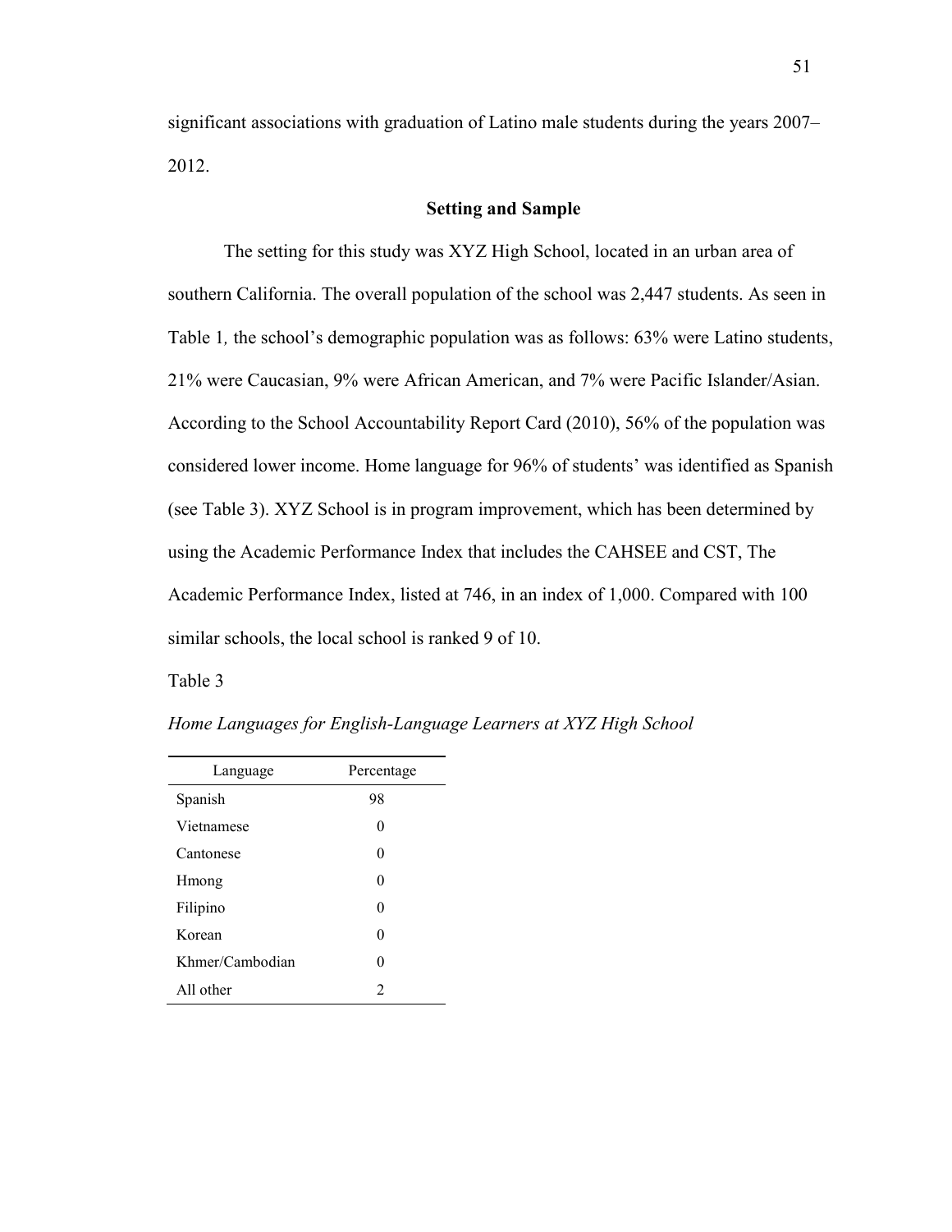significant associations with graduation of Latino male students during the years 2007–2012.

## Setting and Sample

The setting for this study was XYZ High School, located in an urban area of southern California. The overall population of the school was 2,447 students. As seen in Table 1*,* the school's demographic population was as follows: 63% were Latino students, 21% were Caucasian, 9% were African American, and 7% were Pacific Islander/Asian. According to the School Accountability Report Card (2010), 56% of the population was considered lower income. Home language for 96% of students' was identified as Spanish (see Table 3). XYZ School is in program improvement, which has been determined by using the Academic Performance Index that includes the CAHSEE and CST, The Academic Performance Index, listed at 746, in an index of 1,000. Compared with 100 similar schools, the local school is ranked 9 of 10.

Table 3

*Home Languages for English-Language Learners at XYZ High School*

| Language | Percentage |
|---|---|
| Spanish | 98 |
| Vietnamese | 0 |
| Cantonese | 0 |
| Hmong | 0 |
| Filipino | 0 |
| Korean | 0 |
| Khmer/Cambodian | 0 |
| All other | 2 |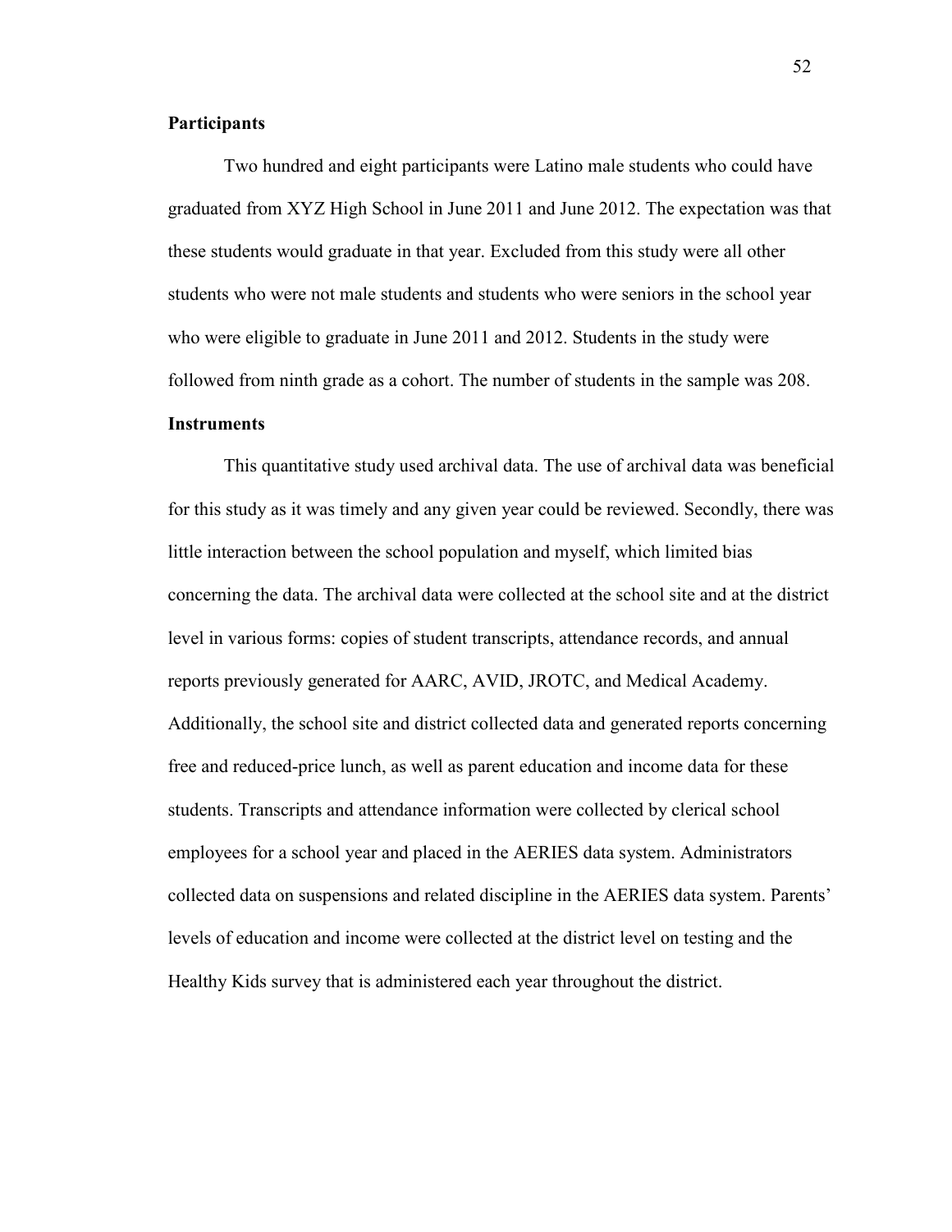**Participants**

Two hundred and eight participants were Latino male students who could have graduated from XYZ High School in June 2011 and June 2012. The expectation was that these students would graduate in that year. Excluded from this study were all other students who were not male students and students who were seniors in the school year who were eligible to graduate in June 2011 and 2012. Students in the study were followed from ninth grade as a cohort. The number of students in the sample was 208.

**Instruments**

This quantitative study used archival data. The use of archival data was beneficial for this study as it was timely and any given year could be reviewed. Secondly, there was little interaction between the school population and myself, which limited bias concerning the data. The archival data were collected at the school site and at the district level in various forms: copies of student transcripts, attendance records, and annual reports previously generated for AARC, AVID, JROTC, and Medical Academy. Additionally, the school site and district collected data and generated reports concerning free and reduced-price lunch, as well as parent education and income data for these students. Transcripts and attendance information were collected by clerical school employees for a school year and placed in the AERIES data system. Administrators collected data on suspensions and related discipline in the AERIES data system. Parents' levels of education and income were collected at the district level on testing and the Healthy Kids survey that is administered each year throughout the district.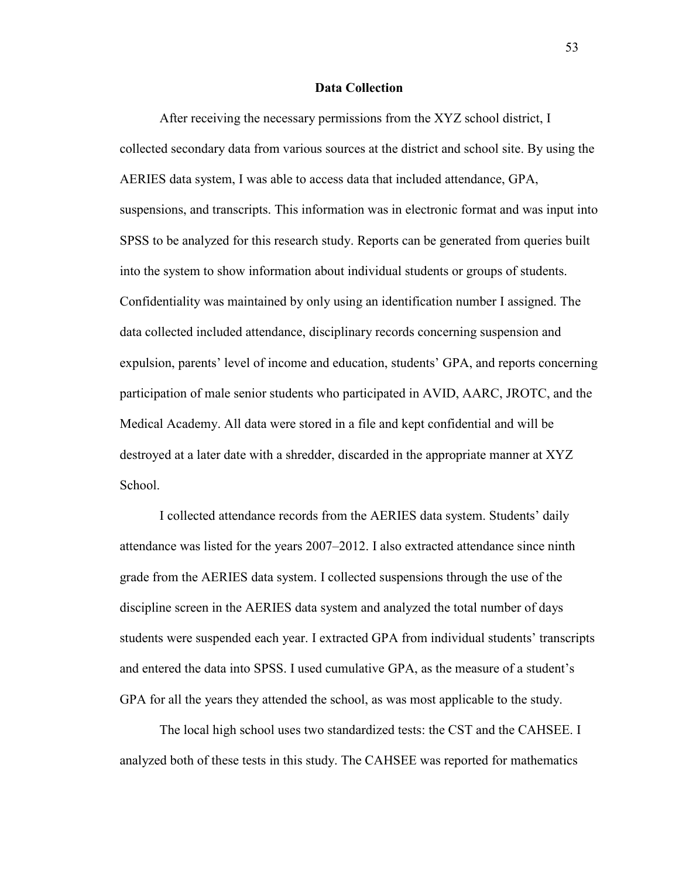## Data Collection

After receiving the necessary permissions from the XYZ school district, I collected secondary data from various sources at the district and school site. By using the AERIES data system, I was able to access data that included attendance, GPA, suspensions, and transcripts. This information was in electronic format and was input into SPSS to be analyzed for this research study. Reports can be generated from queries built into the system to show information about individual students or groups of students. Confidentiality was maintained by only using an identification number I assigned. The data collected included attendance, disciplinary records concerning suspension and expulsion, parents' level of income and education, students' GPA, and reports concerning participation of male senior students who participated in AVID, AARC, JROTC, and the Medical Academy. All data were stored in a file and kept confidential and will be destroyed at a later date with a shredder, discarded in the appropriate manner at XYZ School.

I collected attendance records from the AERIES data system. Students' daily attendance was listed for the years 2007–2012. I also extracted attendance since ninth grade from the AERIES data system. I collected suspensions through the use of the discipline screen in the AERIES data system and analyzed the total number of days students were suspended each year. I extracted GPA from individual students' transcripts and entered the data into SPSS. I used cumulative GPA, as the measure of a student's GPA for all the years they attended the school, as was most applicable to the study.

The local high school uses two standardized tests: the CST and the CAHSEE. I analyzed both of these tests in this study. The CAHSEE was reported for mathematics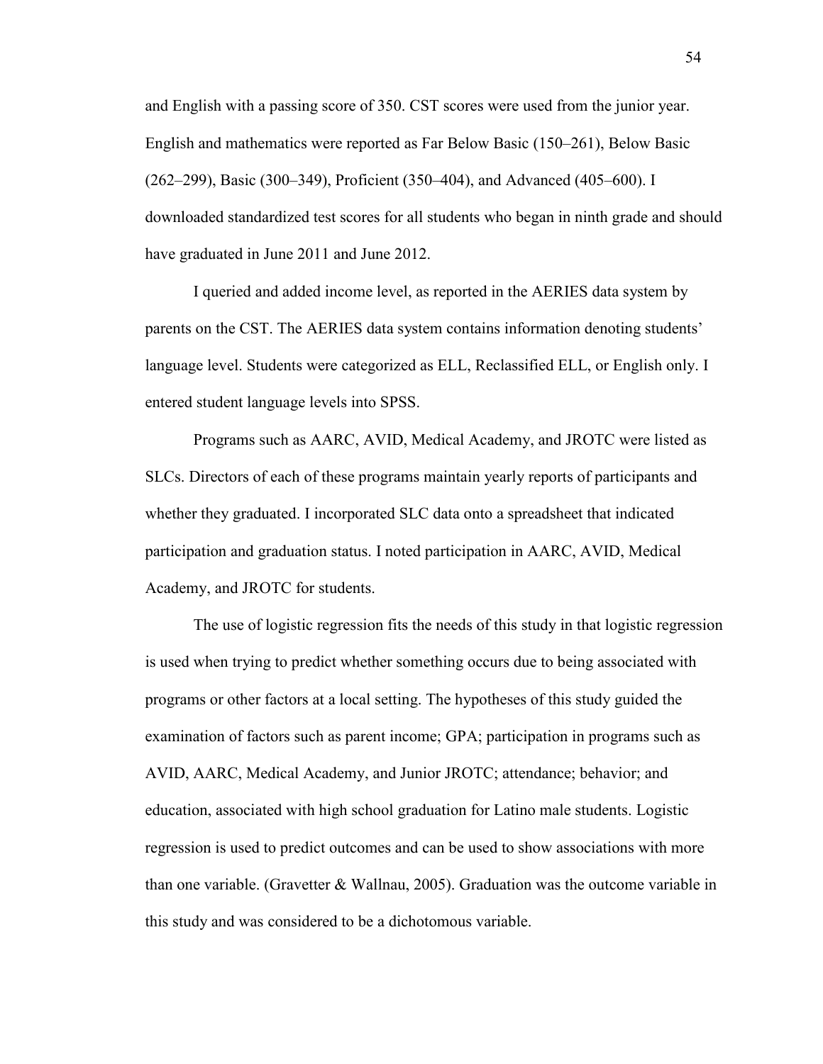and English with a passing score of 350. CST scores were used from the junior year. English and mathematics were reported as Far Below Basic (150–261), Below Basic (262–299), Basic (300–349), Proficient (350–404), and Advanced (405–600). I downloaded standardized test scores for all students who began in ninth grade and should have graduated in June 2011 and June 2012.

I queried and added income level, as reported in the AERIES data system by parents on the CST. The AERIES data system contains information denoting students' language level. Students were categorized as ELL, Reclassified ELL, or English only. I entered student language levels into SPSS.

Programs such as AARC, AVID, Medical Academy, and JROTC were listed as SLCs. Directors of each of these programs maintain yearly reports of participants and whether they graduated. I incorporated SLC data onto a spreadsheet that indicated participation and graduation status. I noted participation in AARC, AVID, Medical Academy, and JROTC for students.

The use of logistic regression fits the needs of this study in that logistic regression is used when trying to predict whether something occurs due to being associated with programs or other factors at a local setting. The hypotheses of this study guided the examination of factors such as parent income; GPA; participation in programs such as AVID, AARC, Medical Academy, and Junior JROTC; attendance; behavior; and education, associated with high school graduation for Latino male students. Logistic regression is used to predict outcomes and can be used to show associations with more than one variable. (Gravetter & Wallnau, 2005). Graduation was the outcome variable in this study and was considered to be a dichotomous variable.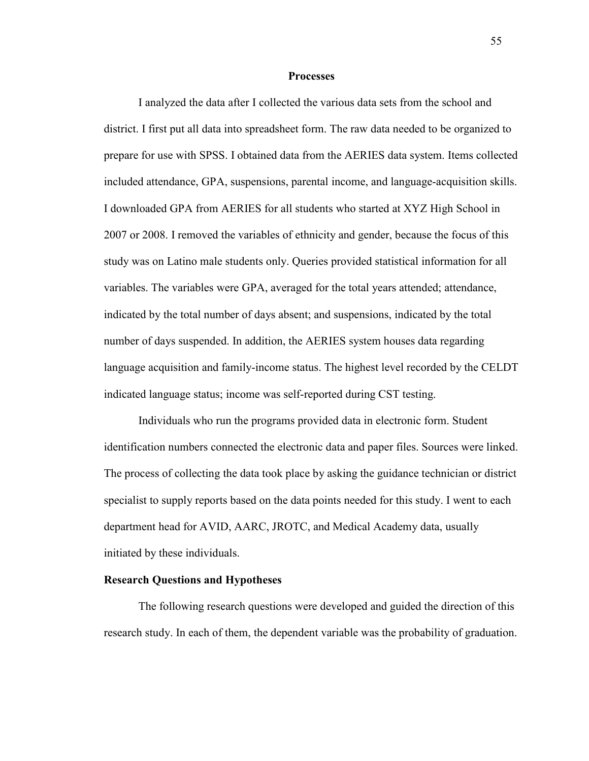## Processes

I analyzed the data after I collected the various data sets from the school and district. I first put all data into spreadsheet form. The raw data needed to be organized to prepare for use with SPSS. I obtained data from the AERIES data system. Items collected included attendance, GPA, suspensions, parental income, and language-acquisition skills. I downloaded GPA from AERIES for all students who started at XYZ High School in 2007 or 2008. I removed the variables of ethnicity and gender, because the focus of this study was on Latino male students only. Queries provided statistical information for all variables. The variables were GPA, averaged for the total years attended; attendance, indicated by the total number of days absent; and suspensions, indicated by the total number of days suspended. In addition, the AERIES system houses data regarding language acquisition and family-income status. The highest level recorded by the CELDT indicated language status; income was self-reported during CST testing.

Individuals who run the programs provided data in electronic form. Student identification numbers connected the electronic data and paper files. Sources were linked. The process of collecting the data took place by asking the guidance technician or district specialist to supply reports based on the data points needed for this study. I went to each department head for AVID, AARC, JROTC, and Medical Academy data, usually initiated by these individuals.

### Research Questions and Hypotheses

The following research questions were developed and guided the direction of this research study. In each of them, the dependent variable was the probability of graduation.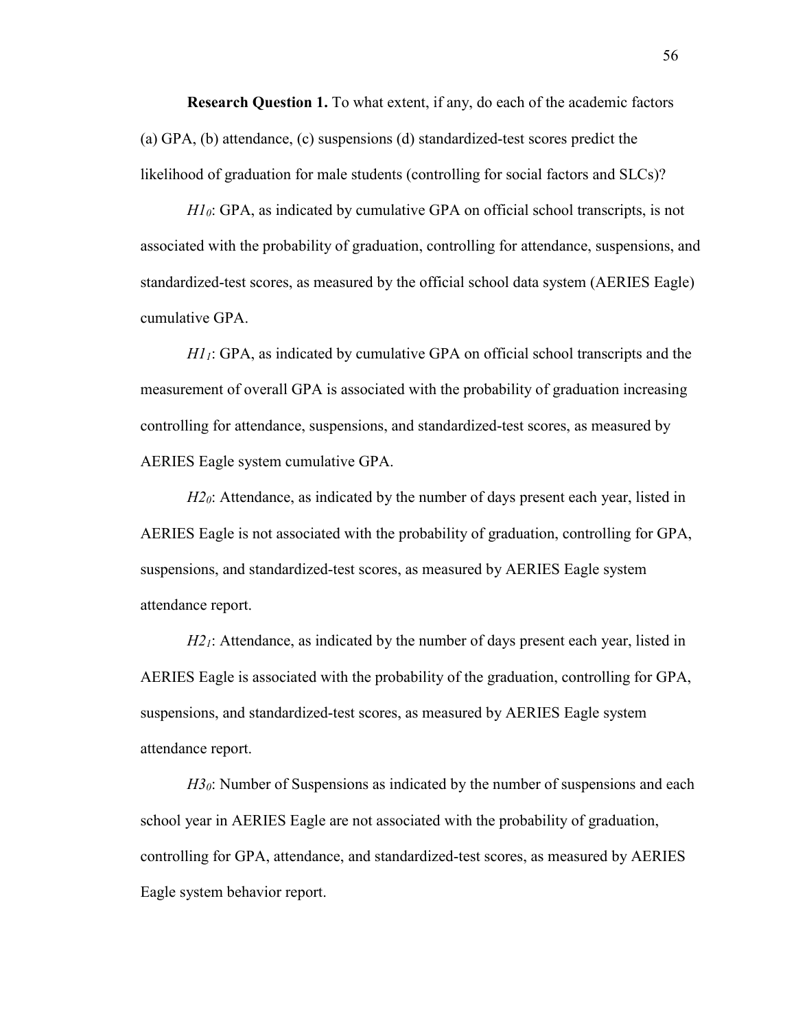**Research Question 1.** To what extent, if any, do each of the academic factors (a) GPA, (b) attendance, (c) suspensions (d) standardized-test scores predict the likelihood of graduation for male students (controlling for social factors and SLCs)?

*$H1_0$*: GPA, as indicated by cumulative GPA on official school transcripts, is not associated with the probability of graduation, controlling for attendance, suspensions, and standardized-test scores, as measured by the official school data system (AERIES Eagle) cumulative GPA.

*$H1_1$*: GPA, as indicated by cumulative GPA on official school transcripts and the measurement of overall GPA is associated with the probability of graduation increasing controlling for attendance, suspensions, and standardized-test scores, as measured by AERIES Eagle system cumulative GPA.

*$H2_0$*: Attendance, as indicated by the number of days present each year, listed in AERIES Eagle is not associated with the probability of graduation, controlling for GPA, suspensions, and standardized-test scores, as measured by AERIES Eagle system attendance report.

*$H2_1$*: Attendance, as indicated by the number of days present each year, listed in AERIES Eagle is associated with the probability of the graduation, controlling for GPA, suspensions, and standardized-test scores, as measured by AERIES Eagle system attendance report.

*$H3_0$*: Number of Suspensions as indicated by the number of suspensions and each school year in AERIES Eagle are not associated with the probability of graduation, controlling for GPA, attendance, and standardized-test scores, as measured by AERIES Eagle system behavior report.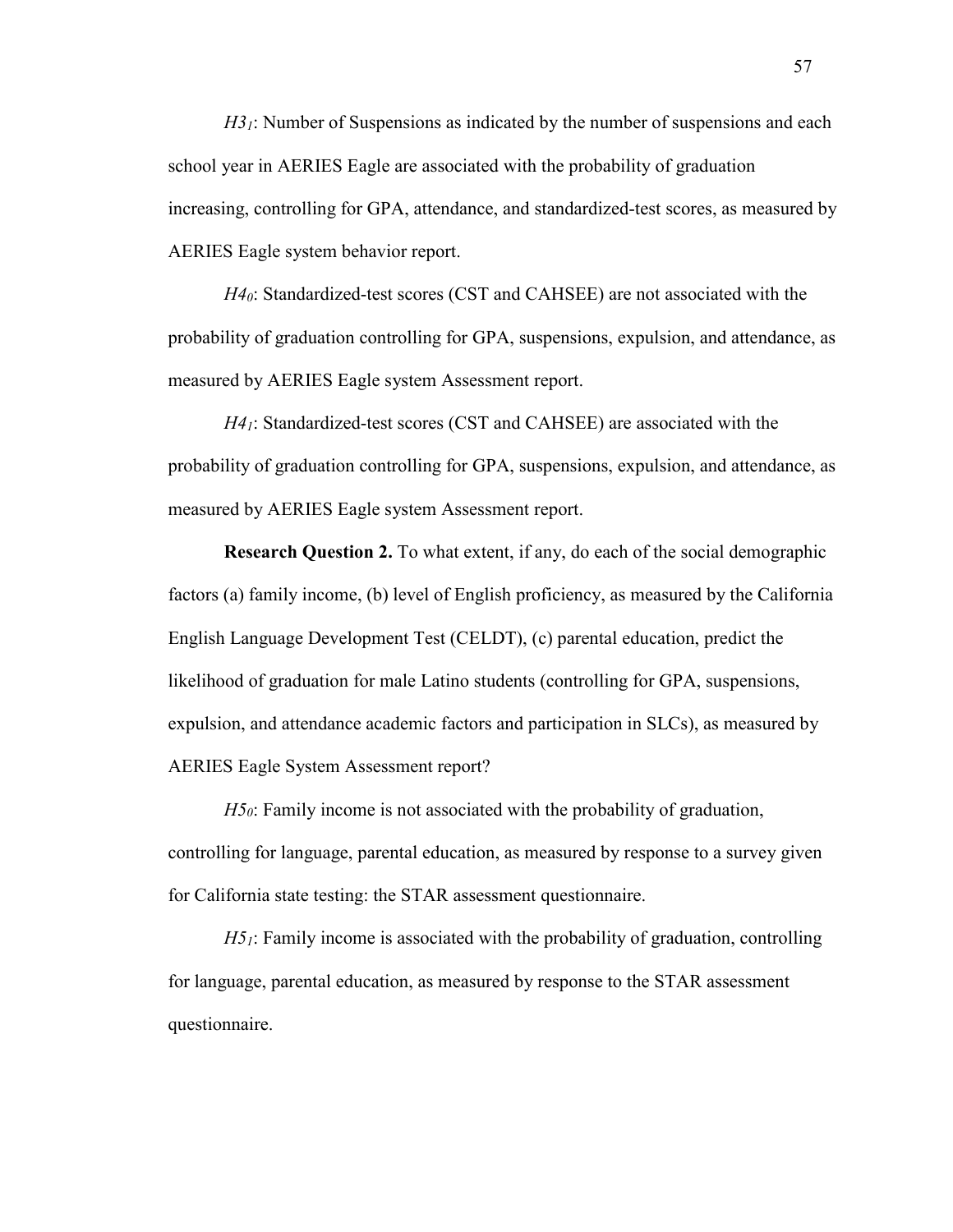*$H3_1$*: Number of Suspensions as indicated by the number of suspensions and each school year in AERIES Eagle are associated with the probability of graduation increasing, controlling for GPA, attendance, and standardized-test scores, as measured by AERIES Eagle system behavior report.

*$H4_0$*: Standardized-test scores (CST and CAHSEE) are not associated with the probability of graduation controlling for GPA, suspensions, expulsion, and attendance, as measured by AERIES Eagle system Assessment report.

*$H4_1$*: Standardized-test scores (CST and CAHSEE) are associated with the probability of graduation controlling for GPA, suspensions, expulsion, and attendance, as measured by AERIES Eagle system Assessment report.

**Research Question 2.** To what extent, if any, do each of the social demographic factors (a) family income, (b) level of English proficiency, as measured by the California English Language Development Test (CELDT), (c) parental education, predict the likelihood of graduation for male Latino students (controlling for GPA, suspensions, expulsion, and attendance academic factors and participation in SLCs), as measured by AERIES Eagle System Assessment report?

*$H5_0$*: Family income is not associated with the probability of graduation, controlling for language, parental education, as measured by response to a survey given for California state testing: the STAR assessment questionnaire.

*$H5_1$*: Family income is associated with the probability of graduation, controlling for language, parental education, as measured by response to the STAR assessment questionnaire.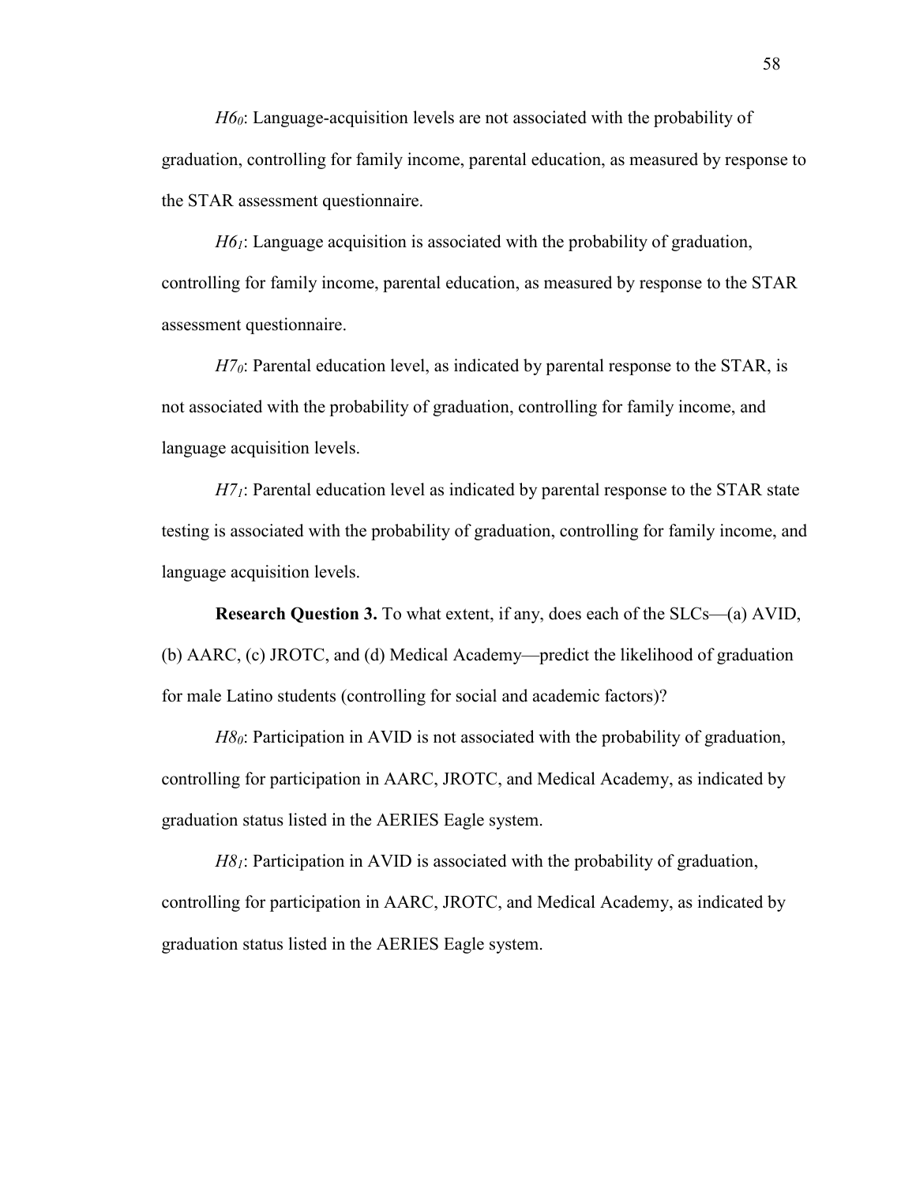*$H6_0$*: Language-acquisition levels are not associated with the probability of graduation, controlling for family income, parental education, as measured by response to the STAR assessment questionnaire.

*$H6_1$*: Language acquisition is associated with the probability of graduation, controlling for family income, parental education, as measured by response to the STAR assessment questionnaire.

*$H7_0$*: Parental education level, as indicated by parental response to the STAR, is not associated with the probability of graduation, controlling for family income, and language acquisition levels.

*$H7_1$*: Parental education level as indicated by parental response to the STAR state testing is associated with the probability of graduation, controlling for family income, and language acquisition levels.

**Research Question 3.** To what extent, if any, does each of the SLCs—(a) AVID, (b) AARC, (c) JROTC, and (d) Medical Academy—predict the likelihood of graduation for male Latino students (controlling for social and academic factors)?

*$H8_0$*: Participation in AVID is not associated with the probability of graduation, controlling for participation in AARC, JROTC, and Medical Academy, as indicated by graduation status listed in the AERIES Eagle system.

*$H8_1$*: Participation in AVID is associated with the probability of graduation, controlling for participation in AARC, JROTC, and Medical Academy, as indicated by graduation status listed in the AERIES Eagle system.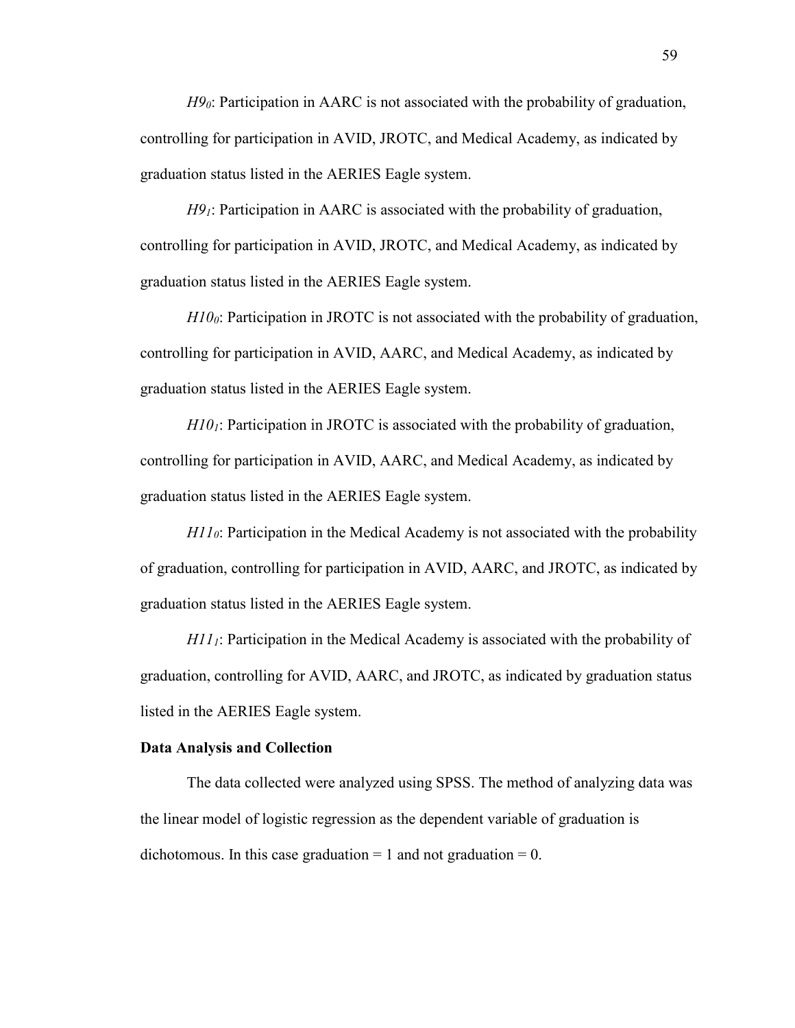*$H9_0$*: Participation in AARC is not associated with the probability of graduation, controlling for participation in AVID, JROTC, and Medical Academy, as indicated by graduation status listed in the AERIES Eagle system.

*$H9_1$*: Participation in AARC is associated with the probability of graduation, controlling for participation in AVID, JROTC, and Medical Academy, as indicated by graduation status listed in the AERIES Eagle system.

*$H10_0$*: Participation in JROTC is not associated with the probability of graduation, controlling for participation in AVID, AARC, and Medical Academy, as indicated by graduation status listed in the AERIES Eagle system.

*$H10_1$*: Participation in JROTC is associated with the probability of graduation, controlling for participation in AVID, AARC, and Medical Academy, as indicated by graduation status listed in the AERIES Eagle system.

*$H11_0$*: Participation in the Medical Academy is not associated with the probability of graduation, controlling for participation in AVID, AARC, and JROTC, as indicated by graduation status listed in the AERIES Eagle system.

*$H11_1$*: Participation in the Medical Academy is associated with the probability of graduation, controlling for AVID, AARC, and JROTC, as indicated by graduation status listed in the AERIES Eagle system.

**Data Analysis and Collection**

The data collected were analyzed using SPSS. The method of analyzing data was the linear model of logistic regression as the dependent variable of graduation is dichotomous. In this case graduation = 1 and not graduation = 0.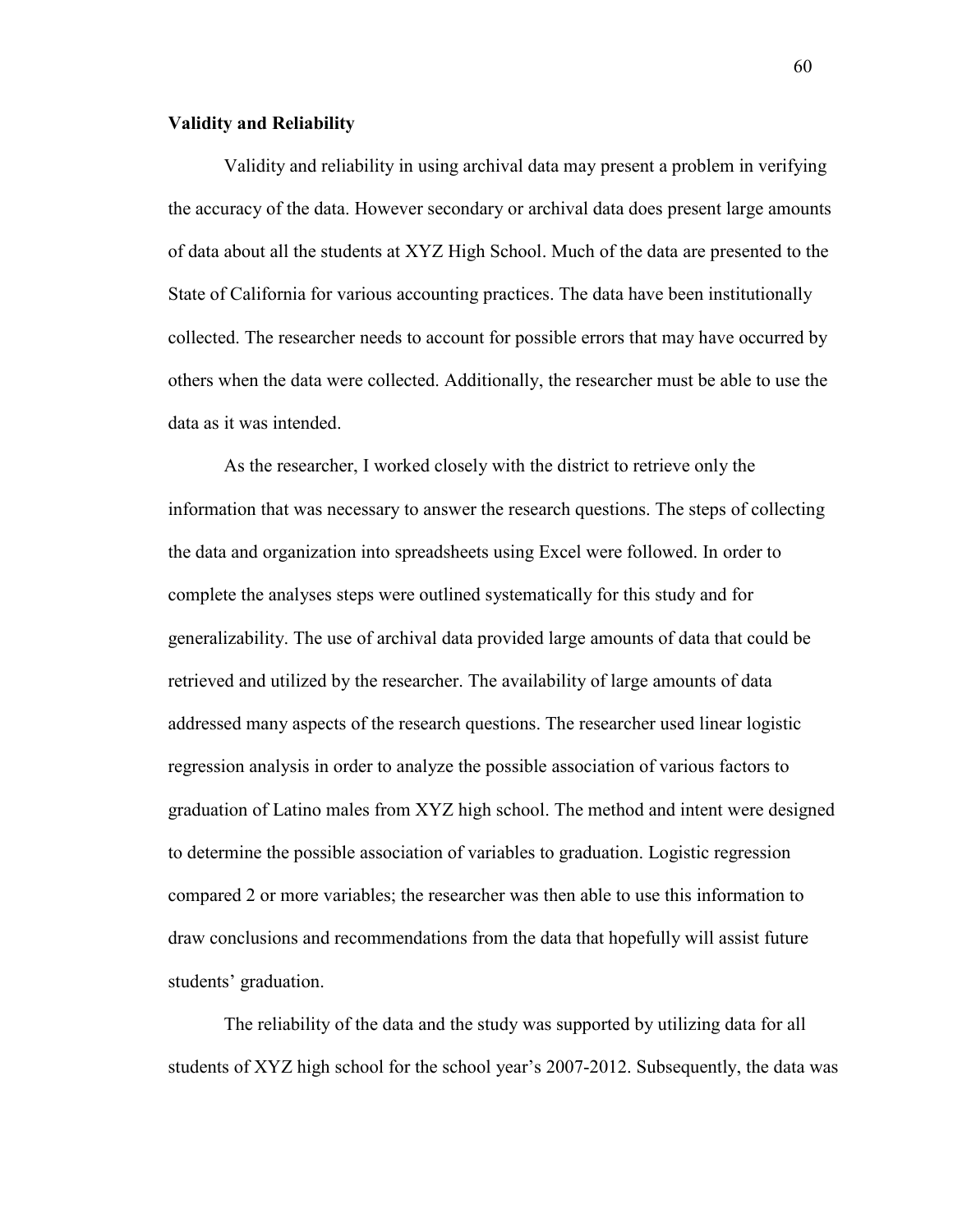**Validity and Reliability**

Validity and reliability in using archival data may present a problem in verifying the accuracy of the data. However secondary or archival data does present large amounts of data about all the students at XYZ High School. Much of the data are presented to the State of California for various accounting practices. The data have been institutionally collected. The researcher needs to account for possible errors that may have occurred by others when the data were collected. Additionally, the researcher must be able to use the data as it was intended.

As the researcher, I worked closely with the district to retrieve only the information that was necessary to answer the research questions. The steps of collecting the data and organization into spreadsheets using Excel were followed. In order to complete the analyses steps were outlined systematically for this study and for generalizability. The use of archival data provided large amounts of data that could be retrieved and utilized by the researcher. The availability of large amounts of data addressed many aspects of the research questions. The researcher used linear logistic regression analysis in order to analyze the possible association of various factors to graduation of Latino males from XYZ high school. The method and intent were designed to determine the possible association of variables to graduation. Logistic regression compared 2 or more variables; the researcher was then able to use this information to draw conclusions and recommendations from the data that hopefully will assist future students' graduation.

The reliability of the data and the study was supported by utilizing data for all students of XYZ high school for the school year's 2007-2012. Subsequently, the data was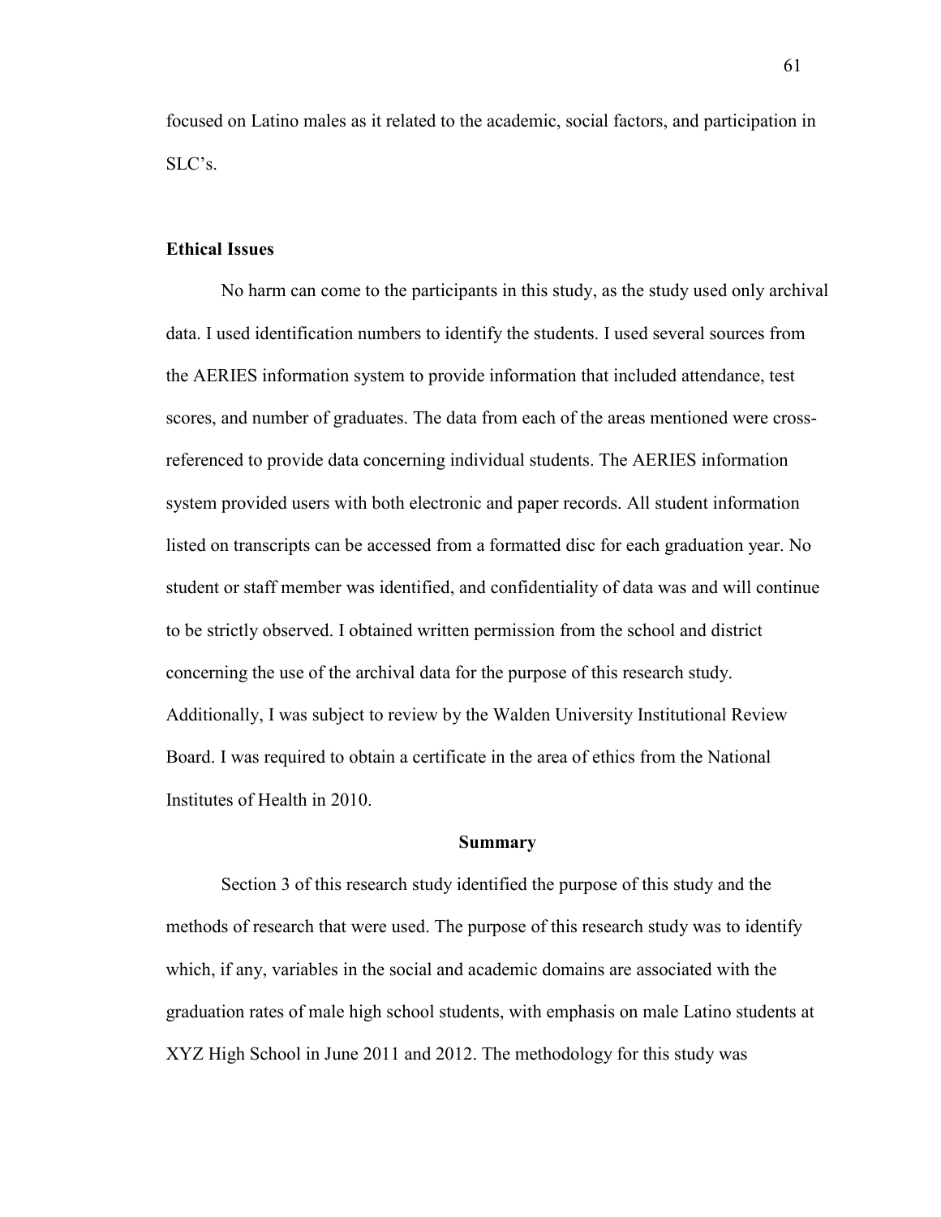focused on Latino males as it related to the academic, social factors, and participation in SLC's.

### Ethical Issues

No harm can come to the participants in this study, as the study used only archival data. I used identification numbers to identify the students. I used several sources from the AERIES information system to provide information that included attendance, test scores, and number of graduates. The data from each of the areas mentioned were cross-referenced to provide data concerning individual students. The AERIES information system provided users with both electronic and paper records. All student information listed on transcripts can be accessed from a formatted disc for each graduation year. No student or staff member was identified, and confidentiality of data was and will continue to be strictly observed. I obtained written permission from the school and district concerning the use of the archival data for the purpose of this research study. Additionally, I was subject to review by the Walden University Institutional Review Board. I was required to obtain a certificate in the area of ethics from the National Institutes of Health in 2010.

## Summary

Section 3 of this research study identified the purpose of this study and the methods of research that were used. The purpose of this research study was to identify which, if any, variables in the social and academic domains are associated with the graduation rates of male high school students, with emphasis on male Latino students at XYZ High School in June 2011 and 2012. The methodology for this study was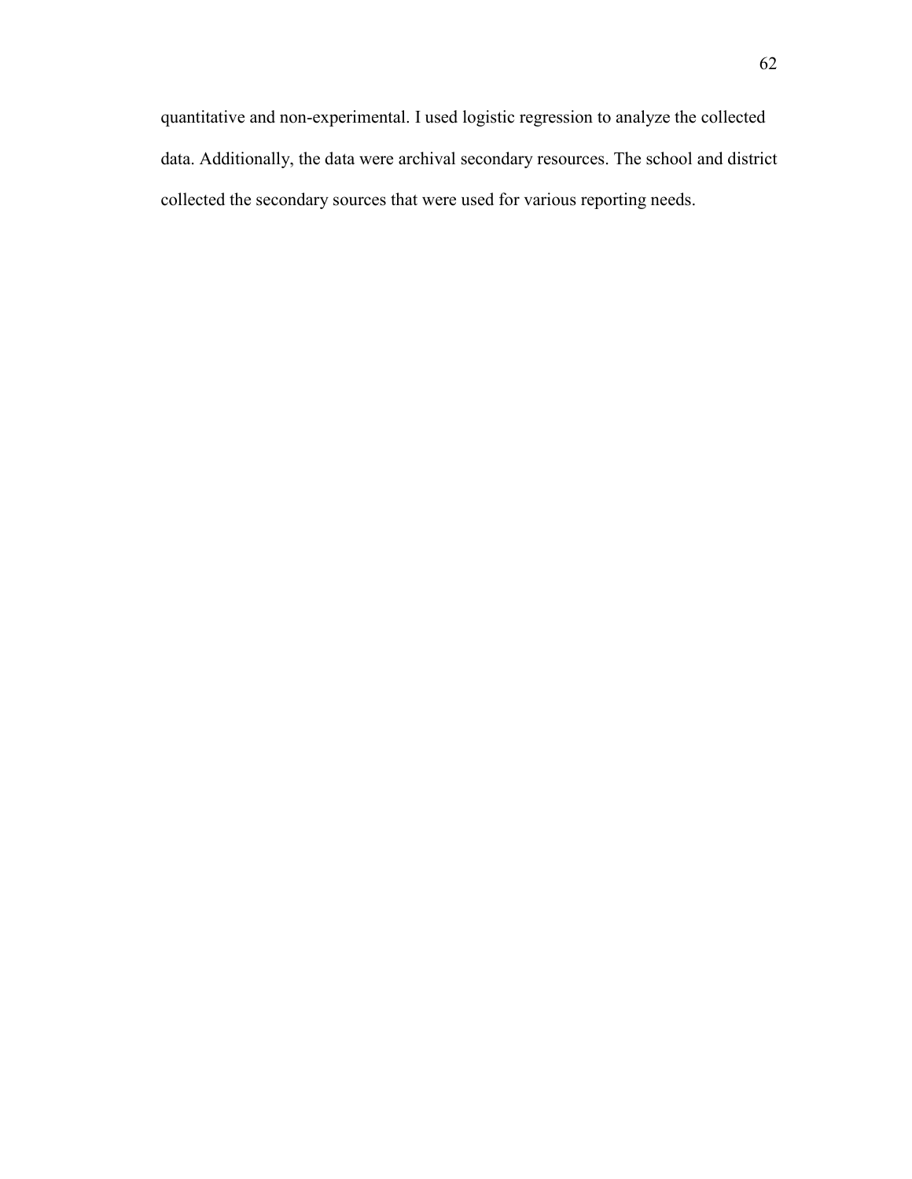quantitative and non-experimental. I used logistic regression to analyze the collected data. Additionally, the data were archival secondary resources. The school and district collected the secondary sources that were used for various reporting needs.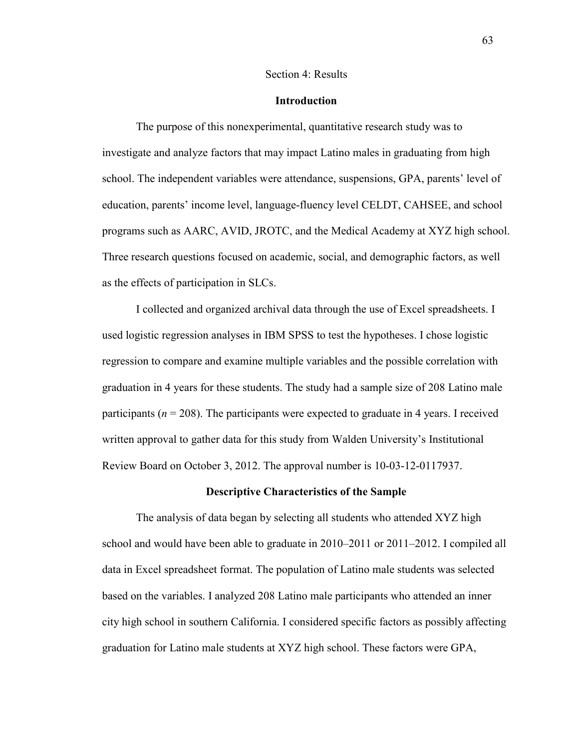# Section 4: Results

## Introduction

The purpose of this nonexperimental, quantitative research study was to investigate and analyze factors that may impact Latino males in graduating from high school. The independent variables were attendance, suspensions, GPA, parents' level of education, parents' income level, language-fluency level CELDT, CAHSEE, and school programs such as AARC, AVID, JROTC, and the Medical Academy at XYZ high school. Three research questions focused on academic, social, and demographic factors, as well as the effects of participation in SLCs.

I collected and organized archival data through the use of Excel spreadsheets. I used logistic regression analyses in IBM SPSS to test the hypotheses. I chose logistic regression to compare and examine multiple variables and the possible correlation with graduation in 4 years for these students. The study had a sample size of 208 Latino male participants ($n = 208$). The participants were expected to graduate in 4 years. I received written approval to gather data for this study from Walden University's Institutional Review Board on October 3, 2012. The approval number is 10-03-12-0117937.

## Descriptive Characteristics of the Sample

The analysis of data began by selecting all students who attended XYZ high school and would have been able to graduate in 2010–2011 or 2011–2012. I compiled all data in Excel spreadsheet format. The population of Latino male students was selected based on the variables. I analyzed 208 Latino male participants who attended an inner city high school in southern California. I considered specific factors as possibly affecting graduation for Latino male students at XYZ high school. These factors were GPA,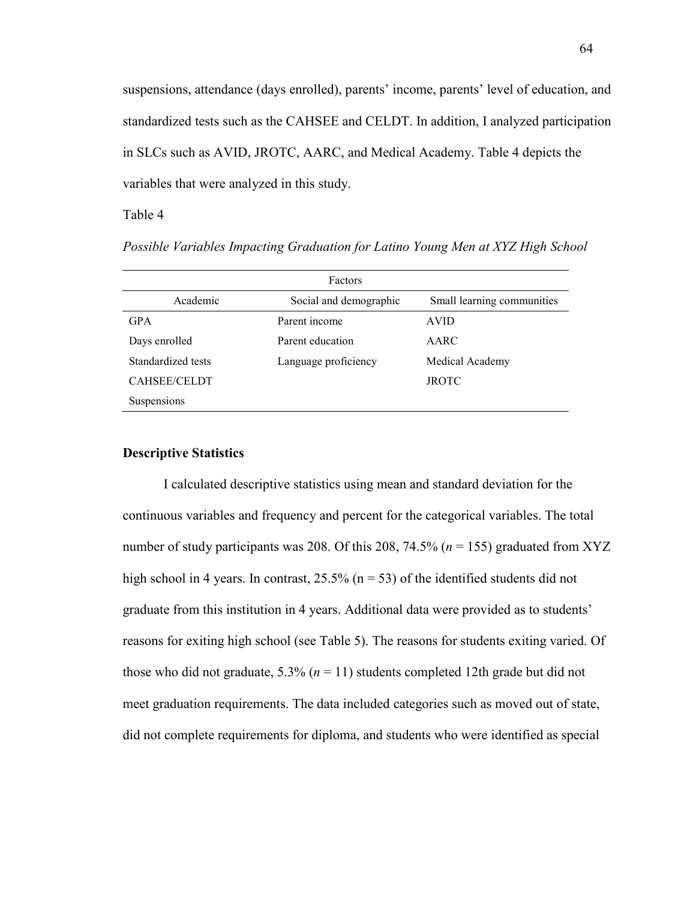suspensions, attendance (days enrolled), parents' income, parents' level of education, and standardized tests such as the CAHSEE and CELDT. In addition, I analyzed participation in SLCs such as AVID, JROTC, AARC, and Medical Academy. Table 4 depicts the variables that were analyzed in this study.

Table 4

*Possible Variables Impacting Graduation for Latino Young Men at XYZ High School*

| Factors | | |
|---|---|---|
| Academic | Social and demographic | Small learning communities |
| GPA | Parent income | AVID |
| Days enrolled | Parent education | AARC |
| Standardized tests | Language proficiency | Medical Academy |
| CAHSEE/CELDT | | JROTC |
| Suspensions | | |

### Descriptive Statistics

I calculated descriptive statistics using mean and standard deviation for the continuous variables and frequency and percent for the categorical variables. The total number of study participants was 208. Of this 208, 74.5% ($n$ = 155) graduated from XYZ high school in 4 years. In contrast, 25.5% (n = 53) of the identified students did not graduate from this institution in 4 years. Additional data were provided as to students' reasons for exiting high school (see Table 5). The reasons for students exiting varied. Of those who did not graduate, 5.3% ($n$ = 11) students completed 12th grade but did not meet graduation requirements. The data included categories such as moved out of state, did not complete requirements for diploma, and students who were identified as special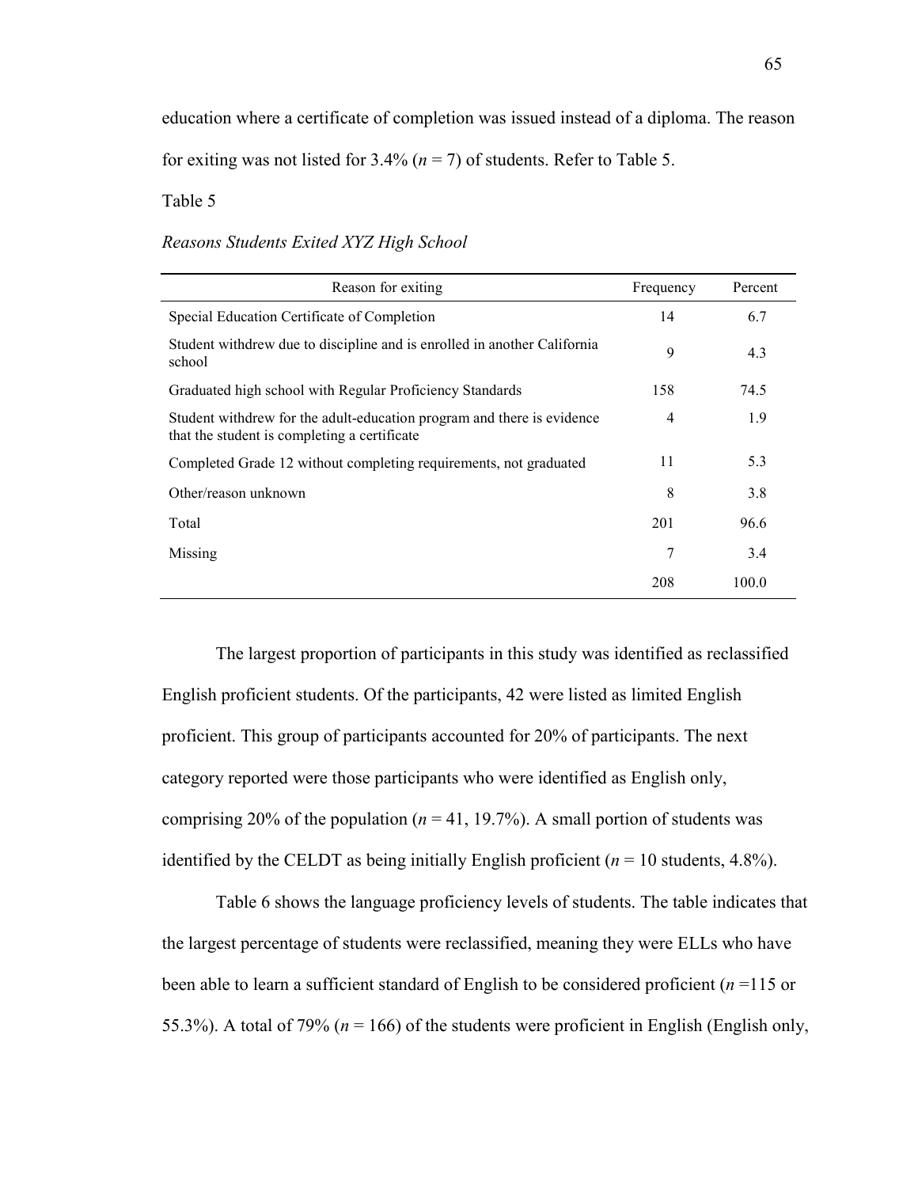education where a certificate of completion was issued instead of a diploma. The reason for exiting was not listed for 3.4% (*n* = 7) of students. Refer to Table 5.

Table 5

*Reasons Students Exited XYZ High School*

| Reason for exiting | Frequency | Percent |
|---|---|---|
| Special Education Certificate of Completion | 14 | 6.7 |
| Student withdrew due to discipline and is enrolled in another California school | 9 | 4.3 |
| Graduated high school with Regular Proficiency Standards | 158 | 74.5 |
| Student withdrew for the adult-education program and there is evidence that the student is completing a certificate | 4 | 1.9 |
| Completed Grade 12 without completing requirements, not graduated | 11 | 5.3 |
| Other/reason unknown | 8 | 3.8 |
| Total | 201 | 96.6 |
| Missing | 7 | 3.4 |
| | 208 | 100.0 |

The largest proportion of participants in this study was identified as reclassified English proficient students. Of the participants, 42 were listed as limited English proficient. This group of participants accounted for 20% of participants. The next category reported were those participants who were identified as English only, comprising 20% of the population (*n* = 41, 19.7%). A small portion of students was identified by the CELDT as being initially English proficient (*n* = 10 students, 4.8%).

Table 6 shows the language proficiency levels of students. The table indicates that the largest percentage of students were reclassified, meaning they were ELLs who have been able to learn a sufficient standard of English to be considered proficient (*n* =115 or 55.3%). A total of 79% (*n* = 166) of the students were proficient in English (English only,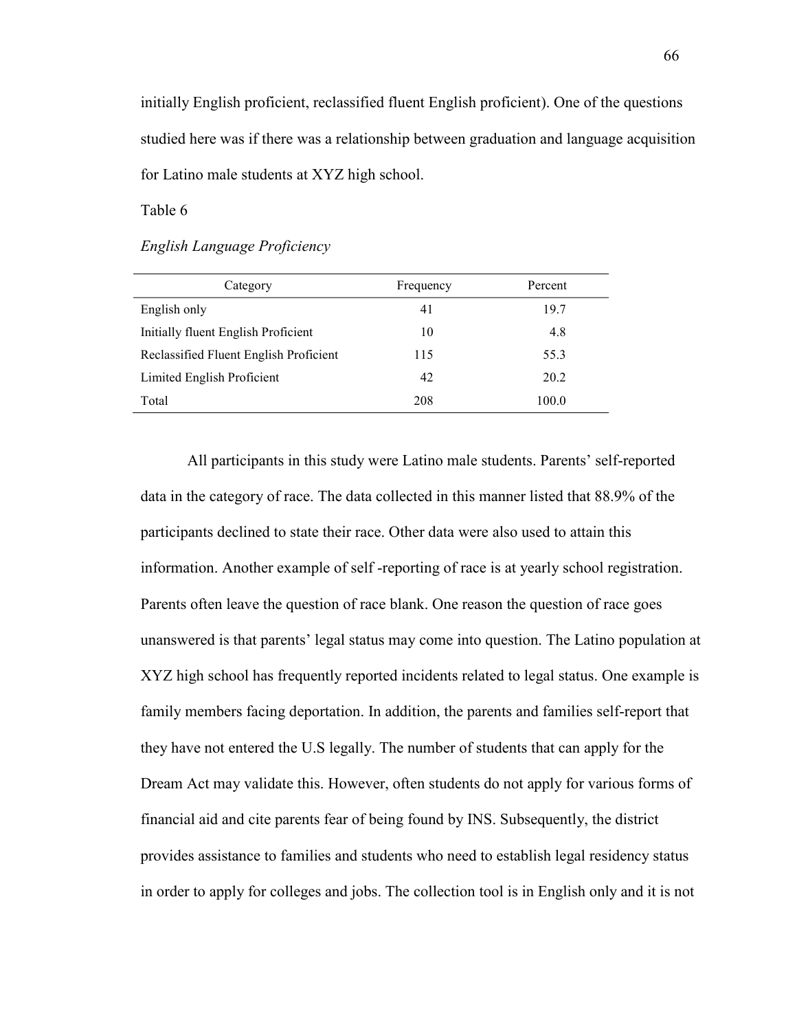initially English proficient, reclassified fluent English proficient). One of the questions studied here was if there was a relationship between graduation and language acquisition for Latino male students at XYZ high school.

Table 6

*English Language Proficiency*

| Category | Frequency | Percent |
|---|---|---|
| English only | 41 | 19.7 |
| Initially fluent English Proficient | 10 | 4.8 |
| Reclassified Fluent English Proficient | 115 | 55.3 |
| Limited English Proficient | 42 | 20.2 |
| Total | 208 | 100.0 |

All participants in this study were Latino male students. Parents' self-reported data in the category of race. The data collected in this manner listed that 88.9% of the participants declined to state their race. Other data were also used to attain this information. Another example of self -reporting of race is at yearly school registration. Parents often leave the question of race blank. One reason the question of race goes unanswered is that parents' legal status may come into question. The Latino population at XYZ high school has frequently reported incidents related to legal status. One example is family members facing deportation. In addition, the parents and families self-report that they have not entered the U.S legally. The number of students that can apply for the Dream Act may validate this. However, often students do not apply for various forms of financial aid and cite parents fear of being found by INS. Subsequently, the district provides assistance to families and students who need to establish legal residency status in order to apply for colleges and jobs. The collection tool is in English only and it is not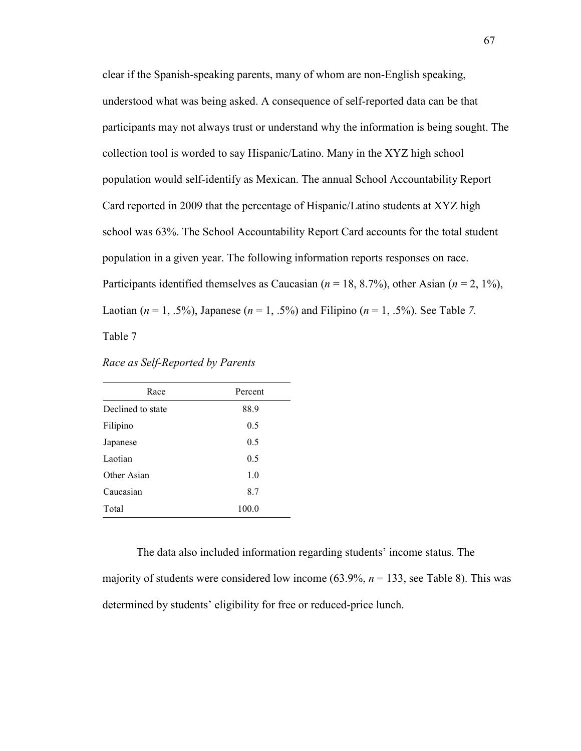clear if the Spanish-speaking parents, many of whom are non-English speaking, understood what was being asked. A consequence of self-reported data can be that participants may not always trust or understand why the information is being sought. The collection tool is worded to say Hispanic/Latino. Many in the XYZ high school population would self-identify as Mexican. The annual School Accountability Report Card reported in 2009 that the percentage of Hispanic/Latino students at XYZ high school was 63%. The School Accountability Report Card accounts for the total student population in a given year. The following information reports responses on race. Participants identified themselves as Caucasian ($n$ = 18, 8.7%), other Asian ($n$ = 2, 1%), Laotian ($n$ = 1, .5%), Japanese ($n$ = 1, .5%) and Filipino ($n$ = 1, .5%). See Table *7.*

Table 7

*Race as Self-Reported by Parents*

| Race | Percent |
|---|---|
| Declined to state | 88.9 |
| Filipino | 0.5 |
| Japanese | 0.5 |
| Laotian | 0.5 |
| Other Asian | 1.0 |
| Caucasian | 8.7 |
| Total | 100.0 |

The data also included information regarding students' income status. The majority of students were considered low income (63.9%, $n$ = 133, see Table 8). This was determined by students' eligibility for free or reduced-price lunch.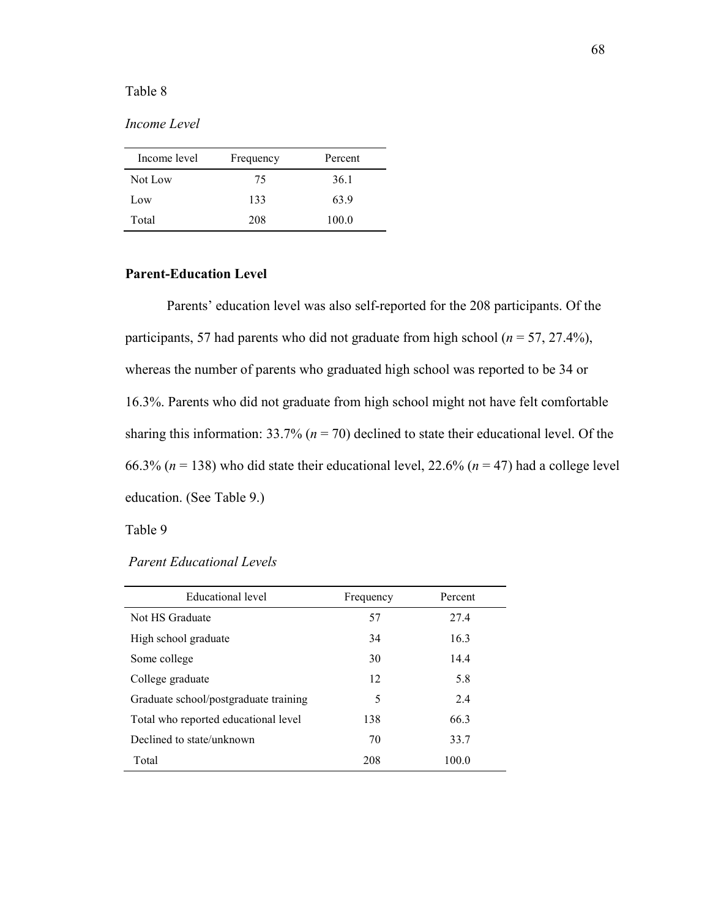Table 8

*Income Level*

| Income level | Frequency | Percent |
|---|---|---|
| Not Low | 75 | 36.1 |
| Low | 133 | 63.9 |
| Total | 208 | 100.0 |

**Parent-Education Level**

Parents' education level was also self-reported for the 208 participants. Of the participants, 57 had parents who did not graduate from high school (*n* = 57, 27.4%), whereas the number of parents who graduated high school was reported to be 34 or 16.3%. Parents who did not graduate from high school might not have felt comfortable sharing this information: 33.7% (*n* = 70) declined to state their educational level. Of the 66.3% (*n* = 138) who did state their educational level, 22.6% (*n* = 47) had a college level education. (See Table 9.)

Table 9

*Parent Educational Levels*

| Educational level | Frequency | Percent |
|---|---|---|
| Not HS Graduate | 57 | 27.4 |
| High school graduate | 34 | 16.3 |
| Some college | 30 | 14.4 |
| College graduate | 12 | 5.8 |
| Graduate school/postgraduate training | 5 | 2.4 |
| Total who reported educational level | 138 | 66.3 |
| Declined to state/unknown | 70 | 33.7 |
| Total | 208 | 100.0 |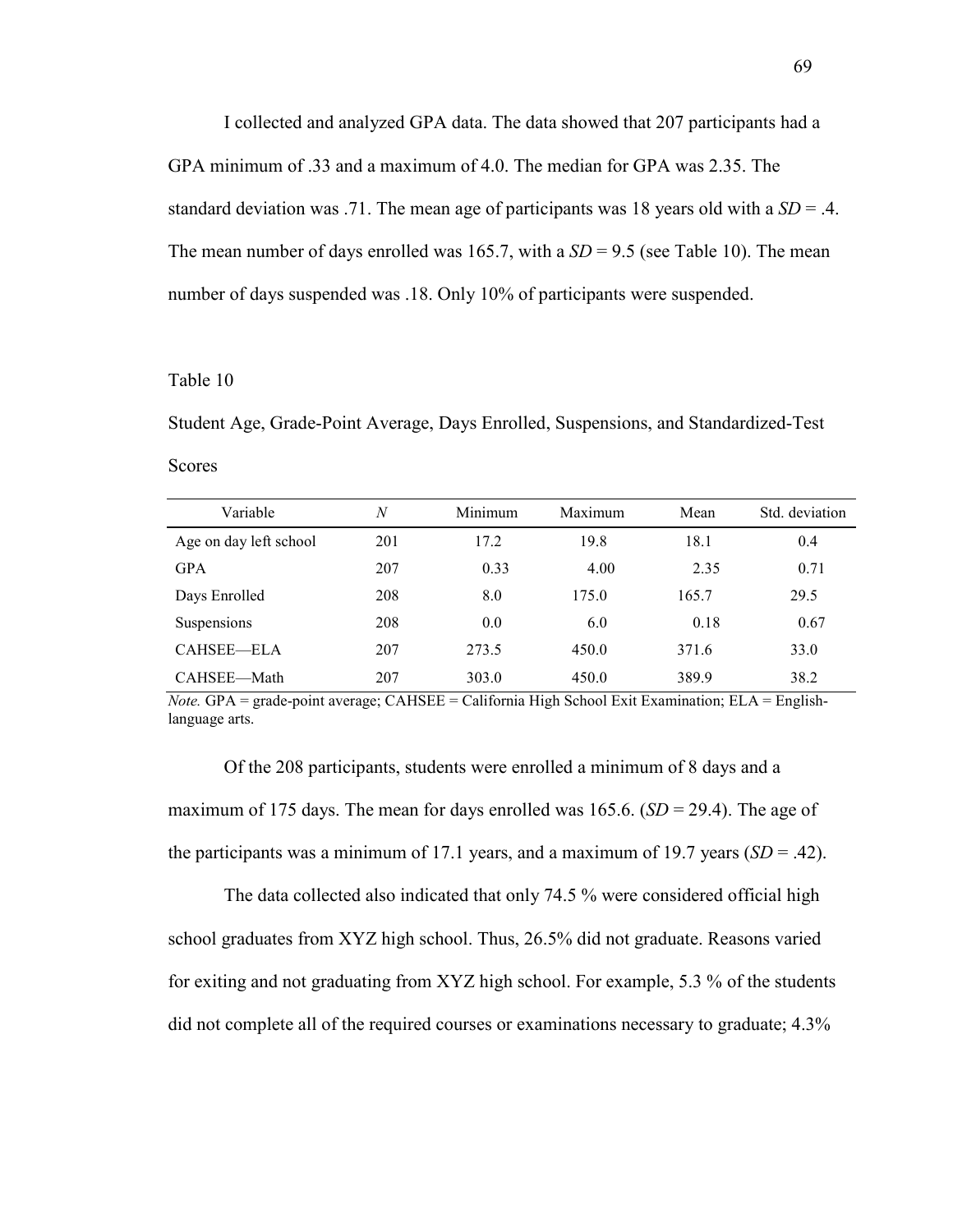I collected and analyzed GPA data. The data showed that 207 participants had a GPA minimum of .33 and a maximum of 4.0. The median for GPA was 2.35. The standard deviation was .71. The mean age of participants was 18 years old with a *SD* = .4. The mean number of days enrolled was 165.7, with a *SD* = 9.5 (see Table 10). The mean number of days suspended was .18. Only 10% of participants were suspended.

Table 10

Student Age, Grade-Point Average, Days Enrolled, Suspensions, and Standardized-Test Scores

| Variable | *N* | Minimum | Maximum | Mean | Std. deviation |
|---|---|---|---|---|---|
| Age on day left school | 201 | 17.2 | 19.8 | 18.1 | 0.4 |
| GPA | 207 | 0.33 | 4.00 | 2.35 | 0.71 |
| Days Enrolled | 208 | 8.0 | 175.0 | 165.7 | 29.5 |
| Suspensions | 208 | 0.0 | 6.0 | 0.18 | 0.67 |
| CAHSEE—ELA | 207 | 273.5 | 450.0 | 371.6 | 33.0 |
| CAHSEE—Math | 207 | 303.0 | 450.0 | 389.9 | 38.2 |

*Note.* GPA = grade-point average; CAHSEE = California High School Exit Examination; ELA = English-language arts.

Of the 208 participants, students were enrolled a minimum of 8 days and a maximum of 175 days. The mean for days enrolled was 165.6. (*SD* = 29.4). The age of the participants was a minimum of 17.1 years, and a maximum of 19.7 years (*SD* = .42).

The data collected also indicated that only 74.5 % were considered official high school graduates from XYZ high school. Thus, 26.5% did not graduate. Reasons varied for exiting and not graduating from XYZ high school. For example, 5.3 % of the students did not complete all of the required courses or examinations necessary to graduate; 4.3%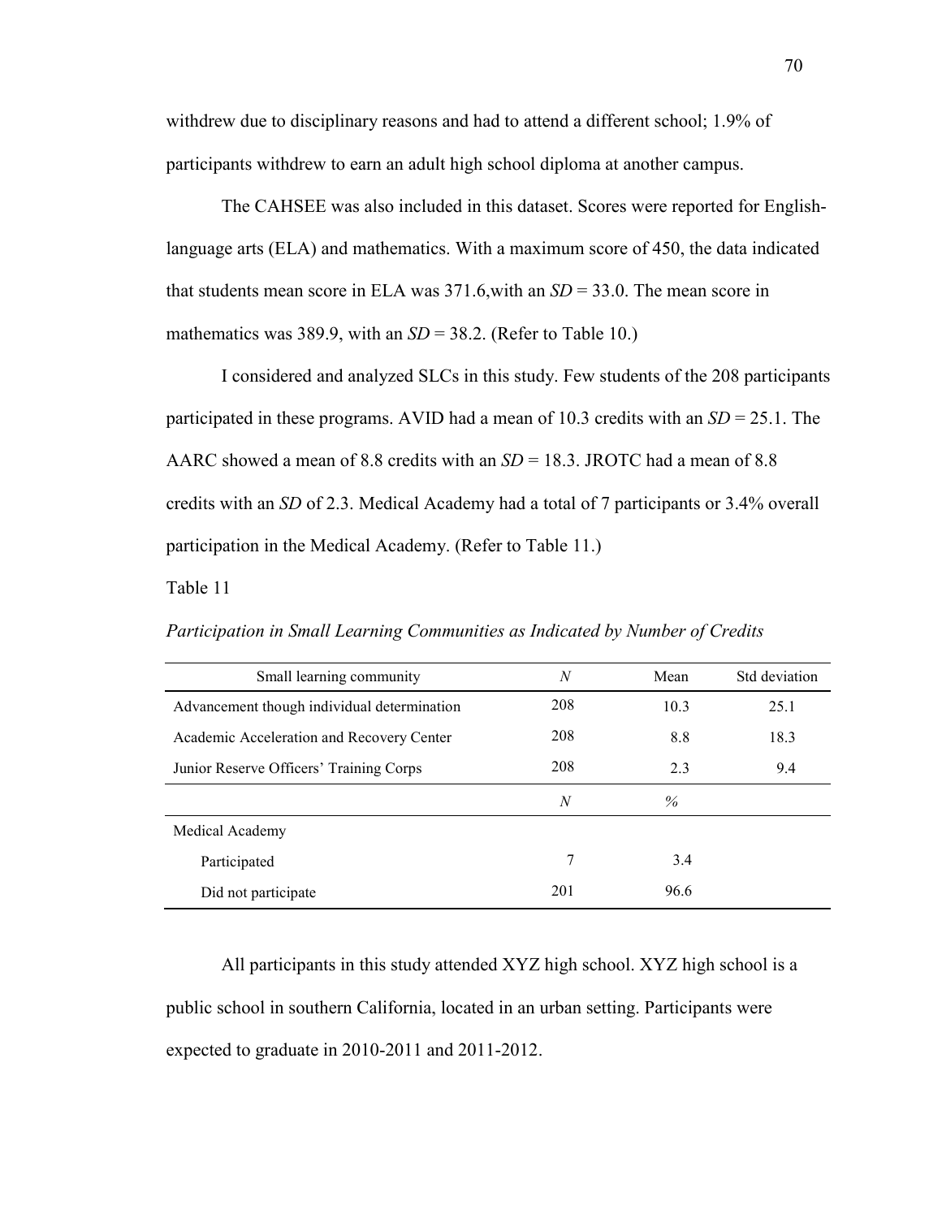withdrew due to disciplinary reasons and had to attend a different school; 1.9% of participants withdrew to earn an adult high school diploma at another campus.

The CAHSEE was also included in this dataset. Scores were reported for English-language arts (ELA) and mathematics. With a maximum score of 450, the data indicated that students mean score in ELA was 371.6,with an *SD* = 33.0. The mean score in mathematics was 389.9, with an *SD* = 38.2. (Refer to Table 10.)

I considered and analyzed SLCs in this study. Few students of the 208 participants participated in these programs. AVID had a mean of 10.3 credits with an *SD* = 25.1. The AARC showed a mean of 8.8 credits with an *SD* = 18.3. JROTC had a mean of 8.8 credits with an *SD* of 2.3. Medical Academy had a total of 7 participants or 3.4% overall participation in the Medical Academy. (Refer to Table 11.)

Table 11

*Participation in Small Learning Communities as Indicated by Number of Credits*

| Small learning community | *N* | Mean | Std deviation |
|---|---|---|---|
| Advancement though individual determination | 208 | 10.3 | 25.1 |
| Academic Acceleration and Recovery Center | 208 | 8.8 | 18.3 |
| Junior Reserve Officers' Training Corps | 208 | 2.3 | 9.4 |
| | *N* | *%* | |
| Medical Academy | | | |
| Participated | 7 | 3.4 | |
| Did not participate | 201 | 96.6 | |

All participants in this study attended XYZ high school. XYZ high school is a public school in southern California, located in an urban setting. Participants were expected to graduate in 2010-2011 and 2011-2012.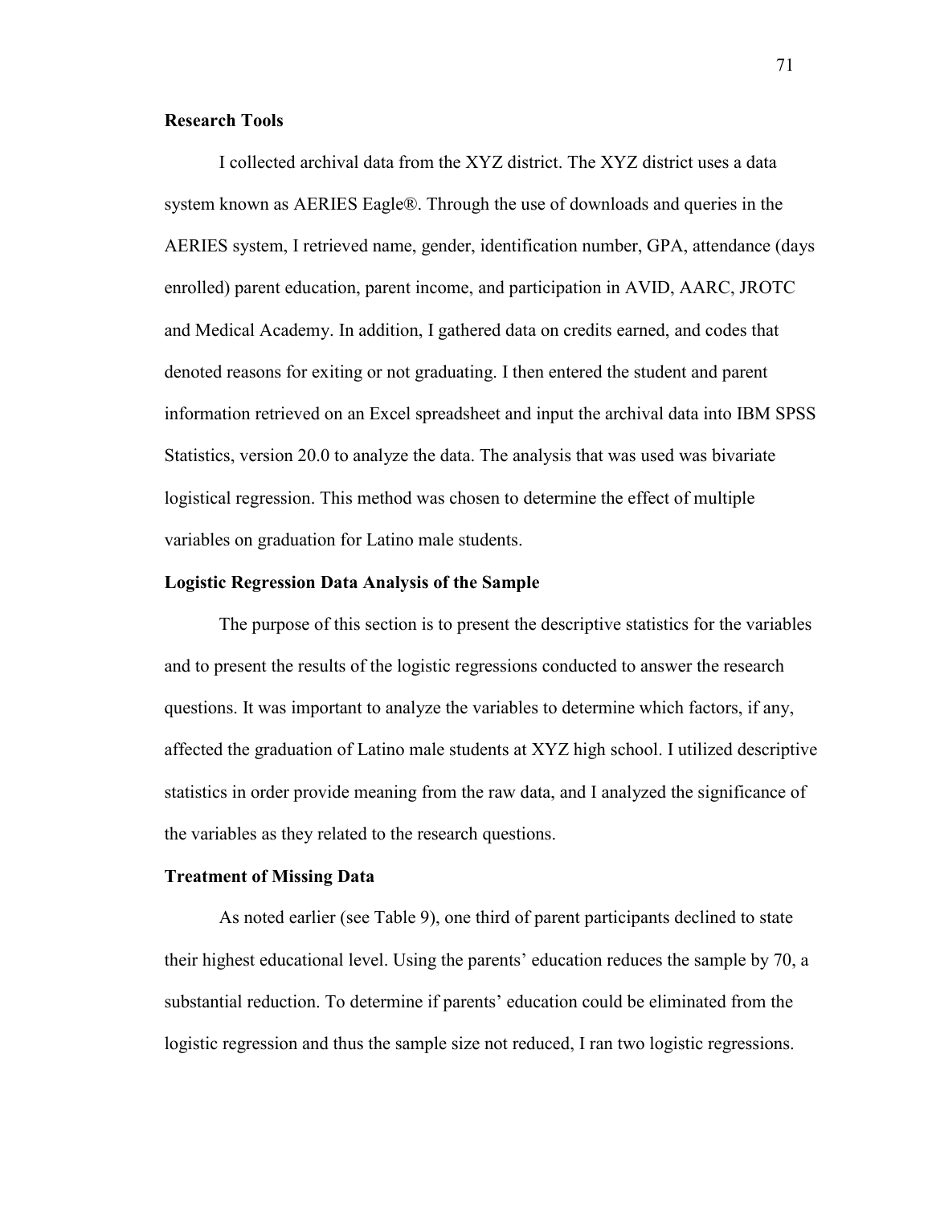### Research Tools

I collected archival data from the XYZ district. The XYZ district uses a data system known as AERIES Eagle®. Through the use of downloads and queries in the AERIES system, I retrieved name, gender, identification number, GPA, attendance (days enrolled) parent education, parent income, and participation in AVID, AARC, JROTC and Medical Academy. In addition, I gathered data on credits earned, and codes that denoted reasons for exiting or not graduating. I then entered the student and parent information retrieved on an Excel spreadsheet and input the archival data into IBM SPSS Statistics, version 20.0 to analyze the data. The analysis that was used was bivariate logistical regression. This method was chosen to determine the effect of multiple variables on graduation for Latino male students.

### Logistic Regression Data Analysis of the Sample

The purpose of this section is to present the descriptive statistics for the variables and to present the results of the logistic regressions conducted to answer the research questions. It was important to analyze the variables to determine which factors, if any, affected the graduation of Latino male students at XYZ high school. I utilized descriptive statistics in order provide meaning from the raw data, and I analyzed the significance of the variables as they related to the research questions.

### Treatment of Missing Data

As noted earlier (see Table 9), one third of parent participants declined to state their highest educational level. Using the parents' education reduces the sample by 70, a substantial reduction. To determine if parents' education could be eliminated from the logistic regression and thus the sample size not reduced, I ran two logistic regressions.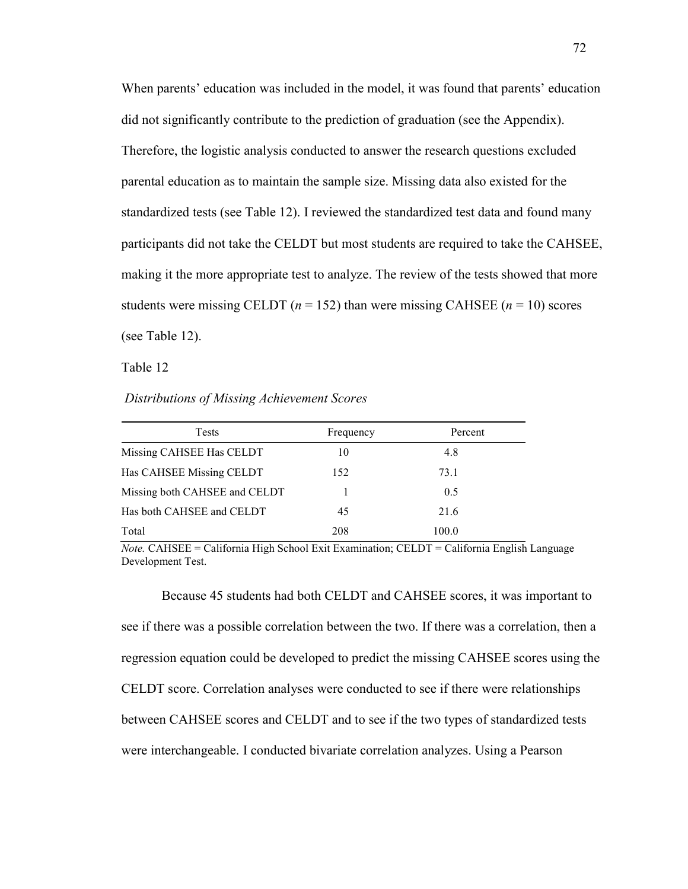When parents' education was included in the model, it was found that parents' education did not significantly contribute to the prediction of graduation (see the Appendix). Therefore, the logistic analysis conducted to answer the research questions excluded parental education as to maintain the sample size. Missing data also existed for the standardized tests (see Table 12). I reviewed the standardized test data and found many participants did not take the CELDT but most students are required to take the CAHSEE, making it the more appropriate test to analyze. The review of the tests showed that more students were missing CELDT ($n$ = 152) than were missing CAHSEE ($n$ = 10) scores (see Table 12).

Table 12

*Distributions of Missing Achievement Scores*

| Tests | Frequency | Percent |
|---|---|---|
| Missing CAHSEE Has CELDT | 10 | 4.8 |
| Has CAHSEE Missing CELDT | 152 | 73.1 |
| Missing both CAHSEE and CELDT | 1 | 0.5 |
| Has both CAHSEE and CELDT | 45 | 21.6 |
| Total | 208 | 100.0 |

*Note.* CAHSEE = California High School Exit Examination; CELDT = California English Language Development Test.

Because 45 students had both CELDT and CAHSEE scores, it was important to see if there was a possible correlation between the two. If there was a correlation, then a regression equation could be developed to predict the missing CAHSEE scores using the CELDT score. Correlation analyses were conducted to see if there were relationships between CAHSEE scores and CELDT and to see if the two types of standardized tests were interchangeable. I conducted bivariate correlation analyzes. Using a Pearson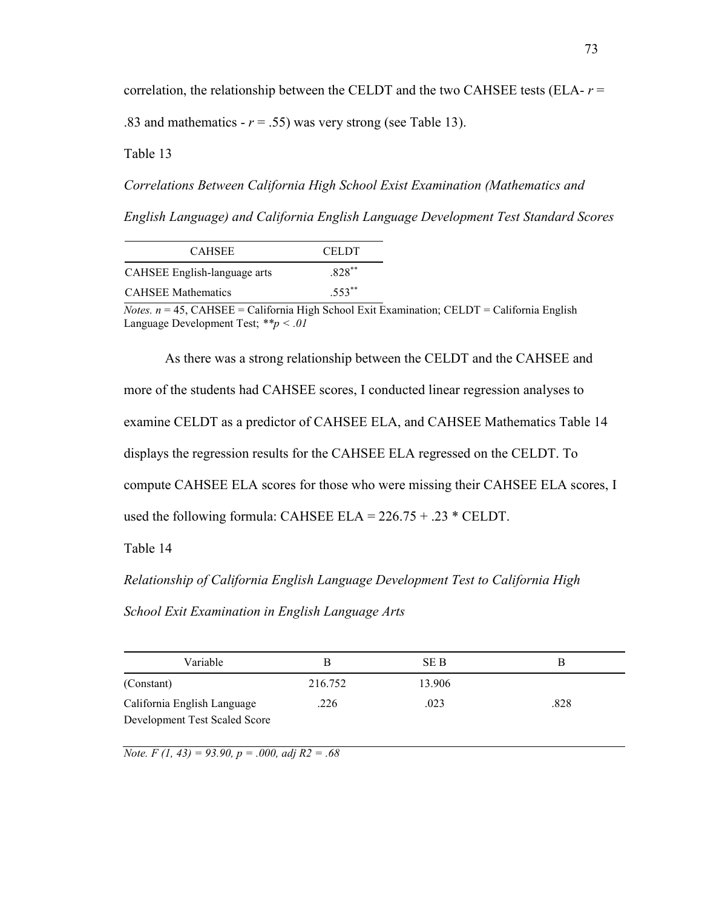correlation, the relationship between the CELDT and the two CAHSEE tests (ELA- $r$ = .83 and mathematics - $r$ = .55) was very strong (see Table 13).

Table 13

*Correlations Between California High School Exist Examination (Mathematics and English Language) and California English Language Development Test Standard Scores*

| CAHSEE | CELDT |
|---|---|
| CAHSEE English-language arts | .828** |
| CAHSEE Mathematics | .553** |

*Notes.* $n$ = 45, CAHSEE = California High School Exit Examination; CELDT = California English Language Development Test; $**p < .01$

As there was a strong relationship between the CELDT and the CAHSEE and more of the students had CAHSEE scores, I conducted linear regression analyses to examine CELDT as a predictor of CAHSEE ELA, and CAHSEE Mathematics Table 14 displays the regression results for the CAHSEE ELA regressed on the CELDT. To compute CAHSEE ELA scores for those who were missing their CAHSEE ELA scores, I used the following formula: CAHSEE ELA = 226.75 + .23 * CELDT.

Table 14

*Relationship of California English Language Development Test to California High School Exit Examination in English Language Arts*

| Variable | B | SE B | Β |
|---|---|---|---|
| (Constant) | 216.752 | 13.906 | |
| California English Language Development Test Scaled Score | .226 | .023 | .828 |

*Note.* $F\ (1, 43) = 93.90$, $p = .000$, adj $R2 = .68$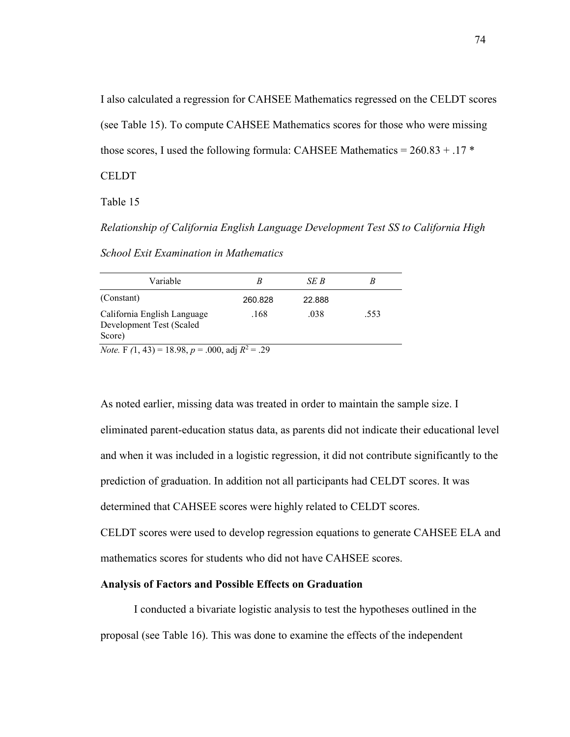I also calculated a regression for CAHSEE Mathematics regressed on the CELDT scores (see Table 15). To compute CAHSEE Mathematics scores for those who were missing those scores, I used the following formula: CAHSEE Mathematics = 260.83 + .17 * CELDT

Table 15

*Relationship of California English Language Development Test SS to California High School Exit Examination in Mathematics*

| Variable | *B* | *SE B* | *Β* |
|---|---|---|---|
| (Constant) | 260.828 | 22.888 | |
| California English Language Development Test (Scaled Score) | .168 | .038 | .553 |

*Note.* $F(1, 43) = 18.98$, $p = .000$, adj $R^2 = .29$

As noted earlier, missing data was treated in order to maintain the sample size. I eliminated parent-education status data, as parents did not indicate their educational level and when it was included in a logistic regression, it did not contribute significantly to the prediction of graduation. In addition not all participants had CELDT scores. It was determined that CAHSEE scores were highly related to CELDT scores.

CELDT scores were used to develop regression equations to generate CAHSEE ELA and mathematics scores for students who did not have CAHSEE scores.

**Analysis of Factors and Possible Effects on Graduation**

I conducted a bivariate logistic analysis to test the hypotheses outlined in the proposal (see Table 16). This was done to examine the effects of the independent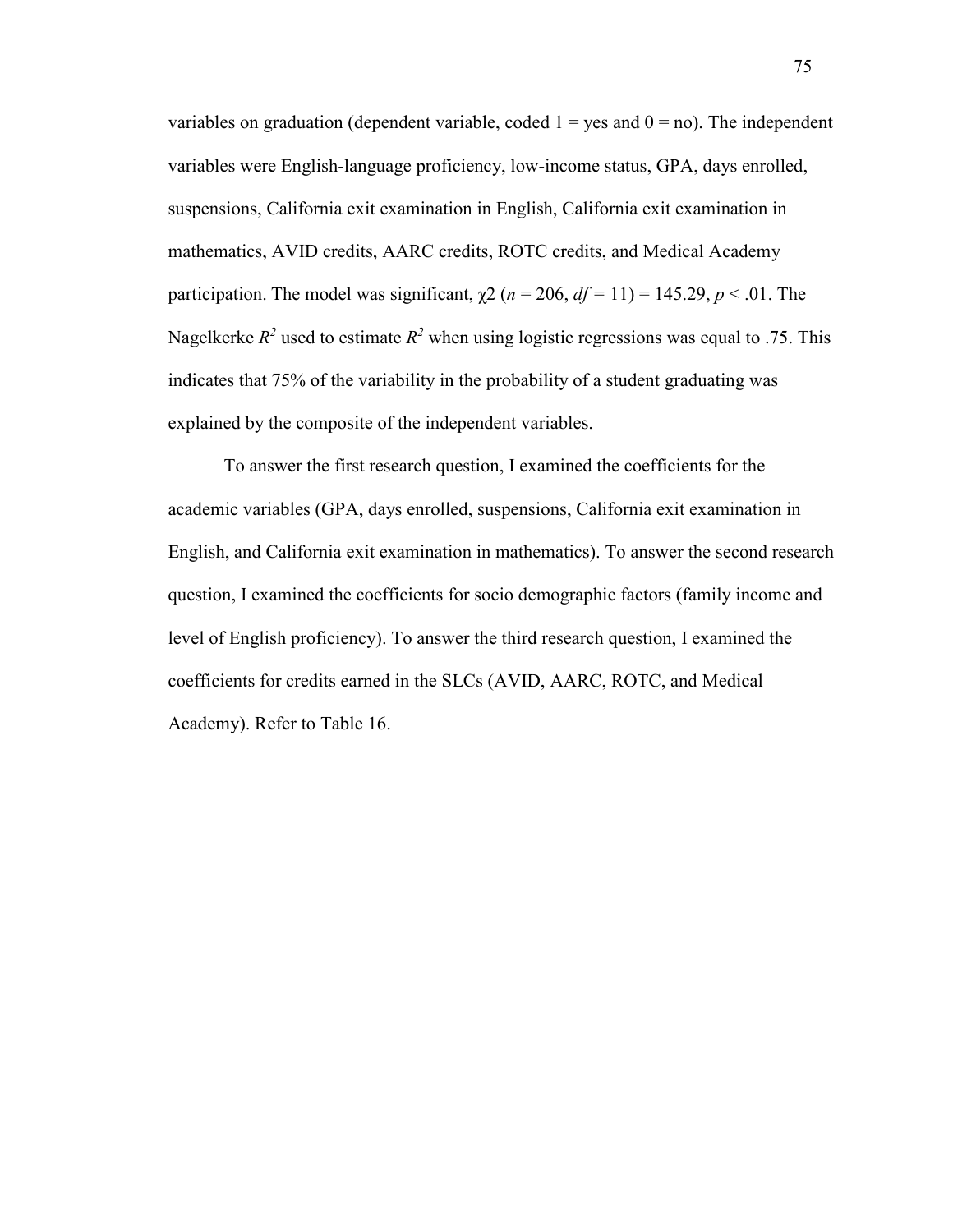variables on graduation (dependent variable, coded 1 = yes and 0 = no). The independent variables were English-language proficiency, low-income status, GPA, days enrolled, suspensions, California exit examination in English, California exit examination in mathematics, AVID credits, AARC credits, ROTC credits, and Medical Academy participation. The model was significant, $\chi 2$ ($n$ = 206, $df$ = 11) = 145.29, $p < .01$. The Nagelkerke $R^2$ used to estimate $R^2$ when using logistic regressions was equal to .75. This indicates that 75% of the variability in the probability of a student graduating was explained by the composite of the independent variables.

To answer the first research question, I examined the coefficients for the academic variables (GPA, days enrolled, suspensions, California exit examination in English, and California exit examination in mathematics). To answer the second research question, I examined the coefficients for socio demographic factors (family income and level of English proficiency). To answer the third research question, I examined the coefficients for credits earned in the SLCs (AVID, AARC, ROTC, and Medical Academy). Refer to Table 16.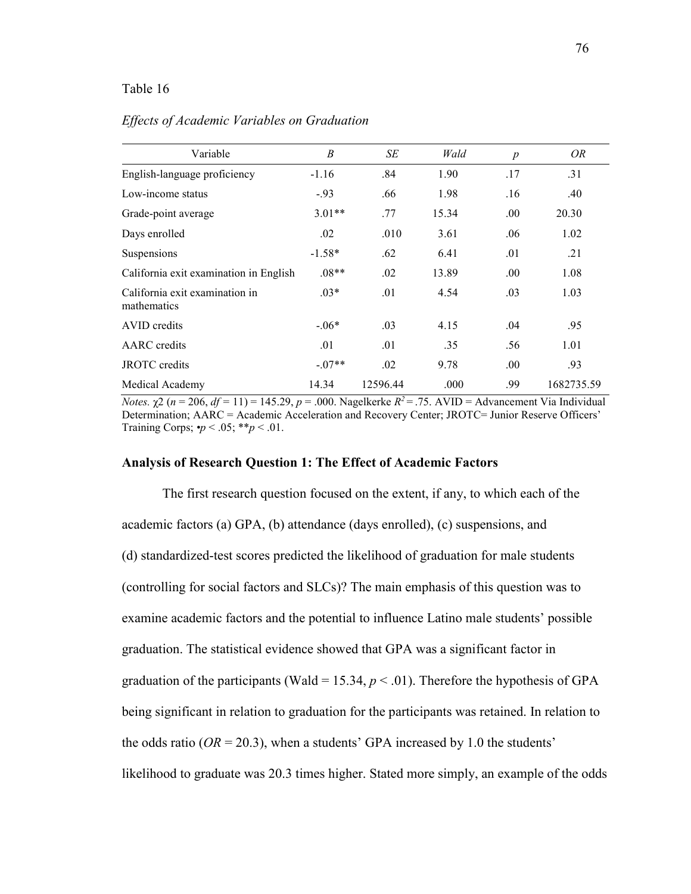Table 16

*Effects of Academic Variables on Graduation*

| Variable | *B* | *SE* | *Wald* | *p* | *OR* |
|---|---|---|---|---|---|
| English-language proficiency | -1.16 | .84 | 1.90 | .17 | .31 |
| Low-income status | -.93 | .66 | 1.98 | .16 | .40 |
| Grade-point average | 3.01** | .77 | 15.34 | .00 | 20.30 |
| Days enrolled | .02 | .010 | 3.61 | .06 | 1.02 |
| Suspensions | -1.58* | .62 | 6.41 | .01 | .21 |
| California exit examination in English | .08** | .02 | 13.89 | .00 | 1.08 |
| California exit examination in mathematics | .03* | .01 | 4.54 | .03 | 1.03 |
| AVID credits | -.06* | .03 | 4.15 | .04 | .95 |
| AARC credits | .01 | .01 | .35 | .56 | 1.01 |
| JROTC credits | -.07** | .02 | 9.78 | .00 | .93 |
| Medical Academy | 14.34 | 12596.44 | .000 | .99 | 1682735.59 |

*Notes.* $\chi 2$ ($n$ = 206, $df$ = 11) = 145.29, $p$ = .000. Nagelkerke $R^2$ = .75. AVID = Advancement Via Individual Determination; AARC = Academic Acceleration and Recovery Center; JROTC= Junior Reserve Officers' Training Corps; •$p < .05$; **$p < .01$.

**Analysis of Research Question 1: The Effect of Academic Factors**

The first research question focused on the extent, if any, to which each of the academic factors (a) GPA, (b) attendance (days enrolled), (c) suspensions, and (d) standardized-test scores predicted the likelihood of graduation for male students (controlling for social factors and SLCs)? The main emphasis of this question was to examine academic factors and the potential to influence Latino male students' possible graduation. The statistical evidence showed that GPA was a significant factor in graduation of the participants (Wald = 15.34, $p < .01$). Therefore the hypothesis of GPA being significant in relation to graduation for the participants was retained. In relation to the odds ratio ($OR$ = 20.3), when a students' GPA increased by 1.0 the students' likelihood to graduate was 20.3 times higher. Stated more simply, an example of the odds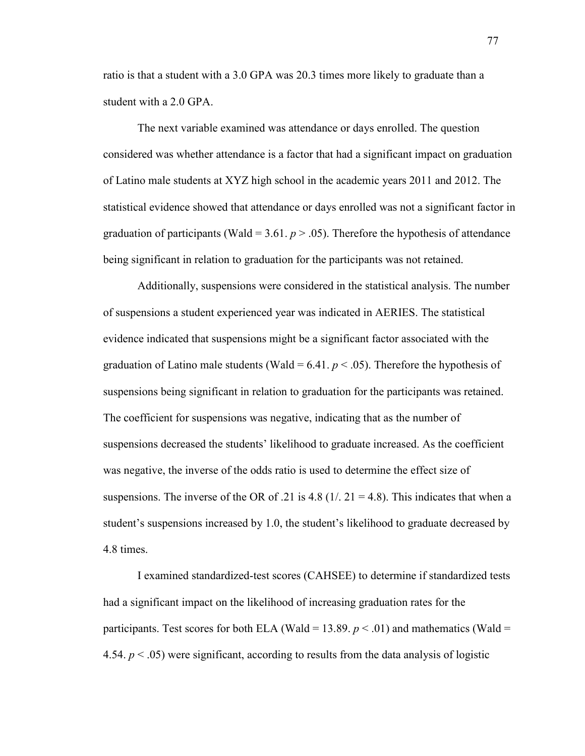ratio is that a student with a 3.0 GPA was 20.3 times more likely to graduate than a student with a 2.0 GPA.

The next variable examined was attendance or days enrolled. The question considered was whether attendance is a factor that had a significant impact on graduation of Latino male students at XYZ high school in the academic years 2011 and 2012. The statistical evidence showed that attendance or days enrolled was not a significant factor in graduation of participants (Wald = 3.61. $p > .05$). Therefore the hypothesis of attendance being significant in relation to graduation for the participants was not retained.

Additionally, suspensions were considered in the statistical analysis. The number of suspensions a student experienced year was indicated in AERIES. The statistical evidence indicated that suspensions might be a significant factor associated with the graduation of Latino male students (Wald = 6.41. $p < .05$). Therefore the hypothesis of suspensions being significant in relation to graduation for the participants was retained. The coefficient for suspensions was negative, indicating that as the number of suspensions decreased the students' likelihood to graduate increased. As the coefficient was negative, the inverse of the odds ratio is used to determine the effect size of suspensions. The inverse of the OR of .21 is 4.8 (1/. 21 = 4.8). This indicates that when a student's suspensions increased by 1.0, the student's likelihood to graduate decreased by 4.8 times.

I examined standardized-test scores (CAHSEE) to determine if standardized tests had a significant impact on the likelihood of increasing graduation rates for the participants. Test scores for both ELA (Wald = 13.89. $p < .01$) and mathematics (Wald = 4.54. $p < .05$) were significant, according to results from the data analysis of logistic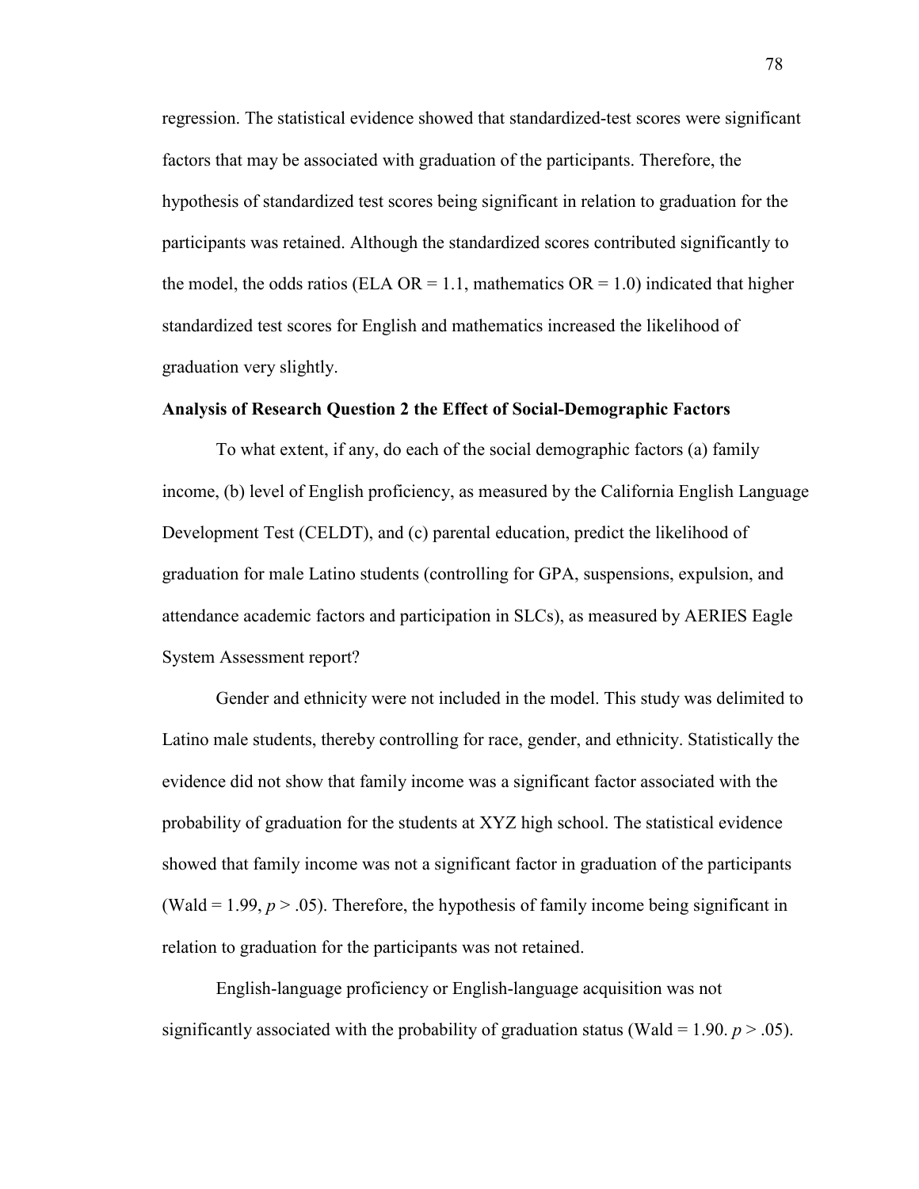regression. The statistical evidence showed that standardized-test scores were significant factors that may be associated with graduation of the participants. Therefore, the hypothesis of standardized test scores being significant in relation to graduation for the participants was retained. Although the standardized scores contributed significantly to the model, the odds ratios (ELA OR = 1.1, mathematics OR = 1.0) indicated that higher standardized test scores for English and mathematics increased the likelihood of graduation very slightly.

**Analysis of Research Question 2 the Effect of Social-Demographic Factors**

To what extent, if any, do each of the social demographic factors (a) family income, (b) level of English proficiency, as measured by the California English Language Development Test (CELDT), and (c) parental education, predict the likelihood of graduation for male Latino students (controlling for GPA, suspensions, expulsion, and attendance academic factors and participation in SLCs), as measured by AERIES Eagle System Assessment report?

Gender and ethnicity were not included in the model. This study was delimited to Latino male students, thereby controlling for race, gender, and ethnicity. Statistically the evidence did not show that family income was a significant factor associated with the probability of graduation for the students at XYZ high school. The statistical evidence showed that family income was not a significant factor in graduation of the participants (Wald = 1.99, $p > .05$). Therefore, the hypothesis of family income being significant in relation to graduation for the participants was not retained.

English-language proficiency or English-language acquisition was not significantly associated with the probability of graduation status (Wald = 1.90. $p > .05$).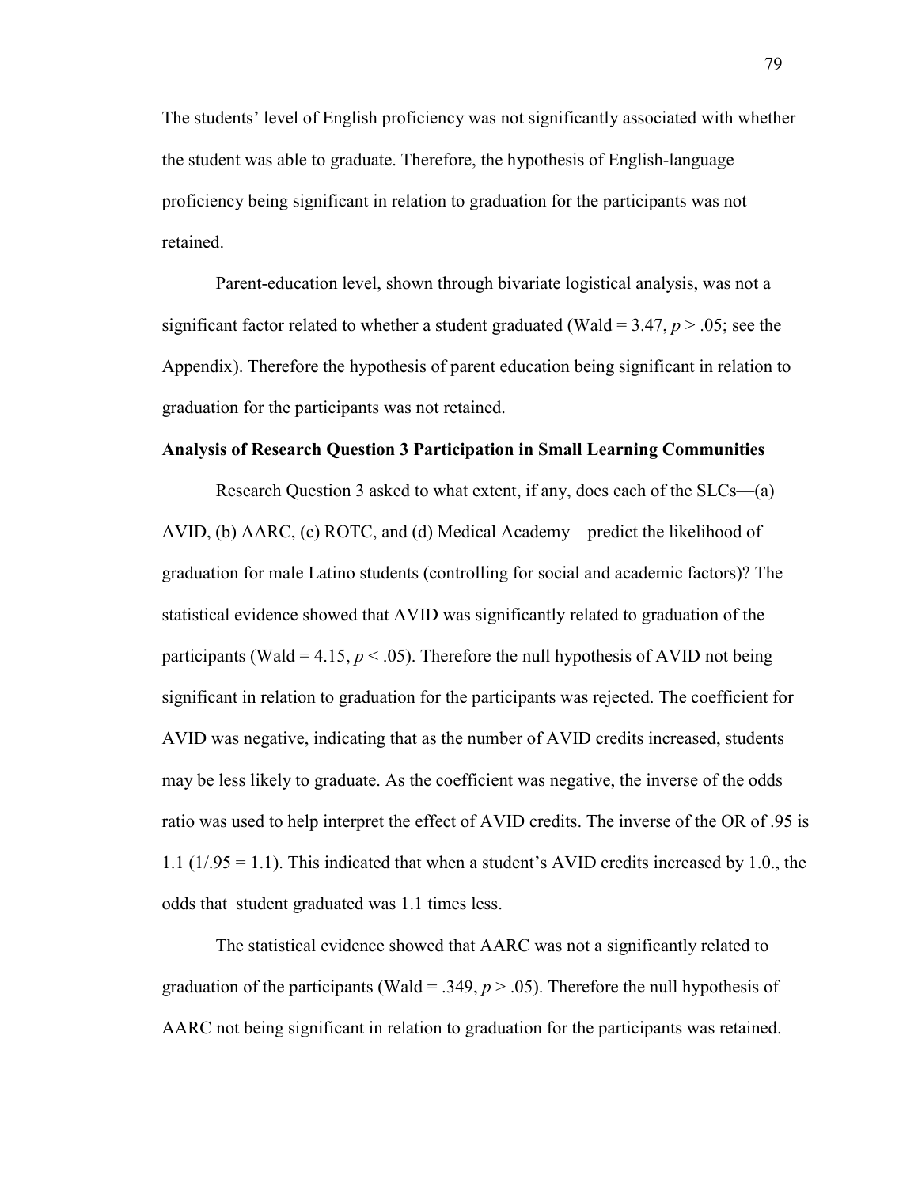The students' level of English proficiency was not significantly associated with whether the student was able to graduate. Therefore, the hypothesis of English-language proficiency being significant in relation to graduation for the participants was not retained.

Parent-education level, shown through bivariate logistical analysis, was not a significant factor related to whether a student graduated (Wald = 3.47, $p > .05$; see the Appendix). Therefore the hypothesis of parent education being significant in relation to graduation for the participants was not retained.

**Analysis of Research Question 3 Participation in Small Learning Communities**

Research Question 3 asked to what extent, if any, does each of the SLCs—(a) AVID, (b) AARC, (c) ROTC, and (d) Medical Academy—predict the likelihood of graduation for male Latino students (controlling for social and academic factors)? The statistical evidence showed that AVID was significantly related to graduation of the participants (Wald = 4.15, $p < .05$). Therefore the null hypothesis of AVID not being significant in relation to graduation for the participants was rejected. The coefficient for AVID was negative, indicating that as the number of AVID credits increased, students may be less likely to graduate. As the coefficient was negative, the inverse of the odds ratio was used to help interpret the effect of AVID credits. The inverse of the OR of .95 is 1.1 (1/.95 = 1.1). This indicated that when a student's AVID credits increased by 1.0., the odds that student graduated was 1.1 times less.

The statistical evidence showed that AARC was not a significantly related to graduation of the participants (Wald = .349, $p > .05$). Therefore the null hypothesis of AARC not being significant in relation to graduation for the participants was retained.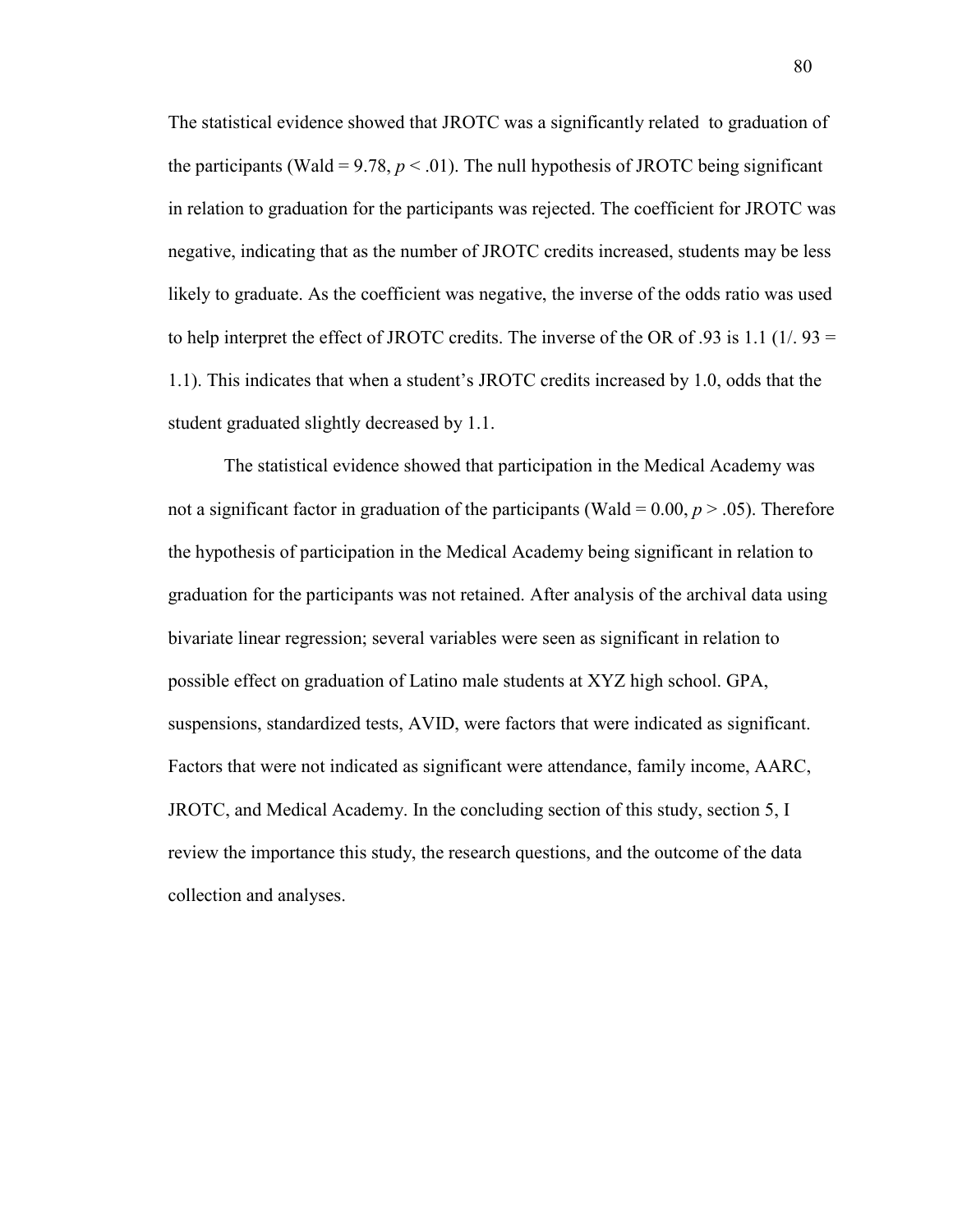The statistical evidence showed that JROTC was a significantly related  to graduation of the participants (Wald = 9.78, $p < .01$). The null hypothesis of JROTC being significant in relation to graduation for the participants was rejected. The coefficient for JROTC was negative, indicating that as the number of JROTC credits increased, students may be less likely to graduate. As the coefficient was negative, the inverse of the odds ratio was used to help interpret the effect of JROTC credits. The inverse of the OR of .93 is 1.1 (1/. 93 = 1.1). This indicates that when a student's JROTC credits increased by 1.0, odds that the student graduated slightly decreased by 1.1.

The statistical evidence showed that participation in the Medical Academy was not a significant factor in graduation of the participants (Wald = 0.00, $p > .05$). Therefore the hypothesis of participation in the Medical Academy being significant in relation to graduation for the participants was not retained. After analysis of the archival data using bivariate linear regression; several variables were seen as significant in relation to possible effect on graduation of Latino male students at XYZ high school. GPA, suspensions, standardized tests, AVID, were factors that were indicated as significant. Factors that were not indicated as significant were attendance, family income, AARC, JROTC, and Medical Academy. In the concluding section of this study, section 5, I review the importance this study, the research questions, and the outcome of the data collection and analyses.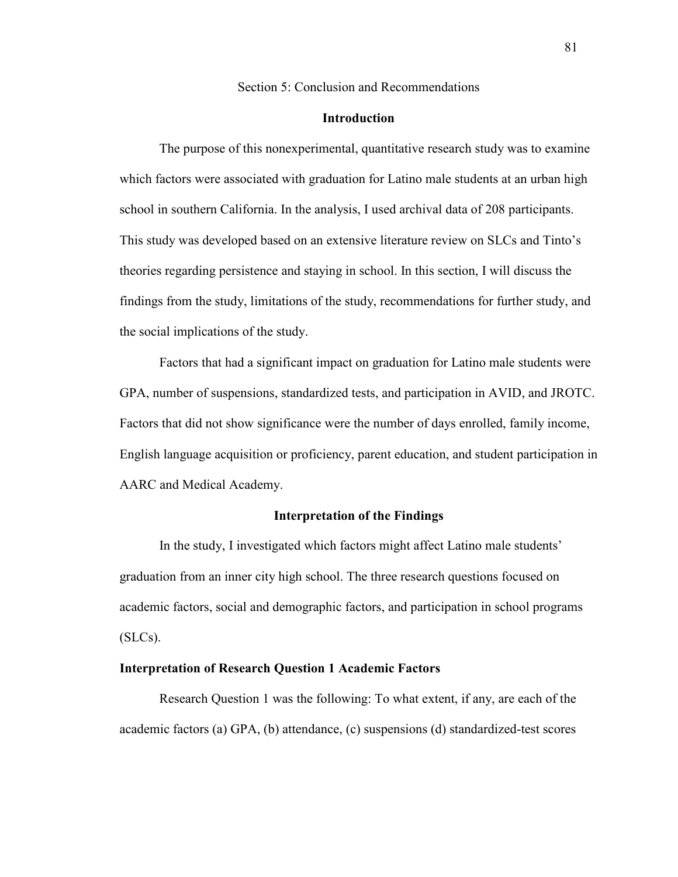Section 5: Conclusion and Recommendations

## Introduction

The purpose of this nonexperimental, quantitative research study was to examine which factors were associated with graduation for Latino male students at an urban high school in southern California. In the analysis, I used archival data of 208 participants. This study was developed based on an extensive literature review on SLCs and Tinto's theories regarding persistence and staying in school. In this section, I will discuss the findings from the study, limitations of the study, recommendations for further study, and the social implications of the study.

Factors that had a significant impact on graduation for Latino male students were GPA, number of suspensions, standardized tests, and participation in AVID, and JROTC. Factors that did not show significance were the number of days enrolled, family income, English language acquisition or proficiency, parent education, and student participation in AARC and Medical Academy.

## Interpretation of the Findings

In the study, I investigated which factors might affect Latino male students' graduation from an inner city high school. The three research questions focused on academic factors, social and demographic factors, and participation in school programs (SLCs).

### Interpretation of Research Question 1 Academic Factors

Research Question 1 was the following: To what extent, if any, are each of the academic factors (a) GPA, (b) attendance, (c) suspensions (d) standardized-test scores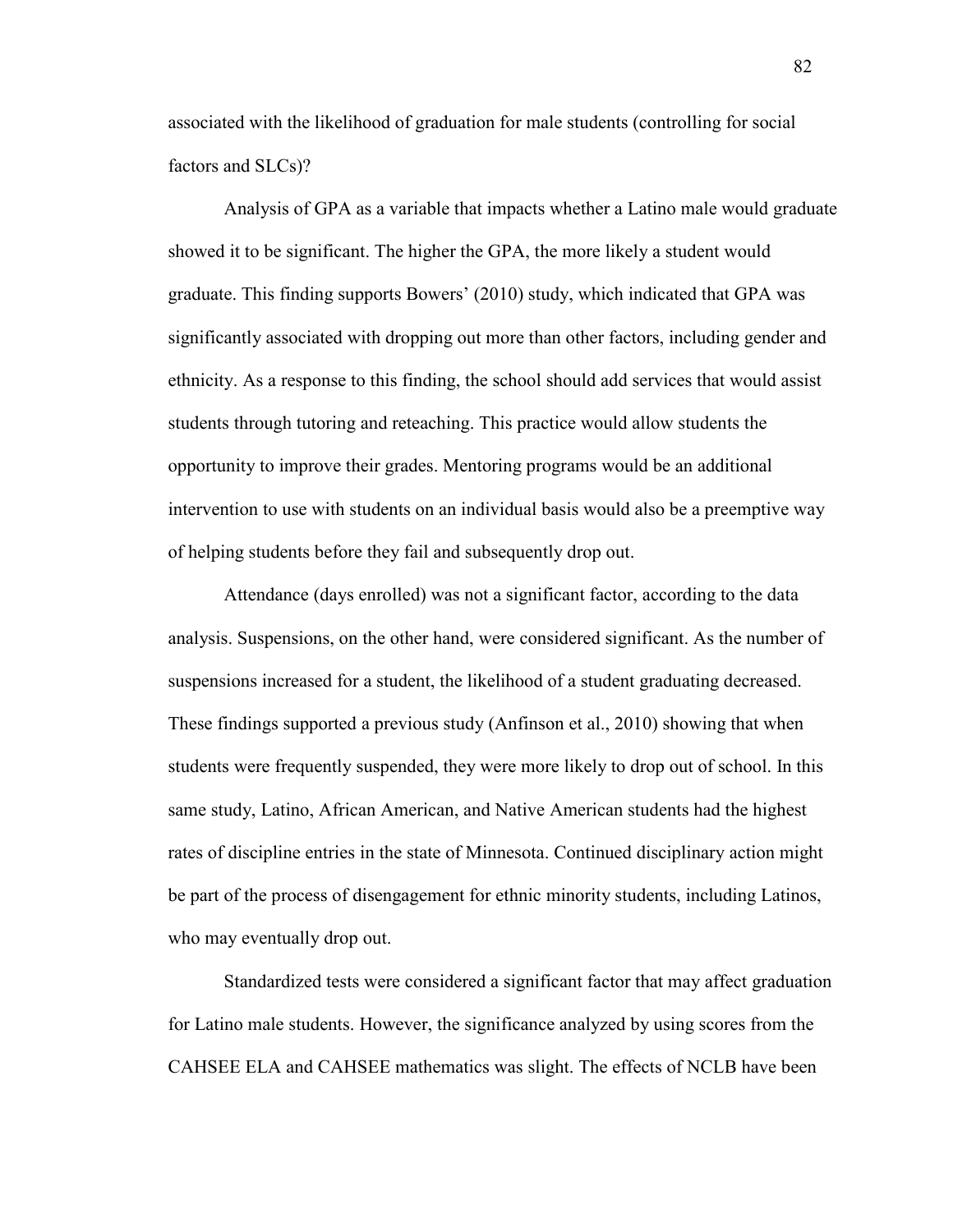associated with the likelihood of graduation for male students (controlling for social factors and SLCs)?

Analysis of GPA as a variable that impacts whether a Latino male would graduate showed it to be significant. The higher the GPA, the more likely a student would graduate. This finding supports Bowers' (2010) study, which indicated that GPA was significantly associated with dropping out more than other factors, including gender and ethnicity. As a response to this finding, the school should add services that would assist students through tutoring and reteaching. This practice would allow students the opportunity to improve their grades. Mentoring programs would be an additional intervention to use with students on an individual basis would also be a preemptive way of helping students before they fail and subsequently drop out.

Attendance (days enrolled) was not a significant factor, according to the data analysis. Suspensions, on the other hand, were considered significant. As the number of suspensions increased for a student, the likelihood of a student graduating decreased. These findings supported a previous study (Anfinson et al., 2010) showing that when students were frequently suspended, they were more likely to drop out of school. In this same study, Latino, African American, and Native American students had the highest rates of discipline entries in the state of Minnesota. Continued disciplinary action might be part of the process of disengagement for ethnic minority students, including Latinos, who may eventually drop out.

Standardized tests were considered a significant factor that may affect graduation for Latino male students. However, the significance analyzed by using scores from the CAHSEE ELA and CAHSEE mathematics was slight. The effects of NCLB have been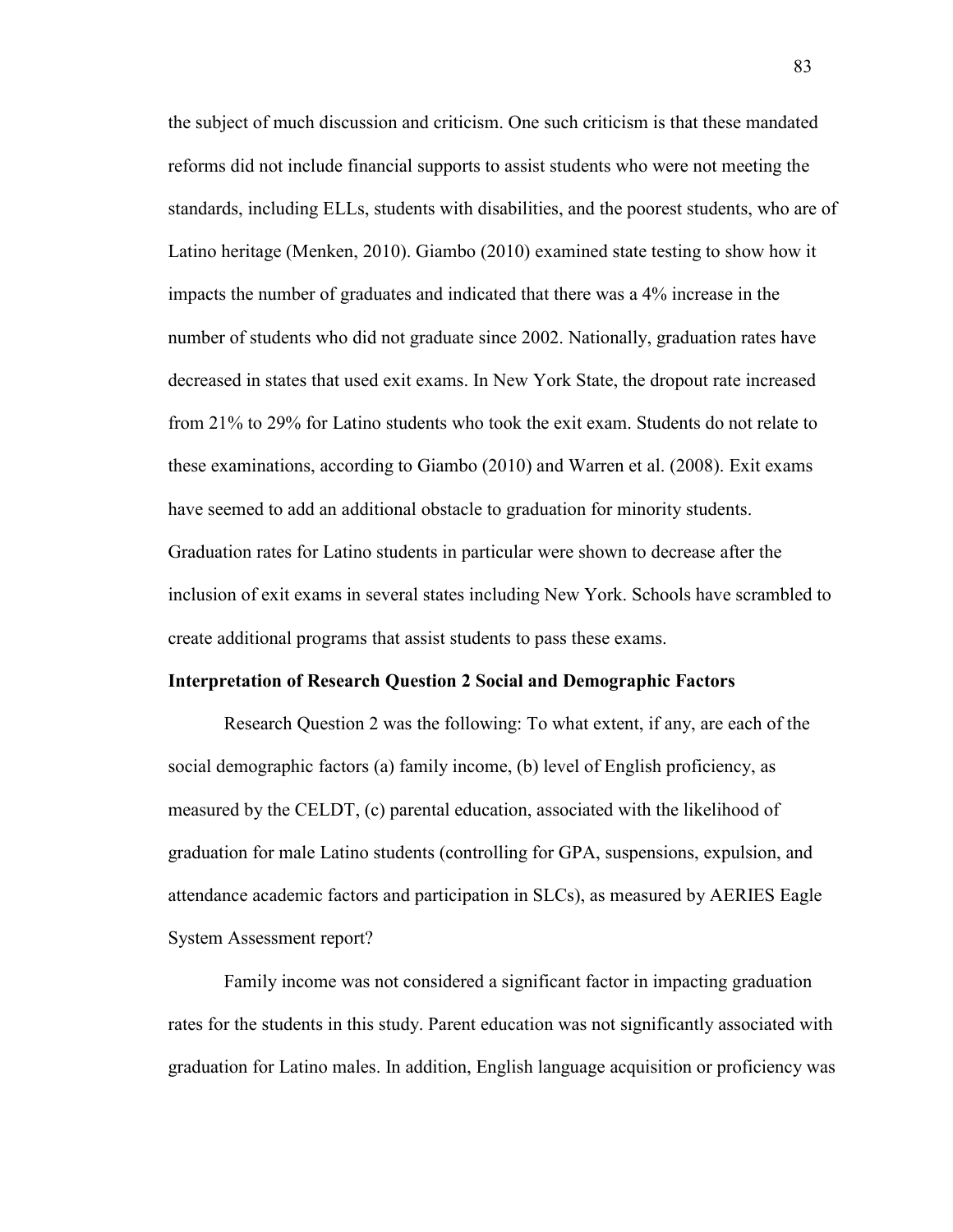the subject of much discussion and criticism. One such criticism is that these mandated reforms did not include financial supports to assist students who were not meeting the standards, including ELLs, students with disabilities, and the poorest students, who are of Latino heritage (Menken, 2010). Giambo (2010) examined state testing to show how it impacts the number of graduates and indicated that there was a 4% increase in the number of students who did not graduate since 2002. Nationally, graduation rates have decreased in states that used exit exams. In New York State, the dropout rate increased from 21% to 29% for Latino students who took the exit exam. Students do not relate to these examinations, according to Giambo (2010) and Warren et al. (2008). Exit exams have seemed to add an additional obstacle to graduation for minority students. Graduation rates for Latino students in particular were shown to decrease after the inclusion of exit exams in several states including New York. Schools have scrambled to create additional programs that assist students to pass these exams.

**Interpretation of Research Question 2 Social and Demographic Factors**

Research Question 2 was the following: To what extent, if any, are each of the social demographic factors (a) family income, (b) level of English proficiency, as measured by the CELDT, (c) parental education, associated with the likelihood of graduation for male Latino students (controlling for GPA, suspensions, expulsion, and attendance academic factors and participation in SLCs), as measured by AERIES Eagle System Assessment report?

Family income was not considered a significant factor in impacting graduation rates for the students in this study. Parent education was not significantly associated with graduation for Latino males. In addition, English language acquisition or proficiency was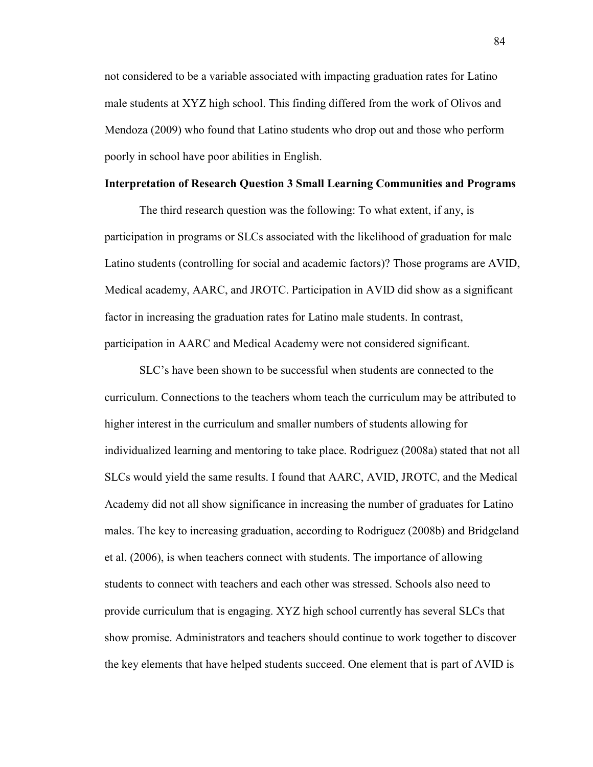not considered to be a variable associated with impacting graduation rates for Latino male students at XYZ high school. This finding differed from the work of Olivos and Mendoza (2009) who found that Latino students who drop out and those who perform poorly in school have poor abilities in English.

**Interpretation of Research Question 3 Small Learning Communities and Programs**

The third research question was the following: To what extent, if any, is participation in programs or SLCs associated with the likelihood of graduation for male Latino students (controlling for social and academic factors)? Those programs are AVID, Medical academy, AARC, and JROTC. Participation in AVID did show as a significant factor in increasing the graduation rates for Latino male students. In contrast, participation in AARC and Medical Academy were not considered significant.

SLC's have been shown to be successful when students are connected to the curriculum. Connections to the teachers whom teach the curriculum may be attributed to higher interest in the curriculum and smaller numbers of students allowing for individualized learning and mentoring to take place. Rodriguez (2008a) stated that not all SLCs would yield the same results. I found that AARC, AVID, JROTC, and the Medical Academy did not all show significance in increasing the number of graduates for Latino males. The key to increasing graduation, according to Rodriguez (2008b) and Bridgeland et al. (2006), is when teachers connect with students. The importance of allowing students to connect with teachers and each other was stressed. Schools also need to provide curriculum that is engaging. XYZ high school currently has several SLCs that show promise. Administrators and teachers should continue to work together to discover the key elements that have helped students succeed. One element that is part of AVID is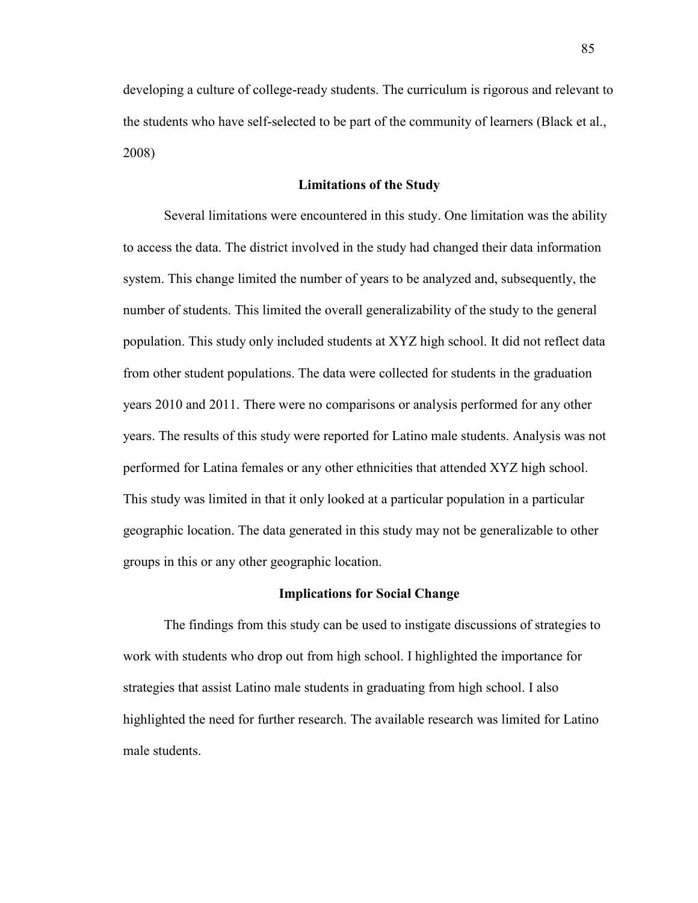developing a culture of college-ready students. The curriculum is rigorous and relevant to the students who have self-selected to be part of the community of learners (Black et al., 2008)

## Limitations of the Study

Several limitations were encountered in this study. One limitation was the ability to access the data. The district involved in the study had changed their data information system. This change limited the number of years to be analyzed and, subsequently, the number of students. This limited the overall generalizability of the study to the general population. This study only included students at XYZ high school. It did not reflect data from other student populations. The data were collected for students in the graduation years 2010 and 2011. There were no comparisons or analysis performed for any other years. The results of this study were reported for Latino male students. Analysis was not performed for Latina females or any other ethnicities that attended XYZ high school. This study was limited in that it only looked at a particular population in a particular geographic location. The data generated in this study may not be generalizable to other groups in this or any other geographic location.

## Implications for Social Change

The findings from this study can be used to instigate discussions of strategies to work with students who drop out from high school. I highlighted the importance for strategies that assist Latino male students in graduating from high school. I also highlighted the need for further research. The available research was limited for Latino male students.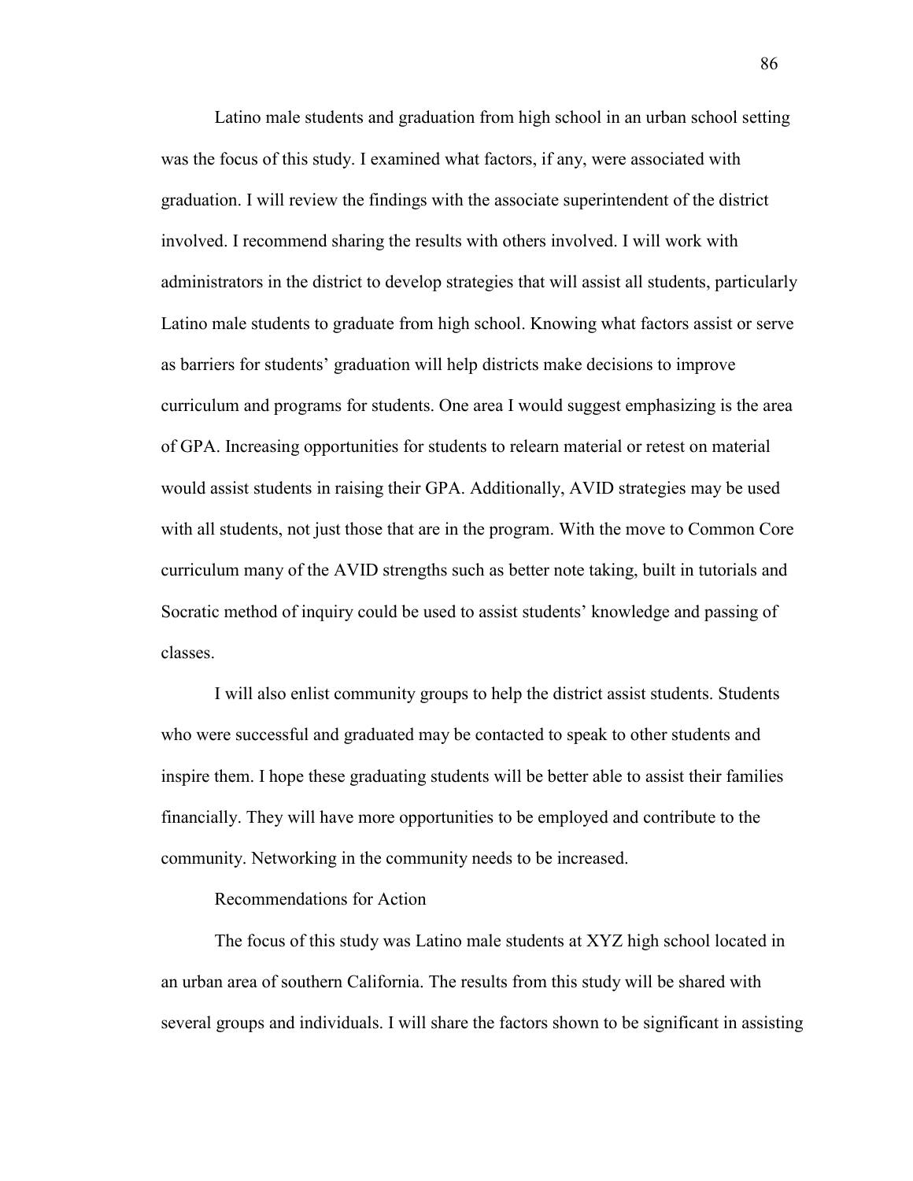Latino male students and graduation from high school in an urban school setting was the focus of this study. I examined what factors, if any, were associated with graduation. I will review the findings with the associate superintendent of the district involved. I recommend sharing the results with others involved. I will work with administrators in the district to develop strategies that will assist all students, particularly Latino male students to graduate from high school. Knowing what factors assist or serve as barriers for students' graduation will help districts make decisions to improve curriculum and programs for students. One area I would suggest emphasizing is the area of GPA. Increasing opportunities for students to relearn material or retest on material would assist students in raising their GPA. Additionally, AVID strategies may be used with all students, not just those that are in the program. With the move to Common Core curriculum many of the AVID strengths such as better note taking, built in tutorials and Socratic method of inquiry could be used to assist students' knowledge and passing of classes.

I will also enlist community groups to help the district assist students. Students who were successful and graduated may be contacted to speak to other students and inspire them. I hope these graduating students will be better able to assist their families financially. They will have more opportunities to be employed and contribute to the community. Networking in the community needs to be increased.

## Recommendations for Action

The focus of this study was Latino male students at XYZ high school located in an urban area of southern California. The results from this study will be shared with several groups and individuals. I will share the factors shown to be significant in assisting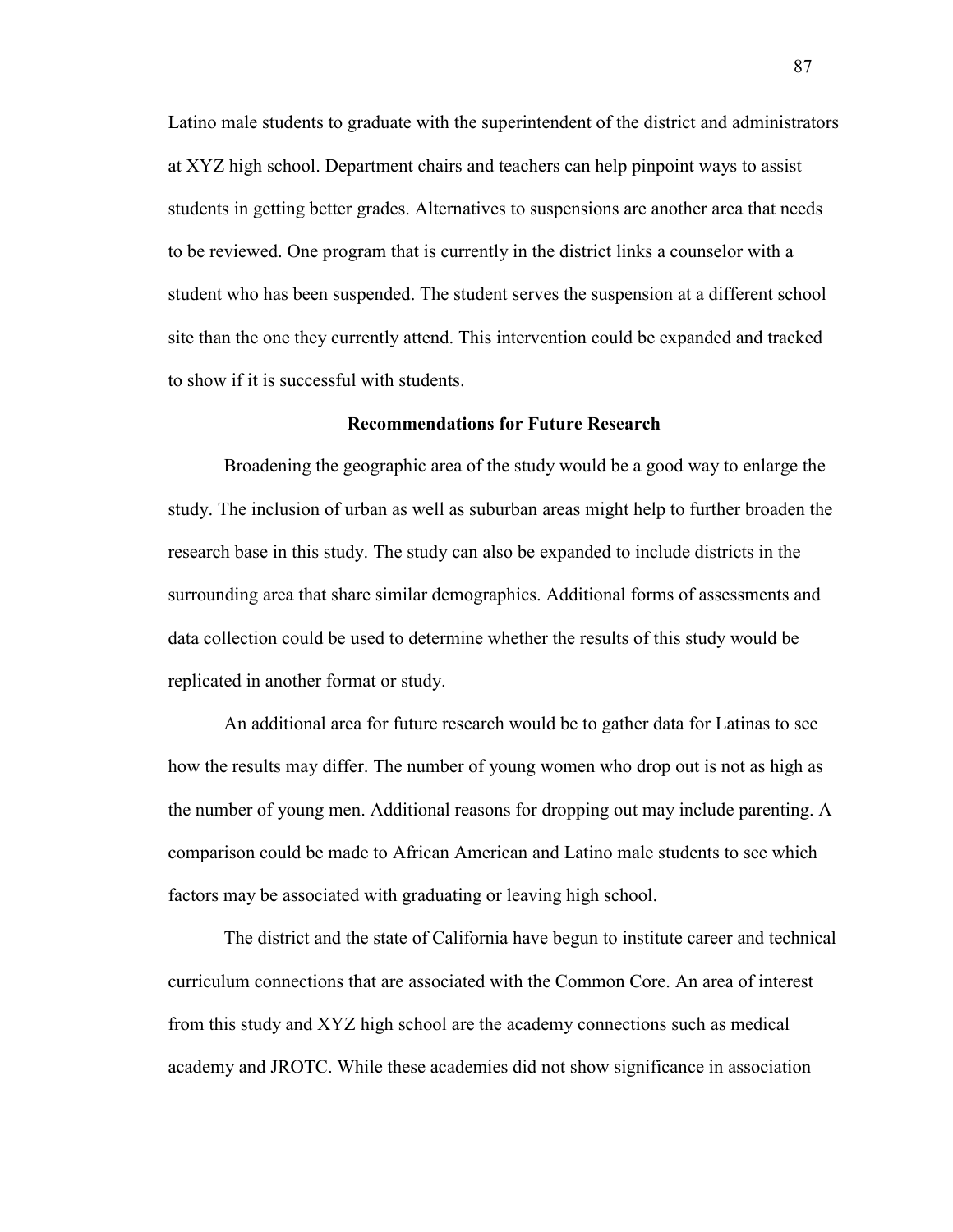Latino male students to graduate with the superintendent of the district and administrators at XYZ high school. Department chairs and teachers can help pinpoint ways to assist students in getting better grades. Alternatives to suspensions are another area that needs to be reviewed. One program that is currently in the district links a counselor with a student who has been suspended. The student serves the suspension at a different school site than the one they currently attend. This intervention could be expanded and tracked to show if it is successful with students.

## Recommendations for Future Research

Broadening the geographic area of the study would be a good way to enlarge the study. The inclusion of urban as well as suburban areas might help to further broaden the research base in this study. The study can also be expanded to include districts in the surrounding area that share similar demographics. Additional forms of assessments and data collection could be used to determine whether the results of this study would be replicated in another format or study.

An additional area for future research would be to gather data for Latinas to see how the results may differ. The number of young women who drop out is not as high as the number of young men. Additional reasons for dropping out may include parenting. A comparison could be made to African American and Latino male students to see which factors may be associated with graduating or leaving high school.

The district and the state of California have begun to institute career and technical curriculum connections that are associated with the Common Core. An area of interest from this study and XYZ high school are the academy connections such as medical academy and JROTC. While these academies did not show significance in association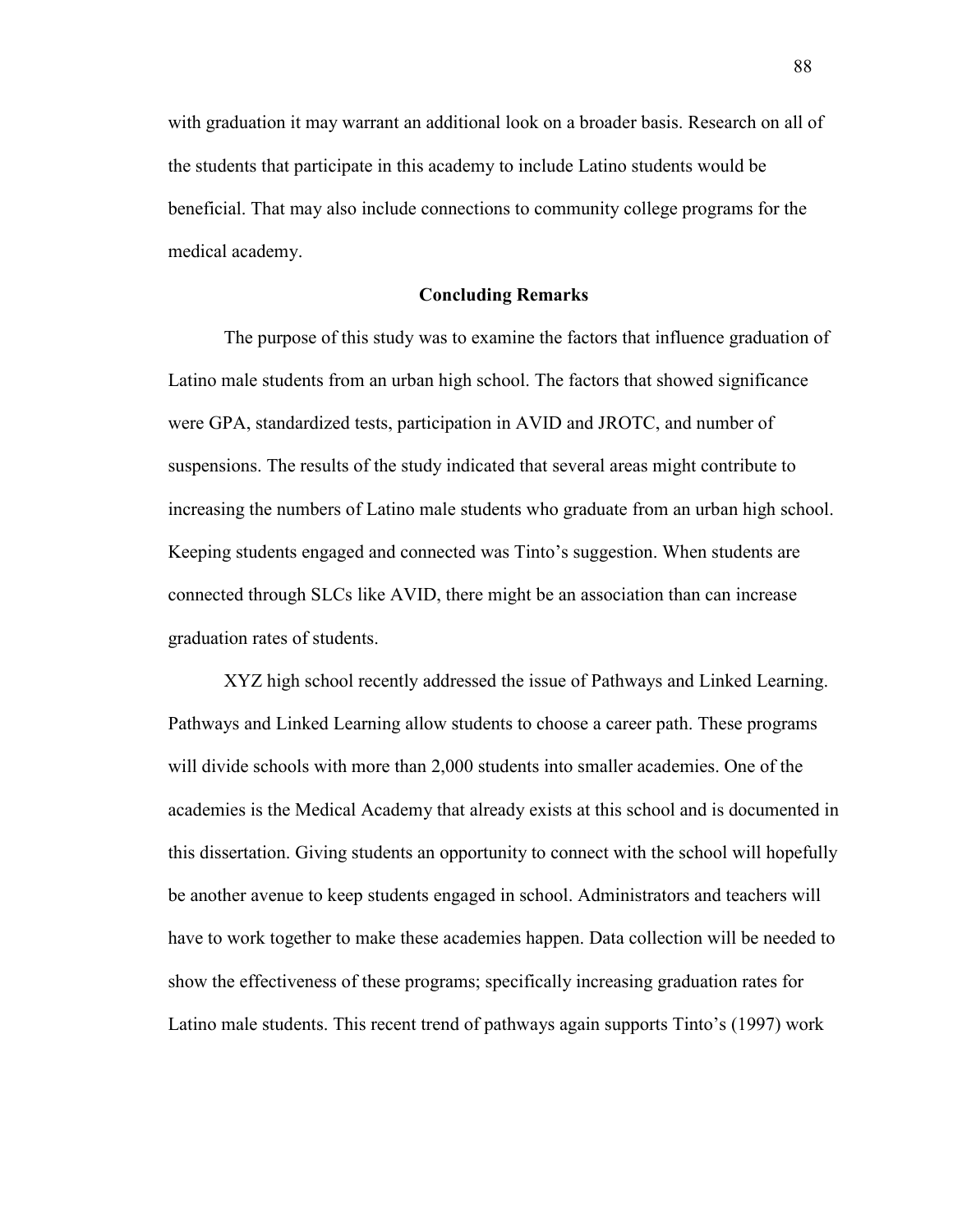with graduation it may warrant an additional look on a broader basis. Research on all of the students that participate in this academy to include Latino students would be beneficial. That may also include connections to community college programs for the medical academy.

## Concluding Remarks

The purpose of this study was to examine the factors that influence graduation of Latino male students from an urban high school. The factors that showed significance were GPA, standardized tests, participation in AVID and JROTC, and number of suspensions. The results of the study indicated that several areas might contribute to increasing the numbers of Latino male students who graduate from an urban high school. Keeping students engaged and connected was Tinto's suggestion. When students are connected through SLCs like AVID, there might be an association than can increase graduation rates of students.

XYZ high school recently addressed the issue of Pathways and Linked Learning. Pathways and Linked Learning allow students to choose a career path. These programs will divide schools with more than 2,000 students into smaller academies. One of the academies is the Medical Academy that already exists at this school and is documented in this dissertation. Giving students an opportunity to connect with the school will hopefully be another avenue to keep students engaged in school. Administrators and teachers will have to work together to make these academies happen. Data collection will be needed to show the effectiveness of these programs; specifically increasing graduation rates for Latino male students. This recent trend of pathways again supports Tinto's (1997) work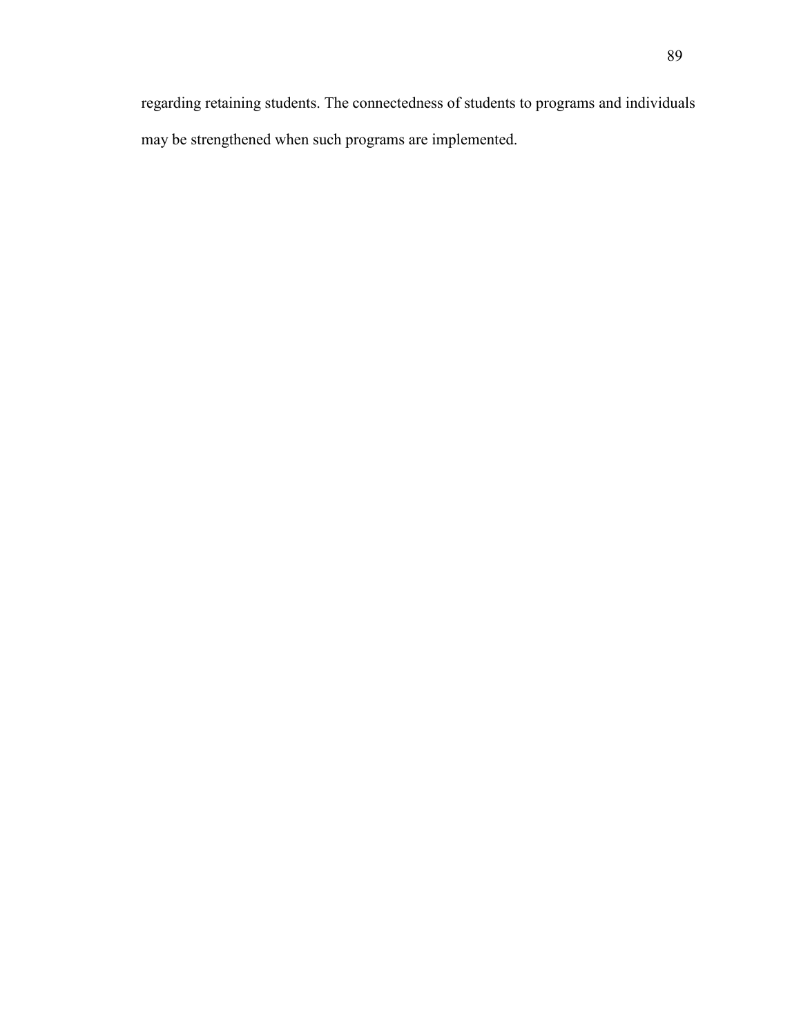regarding retaining students. The connectedness of students to programs and individuals may be strengthened when such programs are implemented.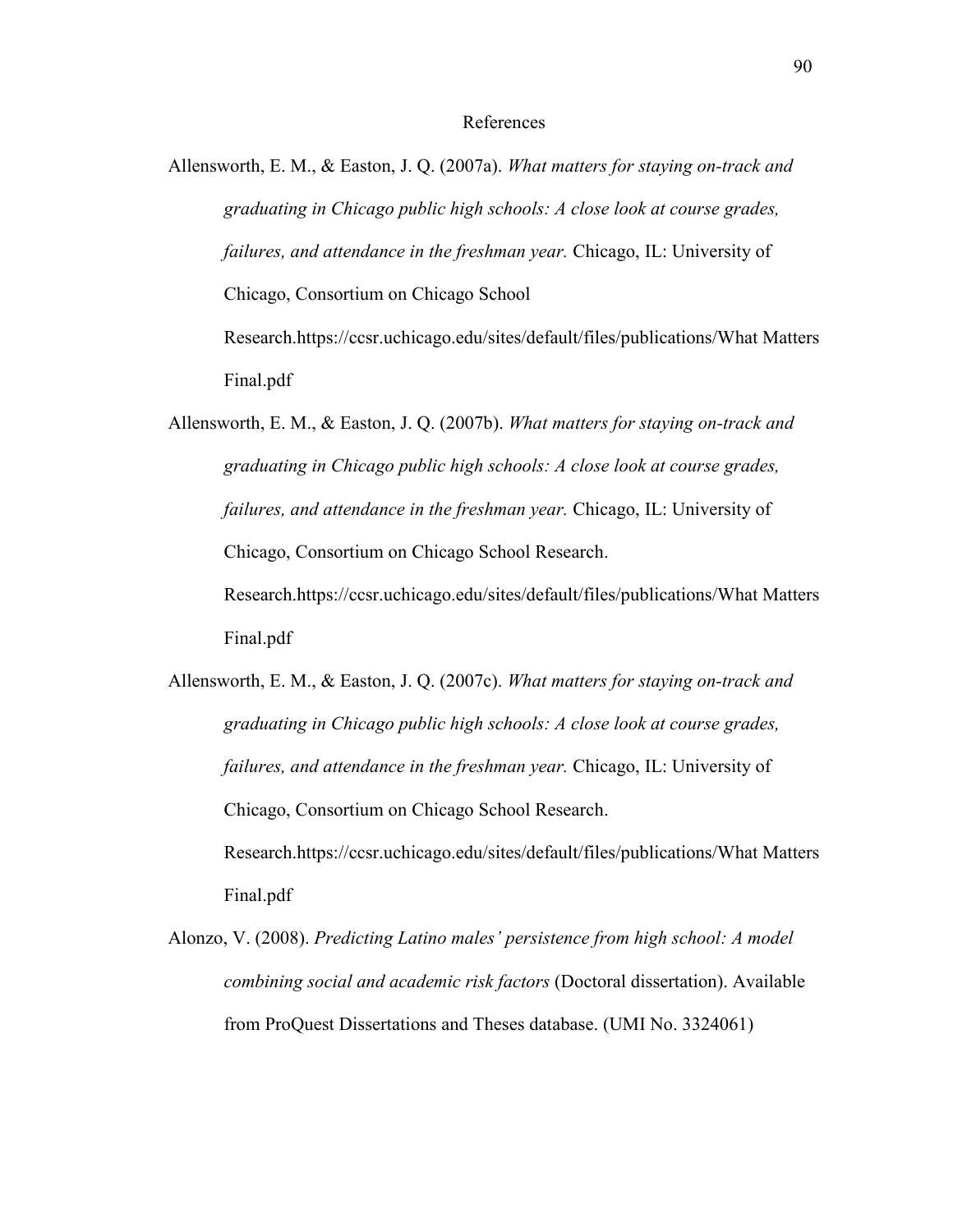# References

Allensworth, E. M., & Easton, J. Q. (2007a). *What matters for staying on-track and graduating in Chicago public high schools: A close look at course grades, failures, and attendance in the freshman year.* Chicago, IL: University of Chicago, Consortium on Chicago School Research.https://ccsr.uchicago.edu/sites/default/files/publications/What Matters Final.pdf

Allensworth, E. M., & Easton, J. Q. (2007b). *What matters for staying on-track and graduating in Chicago public high schools: A close look at course grades, failures, and attendance in the freshman year.* Chicago, IL: University of Chicago, Consortium on Chicago School Research. Research.https://ccsr.uchicago.edu/sites/default/files/publications/What Matters Final.pdf

Allensworth, E. M., & Easton, J. Q. (2007c). *What matters for staying on-track and graduating in Chicago public high schools: A close look at course grades, failures, and attendance in the freshman year.* Chicago, IL: University of Chicago, Consortium on Chicago School Research. Research.https://ccsr.uchicago.edu/sites/default/files/publications/What Matters Final.pdf

Alonzo, V. (2008). *Predicting Latino males' persistence from high school: A model combining social and academic risk factors* (Doctoral dissertation). Available from ProQuest Dissertations and Theses database. (UMI No. 3324061)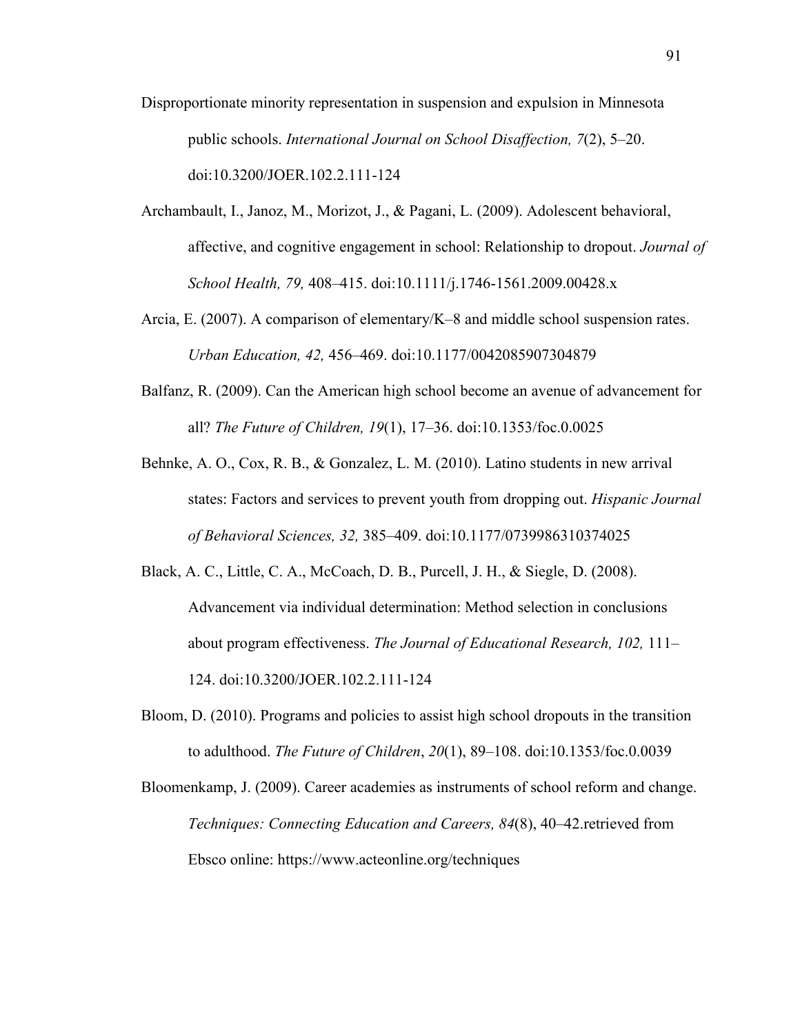Disproportionate minority representation in suspension and expulsion in Minnesota public schools. *International Journal on School Disaffection, 7*(2), 5–20. doi:10.3200/JOER.102.2.111-124

Archambault, I., Janoz, M., Morizot, J., & Pagani, L. (2009). Adolescent behavioral, affective, and cognitive engagement in school: Relationship to dropout. *Journal of School Health, 79,* 408–415. doi:10.1111/j.1746-1561.2009.00428.x

Arcia, E. (2007). A comparison of elementary/K–8 and middle school suspension rates. *Urban Education, 42,* 456–469. doi:10.1177/0042085907304879

Balfanz, R. (2009). Can the American high school become an avenue of advancement for all? *The Future of Children, 19*(1), 17–36. doi:10.1353/foc.0.0025

Behnke, A. O., Cox, R. B., & Gonzalez, L. M. (2010). Latino students in new arrival states: Factors and services to prevent youth from dropping out. *Hispanic Journal of Behavioral Sciences, 32,* 385–409. doi:10.1177/0739986310374025

Black, A. C., Little, C. A., McCoach, D. B., Purcell, J. H., & Siegle, D. (2008). Advancement via individual determination: Method selection in conclusions about program effectiveness. *The Journal of Educational Research, 102,* 111–124. doi:10.3200/JOER.102.2.111-124

Bloom, D. (2010). Programs and policies to assist high school dropouts in the transition to adulthood. *The Future of Children*, *20*(1), 89–108. doi:10.1353/foc.0.0039

Bloomenkamp, J. (2009). Career academies as instruments of school reform and change. *Techniques: Connecting Education and Careers, 84*(8), 40–42.retrieved from Ebsco online: https://www.acteonline.org/techniques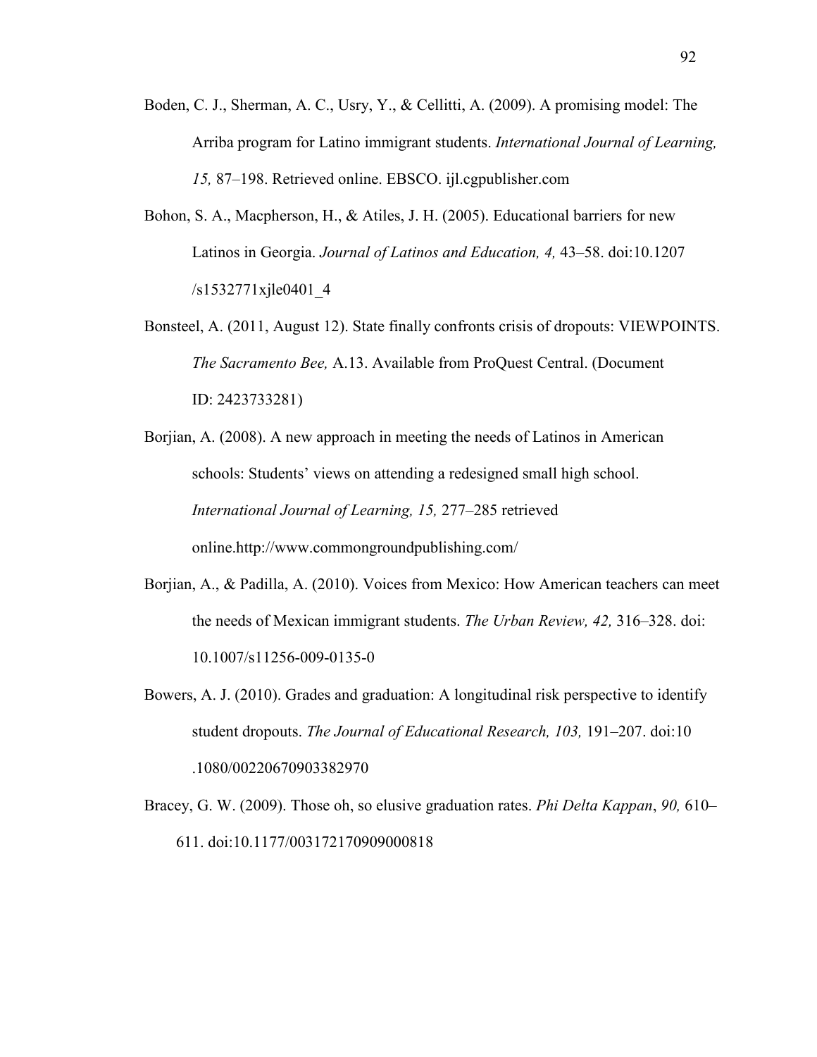Boden, C. J., Sherman, A. C., Usry, Y., & Cellitti, A. (2009). A promising model: The Arriba program for Latino immigrant students. *International Journal of Learning, 15,* 87–198. Retrieved online. EBSCO. ijl.cgpublisher.com

Bohon, S. A., Macpherson, H., & Atiles, J. H. (2005). Educational barriers for new Latinos in Georgia. *Journal of Latinos and Education, 4,* 43–58. doi:10.1207/s1532771xjle0401_4

Bonsteel, A. (2011, August 12). State finally confronts crisis of dropouts: VIEWPOINTS. *The Sacramento Bee,* A.13. Available from ProQuest Central. (Document ID: 2423733281)

Borjian, A. (2008). A new approach in meeting the needs of Latinos in American schools: Students' views on attending a redesigned small high school. *International Journal of Learning, 15,* 277–285 retrieved online.http://www.commongroundpublishing.com/

Borjian, A., & Padilla, A. (2010). Voices from Mexico: How American teachers can meet the needs of Mexican immigrant students. *The Urban Review, 42,* 316–328. doi: 10.1007/s11256-009-0135-0

Bowers, A. J. (2010). Grades and graduation: A longitudinal risk perspective to identify student dropouts. *The Journal of Educational Research, 103,* 191–207. doi:10.1080/00220670903382970

Bracey, G. W. (2009). Those oh, so elusive graduation rates. *Phi Delta Kappan*, *90,* 610–611. doi:10.1177/003172170909000818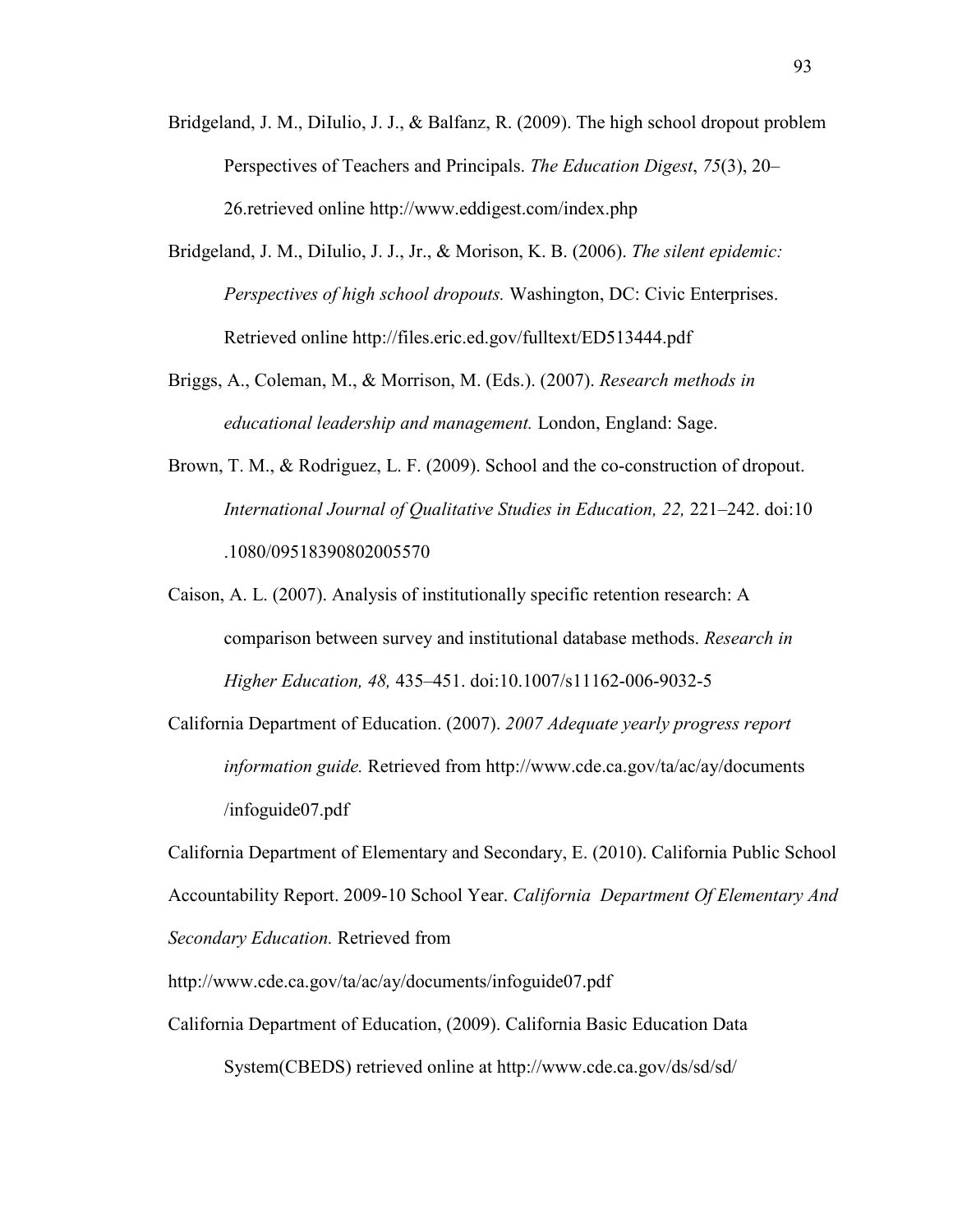Bridgeland, J. M., DiIulio, J. J., & Balfanz, R. (2009). The high school dropout problem Perspectives of Teachers and Principals. *The Education Digest*, *75*(3), 20–26.retrieved online http://www.eddigest.com/index.php

Bridgeland, J. M., DiIulio, J. J., Jr., & Morison, K. B. (2006). *The silent epidemic: Perspectives of high school dropouts.* Washington, DC: Civic Enterprises. Retrieved online http://files.eric.ed.gov/fulltext/ED513444.pdf

Briggs, A., Coleman, M., & Morrison, M. (Eds.). (2007). *Research methods in educational leadership and management.* London, England: Sage.

Brown, T. M., & Rodriguez, L. F. (2009). School and the co-construction of dropout. *International Journal of Qualitative Studies in Education, 22,* 221–242. doi:10 .1080/09518390802005570

Caison, A. L. (2007). Analysis of institutionally specific retention research: A comparison between survey and institutional database methods. *Research in Higher Education, 48,* 435–451. doi:10.1007/s11162-006-9032-5

California Department of Education. (2007). *2007 Adequate yearly progress report information guide.* Retrieved from http://www.cde.ca.gov/ta/ac/ay/documents /infoguide07.pdf

California Department of Elementary and Secondary, E. (2010). California Public School Accountability Report. 2009-10 School Year. *California Department Of Elementary And Secondary Education.* Retrieved from http://www.cde.ca.gov/ta/ac/ay/documents/infoguide07.pdf

California Department of Education, (2009). California Basic Education Data System(CBEDS) retrieved online at http://www.cde.ca.gov/ds/sd/sd/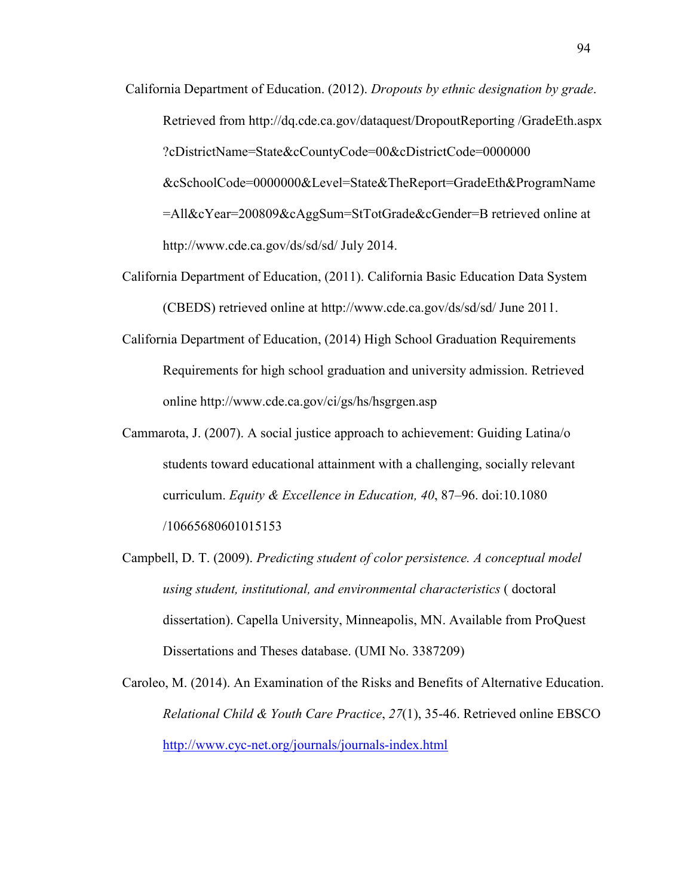California Department of Education. (2012). *Dropouts by ethnic designation by grade*. Retrieved from http://dq.cde.ca.gov/dataquest/DropoutReporting /GradeEth.aspx ?cDistrictName=State&cCountyCode=00&cDistrictCode=0000000 &cSchoolCode=0000000&Level=State&TheReport=GradeEth&ProgramName =All&cYear=200809&cAggSum=StTotGrade&cGender=B retrieved online at http://www.cde.ca.gov/ds/sd/sd/ July 2014.

California Department of Education, (2011). California Basic Education Data System (CBEDS) retrieved online at http://www.cde.ca.gov/ds/sd/sd/ June 2011.

California Department of Education, (2014) High School Graduation Requirements Requirements for high school graduation and university admission. Retrieved online http://www.cde.ca.gov/ci/gs/hs/hsgrgen.asp

Cammarota, J. (2007). A social justice approach to achievement: Guiding Latina/o students toward educational attainment with a challenging, socially relevant curriculum. *Equity & Excellence in Education, 40*, 87–96. doi:10.1080 /10665680601015153

Campbell, D. T. (2009). *Predicting student of color persistence. A conceptual model using student, institutional, and environmental characteristics* ( doctoral dissertation). Capella University, Minneapolis, MN. Available from ProQuest Dissertations and Theses database. (UMI No. 3387209)

Caroleo, M. (2014). An Examination of the Risks and Benefits of Alternative Education. *Relational Child & Youth Care Practice*, *27*(1), 35-46. Retrieved online EBSCO http://www.cyc-net.org/journals/journals-index.html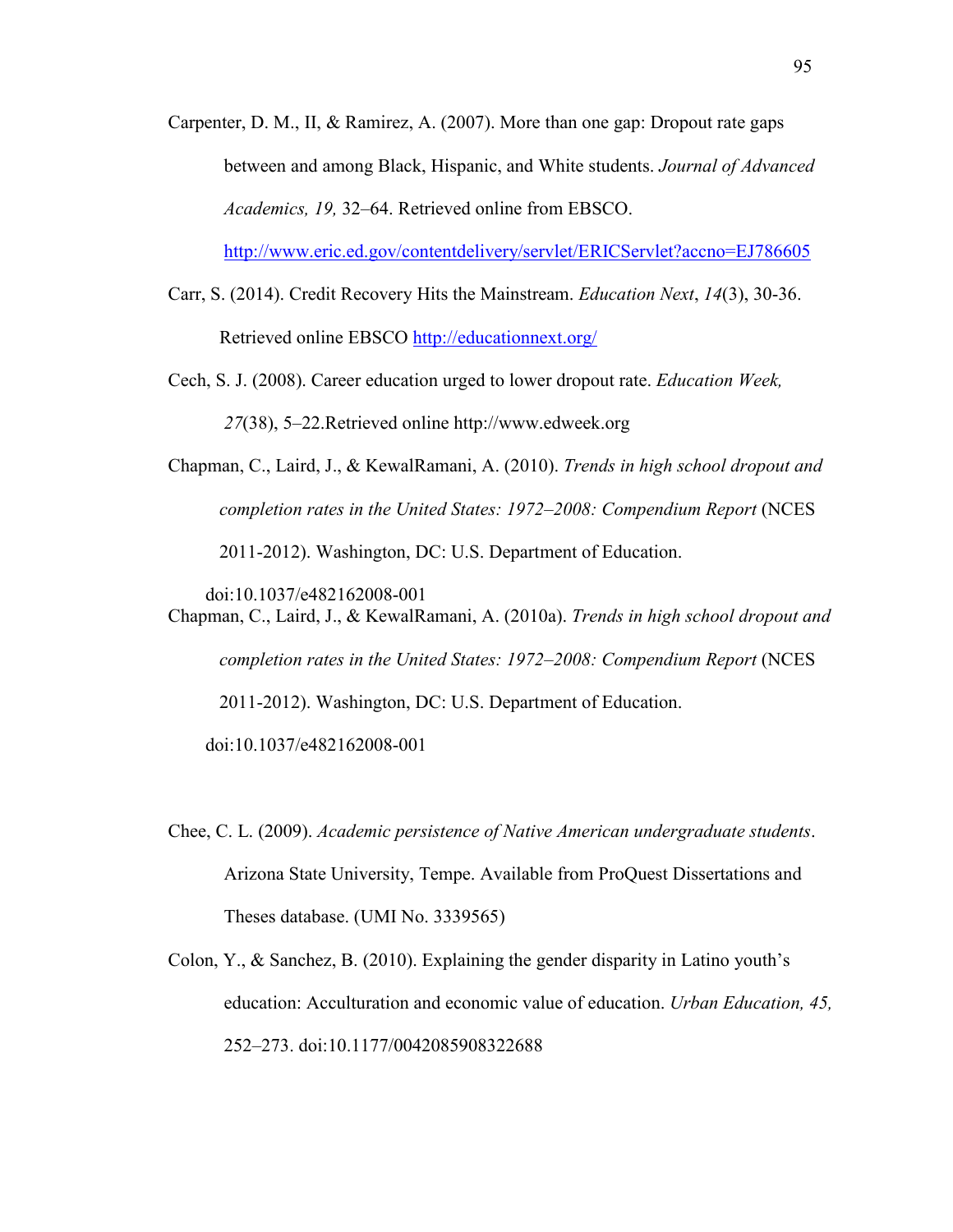Carpenter, D. M., II, & Ramirez, A. (2007). More than one gap: Dropout rate gaps between and among Black, Hispanic, and White students. *Journal of Advanced Academics, 19,* 32–64. Retrieved online from EBSCO. http://www.eric.ed.gov/contentdelivery/servlet/ERICServlet?accno=EJ786605

Carr, S. (2014). Credit Recovery Hits the Mainstream. *Education Next*, *14*(3), 30-36. Retrieved online EBSCO http://educationnext.org/

Cech, S. J. (2008). Career education urged to lower dropout rate. *Education Week, 27*(38), 5–22.Retrieved online http://www.edweek.org

Chapman, C., Laird, J., & KewalRamani, A. (2010). *Trends in high school dropout and completion rates in the United States: 1972–2008: Compendium Report* (NCES 2011-2012). Washington, DC: U.S. Department of Education. doi:10.1037/e482162008-001

Chapman, C., Laird, J., & KewalRamani, A. (2010a). *Trends in high school dropout and completion rates in the United States: 1972–2008: Compendium Report* (NCES 2011-2012). Washington, DC: U.S. Department of Education. doi:10.1037/e482162008-001

Chee, C. L. (2009). *Academic persistence of Native American undergraduate students*. Arizona State University, Tempe. Available from ProQuest Dissertations and Theses database. (UMI No. 3339565)

Colon, Y., & Sanchez, B. (2010). Explaining the gender disparity in Latino youth's education: Acculturation and economic value of education. *Urban Education, 45,* 252–273. doi:10.1177/0042085908322688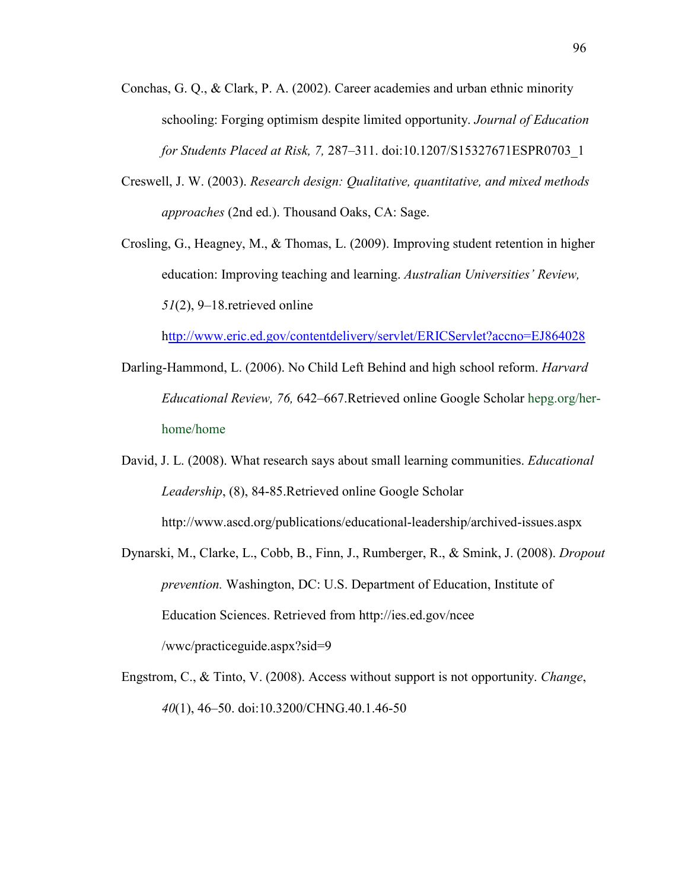Conchas, G. Q., & Clark, P. A. (2002). Career academies and urban ethnic minority schooling: Forging optimism despite limited opportunity. *Journal of Education for Students Placed at Risk, 7,* 287–311. doi:10.1207/S15327671ESPR0703_1

Creswell, J. W. (2003). *Research design: Qualitative, quantitative, and mixed methods approaches* (2nd ed.). Thousand Oaks, CA: Sage.

Crosling, G., Heagney, M., & Thomas, L. (2009). Improving student retention in higher education: Improving teaching and learning. *Australian Universities' Review, 51*(2), 9–18.retrieved online http://www.eric.ed.gov/contentdelivery/servlet/ERICServlet?accno=EJ864028

Darling-Hammond, L. (2006). No Child Left Behind and high school reform. *Harvard Educational Review, 76,* 642–667.Retrieved online Google Scholar hepg.org/her-home/home

David, J. L. (2008). What research says about small learning communities. *Educational Leadership*, (8), 84-85.Retrieved online Google Scholar http://www.ascd.org/publications/educational-leadership/archived-issues.aspx

Dynarski, M., Clarke, L., Cobb, B., Finn, J., Rumberger, R., & Smink, J. (2008). *Dropout prevention.* Washington, DC: U.S. Department of Education, Institute of Education Sciences. Retrieved from http://ies.ed.gov/ncee /wwc/practiceguide.aspx?sid=9

Engstrom, C., & Tinto, V. (2008). Access without support is not opportunity. *Change*, *40*(1), 46–50. doi:10.3200/CHNG.40.1.46-50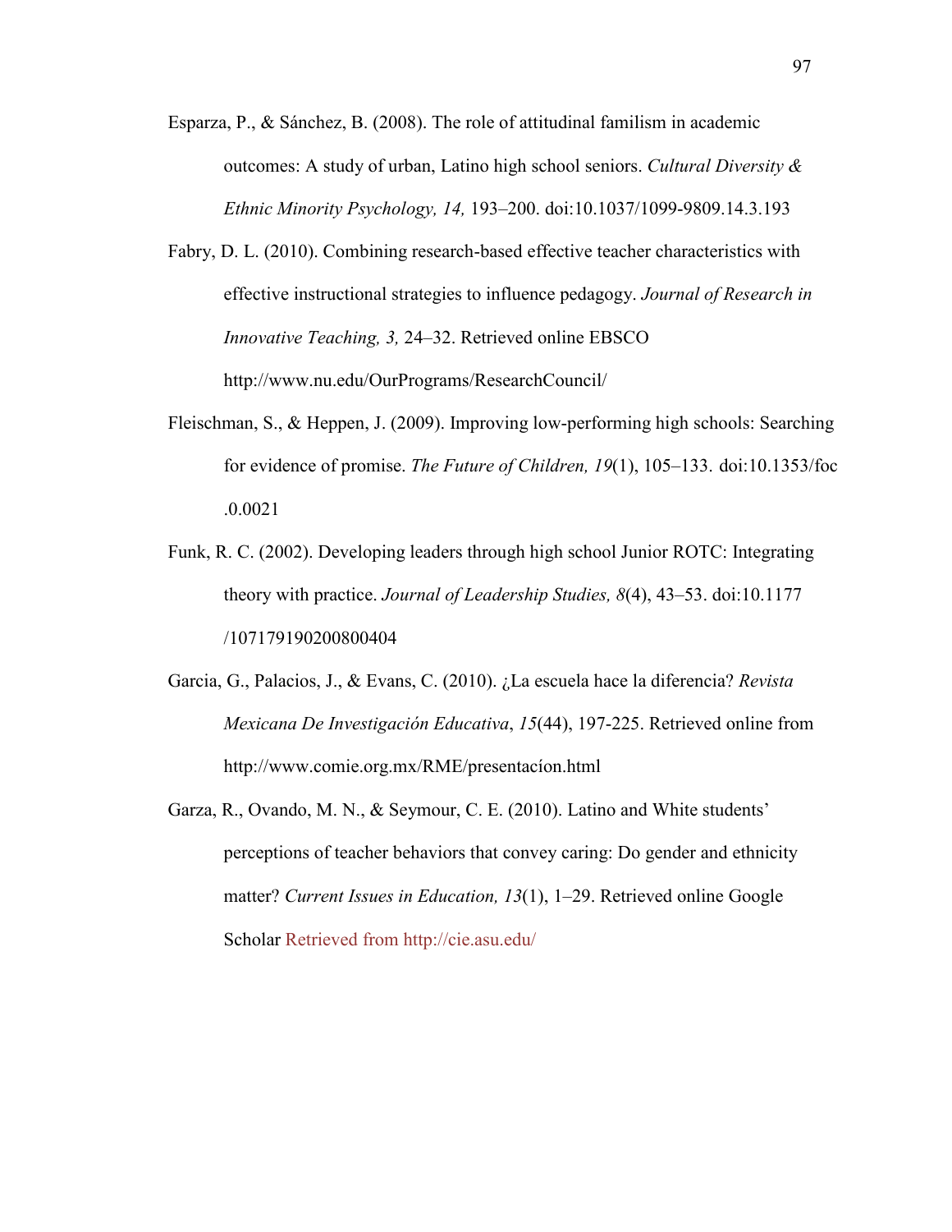Esparza, P., & Sánchez, B. (2008). The role of attitudinal familism in academic outcomes: A study of urban, Latino high school seniors. *Cultural Diversity & Ethnic Minority Psychology, 14,* 193–200. doi:10.1037/1099-9809.14.3.193

Fabry, D. L. (2010). Combining research-based effective teacher characteristics with effective instructional strategies to influence pedagogy. *Journal of Research in Innovative Teaching, 3,* 24–32. Retrieved online EBSCO http://www.nu.edu/OurPrograms/ResearchCouncil/

Fleischman, S., & Heppen, J. (2009). Improving low-performing high schools: Searching for evidence of promise. *The Future of Children, 19*(1), 105–133. doi:10.1353/foc .0.0021

Funk, R. C. (2002). Developing leaders through high school Junior ROTC: Integrating theory with practice. *Journal of Leadership Studies, 8*(4), 43–53. doi:10.1177 /107179190200800404

Garcia, G., Palacios, J., & Evans, C. (2010). ¿La escuela hace la diferencia? *Revista Mexicana De Investigación Educativa*, *15*(44), 197-225. Retrieved online from http://www.comie.org.mx/RME/presentacíon.html

Garza, R., Ovando, M. N., & Seymour, C. E. (2010). Latino and White students' perceptions of teacher behaviors that convey caring: Do gender and ethnicity matter? *Current Issues in Education, 13*(1), 1–29. Retrieved online Google Scholar Retrieved from http://cie.asu.edu/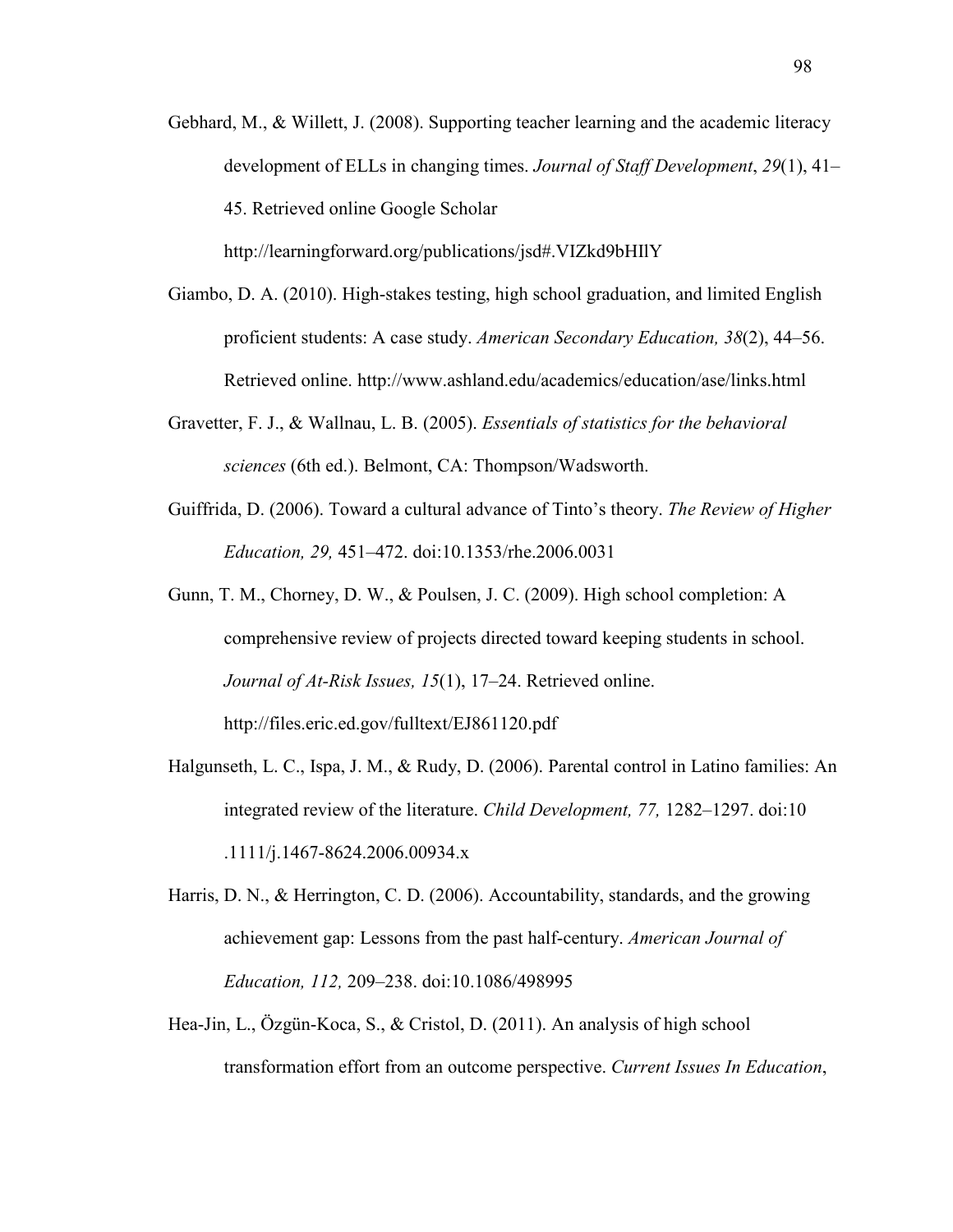Gebhard, M., & Willett, J. (2008). Supporting teacher learning and the academic literacy development of ELLs in changing times. *Journal of Staff Development*, *29*(1), 41–45. Retrieved online Google Scholar http://learningforward.org/publications/jsd#.VIZkd9bHIlY

Giambo, D. A. (2010). High-stakes testing, high school graduation, and limited English proficient students: A case study. *American Secondary Education, 38*(2), 44–56. Retrieved online. http://www.ashland.edu/academics/education/ase/links.html

Gravetter, F. J., & Wallnau, L. B. (2005). *Essentials of statistics for the behavioral sciences* (6th ed.). Belmont, CA: Thompson/Wadsworth.

Guiffrida, D. (2006). Toward a cultural advance of Tinto's theory. *The Review of Higher Education, 29,* 451–472. doi:10.1353/rhe.2006.0031

Gunn, T. M., Chorney, D. W., & Poulsen, J. C. (2009). High school completion: A comprehensive review of projects directed toward keeping students in school. *Journal of At-Risk Issues, 15*(1), 17–24. Retrieved online. http://files.eric.ed.gov/fulltext/EJ861120.pdf

Halgunseth, L. C., Ispa, J. M., & Rudy, D. (2006). Parental control in Latino families: An integrated review of the literature. *Child Development, 77,* 1282–1297. doi:10 .1111/j.1467-8624.2006.00934.x

Harris, D. N., & Herrington, C. D. (2006). Accountability, standards, and the growing achievement gap: Lessons from the past half-century. *American Journal of Education, 112,* 209–238. doi:10.1086/498995

Hea-Jin, L., Özgün-Koca, S., & Cristol, D. (2011). An analysis of high school transformation effort from an outcome perspective. *Current Issues In Education*,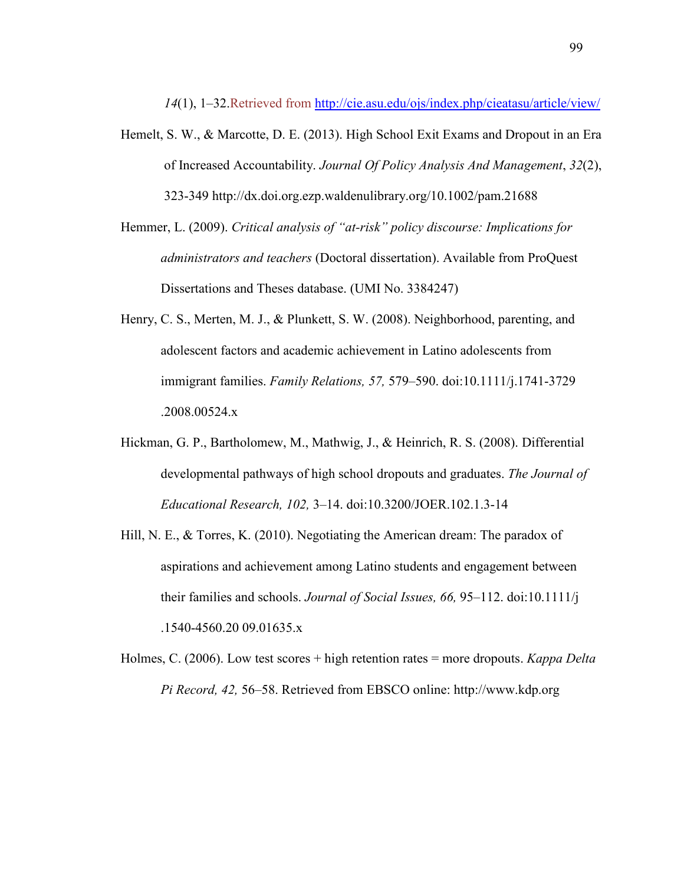*14*(1), 1–32.Retrieved from http://cie.asu.edu/ojs/index.php/cieatasu/article/view/

Hemelt, S. W., & Marcotte, D. E. (2013). High School Exit Exams and Dropout in an Era of Increased Accountability. *Journal Of Policy Analysis And Management*, *32*(2), 323-349 http://dx.doi.org.ezp.waldenulibrary.org/10.1002/pam.21688

Hemmer, L. (2009). *Critical analysis of "at-risk" policy discourse: Implications for administrators and teachers* (Doctoral dissertation). Available from ProQuest Dissertations and Theses database. (UMI No. 3384247)

Henry, C. S., Merten, M. J., & Plunkett, S. W. (2008). Neighborhood, parenting, and adolescent factors and academic achievement in Latino adolescents from immigrant families. *Family Relations, 57,* 579–590. doi:10.1111/j.1741-3729 .2008.00524.x

Hickman, G. P., Bartholomew, M., Mathwig, J., & Heinrich, R. S. (2008). Differential developmental pathways of high school dropouts and graduates. *The Journal of Educational Research, 102,* 3–14. doi:10.3200/JOER.102.1.3-14

Hill, N. E., & Torres, K. (2010). Negotiating the American dream: The paradox of aspirations and achievement among Latino students and engagement between their families and schools. *Journal of Social Issues, 66,* 95–112. doi:10.1111/j .1540-4560.20 09.01635.x

Holmes, C. (2006). Low test scores + high retention rates = more dropouts. *Kappa Delta Pi Record, 42,* 56–58. Retrieved from EBSCO online: http://www.kdp.org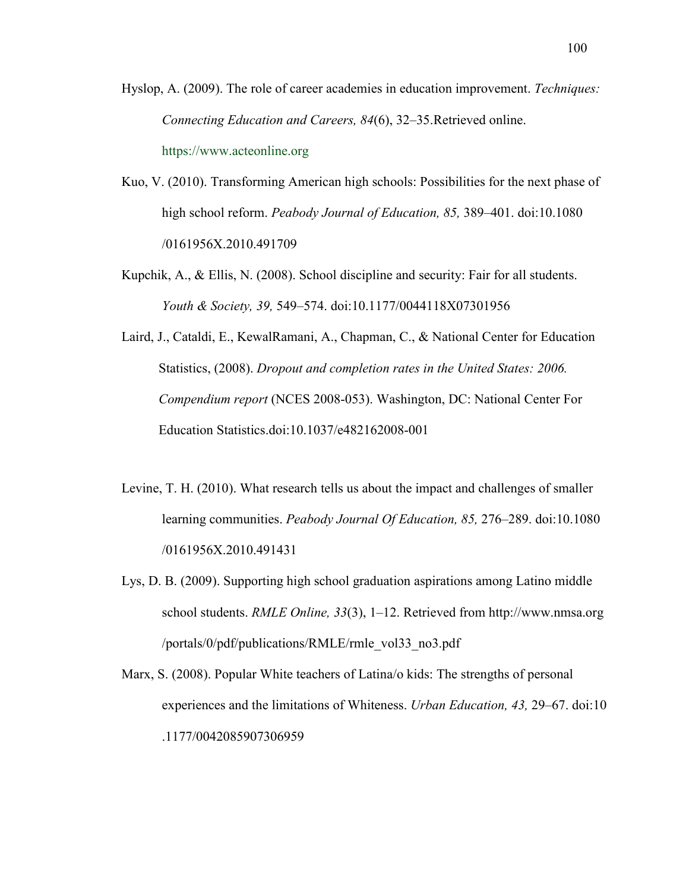Hyslop, A. (2009). The role of career academies in education improvement. *Techniques: Connecting Education and Careers, 84*(6), 32–35.Retrieved online. https://www.acteonline.org

Kuo, V. (2010). Transforming American high schools: Possibilities for the next phase of high school reform. *Peabody Journal of Education, 85,* 389–401. doi:10.1080 /0161956X.2010.491709

Kupchik, A., & Ellis, N. (2008). School discipline and security: Fair for all students. *Youth & Society, 39,* 549–574. doi:10.1177/0044118X07301956

Laird, J., Cataldi, E., KewalRamani, A., Chapman, C., & National Center for Education Statistics, (2008). *Dropout and completion rates in the United States: 2006. Compendium report* (NCES 2008-053). Washington, DC: National Center For Education Statistics.doi:10.1037/e482162008-001

Levine, T. H. (2010). What research tells us about the impact and challenges of smaller learning communities. *Peabody Journal Of Education, 85,* 276–289. doi:10.1080 /0161956X.2010.491431

Lys, D. B. (2009). Supporting high school graduation aspirations among Latino middle school students. *RMLE Online, 33*(3), 1–12. Retrieved from http://www.nmsa.org /portals/0/pdf/publications/RMLE/rmle_vol33_no3.pdf

Marx, S. (2008). Popular White teachers of Latina/o kids: The strengths of personal experiences and the limitations of Whiteness. *Urban Education, 43,* 29–67. doi:10 .1177/0042085907306959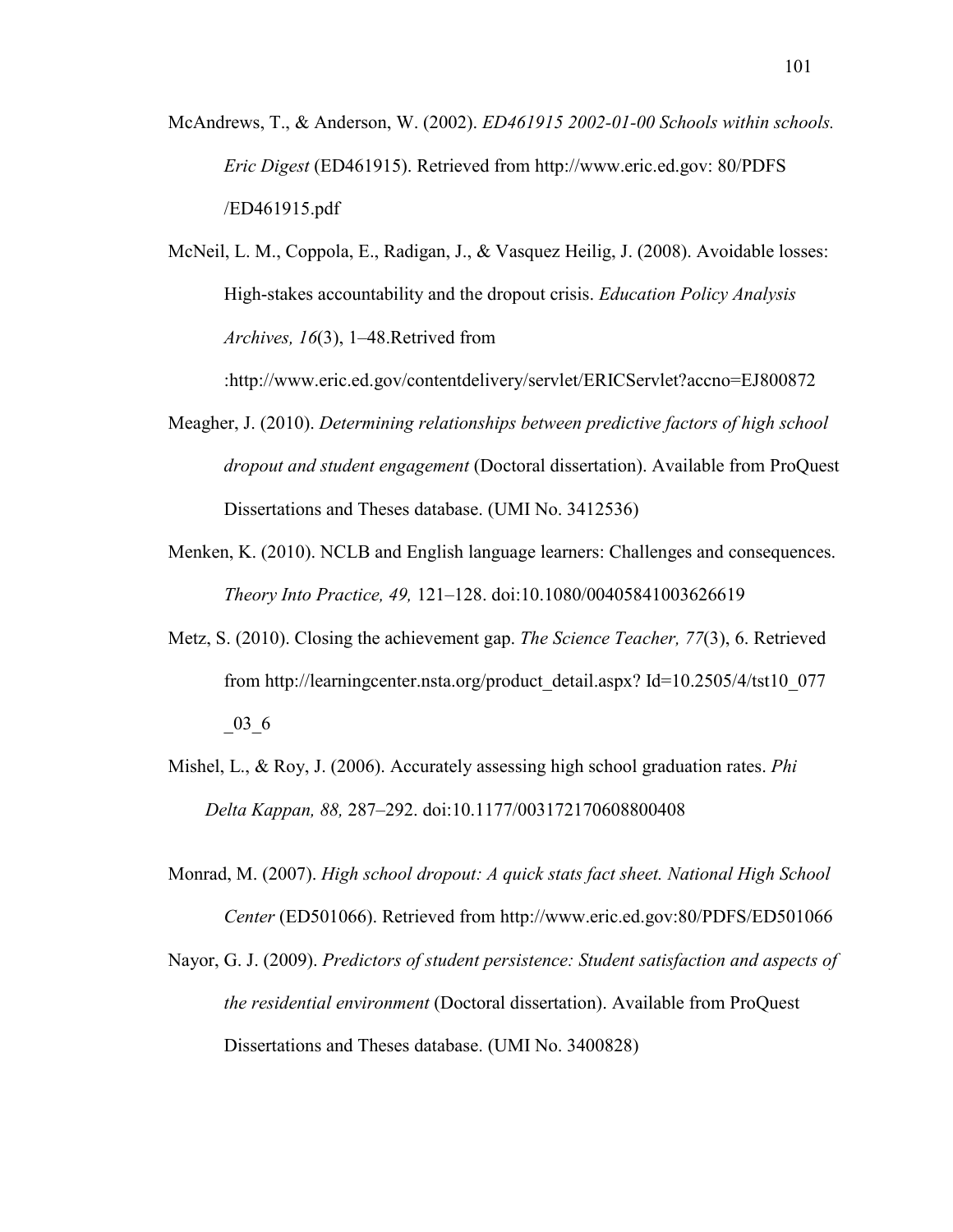McAndrews, T., & Anderson, W. (2002). *ED461915 2002-01-00 Schools within schools. Eric Digest* (ED461915). Retrieved from http://www.eric.ed.gov: 80/PDFS /ED461915.pdf

McNeil, L. M., Coppola, E., Radigan, J., & Vasquez Heilig, J. (2008). Avoidable losses: High-stakes accountability and the dropout crisis. *Education Policy Analysis Archives, 16*(3), 1–48.Retrived from :http://www.eric.ed.gov/contentdelivery/servlet/ERICServlet?accno=EJ800872

Meagher, J. (2010). *Determining relationships between predictive factors of high school dropout and student engagement* (Doctoral dissertation). Available from ProQuest Dissertations and Theses database. (UMI No. 3412536)

Menken, K. (2010). NCLB and English language learners: Challenges and consequences. *Theory Into Practice, 49,* 121–128. doi:10.1080/00405841003626619

Metz, S. (2010). Closing the achievement gap. *The Science Teacher, 77*(3), 6. Retrieved from http://learningcenter.nsta.org/product_detail.aspx? Id=10.2505/4/tst10_077 _03_6

Mishel, L., & Roy, J. (2006). Accurately assessing high school graduation rates. *Phi Delta Kappan, 88,* 287–292. doi:10.1177/003172170608800408

Monrad, M. (2007). *High school dropout: A quick stats fact sheet. National High School Center* (ED501066). Retrieved from http://www.eric.ed.gov:80/PDFS/ED501066

Nayor, G. J. (2009). *Predictors of student persistence: Student satisfaction and aspects of the residential environment* (Doctoral dissertation). Available from ProQuest Dissertations and Theses database. (UMI No. 3400828)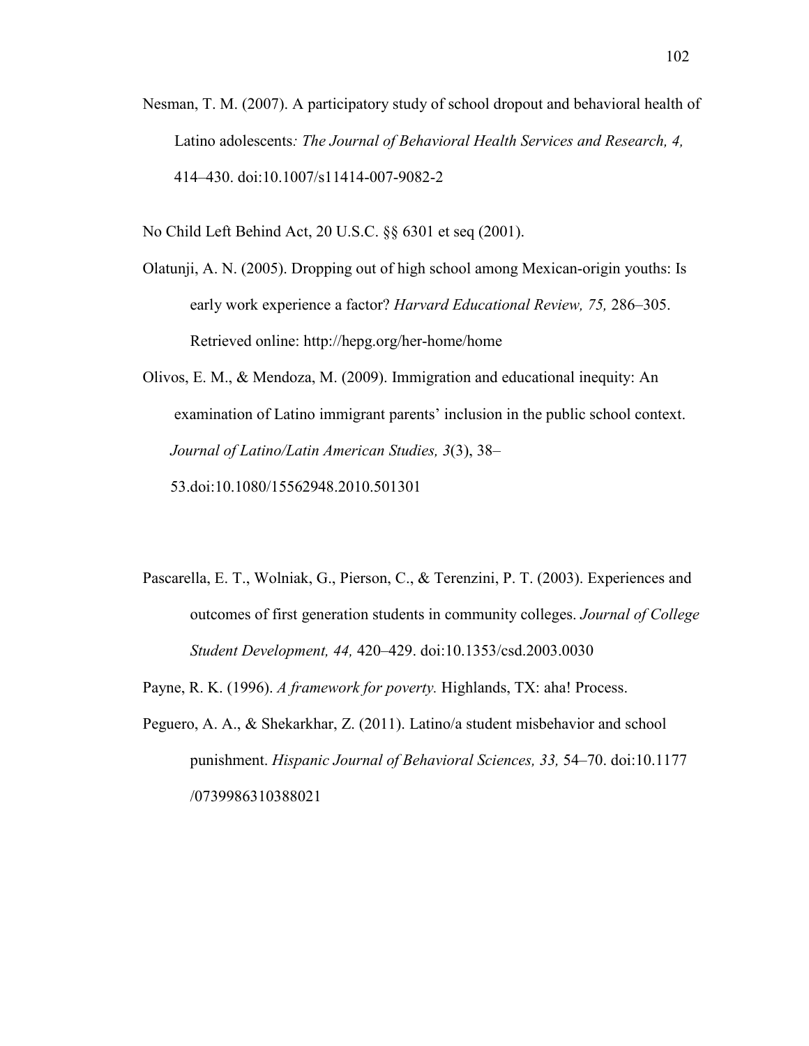Nesman, T. M. (2007). A participatory study of school dropout and behavioral health of Latino adolescents*: The Journal of Behavioral Health Services and Research, 4,* 414–430. doi:10.1007/s11414-007-9082-2

No Child Left Behind Act, 20 U.S.C. §§ 6301 et seq (2001).

Olatunji, A. N. (2005). Dropping out of high school among Mexican-origin youths: Is early work experience a factor? *Harvard Educational Review, 75,* 286–305. Retrieved online: http://hepg.org/her-home/home

Olivos, E. M., & Mendoza, M. (2009). Immigration and educational inequity: An examination of Latino immigrant parents' inclusion in the public school context. *Journal of Latino/Latin American Studies, 3*(3), 38–53.doi:10.1080/15562948.2010.501301

Pascarella, E. T., Wolniak, G., Pierson, C., & Terenzini, P. T. (2003). Experiences and outcomes of first generation students in community colleges. *Journal of College Student Development, 44,* 420–429. doi:10.1353/csd.2003.0030

Payne, R. K. (1996). *A framework for poverty.* Highlands, TX: aha! Process.

Peguero, A. A., & Shekarkhar, Z. (2011). Latino/a student misbehavior and school punishment. *Hispanic Journal of Behavioral Sciences, 33,* 54–70. doi:10.1177 /0739986310388021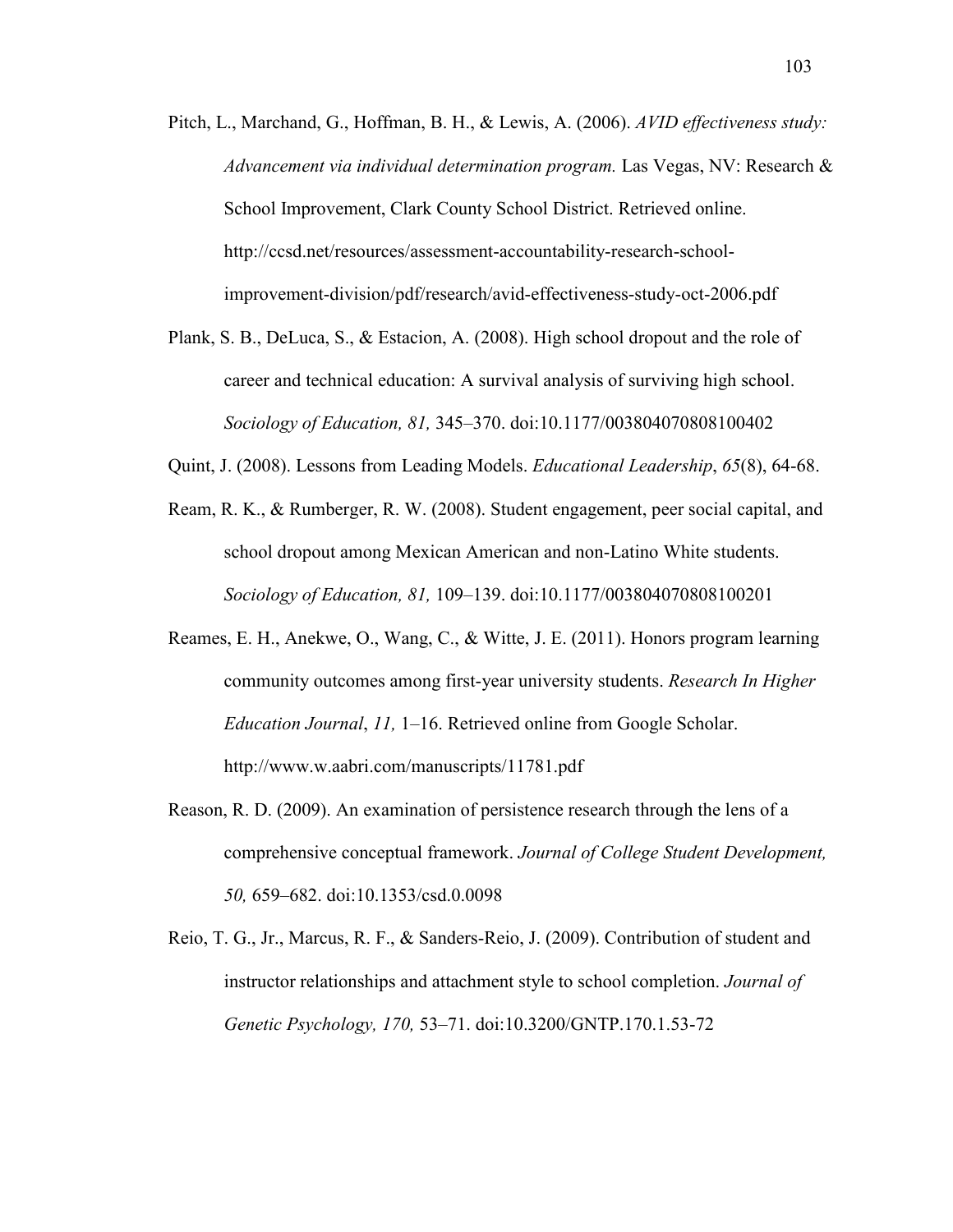Pitch, L., Marchand, G., Hoffman, B. H., & Lewis, A. (2006). *AVID effectiveness study: Advancement via individual determination program.* Las Vegas, NV: Research & School Improvement, Clark County School District. Retrieved online. http://ccsd.net/resources/assessment-accountability-research-school-improvement-division/pdf/research/avid-effectiveness-study-oct-2006.pdf

Plank, S. B., DeLuca, S., & Estacion, A. (2008). High school dropout and the role of career and technical education: A survival analysis of surviving high school. *Sociology of Education, 81,* 345–370. doi:10.1177/003804070808100402

Quint, J. (2008). Lessons from Leading Models. *Educational Leadership*, *65*(8), 64-68.

Ream, R. K., & Rumberger, R. W. (2008). Student engagement, peer social capital, and school dropout among Mexican American and non-Latino White students. *Sociology of Education, 81,* 109–139. doi:10.1177/003804070808100201

Reames, E. H., Anekwe, O., Wang, C., & Witte, J. E. (2011). Honors program learning community outcomes among first-year university students. *Research In Higher Education Journal*, *11,* 1–16. Retrieved online from Google Scholar. http://www.w.aabri.com/manuscripts/11781.pdf

Reason, R. D. (2009). An examination of persistence research through the lens of a comprehensive conceptual framework. *Journal of College Student Development, 50,* 659–682. doi:10.1353/csd.0.0098

Reio, T. G., Jr., Marcus, R. F., & Sanders-Reio, J. (2009). Contribution of student and instructor relationships and attachment style to school completion. *Journal of Genetic Psychology, 170,* 53–71. doi:10.3200/GNTP.170.1.53-72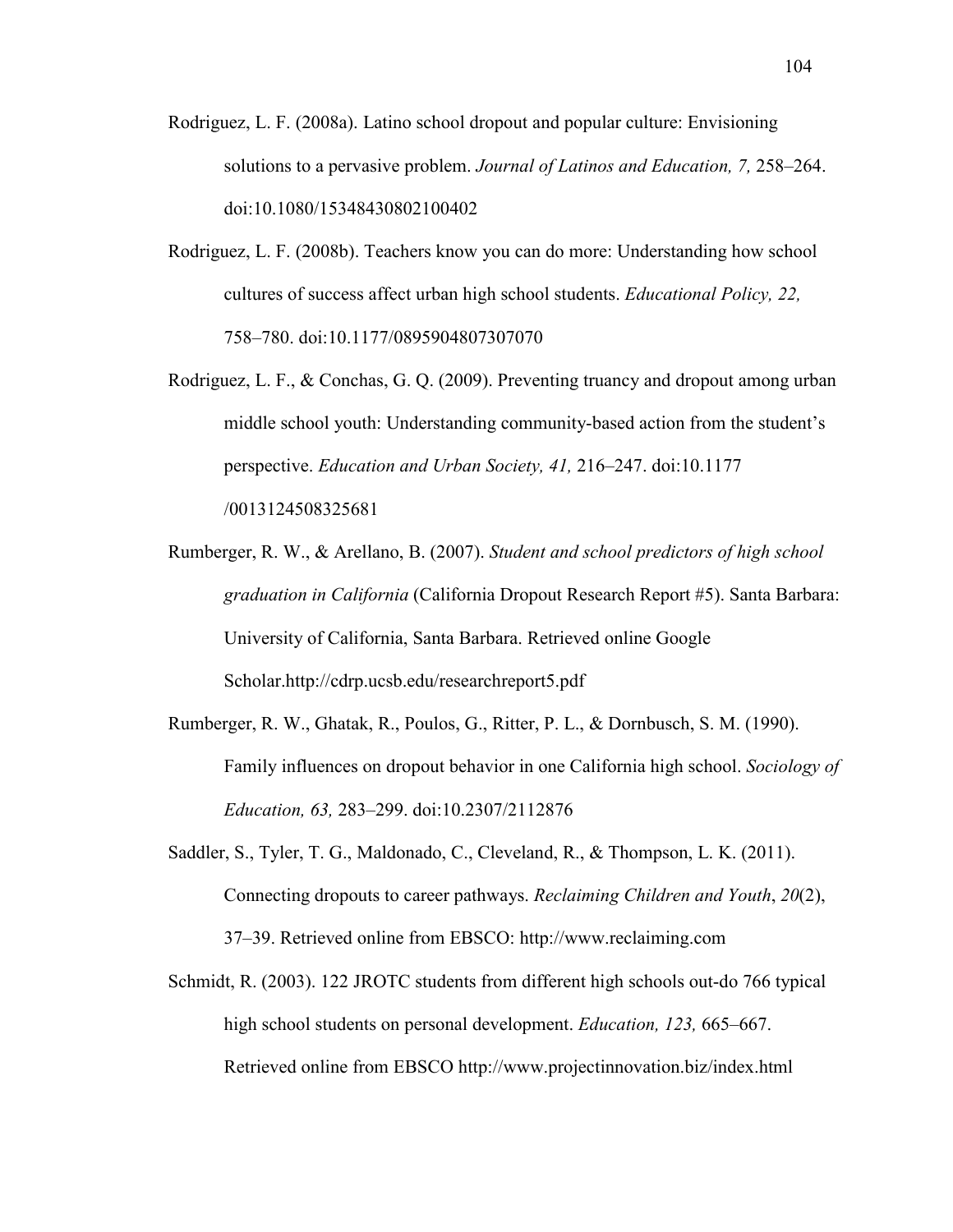Rodriguez, L. F. (2008a). Latino school dropout and popular culture: Envisioning solutions to a pervasive problem. *Journal of Latinos and Education, 7,* 258–264. doi:10.1080/15348430802100402

Rodriguez, L. F. (2008b). Teachers know you can do more: Understanding how school cultures of success affect urban high school students. *Educational Policy, 22,* 758–780. doi:10.1177/0895904807307070

Rodriguez, L. F., & Conchas, G. Q. (2009). Preventing truancy and dropout among urban middle school youth: Understanding community-based action from the student's perspective. *Education and Urban Society, 41,* 216–247. doi:10.1177 /0013124508325681

Rumberger, R. W., & Arellano, B. (2007). *Student and school predictors of high school graduation in California* (California Dropout Research Report #5). Santa Barbara: University of California, Santa Barbara. Retrieved online Google Scholar.http://cdrp.ucsb.edu/researchreport5.pdf

Rumberger, R. W., Ghatak, R., Poulos, G., Ritter, P. L., & Dornbusch, S. M. (1990). Family influences on dropout behavior in one California high school. *Sociology of Education, 63,* 283–299. doi:10.2307/2112876

Saddler, S., Tyler, T. G., Maldonado, C., Cleveland, R., & Thompson, L. K. (2011). Connecting dropouts to career pathways. *Reclaiming Children and Youth*, *20*(2), 37–39. Retrieved online from EBSCO: http://www.reclaiming.com

Schmidt, R. (2003). 122 JROTC students from different high schools out-do 766 typical high school students on personal development. *Education, 123,* 665–667. Retrieved online from EBSCO http://www.projectinnovation.biz/index.html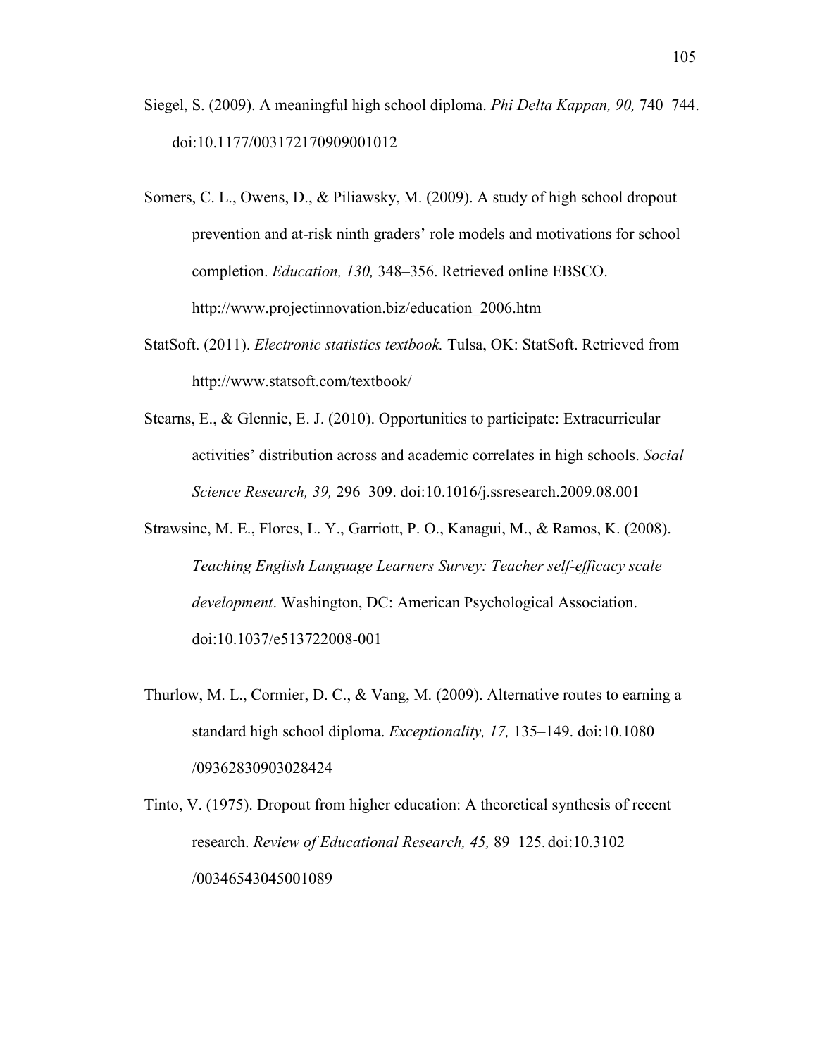Siegel, S. (2009). A meaningful high school diploma. *Phi Delta Kappan, 90,* 740–744. doi:10.1177/003172170909001012

Somers, C. L., Owens, D., & Piliawsky, M. (2009). A study of high school dropout prevention and at-risk ninth graders' role models and motivations for school completion. *Education, 130,* 348–356. Retrieved online EBSCO. http://www.projectinnovation.biz/education_2006.htm

StatSoft. (2011). *Electronic statistics textbook.* Tulsa, OK: StatSoft. Retrieved from http://www.statsoft.com/textbook/

Stearns, E., & Glennie, E. J. (2010). Opportunities to participate: Extracurricular activities' distribution across and academic correlates in high schools. *Social Science Research, 39,* 296–309. doi:10.1016/j.ssresearch.2009.08.001

Strawsine, M. E., Flores, L. Y., Garriott, P. O., Kanagui, M., & Ramos, K. (2008). *Teaching English Language Learners Survey: Teacher self-efficacy scale development*. Washington, DC: American Psychological Association. doi:10.1037/e513722008-001

Thurlow, M. L., Cormier, D. C., & Vang, M. (2009). Alternative routes to earning a standard high school diploma. *Exceptionality, 17,* 135–149. doi:10.1080 /09362830903028424

Tinto, V. (1975). Dropout from higher education: A theoretical synthesis of recent research. *Review of Educational Research, 45,* 89–125. doi:10.3102 /00346543045001089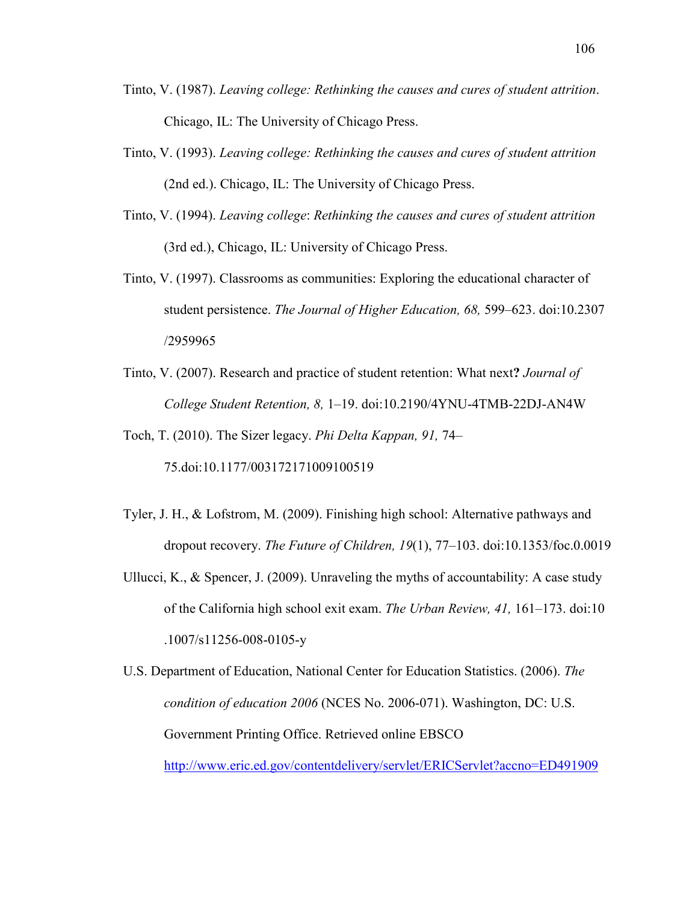Tinto, V. (1987). *Leaving college: Rethinking the causes and cures of student attrition*. Chicago, IL: The University of Chicago Press.

Tinto, V. (1993). *Leaving college: Rethinking the causes and cures of student attrition* (2nd ed.). Chicago, IL: The University of Chicago Press.

Tinto, V. (1994). *Leaving college*: *Rethinking the causes and cures of student attrition* (3rd ed.), Chicago, IL: University of Chicago Press.

Tinto, V. (1997). Classrooms as communities: Exploring the educational character of student persistence. *The Journal of Higher Education, 68,* 599–623. doi:10.2307 /2959965

Tinto, V. (2007). Research and practice of student retention: What next**?** *Journal of College Student Retention, 8,* 1–19. doi:10.2190/4YNU-4TMB-22DJ-AN4W

Toch, T. (2010). The Sizer legacy. *Phi Delta Kappan, 91,* 74–75.doi:10.1177/003172171009100519

Tyler, J. H., & Lofstrom, M. (2009). Finishing high school: Alternative pathways and dropout recovery. *The Future of Children, 19*(1), 77–103. doi:10.1353/foc.0.0019

Ullucci, K., & Spencer, J. (2009). Unraveling the myths of accountability: A case study of the California high school exit exam. *The Urban Review, 41,* 161–173. doi:10 .1007/s11256-008-0105-y

U.S. Department of Education, National Center for Education Statistics. (2006). *The condition of education 2006* (NCES No. 2006-071). Washington, DC: U.S. Government Printing Office. Retrieved online EBSCO http://www.eric.ed.gov/contentdelivery/servlet/ERICServlet?accno=ED491909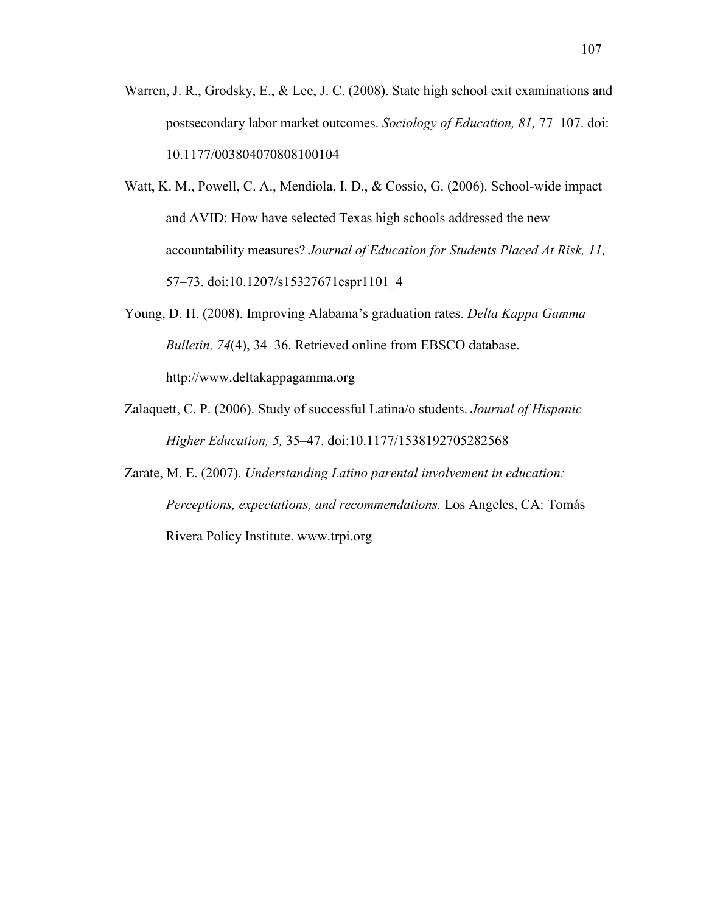Warren, J. R., Grodsky, E., & Lee, J. C. (2008). State high school exit examinations and postsecondary labor market outcomes. *Sociology of Education, 81,* 77–107. doi: 10.1177/003804070808100104

Watt, K. M., Powell, C. A., Mendiola, I. D., & Cossio, G. (2006). School-wide impact and AVID: How have selected Texas high schools addressed the new accountability measures? *Journal of Education for Students Placed At Risk, 11,* 57–73. doi:10.1207/s15327671espr1101_4

Young, D. H. (2008). Improving Alabama's graduation rates. *Delta Kappa Gamma Bulletin, 74*(4), 34–36. Retrieved online from EBSCO database. http://www.deltakappagamma.org

Zalaquett, C. P. (2006). Study of successful Latina/o students. *Journal of Hispanic Higher Education, 5,* 35–47. doi:10.1177/1538192705282568

Zarate, M. E. (2007). *Understanding Latino parental involvement in education: Perceptions, expectations, and recommendations.* Los Angeles, CA: Tomás Rivera Policy Institute. www.trpi.org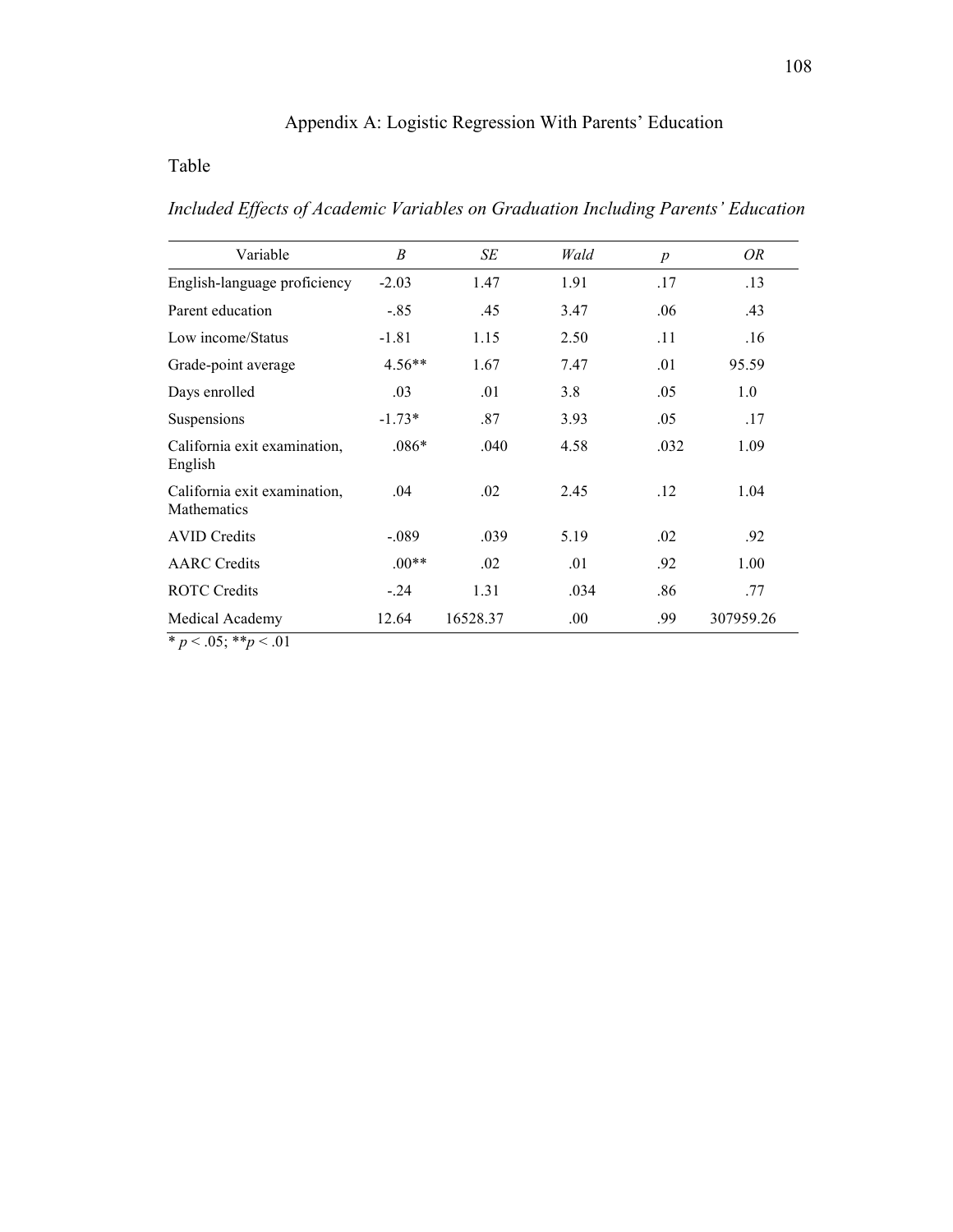# Appendix A: Logistic Regression With Parents' Education

Table

*Included Effects of Academic Variables on Graduation Including Parents' Education*

| Variable | *B* | *SE* | *Wald* | *p* | *OR* |
|---|---|---|---|---|---|
| English-language proficiency | -2.03 | 1.47 | 1.91 | .17 | .13 |
| Parent education | -.85 | .45 | 3.47 | .06 | .43 |
| Low income/Status | -1.81 | 1.15 | 2.50 | .11 | .16 |
| Grade-point average | 4.56** | 1.67 | 7.47 | .01 | 95.59 |
| Days enrolled | .03 | .01 | 3.8 | .05 | 1.0 |
| Suspensions | -1.73* | .87 | 3.93 | .05 | .17 |
| California exit examination, English | .086* | .040 | 4.58 | .032 | 1.09 |
| California exit examination, Mathematics | .04 | .02 | 2.45 | .12 | 1.04 |
| AVID Credits | -.089 | .039 | 5.19 | .02 | .92 |
| AARC Credits | .00** | .02 | .01 | .92 | 1.00 |
| ROTC Credits | -.24 | 1.31 | .034 | .86 | .77 |
| Medical Academy | 12.64 | 16528.37 | .00 | .99 | 307959.26 |

* $p < .05$; ** $p < .01$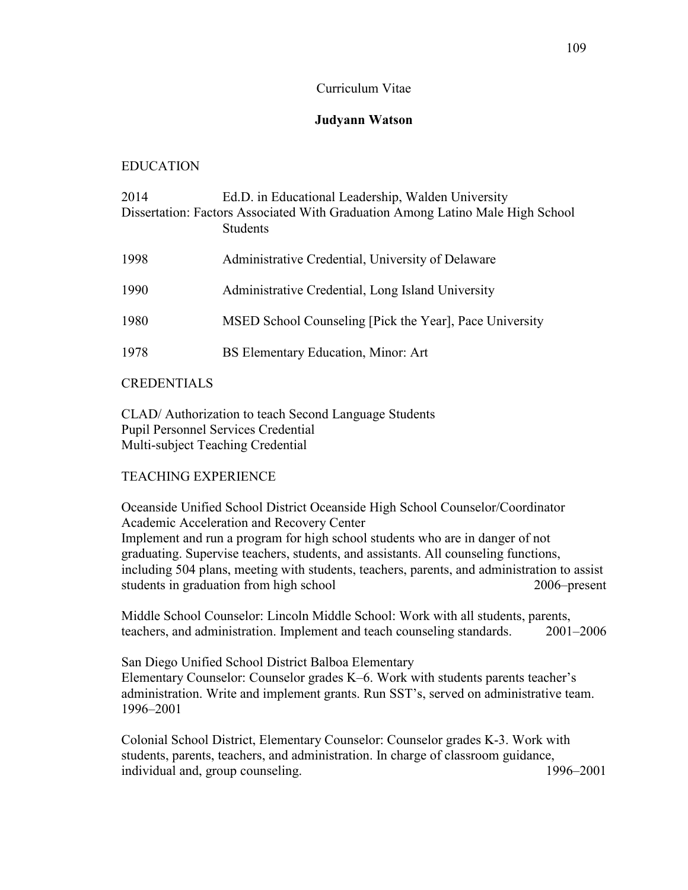Curriculum Vitae

**Judyann Watson**

## EDUCATION

2014 Ed.D. in Educational Leadership, Walden University
Dissertation: Factors Associated With Graduation Among Latino Male High School Students

1998 Administrative Credential, University of Delaware

1990 Administrative Credential, Long Island University

1980 MSED School Counseling [Pick the Year], Pace University

1978 BS Elementary Education, Minor: Art

## CREDENTIALS

CLAD/ Authorization to teach Second Language Students
Pupil Personnel Services Credential
Multi-subject Teaching Credential

## TEACHING EXPERIENCE

Oceanside Unified School District Oceanside High School Counselor/Coordinator Academic Acceleration and Recovery Center
Implement and run a program for high school students who are in danger of not graduating. Supervise teachers, students, and assistants. All counseling functions, including 504 plans, meeting with students, teachers, parents, and administration to assist students in graduation from high school 2006–present

Middle School Counselor: Lincoln Middle School: Work with all students, parents, teachers, and administration. Implement and teach counseling standards. 2001–2006

San Diego Unified School District Balboa Elementary
Elementary Counselor: Counselor grades K–6. Work with students parents teacher's administration. Write and implement grants. Run SST's, served on administrative team. 1996–2001

Colonial School District, Elementary Counselor: Counselor grades K-3. Work with students, parents, teachers, and administration. In charge of classroom guidance, individual and, group counseling. 1996–2001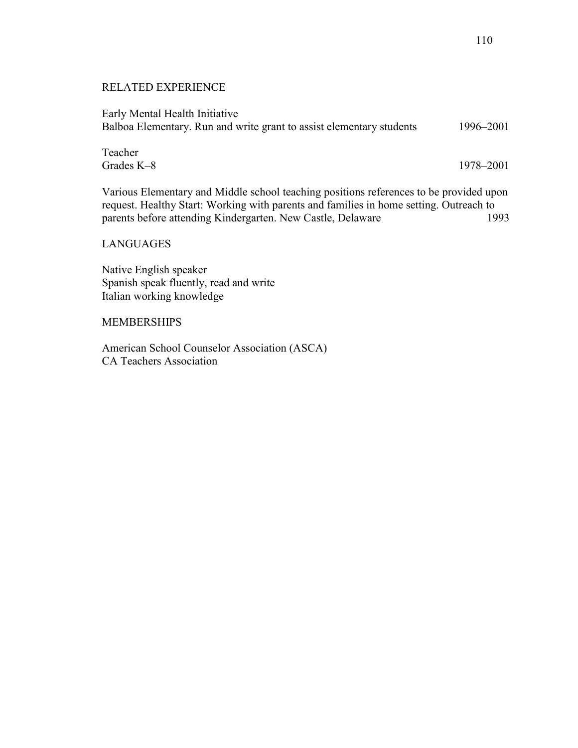## RELATED EXPERIENCE

Early Mental Health Initiative
Balboa Elementary. Run and write grant to assist elementary students 1996–2001

Teacher
Grades K–8 1978–2001

Various Elementary and Middle school teaching positions references to be provided upon request. Healthy Start: Working with parents and families in home setting. Outreach to parents before attending Kindergarten. New Castle, Delaware 1993

## LANGUAGES

Native English speaker
Spanish speak fluently, read and write
Italian working knowledge

## MEMBERSHIPS

American School Counselor Association (ASCA)
CA Teachers Association